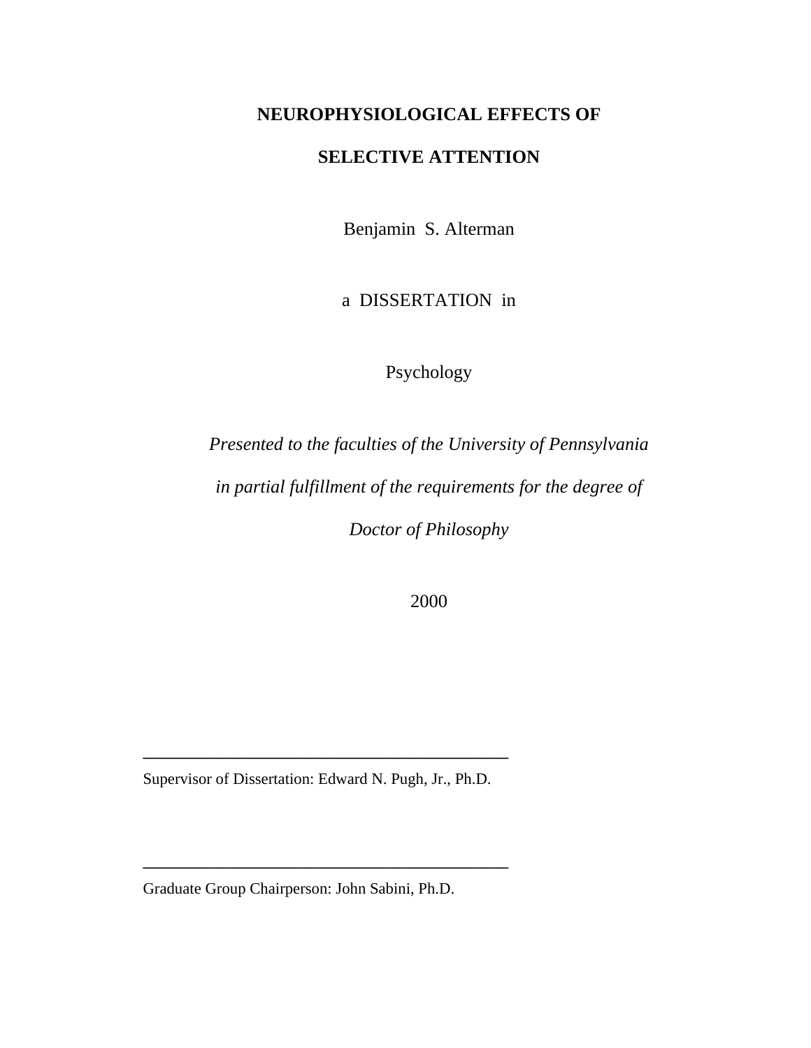# NEUROPHYSIOLOGICAL EFFECTS OF SELECTIVE ATTENTION

Benjamin S. Alterman

a DISSERTATION in

Psychology

*Presented to the faculties of the University of Pennsylvania*

*in partial fulfillment of the requirements for the degree of*

*Doctor of Philosophy*

2000

\_\_\_\_\_\_\_\_\_\_\_\_\_\_\_\_\_\_\_\_\_\_\_\_\_\_\_\_\_\_\_\_\_\_\_\_\_\_\_\_\_\_

Supervisor of Dissertation: Edward N. Pugh, Jr., Ph.D.

\_\_\_\_\_\_\_\_\_\_\_\_\_\_\_\_\_\_\_\_\_\_\_\_\_\_\_\_\_\_\_\_\_\_\_\_\_\_\_\_\_\_

Graduate Group Chairperson: John Sabini, Ph.D.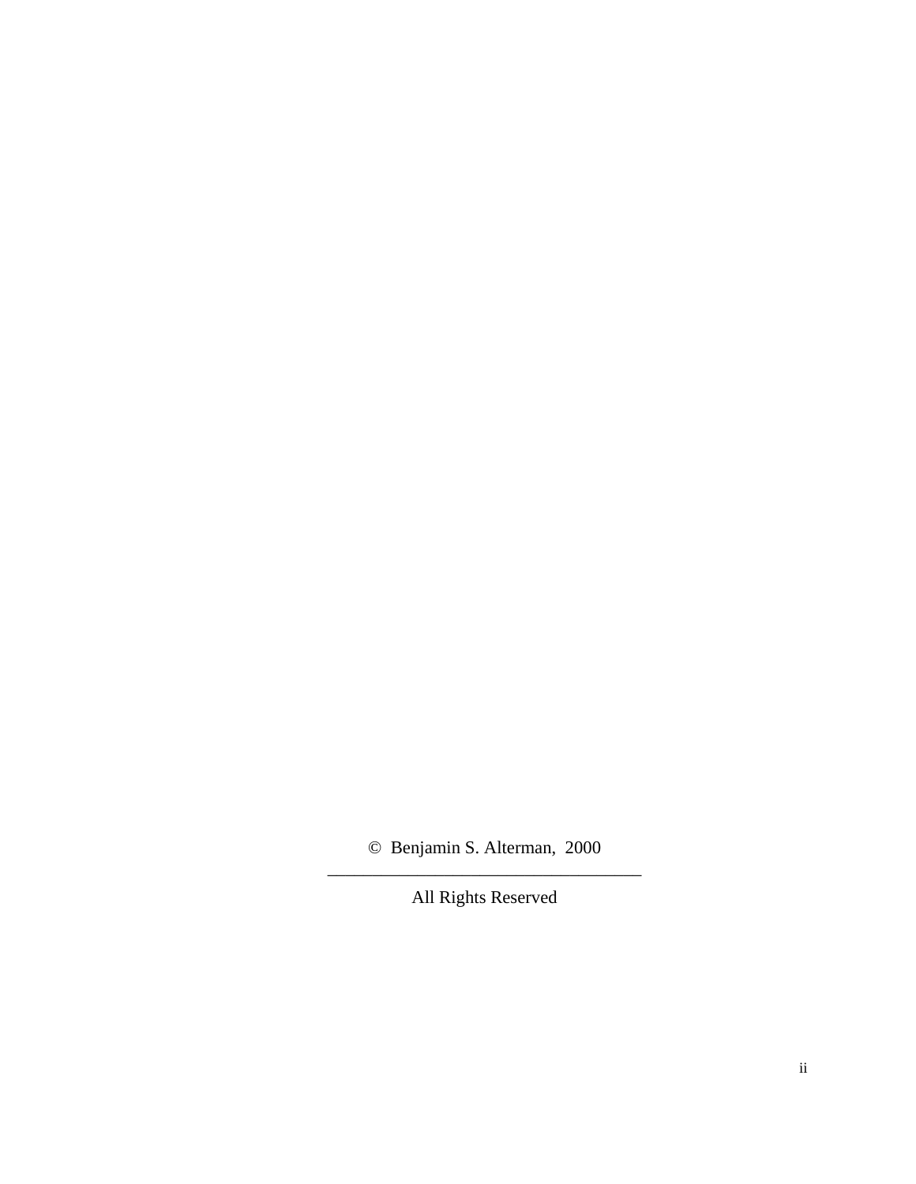© Benjamin S. Alterman, 2000

---

All Rights Reserved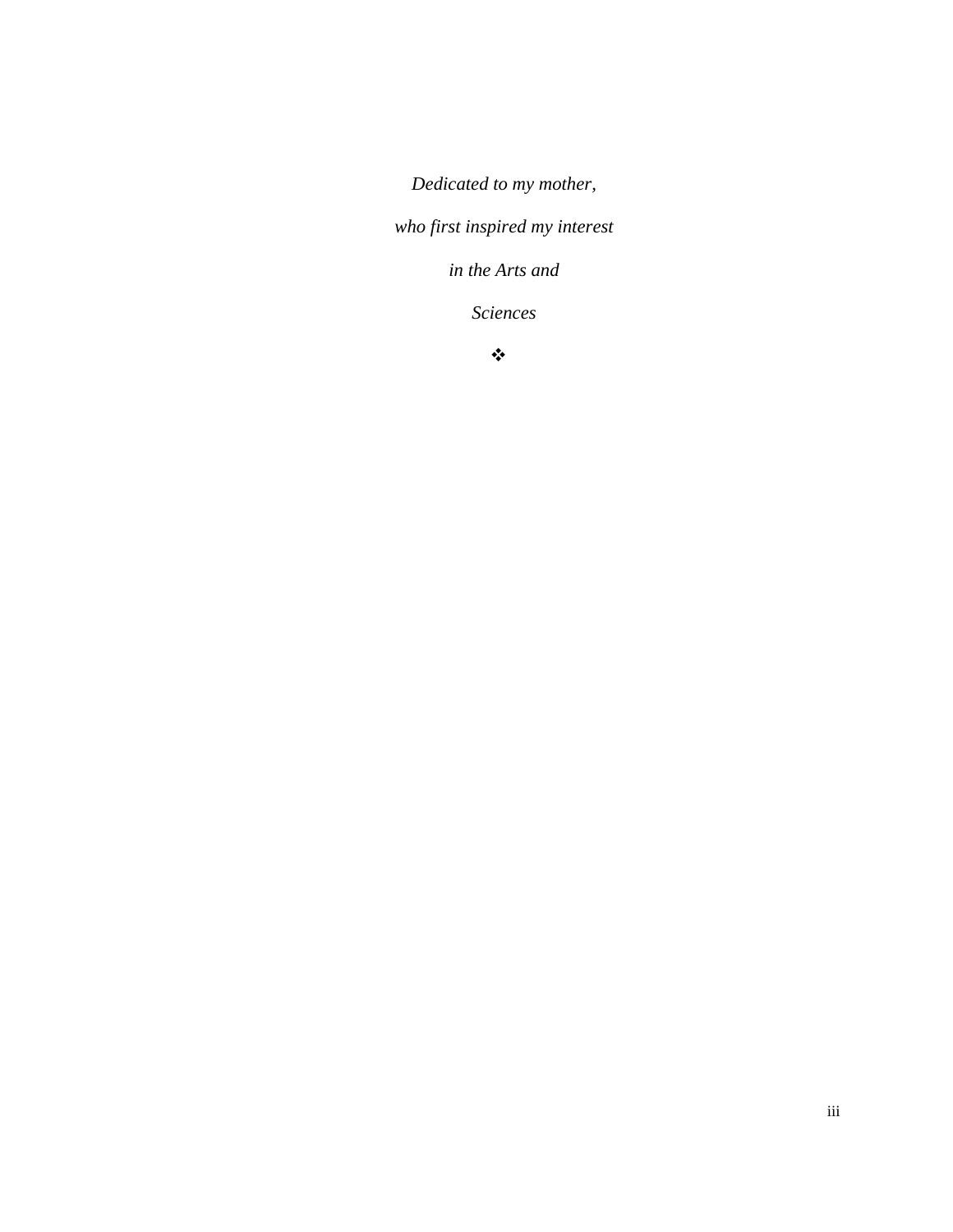*Dedicated to my mother,*

*who first inspired my interest*

*in the Arts and*

*Sciences*

❖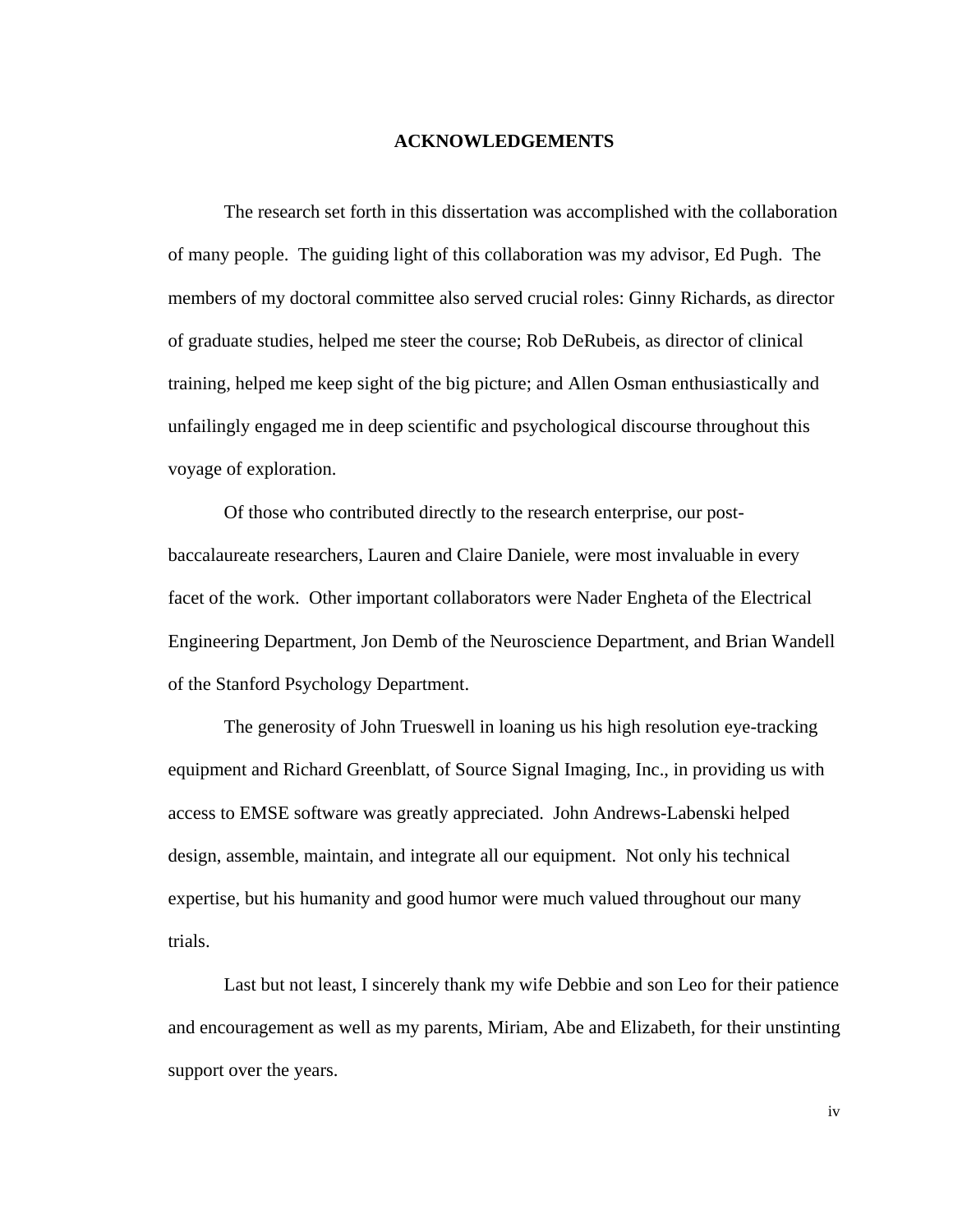# ACKNOWLEDGEMENTS

The research set forth in this dissertation was accomplished with the collaboration of many people. The guiding light of this collaboration was my advisor, Ed Pugh. The members of my doctoral committee also served crucial roles: Ginny Richards, as director of graduate studies, helped me steer the course; Rob DeRubeis, as director of clinical training, helped me keep sight of the big picture; and Allen Osman enthusiastically and unfailingly engaged me in deep scientific and psychological discourse throughout this voyage of exploration.

Of those who contributed directly to the research enterprise, our post-baccalaureate researchers, Lauren and Claire Daniele, were most invaluable in every facet of the work. Other important collaborators were Nader Engheta of the Electrical Engineering Department, Jon Demb of the Neuroscience Department, and Brian Wandell of the Stanford Psychology Department.

The generosity of John Trueswell in loaning us his high resolution eye-tracking equipment and Richard Greenblatt, of Source Signal Imaging, Inc., in providing us with access to EMSE software was greatly appreciated. John Andrews-Labenski helped design, assemble, maintain, and integrate all our equipment. Not only his technical expertise, but his humanity and good humor were much valued throughout our many trials.

Last but not least, I sincerely thank my wife Debbie and son Leo for their patience and encouragement as well as my parents, Miriam, Abe and Elizabeth, for their unstinting support over the years.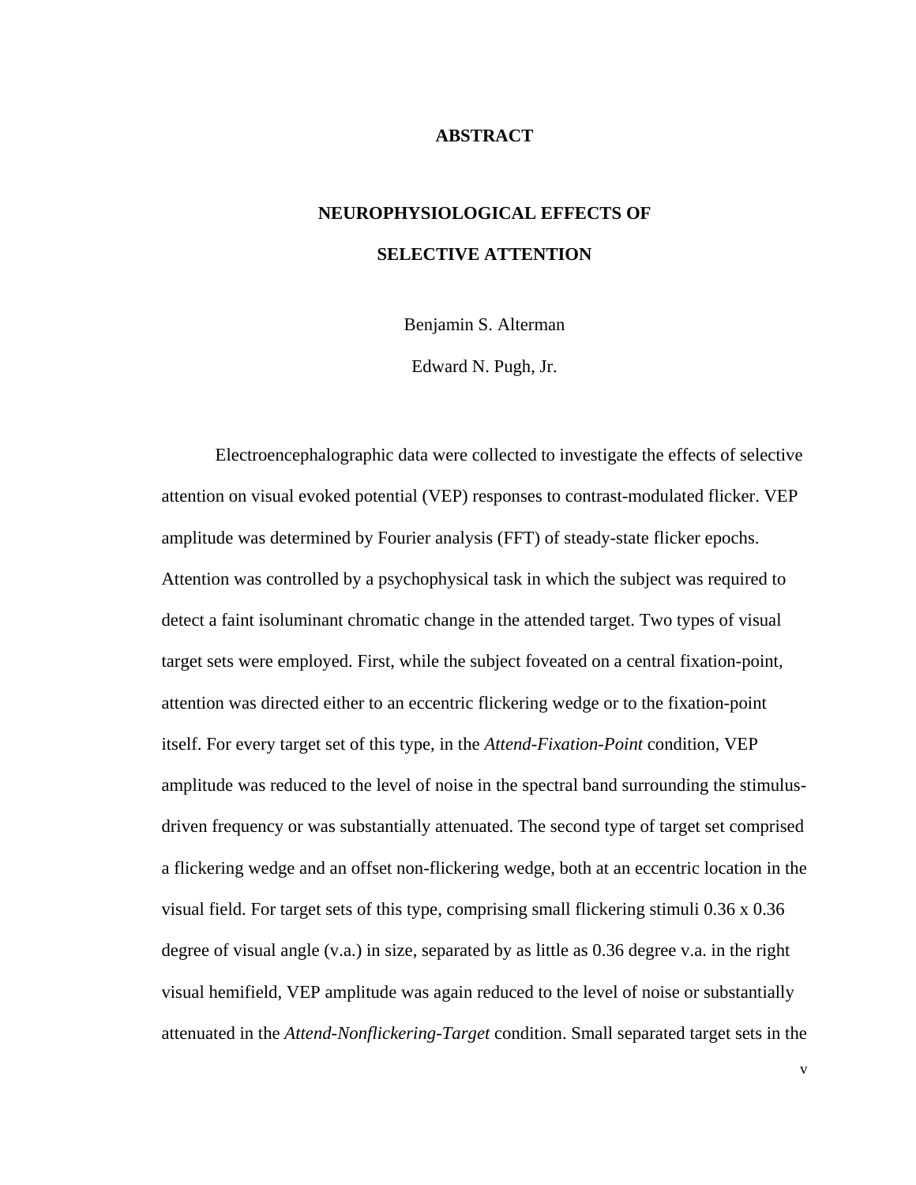# ABSTRACT

## NEUROPHYSIOLOGICAL EFFECTS OF SELECTIVE ATTENTION

Benjamin S. Alterman

Edward N. Pugh, Jr.

Electroencephalographic data were collected to investigate the effects of selective attention on visual evoked potential (VEP) responses to contrast-modulated flicker. VEP amplitude was determined by Fourier analysis (FFT) of steady-state flicker epochs. Attention was controlled by a psychophysical task in which the subject was required to detect a faint isoluminant chromatic change in the attended target. Two types of visual target sets were employed. First, while the subject foveated on a central fixation-point, attention was directed either to an eccentric flickering wedge or to the fixation-point itself. For every target set of this type, in the *Attend-Fixation-Point* condition, VEP amplitude was reduced to the level of noise in the spectral band surrounding the stimulus-driven frequency or was substantially attenuated. The second type of target set comprised a flickering wedge and an offset non-flickering wedge, both at an eccentric location in the visual field. For target sets of this type, comprising small flickering stimuli 0.36 x 0.36 degree of visual angle (v.a.) in size, separated by as little as 0.36 degree v.a. in the right visual hemifield, VEP amplitude was again reduced to the level of noise or substantially attenuated in the *Attend-Nonflickering-Target* condition. Small separated target sets in the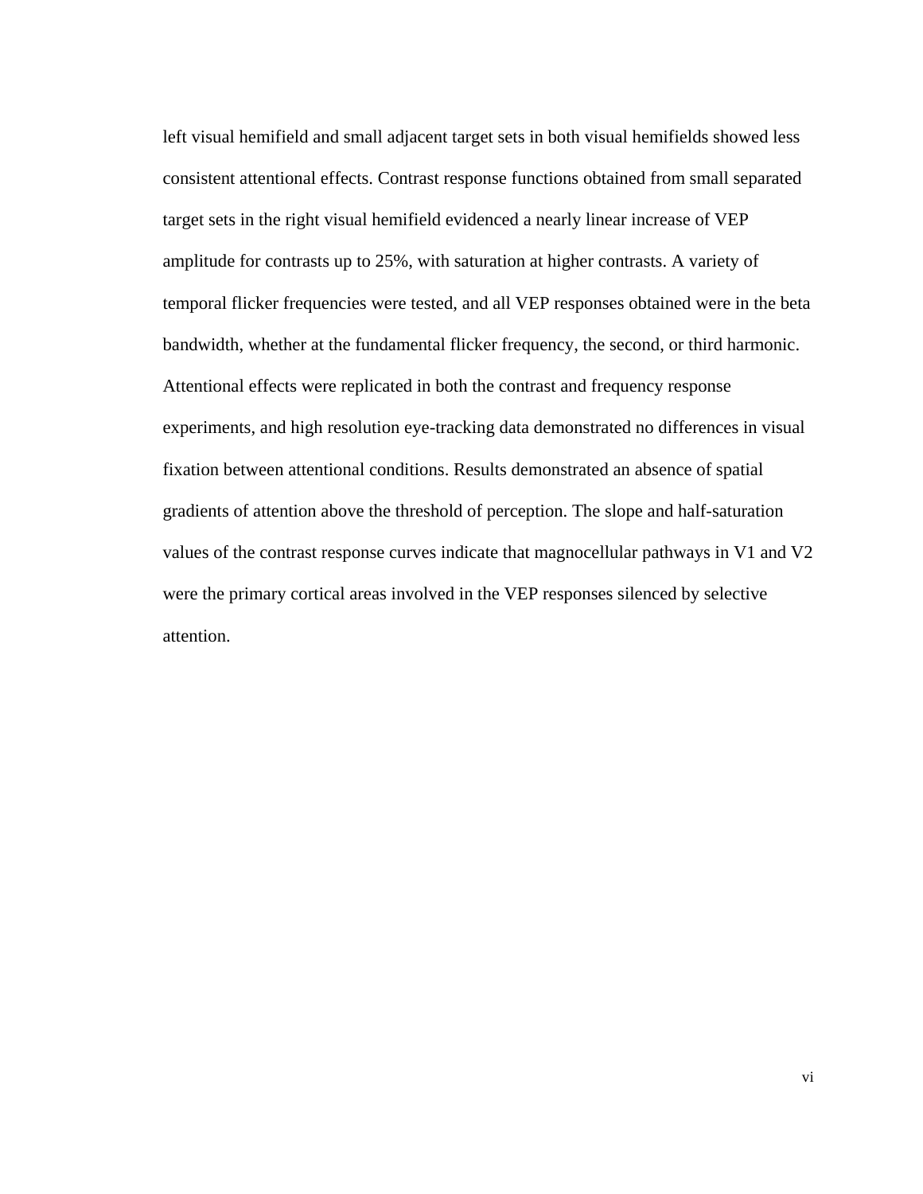left visual hemifield and small adjacent target sets in both visual hemifields showed less consistent attentional effects. Contrast response functions obtained from small separated target sets in the right visual hemifield evidenced a nearly linear increase of VEP amplitude for contrasts up to 25%, with saturation at higher contrasts. A variety of temporal flicker frequencies were tested, and all VEP responses obtained were in the beta bandwidth, whether at the fundamental flicker frequency, the second, or third harmonic. Attentional effects were replicated in both the contrast and frequency response experiments, and high resolution eye-tracking data demonstrated no differences in visual fixation between attentional conditions. Results demonstrated an absence of spatial gradients of attention above the threshold of perception. The slope and half-saturation values of the contrast response curves indicate that magnocellular pathways in V1 and V2 were the primary cortical areas involved in the VEP responses silenced by selective attention.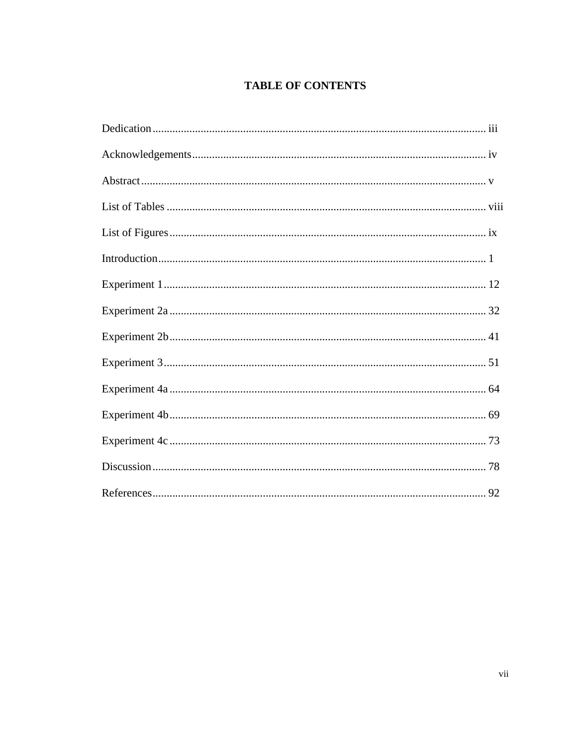# TABLE OF CONTENTS

Dedication ..................................................................................................................... iii

Acknowledgements ....................................................................................................... iv

Abstract ......................................................................................................................... v

List of Tables ................................................................................................................ viii

List of Figures ............................................................................................................... ix

Introduction ................................................................................................................... 1

Experiment 1 ................................................................................................................. 12

Experiment 2a ............................................................................................................... 32

Experiment 2b ............................................................................................................... 41

Experiment 3 ................................................................................................................. 51

Experiment 4a ............................................................................................................... 64

Experiment 4b ............................................................................................................... 69

Experiment 4c ............................................................................................................... 73

Discussion ..................................................................................................................... 78

References ..................................................................................................................... 92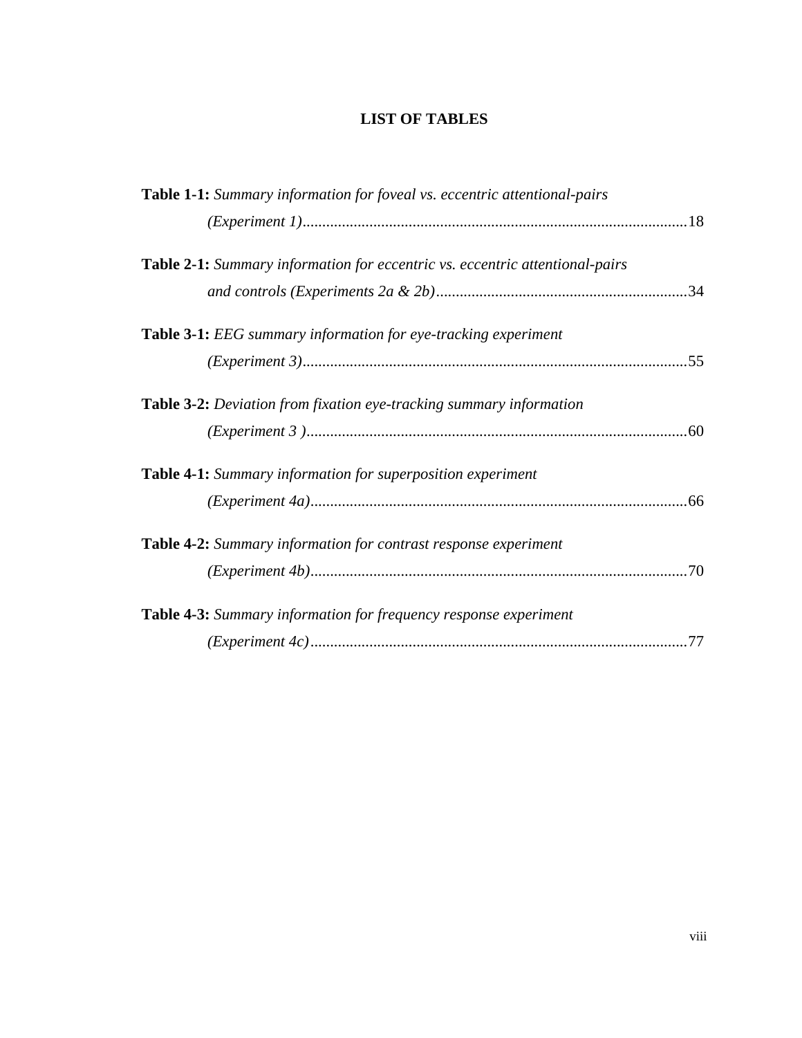# LIST OF TABLES

**Table 1-1:** *Summary information for foveal vs. eccentric attentional-pairs (Experiment 1)*..........18

**Table 2-1:** *Summary information for eccentric vs. eccentric attentional-pairs and controls (Experiments 2a & 2b)*..........34

**Table 3-1:** *EEG summary information for eye-tracking experiment (Experiment 3)*..........55

**Table 3-2:** *Deviation from fixation eye-tracking summary information (Experiment 3 )*..........60

**Table 4-1:** *Summary information for superposition experiment (Experiment 4a)*..........66

**Table 4-2:** *Summary information for contrast response experiment (Experiment 4b)*..........70

**Table 4-3:** *Summary information for frequency response experiment (Experiment 4c)*..........77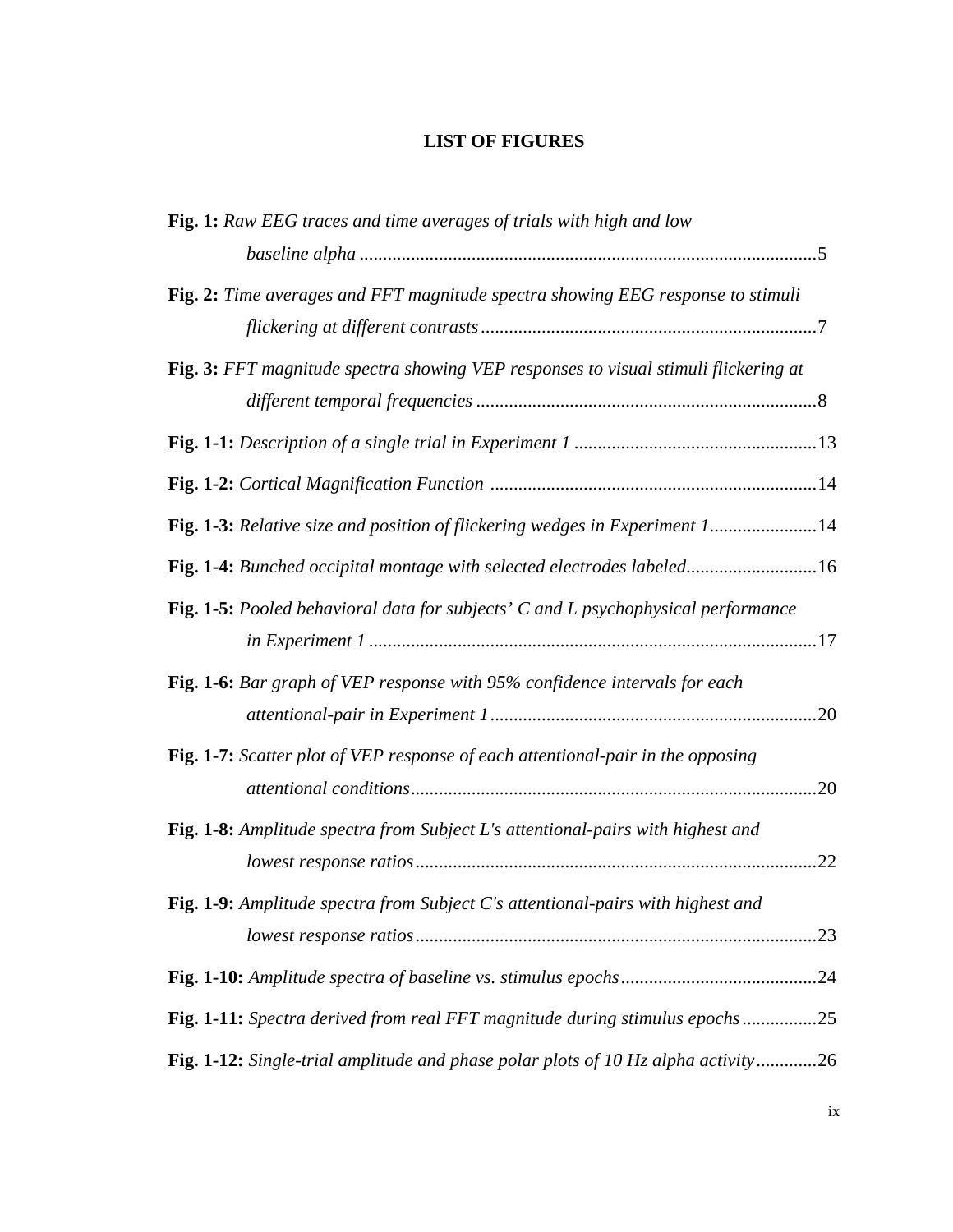# LIST OF FIGURES

**Fig. 1:** *Raw EEG traces and time averages of trials with high and low baseline alpha* ....................5

**Fig. 2:** *Time averages and FFT magnitude spectra showing EEG response to stimuli flickering at different contrasts* ....................7

**Fig. 3:** *FFT magnitude spectra showing VEP responses to visual stimuli flickering at different temporal frequencies* ....................8

**Fig. 1-1:** *Description of a single trial in Experiment 1* ....................13

**Fig. 1-2:** *Cortical Magnification Function* ....................14

**Fig. 1-3:** *Relative size and position of flickering wedges in Experiment 1*....................14

**Fig. 1-4:** *Bunched occipital montage with selected electrodes labeled*....................16

**Fig. 1-5:** *Pooled behavioral data for subjects' C and L psychophysical performance in Experiment 1* ....................17

**Fig. 1-6:** *Bar graph of VEP response with 95% confidence intervals for each attentional-pair in Experiment 1*....................20

**Fig. 1-7:** *Scatter plot of VEP response of each attentional-pair in the opposing attentional conditions*....................20

**Fig. 1-8:** *Amplitude spectra from Subject L's attentional-pairs with highest and lowest response ratios*....................22

**Fig. 1-9:** *Amplitude spectra from Subject C's attentional-pairs with highest and lowest response ratios*....................23

**Fig. 1-10:** *Amplitude spectra of baseline vs. stimulus epochs*....................24

**Fig. 1-11:** *Spectra derived from real FFT magnitude during stimulus epochs*....................25

**Fig. 1-12:** *Single-trial amplitude and phase polar plots of 10 Hz alpha activity*....................26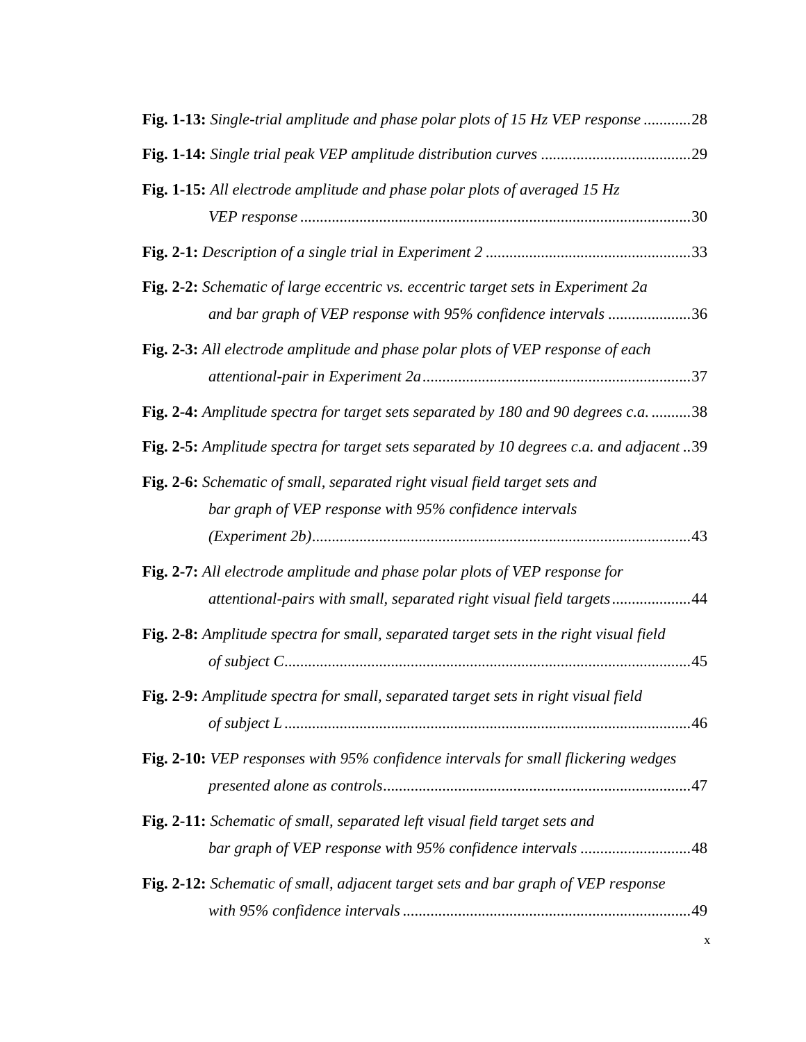**Fig. 1-13:** *Single-trial amplitude and phase polar plots of 15 Hz VEP response* ............28

**Fig. 1-14:** *Single trial peak VEP amplitude distribution curves* ......................................29

**Fig. 1-15:** *All electrode amplitude and phase polar plots of averaged 15 Hz VEP response* ..................................................................................................30

**Fig. 2-1:** *Description of a single trial in Experiment 2* ....................................................33

**Fig. 2-2:** *Schematic of large eccentric vs. eccentric target sets in Experiment 2a and bar graph of VEP response with 95% confidence intervals* .....................36

**Fig. 2-3:** *All electrode amplitude and phase polar plots of VEP response of each attentional-pair in Experiment 2a*...................................................................37

**Fig. 2-4:** *Amplitude spectra for target sets separated by 180 and 90 degrees c.a.* ..........38

**Fig. 2-5:** *Amplitude spectra for target sets separated by 10 degrees c.a. and adjacent* ..39

**Fig. 2-6:** *Schematic of small, separated right visual field target sets and bar graph of VEP response with 95% confidence intervals (Experiment 2b)*...............................................................................................43

**Fig. 2-7:** *All electrode amplitude and phase polar plots of VEP response for attentional-pairs with small, separated right visual field targets*....................44

**Fig. 2-8:** *Amplitude spectra for small, separated target sets in the right visual field of subject C*......................................................................................................45

**Fig. 2-9:** *Amplitude spectra for small, separated target sets in right visual field of subject L* ......................................................................................................46

**Fig. 2-10:** *VEP responses with 95% confidence intervals for small flickering wedges presented alone as controls*.............................................................................47

**Fig. 2-11:** *Schematic of small, separated left visual field target sets and bar graph of VEP response with 95% confidence intervals* ............................48

**Fig. 2-12:** *Schematic of small, adjacent target sets and bar graph of VEP response with 95% confidence intervals* .........................................................................49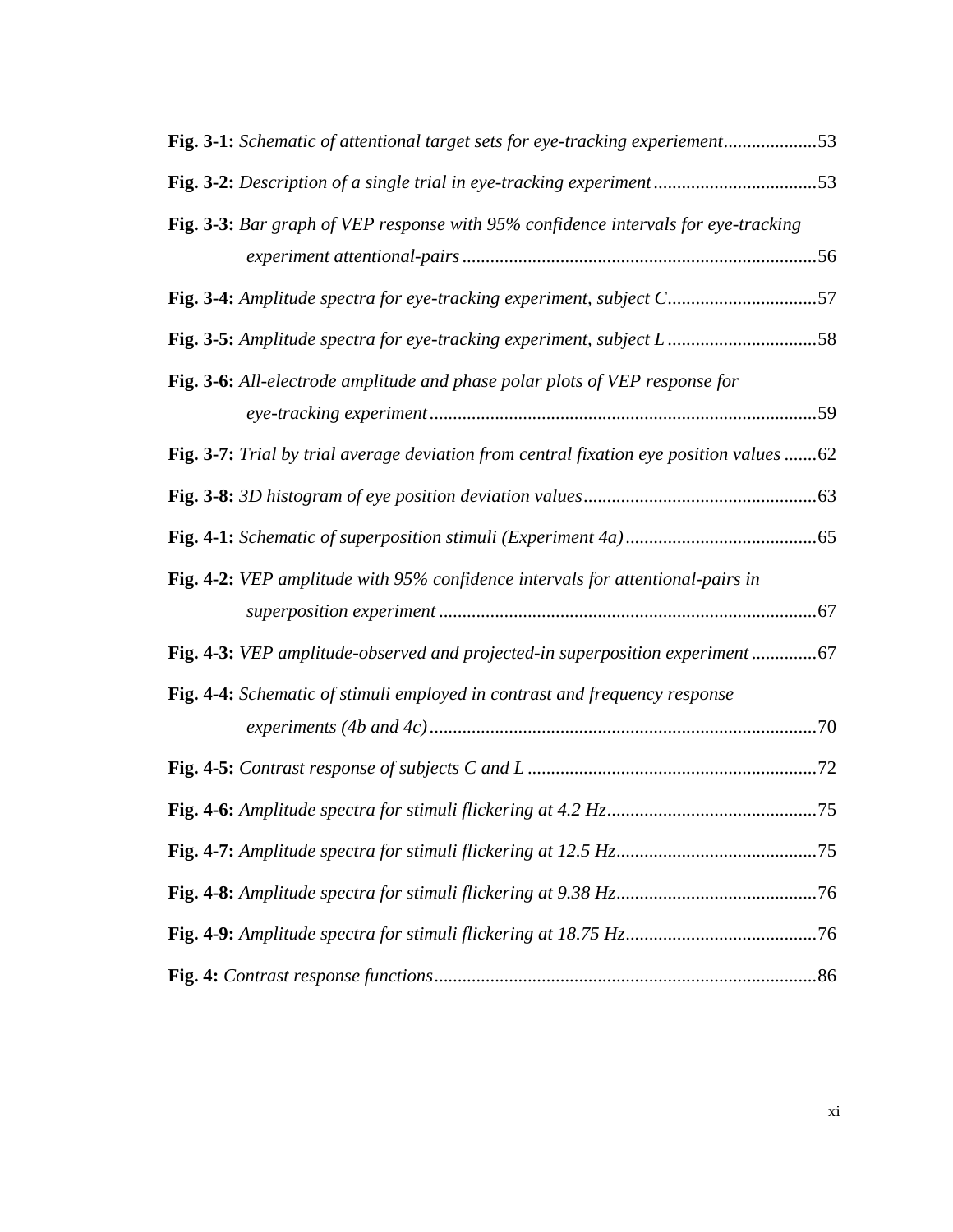**Fig. 3-1:** *Schematic of attentional target sets for eye-tracking experiement*....................53

**Fig. 3-2:** *Description of a single trial in eye-tracking experiment*...................................53

**Fig. 3-3:** *Bar graph of VEP response with 95% confidence intervals for eye-tracking experiment attentional-pairs*............................................................................56

**Fig. 3-4:** *Amplitude spectra for eye-tracking experiment, subject C*................................57

**Fig. 3-5:** *Amplitude spectra for eye-tracking experiment, subject L*................................58

**Fig. 3-6:** *All-electrode amplitude and phase polar plots of VEP response for eye-tracking experiment*...................................................................................59

**Fig. 3-7:** *Trial by trial average deviation from central fixation eye position values*.......62

**Fig. 3-8:** *3D histogram of eye position deviation values*..................................................63

**Fig. 4-1:** *Schematic of superposition stimuli (Experiment 4a)*.........................................65

**Fig. 4-2:** *VEP amplitude with 95% confidence intervals for attentional-pairs in superposition experiment*.................................................................................67

**Fig. 4-3:** *VEP amplitude-observed and projected-in superposition experiment*.............67

**Fig. 4-4:** *Schematic of stimuli employed in contrast and frequency response experiments (4b and 4c)*...................................................................................70

**Fig. 4-5:** *Contrast response of subjects C and L*.............................................................72

**Fig. 4-6:** *Amplitude spectra for stimuli flickering at 4.2 Hz*............................................75

**Fig. 4-7:** *Amplitude spectra for stimuli flickering at 12.5 Hz*...........................................75

**Fig. 4-8:** *Amplitude spectra for stimuli flickering at 9.38 Hz*...........................................76

**Fig. 4-9:** *Amplitude spectra for stimuli flickering at 18.75 Hz*.........................................76

**Fig. 4:** *Contrast response functions*..................................................................................86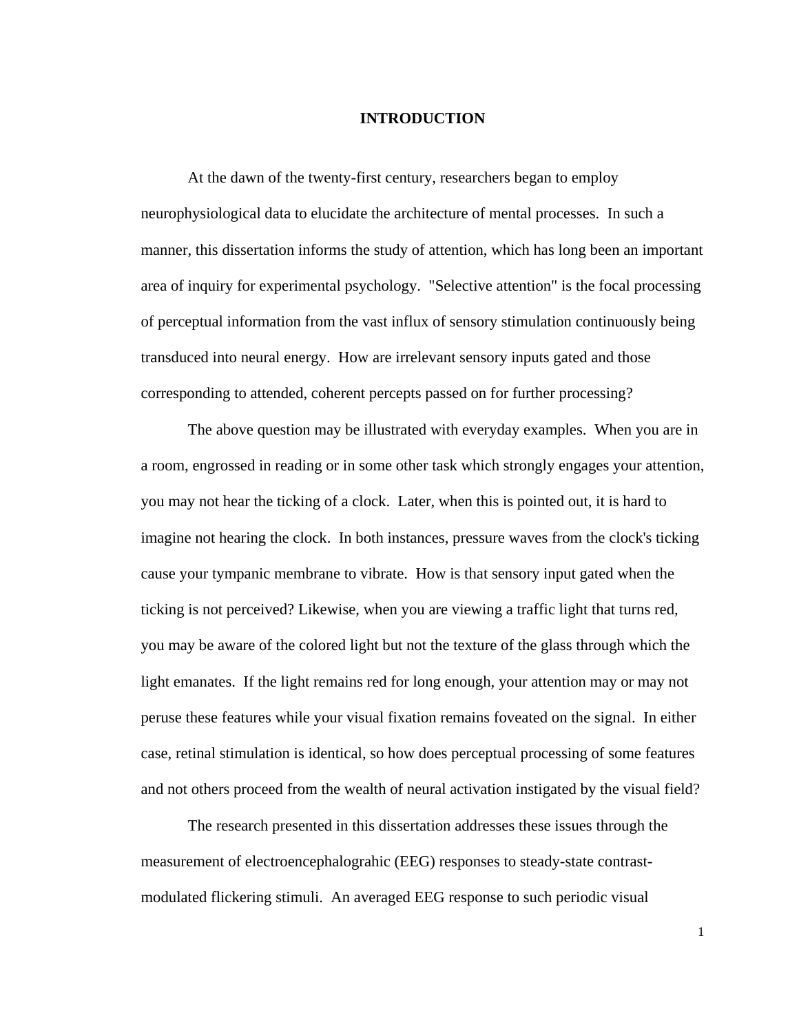# INTRODUCTION

At the dawn of the twenty-first century, researchers began to employ neurophysiological data to elucidate the architecture of mental processes. In such a manner, this dissertation informs the study of attention, which has long been an important area of inquiry for experimental psychology. "Selective attention" is the focal processing of perceptual information from the vast influx of sensory stimulation continuously being transduced into neural energy. How are irrelevant sensory inputs gated and those corresponding to attended, coherent percepts passed on for further processing?

The above question may be illustrated with everyday examples. When you are in a room, engrossed in reading or in some other task which strongly engages your attention, you may not hear the ticking of a clock. Later, when this is pointed out, it is hard to imagine not hearing the clock. In both instances, pressure waves from the clock's ticking cause your tympanic membrane to vibrate. How is that sensory input gated when the ticking is not perceived? Likewise, when you are viewing a traffic light that turns red, you may be aware of the colored light but not the texture of the glass through which the light emanates. If the light remains red for long enough, your attention may or may not peruse these features while your visual fixation remains foveated on the signal. In either case, retinal stimulation is identical, so how does perceptual processing of some features and not others proceed from the wealth of neural activation instigated by the visual field?

The research presented in this dissertation addresses these issues through the measurement of electroencephalograhic (EEG) responses to steady-state contrast-modulated flickering stimuli. An averaged EEG response to such periodic visual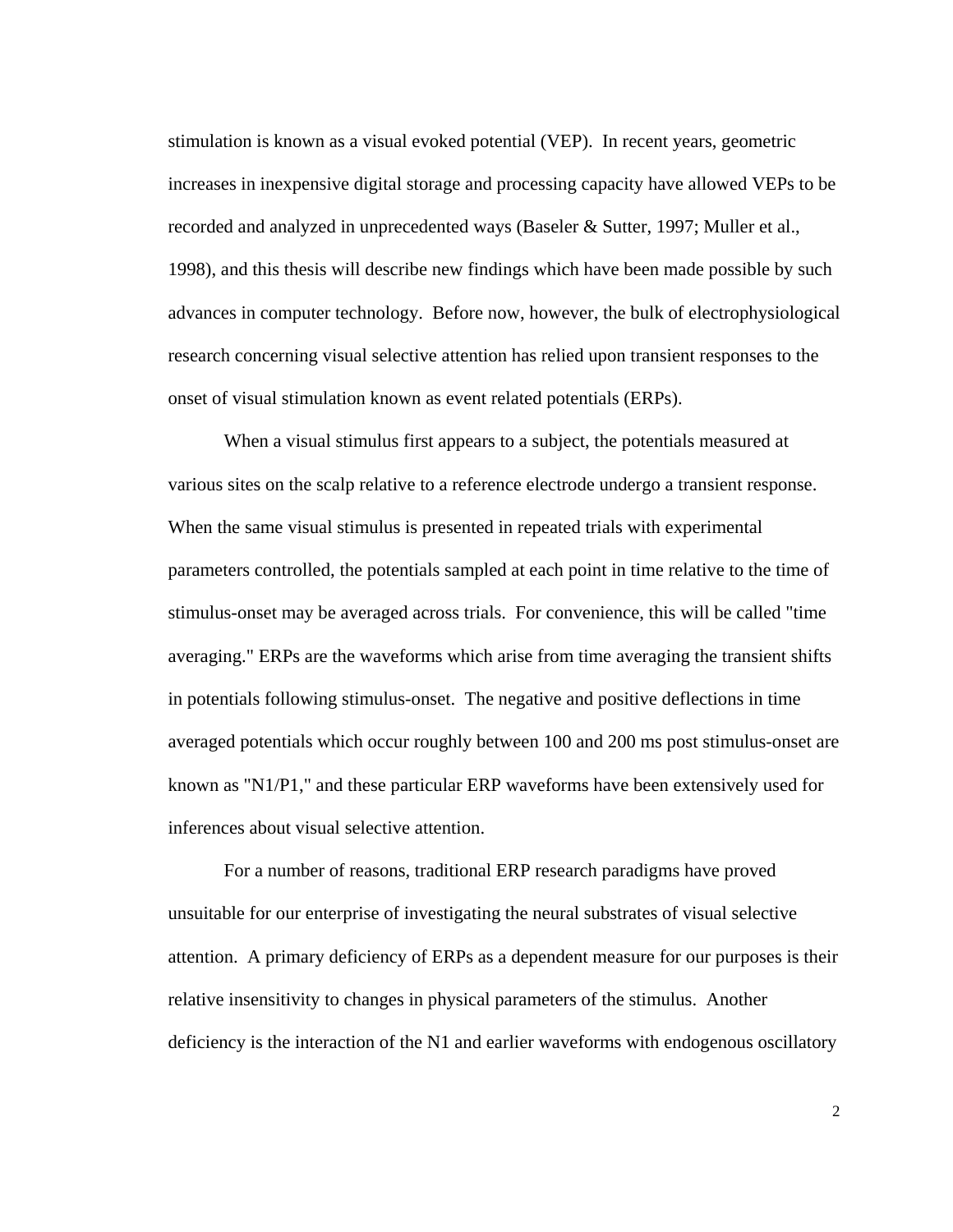stimulation is known as a visual evoked potential (VEP). In recent years, geometric increases in inexpensive digital storage and processing capacity have allowed VEPs to be recorded and analyzed in unprecedented ways (Baseler & Sutter, 1997; Muller et al., 1998), and this thesis will describe new findings which have been made possible by such advances in computer technology. Before now, however, the bulk of electrophysiological research concerning visual selective attention has relied upon transient responses to the onset of visual stimulation known as event related potentials (ERPs).

When a visual stimulus first appears to a subject, the potentials measured at various sites on the scalp relative to a reference electrode undergo a transient response. When the same visual stimulus is presented in repeated trials with experimental parameters controlled, the potentials sampled at each point in time relative to the time of stimulus-onset may be averaged across trials. For convenience, this will be called "time averaging." ERPs are the waveforms which arise from time averaging the transient shifts in potentials following stimulus-onset. The negative and positive deflections in time averaged potentials which occur roughly between 100 and 200 ms post stimulus-onset are known as "N1/P1," and these particular ERP waveforms have been extensively used for inferences about visual selective attention.

For a number of reasons, traditional ERP research paradigms have proved unsuitable for our enterprise of investigating the neural substrates of visual selective attention. A primary deficiency of ERPs as a dependent measure for our purposes is their relative insensitivity to changes in physical parameters of the stimulus. Another deficiency is the interaction of the N1 and earlier waveforms with endogenous oscillatory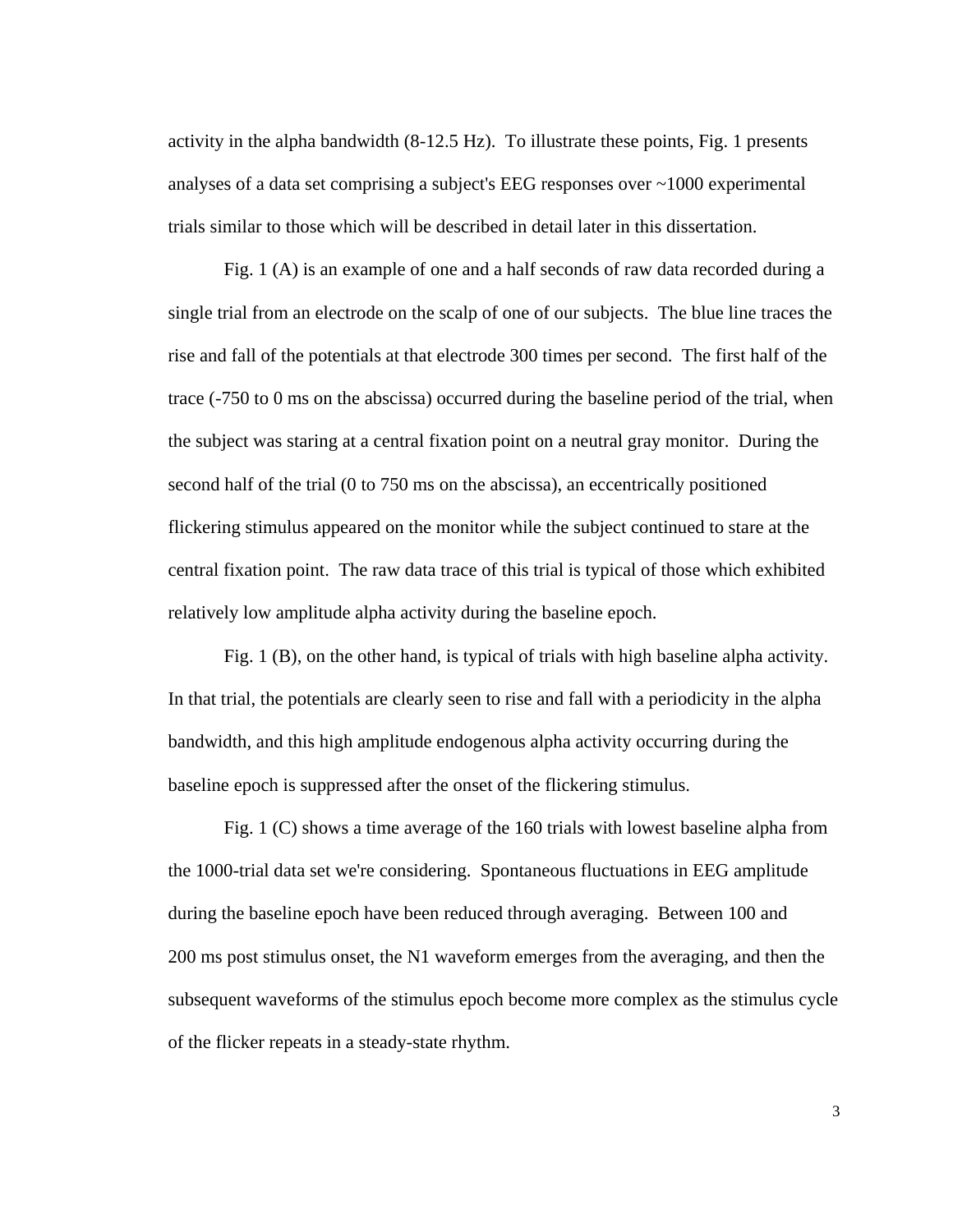activity in the alpha bandwidth (8-12.5 Hz). To illustrate these points, Fig. 1 presents analyses of a data set comprising a subject's EEG responses over ~1000 experimental trials similar to those which will be described in detail later in this dissertation.

Fig. 1 (A) is an example of one and a half seconds of raw data recorded during a single trial from an electrode on the scalp of one of our subjects. The blue line traces the rise and fall of the potentials at that electrode 300 times per second. The first half of the trace (-750 to 0 ms on the abscissa) occurred during the baseline period of the trial, when the subject was staring at a central fixation point on a neutral gray monitor. During the second half of the trial (0 to 750 ms on the abscissa), an eccentrically positioned flickering stimulus appeared on the monitor while the subject continued to stare at the central fixation point. The raw data trace of this trial is typical of those which exhibited relatively low amplitude alpha activity during the baseline epoch.

Fig. 1 (B), on the other hand, is typical of trials with high baseline alpha activity. In that trial, the potentials are clearly seen to rise and fall with a periodicity in the alpha bandwidth, and this high amplitude endogenous alpha activity occurring during the baseline epoch is suppressed after the onset of the flickering stimulus.

Fig. 1 (C) shows a time average of the 160 trials with lowest baseline alpha from the 1000-trial data set we're considering. Spontaneous fluctuations in EEG amplitude during the baseline epoch have been reduced through averaging. Between 100 and 200 ms post stimulus onset, the N1 waveform emerges from the averaging, and then the subsequent waveforms of the stimulus epoch become more complex as the stimulus cycle of the flicker repeats in a steady-state rhythm.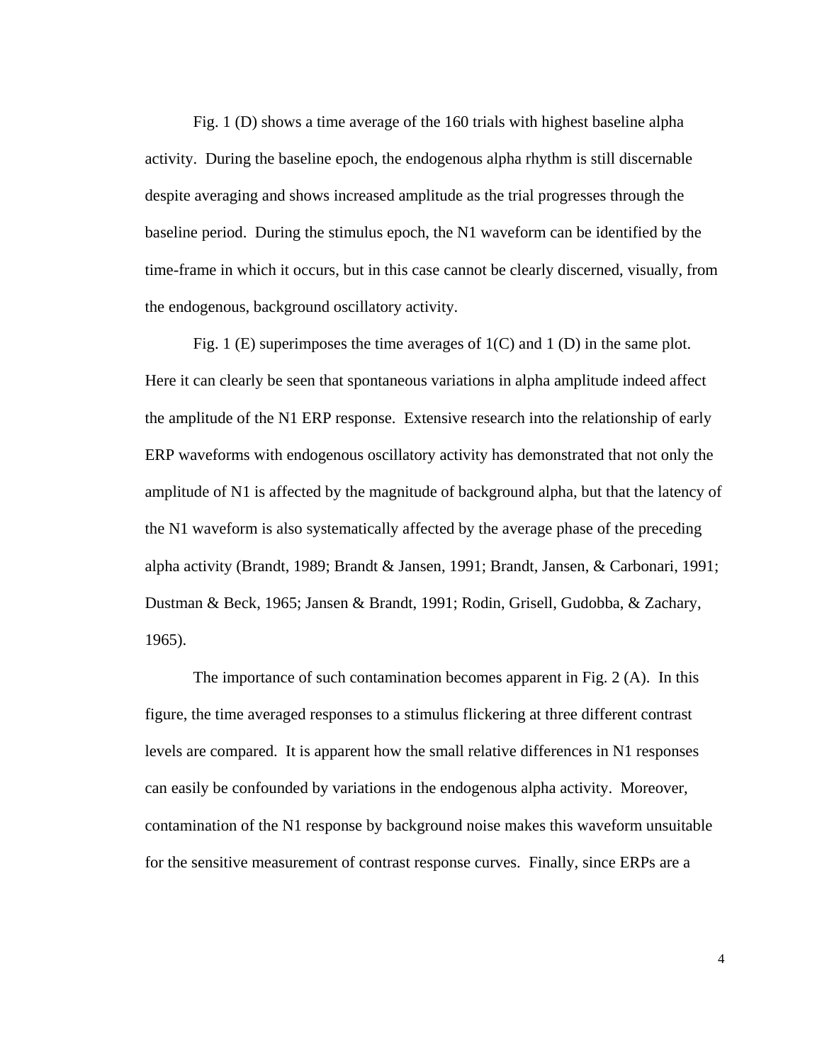Fig. 1 (D) shows a time average of the 160 trials with highest baseline alpha activity. During the baseline epoch, the endogenous alpha rhythm is still discernable despite averaging and shows increased amplitude as the trial progresses through the baseline period. During the stimulus epoch, the N1 waveform can be identified by the time-frame in which it occurs, but in this case cannot be clearly discerned, visually, from the endogenous, background oscillatory activity.

Fig. 1 (E) superimposes the time averages of 1(C) and 1 (D) in the same plot. Here it can clearly be seen that spontaneous variations in alpha amplitude indeed affect the amplitude of the N1 ERP response. Extensive research into the relationship of early ERP waveforms with endogenous oscillatory activity has demonstrated that not only the amplitude of N1 is affected by the magnitude of background alpha, but that the latency of the N1 waveform is also systematically affected by the average phase of the preceding alpha activity (Brandt, 1989; Brandt & Jansen, 1991; Brandt, Jansen, & Carbonari, 1991; Dustman & Beck, 1965; Jansen & Brandt, 1991; Rodin, Grisell, Gudobba, & Zachary, 1965).

The importance of such contamination becomes apparent in Fig. 2 (A). In this figure, the time averaged responses to a stimulus flickering at three different contrast levels are compared. It is apparent how the small relative differences in N1 responses can easily be confounded by variations in the endogenous alpha activity. Moreover, contamination of the N1 response by background noise makes this waveform unsuitable for the sensitive measurement of contrast response curves. Finally, since ERPs are a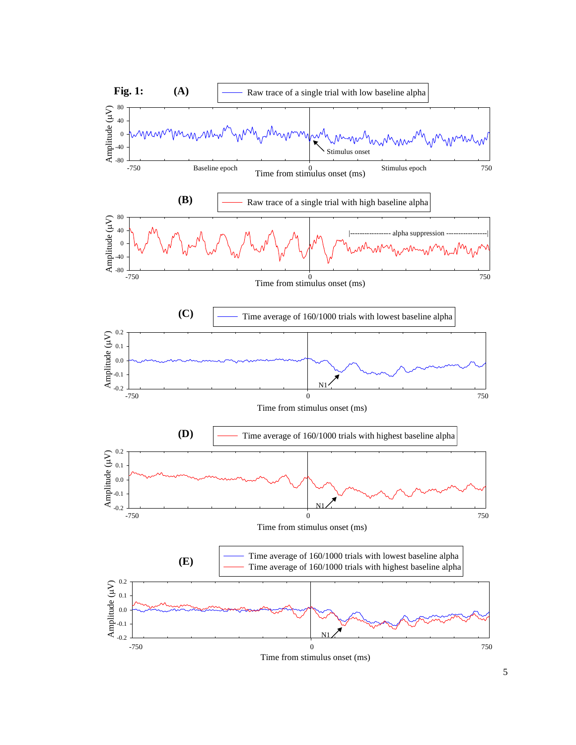**Fig. 1:**

**(A)** Raw trace of a single trial with low baseline alpha

**(B)** Raw trace of a single trial with high baseline alpha

**(C)** Time average of 160/1000 trials with lowest baseline alpha

**(D)** Time average of 160/1000 trials with highest baseline alpha

**(E)** Time average of 160/1000 trials with lowest baseline alpha; Time average of 160/1000 trials with highest baseline alpha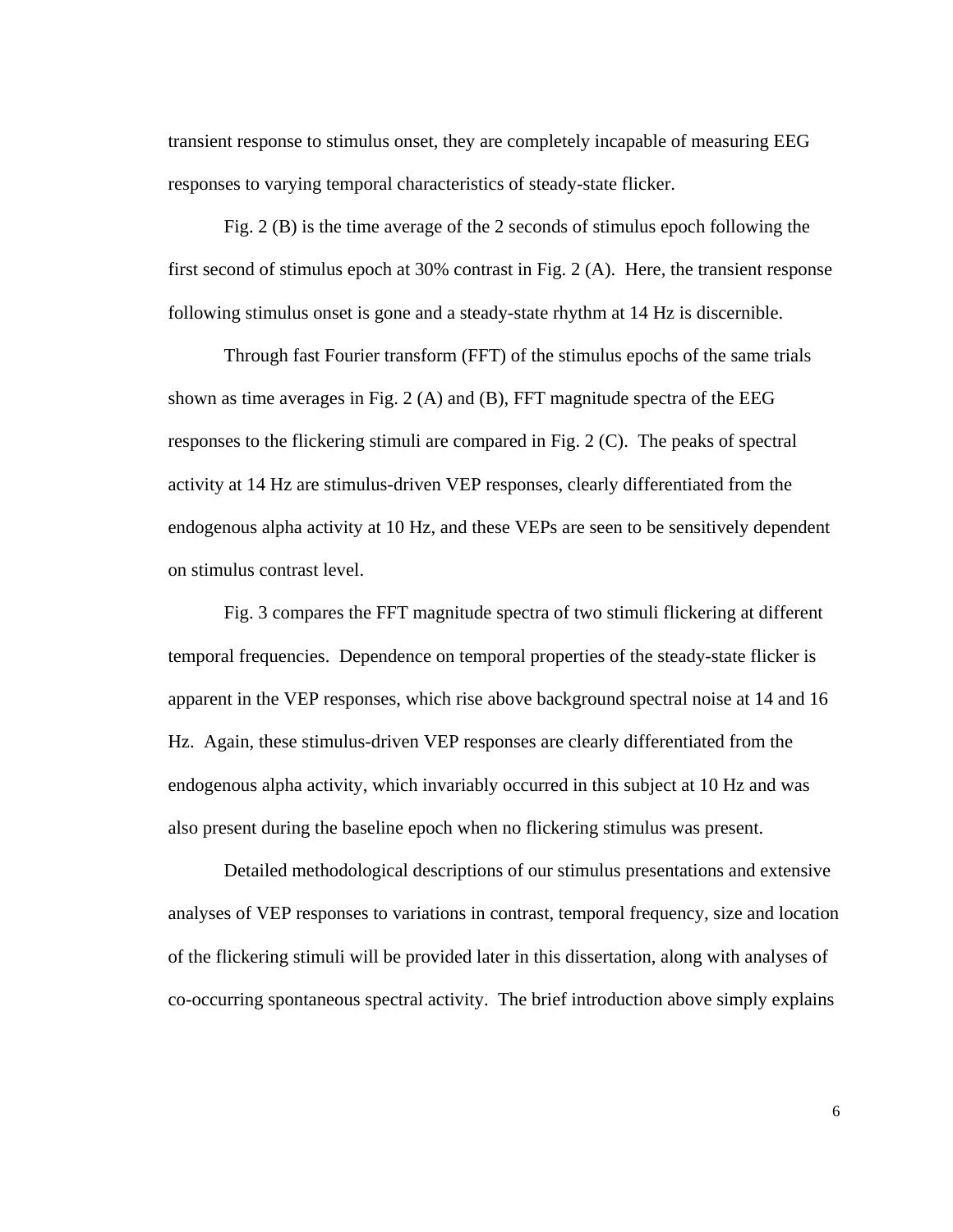transient response to stimulus onset, they are completely incapable of measuring EEG responses to varying temporal characteristics of steady-state flicker.

Fig. 2 (B) is the time average of the 2 seconds of stimulus epoch following the first second of stimulus epoch at 30% contrast in Fig. 2 (A). Here, the transient response following stimulus onset is gone and a steady-state rhythm at 14 Hz is discernible.

Through fast Fourier transform (FFT) of the stimulus epochs of the same trials shown as time averages in Fig. 2 (A) and (B), FFT magnitude spectra of the EEG responses to the flickering stimuli are compared in Fig. 2 (C). The peaks of spectral activity at 14 Hz are stimulus-driven VEP responses, clearly differentiated from the endogenous alpha activity at 10 Hz, and these VEPs are seen to be sensitively dependent on stimulus contrast level.

Fig. 3 compares the FFT magnitude spectra of two stimuli flickering at different temporal frequencies. Dependence on temporal properties of the steady-state flicker is apparent in the VEP responses, which rise above background spectral noise at 14 and 16 Hz. Again, these stimulus-driven VEP responses are clearly differentiated from the endogenous alpha activity, which invariably occurred in this subject at 10 Hz and was also present during the baseline epoch when no flickering stimulus was present.

Detailed methodological descriptions of our stimulus presentations and extensive analyses of VEP responses to variations in contrast, temporal frequency, size and location of the flickering stimuli will be provided later in this dissertation, along with analyses of co-occurring spontaneous spectral activity. The brief introduction above simply explains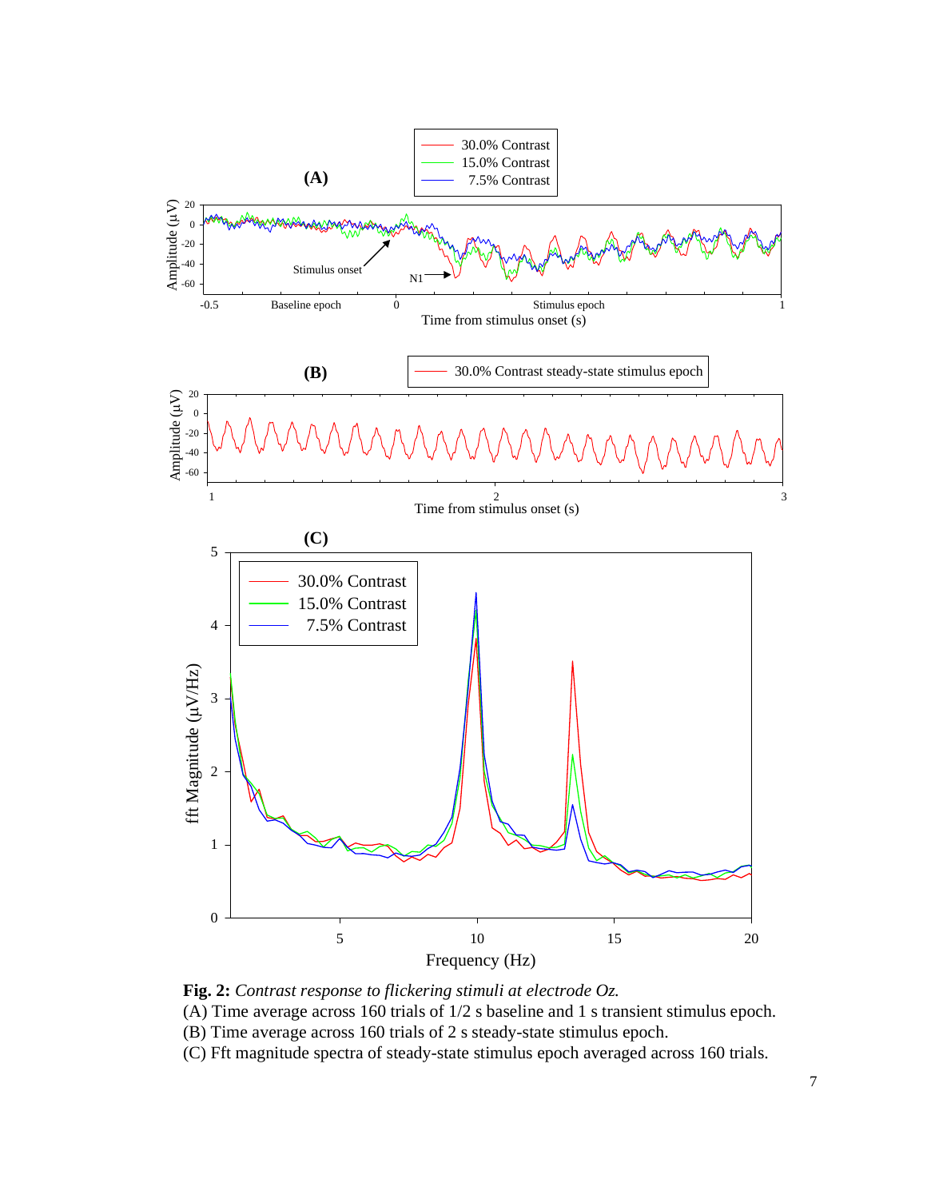**Fig. 2:** *Contrast response to flickering stimuli at electrode Oz.*
(A) Time average across 160 trials of 1/2 s baseline and 1 s transient stimulus epoch.
(B) Time average across 160 trials of 2 s steady-state stimulus epoch.
(C) Fft magnitude spectra of steady-state stimulus epoch averaged across 160 trials.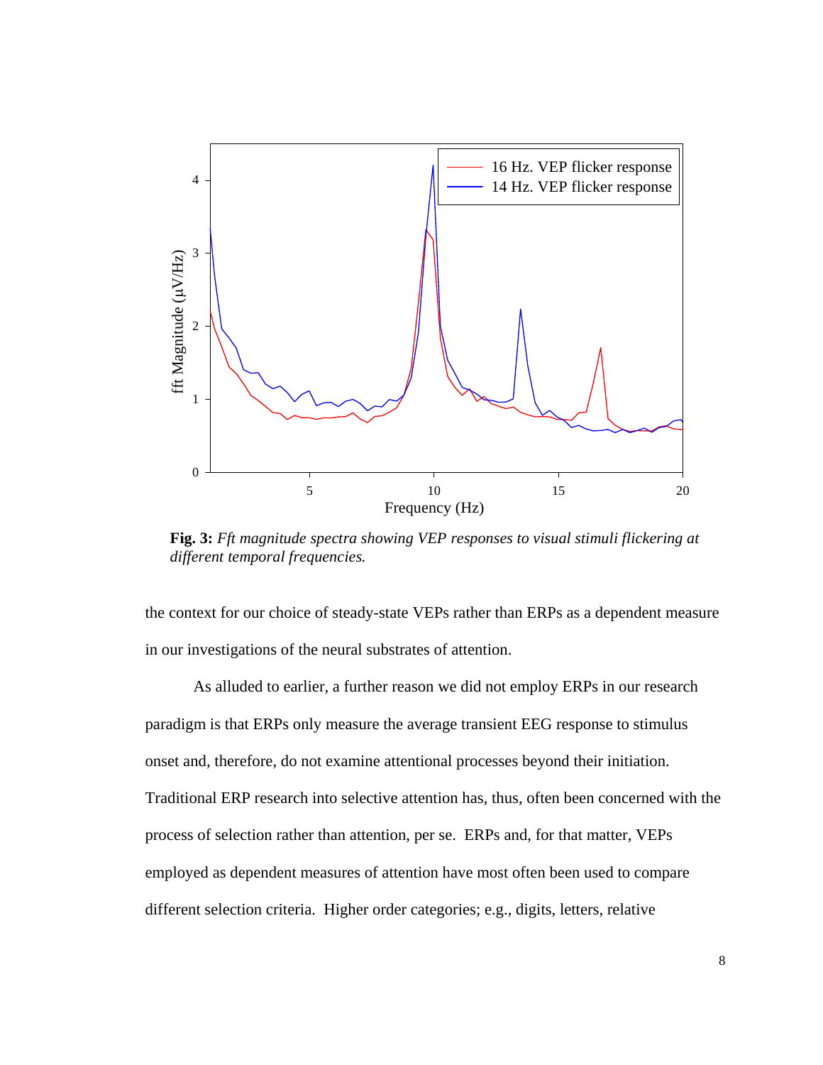**Fig. 3:** *Fft magnitude spectra showing VEP responses to visual stimuli flickering at different temporal frequencies.*

the context for our choice of steady-state VEPs rather than ERPs as a dependent measure in our investigations of the neural substrates of attention.

As alluded to earlier, a further reason we did not employ ERPs in our research paradigm is that ERPs only measure the average transient EEG response to stimulus onset and, therefore, do not examine attentional processes beyond their initiation. Traditional ERP research into selective attention has, thus, often been concerned with the process of selection rather than attention, per se. ERPs and, for that matter, VEPs employed as dependent measures of attention have most often been used to compare different selection criteria. Higher order categories; e.g., digits, letters, relative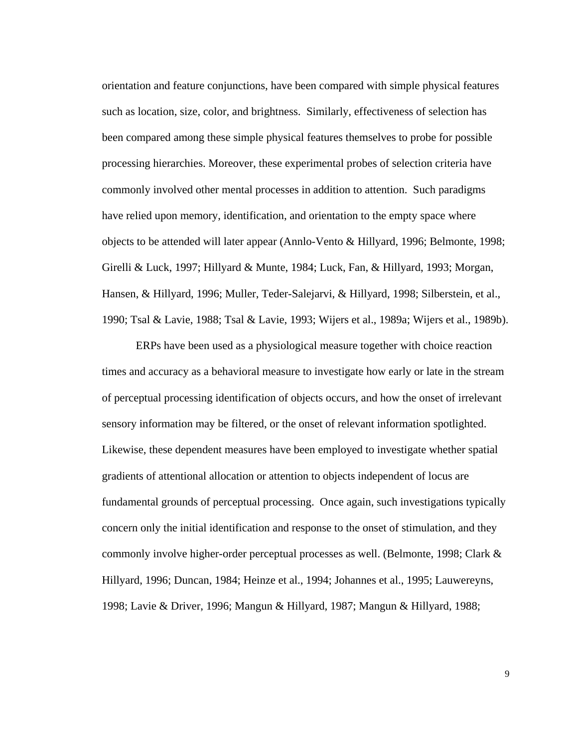orientation and feature conjunctions, have been compared with simple physical features such as location, size, color, and brightness. Similarly, effectiveness of selection has been compared among these simple physical features themselves to probe for possible processing hierarchies. Moreover, these experimental probes of selection criteria have commonly involved other mental processes in addition to attention. Such paradigms have relied upon memory, identification, and orientation to the empty space where objects to be attended will later appear (Annlo-Vento & Hillyard, 1996; Belmonte, 1998; Girelli & Luck, 1997; Hillyard & Munte, 1984; Luck, Fan, & Hillyard, 1993; Morgan, Hansen, & Hillyard, 1996; Muller, Teder-Salejarvi, & Hillyard, 1998; Silberstein, et al., 1990; Tsal & Lavie, 1988; Tsal & Lavie, 1993; Wijers et al., 1989a; Wijers et al., 1989b).

ERPs have been used as a physiological measure together with choice reaction times and accuracy as a behavioral measure to investigate how early or late in the stream of perceptual processing identification of objects occurs, and how the onset of irrelevant sensory information may be filtered, or the onset of relevant information spotlighted. Likewise, these dependent measures have been employed to investigate whether spatial gradients of attentional allocation or attention to objects independent of locus are fundamental grounds of perceptual processing. Once again, such investigations typically concern only the initial identification and response to the onset of stimulation, and they commonly involve higher-order perceptual processes as well. (Belmonte, 1998; Clark & Hillyard, 1996; Duncan, 1984; Heinze et al., 1994; Johannes et al., 1995; Lauwereyns, 1998; Lavie & Driver, 1996; Mangun & Hillyard, 1987; Mangun & Hillyard, 1988;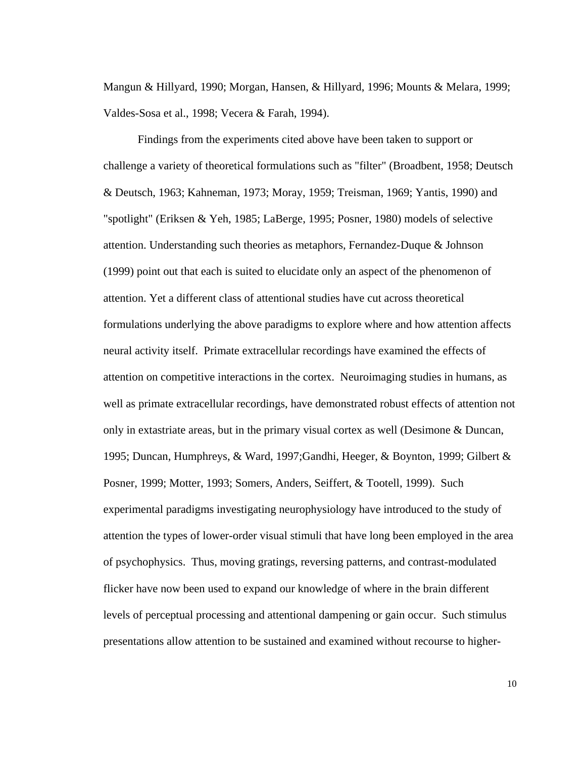Mangun & Hillyard, 1990; Morgan, Hansen, & Hillyard, 1996; Mounts & Melara, 1999; Valdes-Sosa et al., 1998; Vecera & Farah, 1994).

Findings from the experiments cited above have been taken to support or challenge a variety of theoretical formulations such as "filter" (Broadbent, 1958; Deutsch & Deutsch, 1963; Kahneman, 1973; Moray, 1959; Treisman, 1969; Yantis, 1990) and "spotlight" (Eriksen & Yeh, 1985; LaBerge, 1995; Posner, 1980) models of selective attention. Understanding such theories as metaphors, Fernandez-Duque & Johnson (1999) point out that each is suited to elucidate only an aspect of the phenomenon of attention. Yet a different class of attentional studies have cut across theoretical formulations underlying the above paradigms to explore where and how attention affects neural activity itself. Primate extracellular recordings have examined the effects of attention on competitive interactions in the cortex. Neuroimaging studies in humans, as well as primate extracellular recordings, have demonstrated robust effects of attention not only in extastriate areas, but in the primary visual cortex as well (Desimone & Duncan, 1995; Duncan, Humphreys, & Ward, 1997;Gandhi, Heeger, & Boynton, 1999; Gilbert & Posner, 1999; Motter, 1993; Somers, Anders, Seiffert, & Tootell, 1999). Such experimental paradigms investigating neurophysiology have introduced to the study of attention the types of lower-order visual stimuli that have long been employed in the area of psychophysics. Thus, moving gratings, reversing patterns, and contrast-modulated flicker have now been used to expand our knowledge of where in the brain different levels of perceptual processing and attentional dampening or gain occur. Such stimulus presentations allow attention to be sustained and examined without recourse to higher-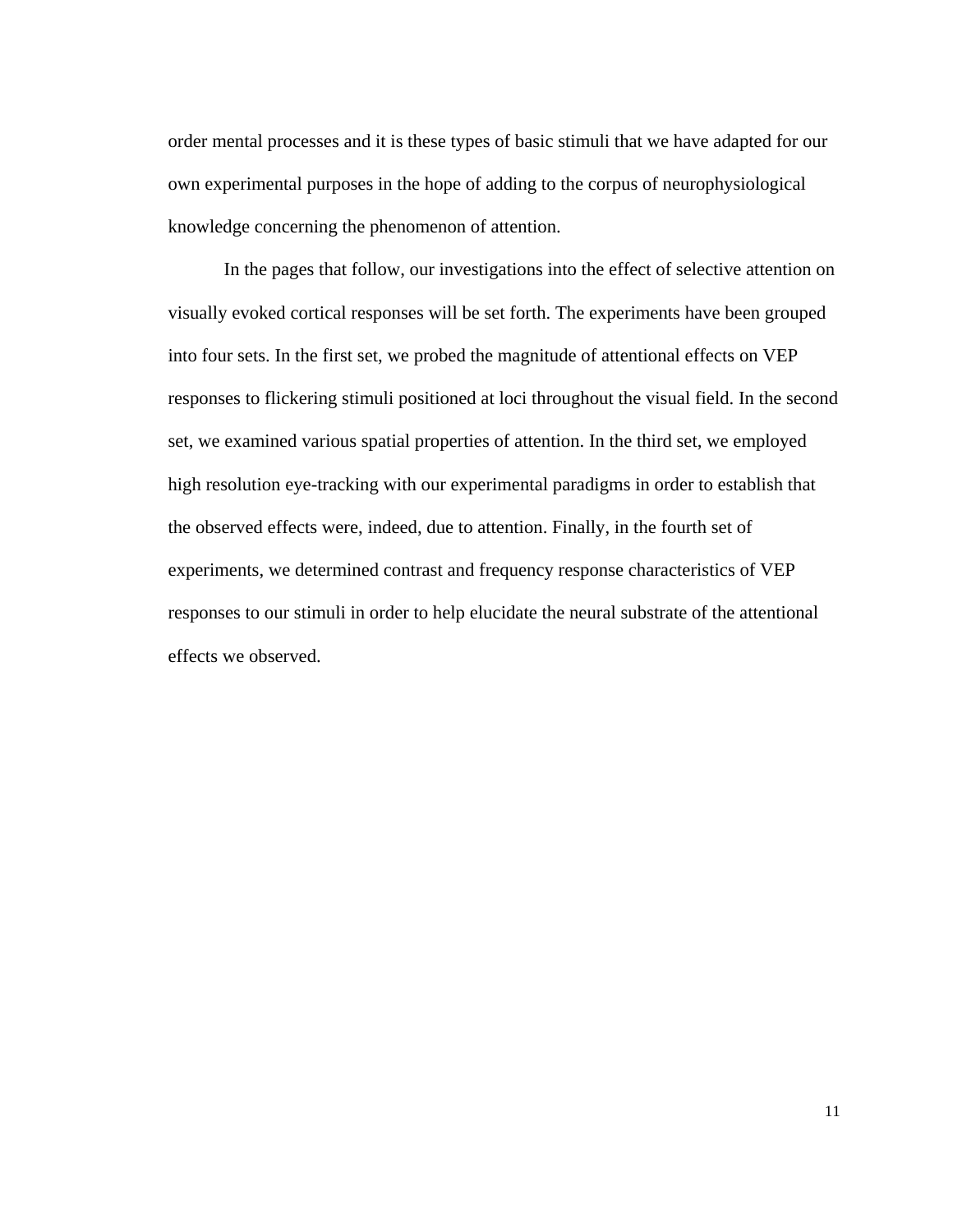order mental processes and it is these types of basic stimuli that we have adapted for our own experimental purposes in the hope of adding to the corpus of neurophysiological knowledge concerning the phenomenon of attention.

In the pages that follow, our investigations into the effect of selective attention on visually evoked cortical responses will be set forth. The experiments have been grouped into four sets. In the first set, we probed the magnitude of attentional effects on VEP responses to flickering stimuli positioned at loci throughout the visual field. In the second set, we examined various spatial properties of attention. In the third set, we employed high resolution eye-tracking with our experimental paradigms in order to establish that the observed effects were, indeed, due to attention. Finally, in the fourth set of experiments, we determined contrast and frequency response characteristics of VEP responses to our stimuli in order to help elucidate the neural substrate of the attentional effects we observed.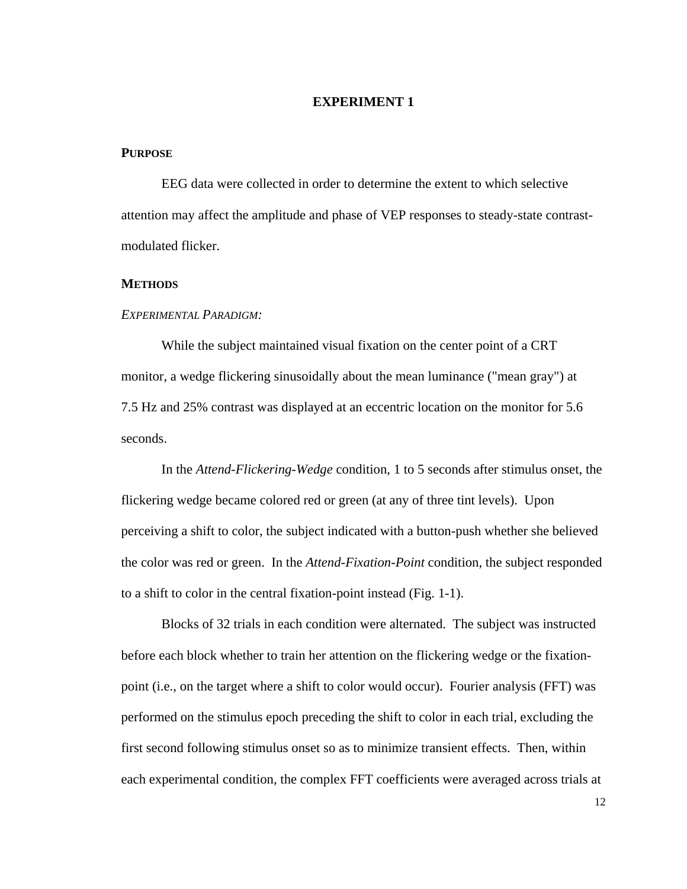# EXPERIMENT 1

## PURPOSE

EEG data were collected in order to determine the extent to which selective attention may affect the amplitude and phase of VEP responses to steady-state contrast-modulated flicker.

## METHODS

### *EXPERIMENTAL PARADIGM:*

While the subject maintained visual fixation on the center point of a CRT monitor, a wedge flickering sinusoidally about the mean luminance ("mean gray") at 7.5 Hz and 25% contrast was displayed at an eccentric location on the monitor for 5.6 seconds.

In the *Attend-Flickering-Wedge* condition, 1 to 5 seconds after stimulus onset, the flickering wedge became colored red or green (at any of three tint levels). Upon perceiving a shift to color, the subject indicated with a button-push whether she believed the color was red or green. In the *Attend-Fixation-Point* condition, the subject responded to a shift to color in the central fixation-point instead (Fig. 1-1).

Blocks of 32 trials in each condition were alternated. The subject was instructed before each block whether to train her attention on the flickering wedge or the fixation-point (i.e., on the target where a shift to color would occur). Fourier analysis (FFT) was performed on the stimulus epoch preceding the shift to color in each trial, excluding the first second following stimulus onset so as to minimize transient effects. Then, within each experimental condition, the complex FFT coefficients were averaged across trials at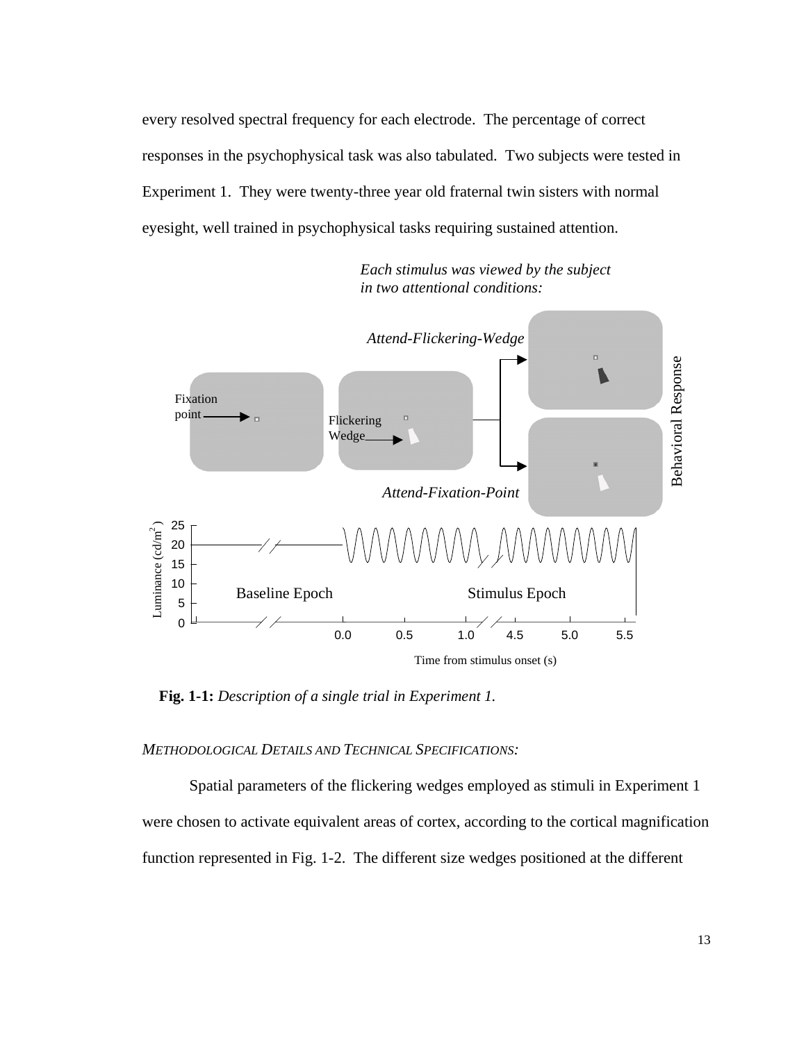every resolved spectral frequency for each electrode. The percentage of correct responses in the psychophysical task was also tabulated. Two subjects were tested in Experiment 1. They were twenty-three year old fraternal twin sisters with normal eyesight, well trained in psychophysical tasks requiring sustained attention.

**Fig. 1-1:** *Description of a single trial in Experiment 1.*

*METHODOLOGICAL DETAILS AND TECHNICAL SPECIFICATIONS:*

Spatial parameters of the flickering wedges employed as stimuli in Experiment 1 were chosen to activate equivalent areas of cortex, according to the cortical magnification function represented in Fig. 1-2. The different size wedges positioned at the different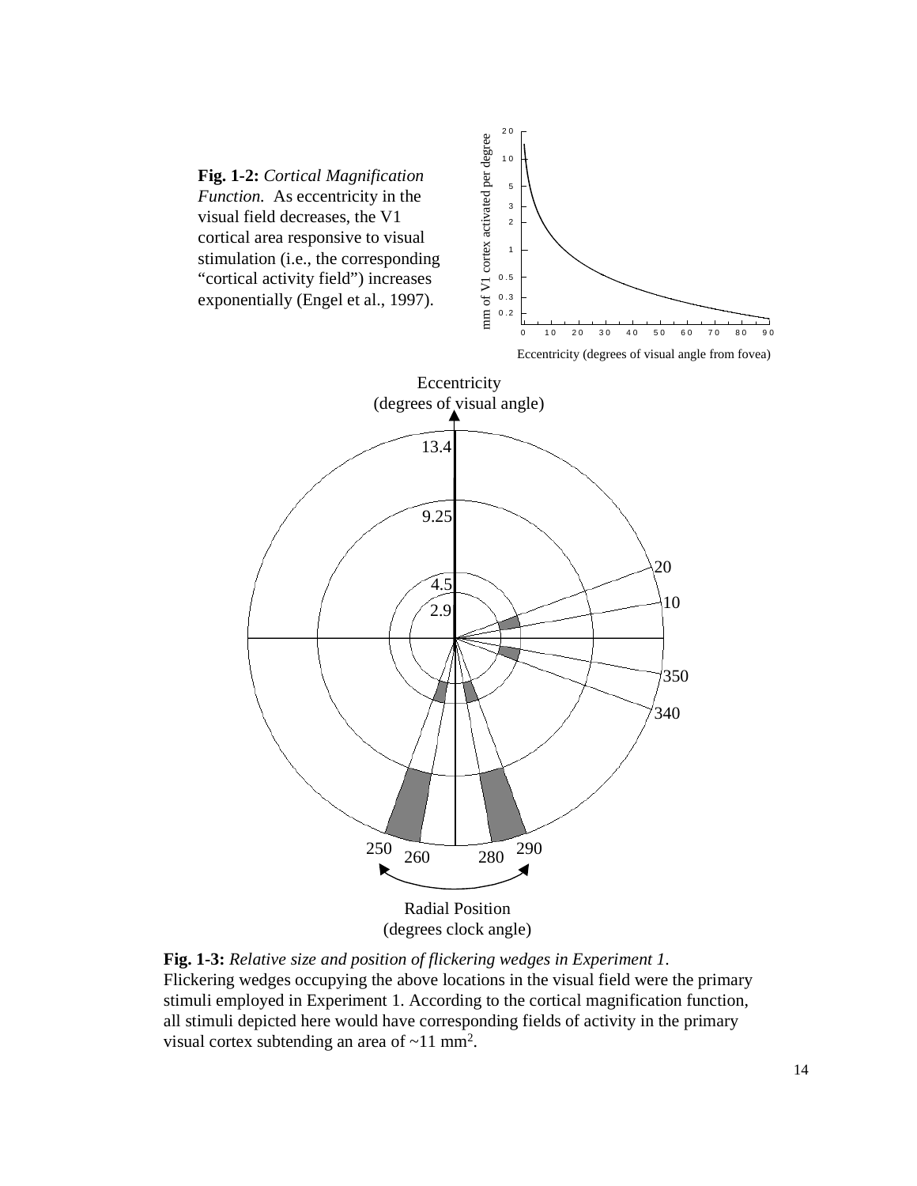**Fig. 1-2:** *Cortical Magnification Function.* As eccentricity in the visual field decreases, the V1 cortical area responsive to visual stimulation (i.e., the corresponding "cortical activity field") increases exponentially (Engel et al., 1997).

**Fig. 1-3:** *Relative size and position of flickering wedges in Experiment 1.* Flickering wedges occupying the above locations in the visual field were the primary stimuli employed in Experiment 1. According to the cortical magnification function, all stimuli depicted here would have corresponding fields of activity in the primary visual cortex subtending an area of ~11 mm$^2$.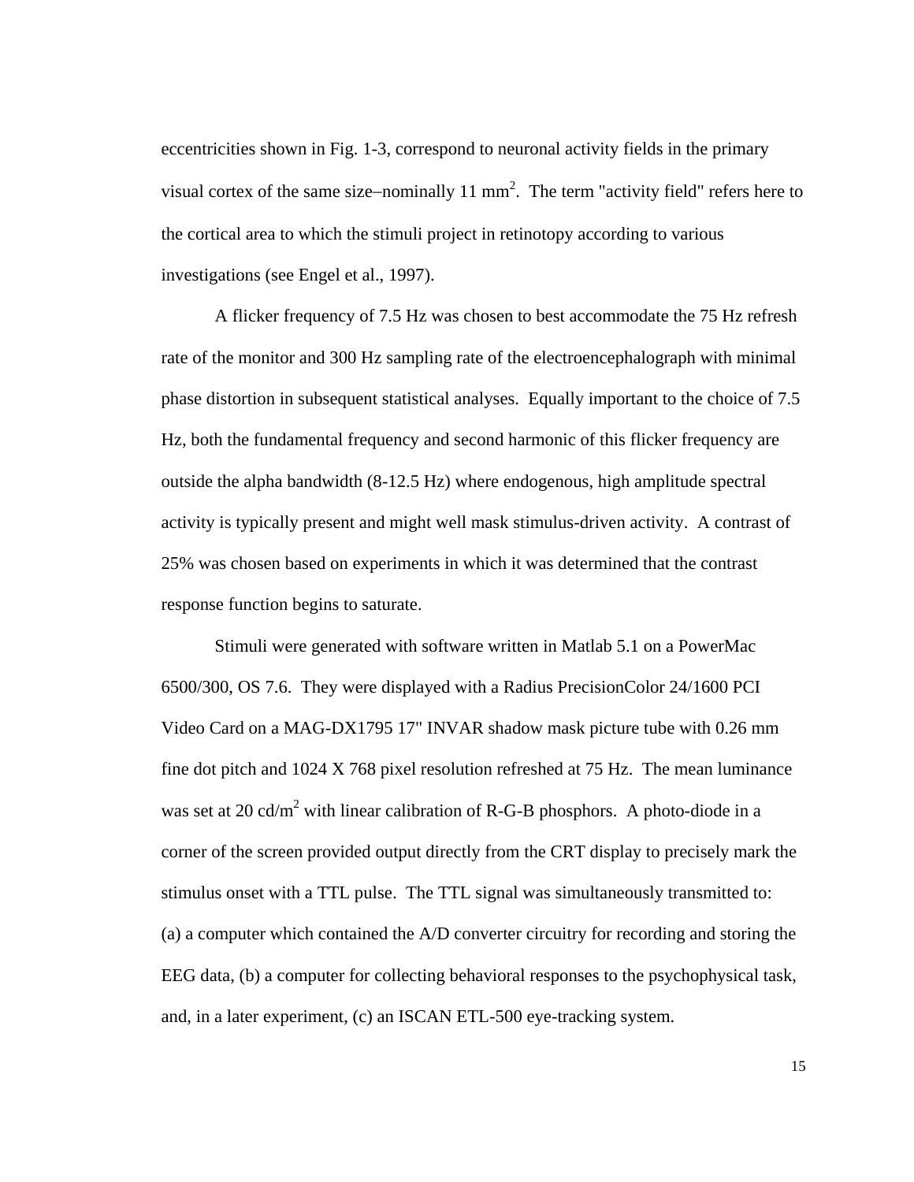eccentricities shown in Fig. 1-3, correspond to neuronal activity fields in the primary visual cortex of the same size–nominally 11 $mm^2$. The term "activity field" refers here to the cortical area to which the stimuli project in retinotopy according to various investigations (see Engel et al., 1997).

A flicker frequency of 7.5 Hz was chosen to best accommodate the 75 Hz refresh rate of the monitor and 300 Hz sampling rate of the electroencephalograph with minimal phase distortion in subsequent statistical analyses. Equally important to the choice of 7.5 Hz, both the fundamental frequency and second harmonic of this flicker frequency are outside the alpha bandwidth (8-12.5 Hz) where endogenous, high amplitude spectral activity is typically present and might well mask stimulus-driven activity. A contrast of 25% was chosen based on experiments in which it was determined that the contrast response function begins to saturate.

Stimuli were generated with software written in Matlab 5.1 on a PowerMac 6500/300, OS 7.6. They were displayed with a Radius PrecisionColor 24/1600 PCI Video Card on a MAG-DX1795 17" INVAR shadow mask picture tube with 0.26 mm fine dot pitch and 1024 X 768 pixel resolution refreshed at 75 Hz. The mean luminance was set at 20 $cd/m^2$ with linear calibration of R-G-B phosphors. A photo-diode in a corner of the screen provided output directly from the CRT display to precisely mark the stimulus onset with a TTL pulse. The TTL signal was simultaneously transmitted to: (a) a computer which contained the A/D converter circuitry for recording and storing the EEG data, (b) a computer for collecting behavioral responses to the psychophysical task, and, in a later experiment, (c) an ISCAN ETL-500 eye-tracking system.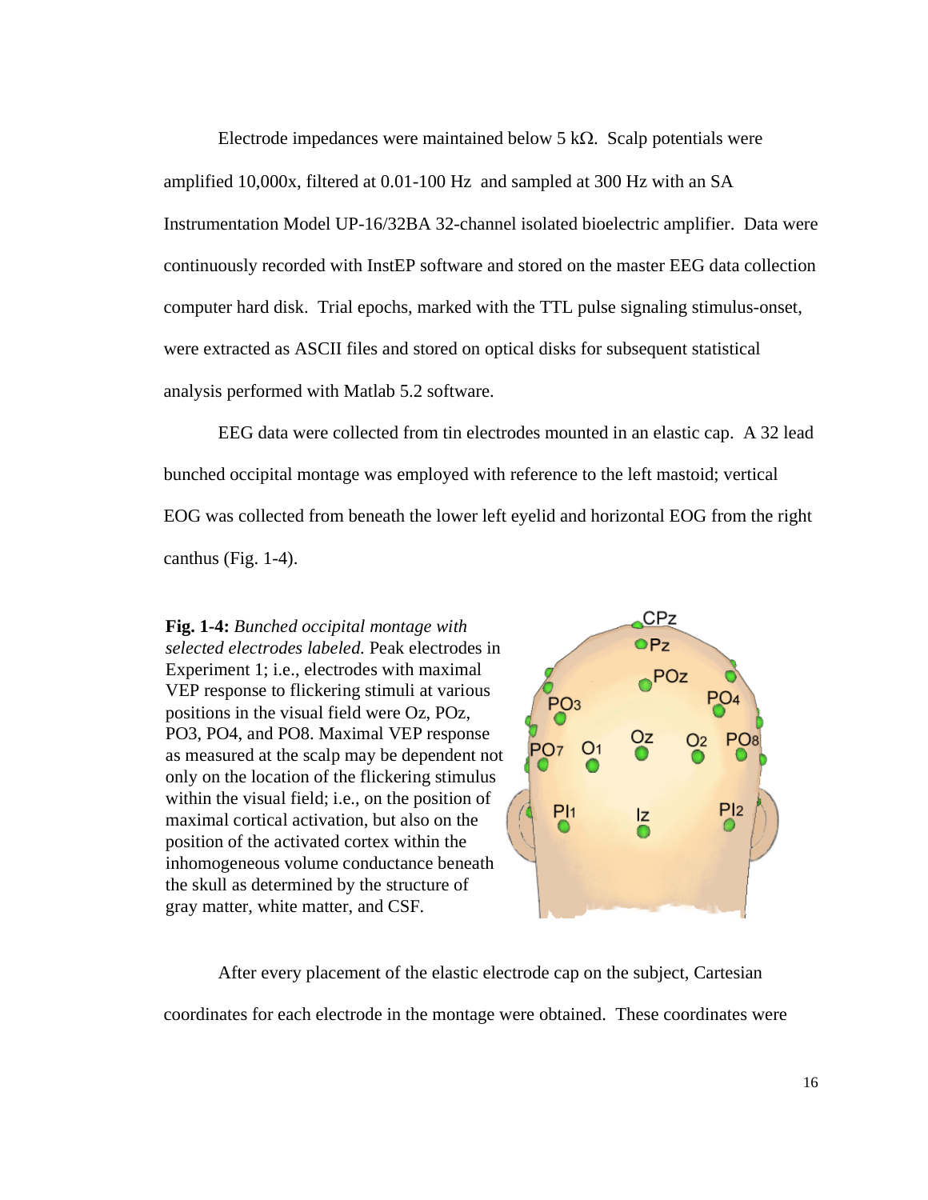Electrode impedances were maintained below 5 kΩ. Scalp potentials were amplified 10,000x, filtered at 0.01-100 Hz and sampled at 300 Hz with an SA Instrumentation Model UP-16/32BA 32-channel isolated bioelectric amplifier. Data were continuously recorded with InstEP software and stored on the master EEG data collection computer hard disk. Trial epochs, marked with the TTL pulse signaling stimulus-onset, were extracted as ASCII files and stored on optical disks for subsequent statistical analysis performed with Matlab 5.2 software.

EEG data were collected from tin electrodes mounted in an elastic cap. A 32 lead bunched occipital montage was employed with reference to the left mastoid; vertical EOG was collected from beneath the lower left eyelid and horizontal EOG from the right canthus (Fig. 1-4).

**Fig. 1-4:** *Bunched occipital montage with selected electrodes labeled.* Peak electrodes in Experiment 1; i.e., electrodes with maximal VEP response to flickering stimuli at various positions in the visual field were Oz, POz, PO3, PO4, and PO8. Maximal VEP response as measured at the scalp may be dependent not only on the location of the flickering stimulus within the visual field; i.e., on the position of maximal cortical activation, but also on the position of the activated cortex within the inhomogeneous volume conductance beneath the skull as determined by the structure of gray matter, white matter, and CSF.

After every placement of the elastic electrode cap on the subject, Cartesian coordinates for each electrode in the montage were obtained. These coordinates were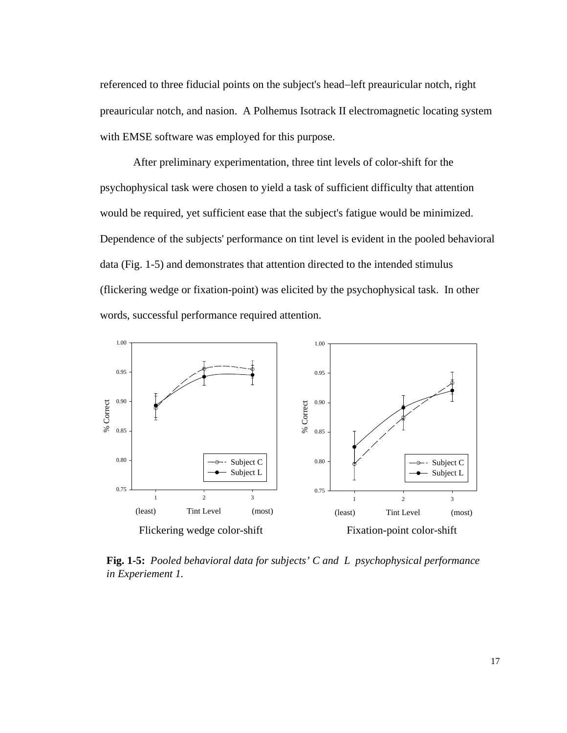referenced to three fiducial points on the subject's head–left preauricular notch, right preauricular notch, and nasion. A Polhemus Isotrack II electromagnetic locating system with EMSE software was employed for this purpose.

After preliminary experimentation, three tint levels of color-shift for the psychophysical task were chosen to yield a task of sufficient difficulty that attention would be required, yet sufficient ease that the subject's fatigue would be minimized. Dependence of the subjects' performance on tint level is evident in the pooled behavioral data (Fig. 1-5) and demonstrates that attention directed to the intended stimulus (flickering wedge or fixation-point) was elicited by the psychophysical task. In other words, successful performance required attention.

**Fig. 1-5:** *Pooled behavioral data for subjects' C and L psychophysical performance in Experiement 1.*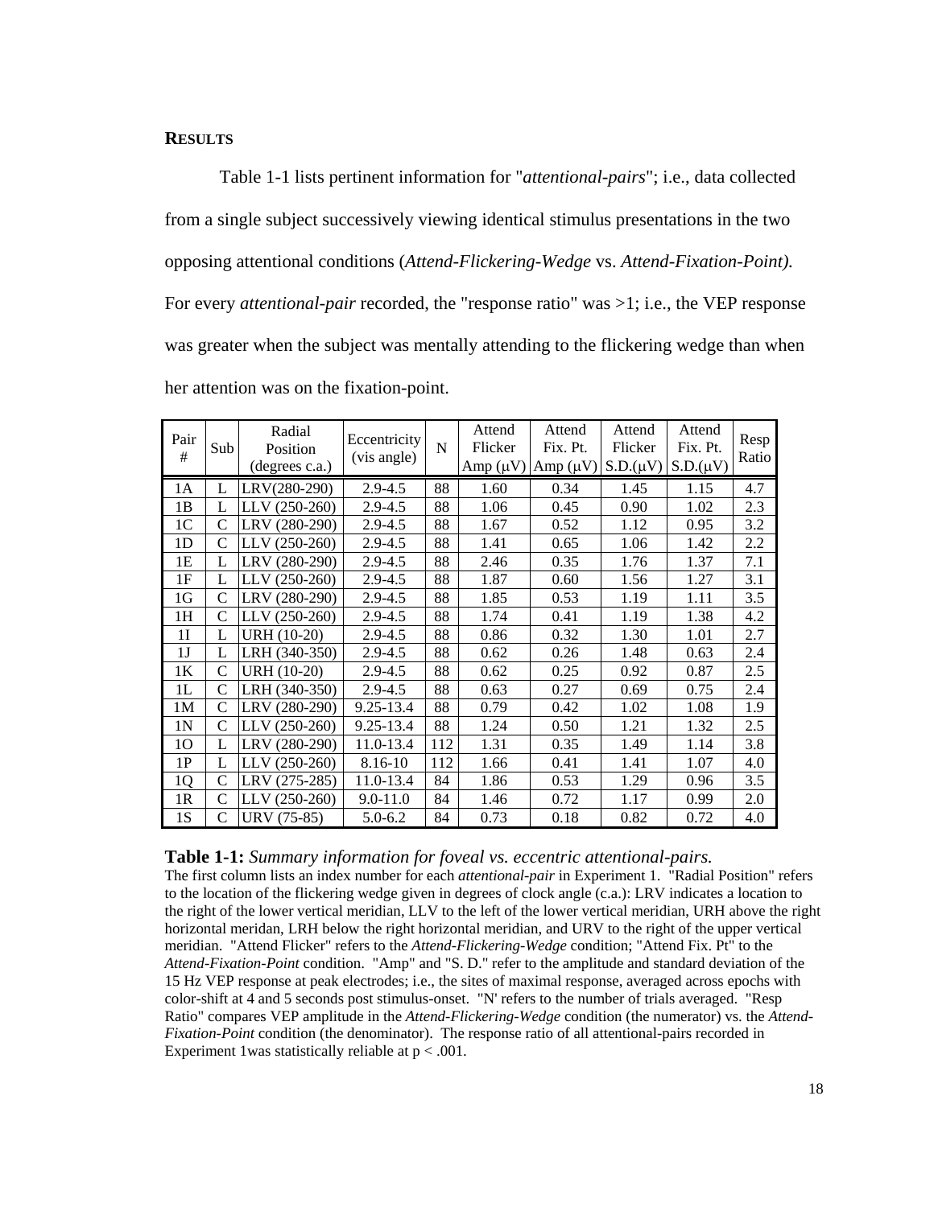## RESULTS

Table 1-1 lists pertinent information for "*attentional-pairs*"; i.e., data collected from a single subject successively viewing identical stimulus presentations in the two opposing attentional conditions (*Attend-Flickering-Wedge* vs. *Attend-Fixation-Point).* For every *attentional-pair* recorded, the "response ratio" was >1; i.e., the VEP response was greater when the subject was mentally attending to the flickering wedge than when her attention was on the fixation-point.

| Pair # | Sub | Radial Position (degrees c.a.) | Eccentricity (vis angle) | N | Attend Flicker Amp (μV) | Attend Fix. Pt. Amp (μV) | Attend Flicker S.D.(μV) | Attend Fix. Pt. S.D.(μV) | Resp Ratio |
|---|---|---|---|---|---|---|---|---|---|
| 1A | L | LRV(280-290) | 2.9-4.5 | 88 | 1.60 | 0.34 | 1.45 | 1.15 | 4.7 |
| 1B | L | LLV (250-260) | 2.9-4.5 | 88 | 1.06 | 0.45 | 0.90 | 1.02 | 2.3 |
| 1C | C | LRV (280-290) | 2.9-4.5 | 88 | 1.67 | 0.52 | 1.12 | 0.95 | 3.2 |
| 1D | C | LLV (250-260) | 2.9-4.5 | 88 | 1.41 | 0.65 | 1.06 | 1.42 | 2.2 |
| 1E | L | LRV (280-290) | 2.9-4.5 | 88 | 2.46 | 0.35 | 1.76 | 1.37 | 7.1 |
| 1F | L | LLV (250-260) | 2.9-4.5 | 88 | 1.87 | 0.60 | 1.56 | 1.27 | 3.1 |
| 1G | C | LRV (280-290) | 2.9-4.5 | 88 | 1.85 | 0.53 | 1.19 | 1.11 | 3.5 |
| 1H | C | LLV (250-260) | 2.9-4.5 | 88 | 1.74 | 0.41 | 1.19 | 1.38 | 4.2 |
| 1I | L | URH (10-20) | 2.9-4.5 | 88 | 0.86 | 0.32 | 1.30 | 1.01 | 2.7 |
| 1J | L | LRH (340-350) | 2.9-4.5 | 88 | 0.62 | 0.26 | 1.48 | 0.63 | 2.4 |
| 1K | C | URH (10-20) | 2.9-4.5 | 88 | 0.62 | 0.25 | 0.92 | 0.87 | 2.5 |
| 1L | C | LRH (340-350) | 2.9-4.5 | 88 | 0.63 | 0.27 | 0.69 | 0.75 | 2.4 |
| 1M | C | LRV (280-290) | 9.25-13.4 | 88 | 0.79 | 0.42 | 1.02 | 1.08 | 1.9 |
| 1N | C | LLV (250-260) | 9.25-13.4 | 88 | 1.24 | 0.50 | 1.21 | 1.32 | 2.5 |
| 1O | L | LRV (280-290) | 11.0-13.4 | 112 | 1.31 | 0.35 | 1.49 | 1.14 | 3.8 |
| 1P | L | LLV (250-260) | 8.16-10 | 112 | 1.66 | 0.41 | 1.41 | 1.07 | 4.0 |
| 1Q | C | LRV (275-285) | 11.0-13.4 | 84 | 1.86 | 0.53 | 1.29 | 0.96 | 3.5 |
| 1R | C | LLV (250-260) | 9.0-11.0 | 84 | 1.46 | 0.72 | 1.17 | 0.99 | 2.0 |
| 1S | C | URV (75-85) | 5.0-6.2 | 84 | 0.73 | 0.18 | 0.82 | 0.72 | 4.0 |

**Table 1-1:** *Summary information for foveal vs. eccentric attentional-pairs.*
The first column lists an index number for each *attentional-pair* in Experiment 1. "Radial Position" refers to the location of the flickering wedge given in degrees of clock angle (c.a.): LRV indicates a location to the right of the lower vertical meridian, LLV to the left of the lower vertical meridian, URH above the right horizontal meridan, LRH below the right horizontal meridian, and URV to the right of the upper vertical meridian. "Attend Flicker" refers to the *Attend-Flickering-Wedge* condition; "Attend Fix. Pt" to the *Attend-Fixation-Point* condition. "Amp" and "S. D." refer to the amplitude and standard deviation of the 15 Hz VEP response at peak electrodes; i.e., the sites of maximal response, averaged across epochs with color-shift at 4 and 5 seconds post stimulus-onset. "N' refers to the number of trials averaged. "Resp Ratio" compares VEP amplitude in the *Attend-Flickering-Wedge* condition (the numerator) vs. the *Attend-Fixation-Point* condition (the denominator). The response ratio of all attentional-pairs recorded in Experiment 1was statistically reliable at $p < .001$.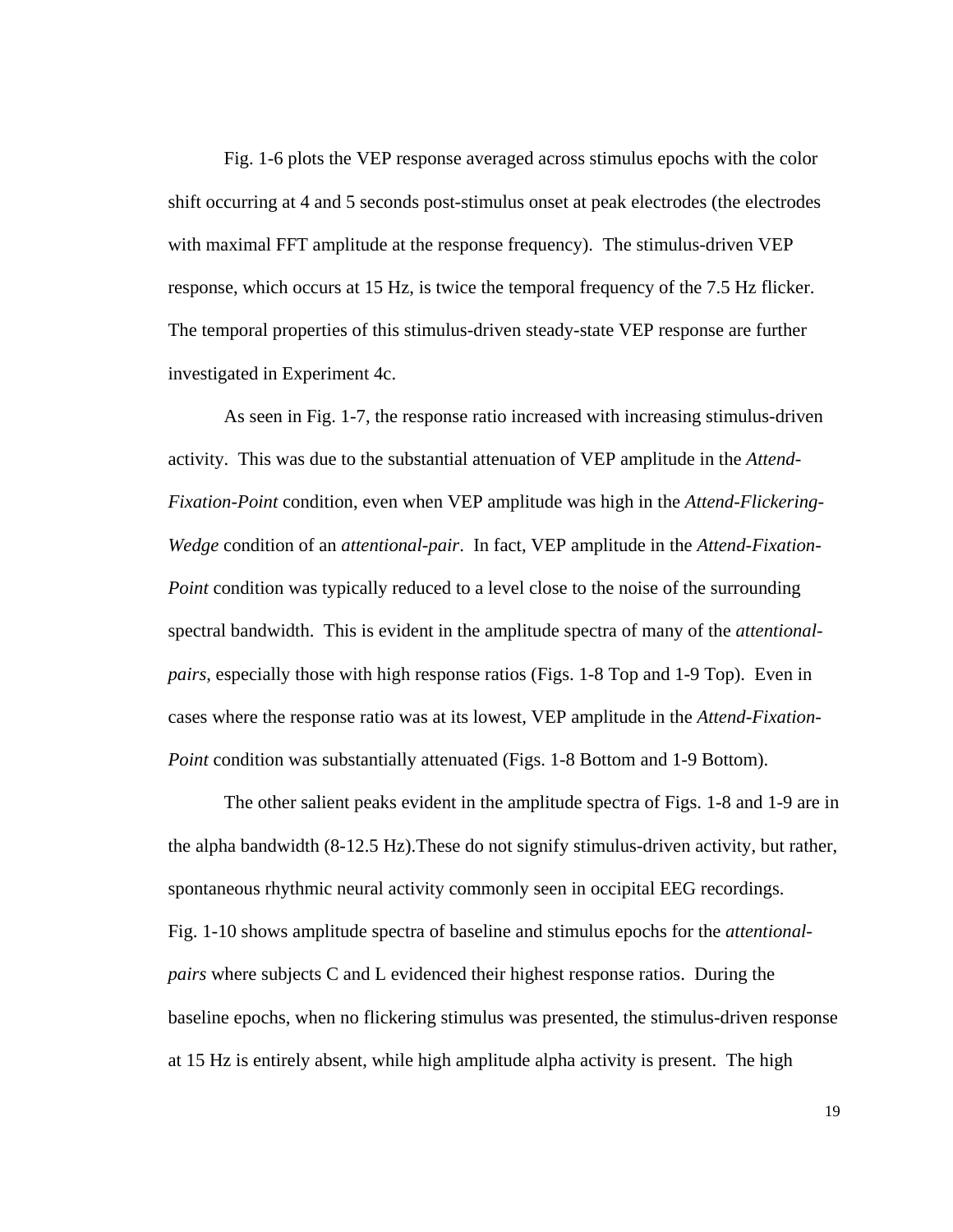Fig. 1-6 plots the VEP response averaged across stimulus epochs with the color shift occurring at 4 and 5 seconds post-stimulus onset at peak electrodes (the electrodes with maximal FFT amplitude at the response frequency). The stimulus-driven VEP response, which occurs at 15 Hz, is twice the temporal frequency of the 7.5 Hz flicker. The temporal properties of this stimulus-driven steady-state VEP response are further investigated in Experiment 4c.

As seen in Fig. 1-7, the response ratio increased with increasing stimulus-driven activity. This was due to the substantial attenuation of VEP amplitude in the *Attend-Fixation-Point* condition, even when VEP amplitude was high in the *Attend-Flickering-Wedge* condition of an *attentional-pair*. In fact, VEP amplitude in the *Attend-Fixation-Point* condition was typically reduced to a level close to the noise of the surrounding spectral bandwidth. This is evident in the amplitude spectra of many of the *attentional-pairs*, especially those with high response ratios (Figs. 1-8 Top and 1-9 Top). Even in cases where the response ratio was at its lowest, VEP amplitude in the *Attend-Fixation-Point* condition was substantially attenuated (Figs. 1-8 Bottom and 1-9 Bottom).

The other salient peaks evident in the amplitude spectra of Figs. 1-8 and 1-9 are in the alpha bandwidth (8-12.5 Hz).These do not signify stimulus-driven activity, but rather, spontaneous rhythmic neural activity commonly seen in occipital EEG recordings. Fig. 1-10 shows amplitude spectra of baseline and stimulus epochs for the *attentional-pairs* where subjects C and L evidenced their highest response ratios. During the baseline epochs, when no flickering stimulus was presented, the stimulus-driven response at 15 Hz is entirely absent, while high amplitude alpha activity is present. The high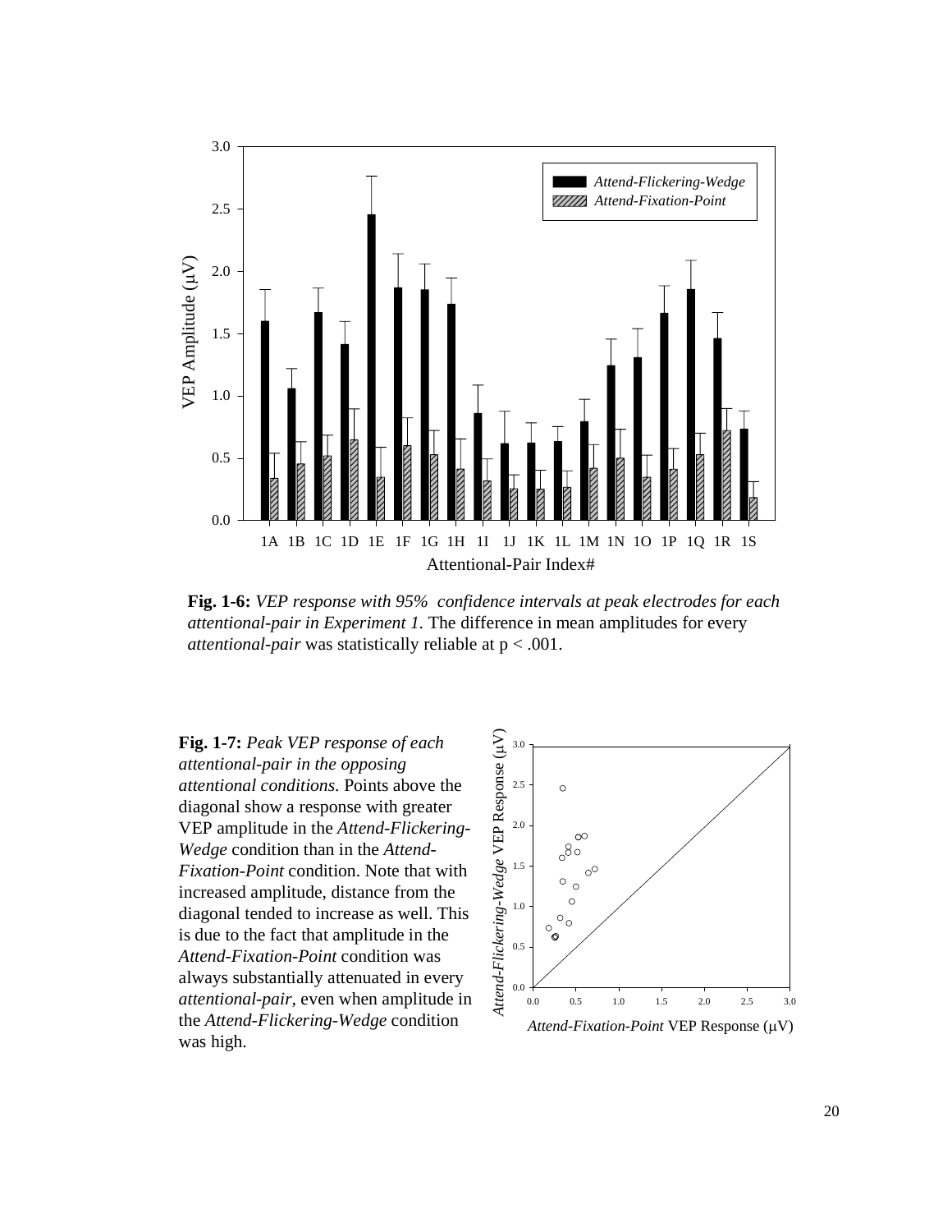**Fig. 1-6:** *VEP response with 95% confidence intervals at peak electrodes for each attentional-pair in Experiment 1.* The difference in mean amplitudes for every *attentional-pair* was statistically reliable at $p < .001$.

**Fig. 1-7:** *Peak VEP response of each attentional-pair in the opposing attentional conditions.* Points above the diagonal show a response with greater VEP amplitude in the *Attend-Flickering-Wedge* condition than in the *Attend-Fixation-Point* condition. Note that with increased amplitude, distance from the diagonal tended to increase as well. This is due to the fact that amplitude in the *Attend-Fixation-Point* condition was always substantially attenuated in every *attentional-pair*, even when amplitude in the *Attend-Flickering-Wedge* condition was high.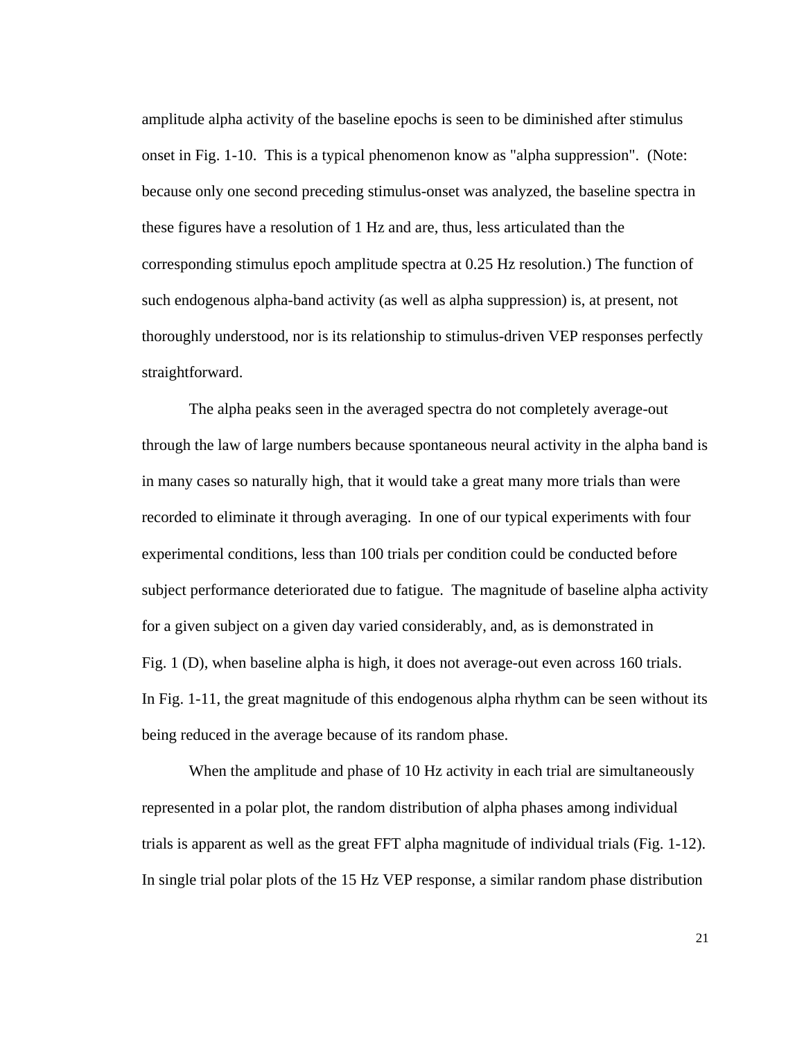amplitude alpha activity of the baseline epochs is seen to be diminished after stimulus onset in Fig. 1-10. This is a typical phenomenon know as "alpha suppression". (Note: because only one second preceding stimulus-onset was analyzed, the baseline spectra in these figures have a resolution of 1 Hz and are, thus, less articulated than the corresponding stimulus epoch amplitude spectra at 0.25 Hz resolution.) The function of such endogenous alpha-band activity (as well as alpha suppression) is, at present, not thoroughly understood, nor is its relationship to stimulus-driven VEP responses perfectly straightforward.

The alpha peaks seen in the averaged spectra do not completely average-out through the law of large numbers because spontaneous neural activity in the alpha band is in many cases so naturally high, that it would take a great many more trials than were recorded to eliminate it through averaging. In one of our typical experiments with four experimental conditions, less than 100 trials per condition could be conducted before subject performance deteriorated due to fatigue. The magnitude of baseline alpha activity for a given subject on a given day varied considerably, and, as is demonstrated in Fig. 1 (D), when baseline alpha is high, it does not average-out even across 160 trials. In Fig. 1-11, the great magnitude of this endogenous alpha rhythm can be seen without its being reduced in the average because of its random phase.

When the amplitude and phase of 10 Hz activity in each trial are simultaneously represented in a polar plot, the random distribution of alpha phases among individual trials is apparent as well as the great FFT alpha magnitude of individual trials (Fig. 1-12). In single trial polar plots of the 15 Hz VEP response, a similar random phase distribution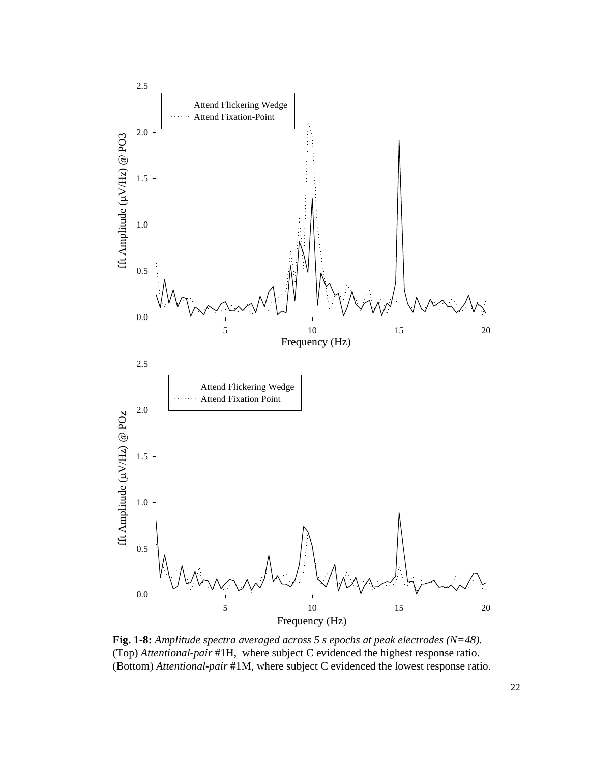**Fig. 1-8:** *Amplitude spectra averaged across 5 s epochs at peak electrodes (N=48).* (Top) *Attentional-pair* #1H, where subject C evidenced the highest response ratio. (Bottom) *Attentional-pair* #1M, where subject C evidenced the lowest response ratio.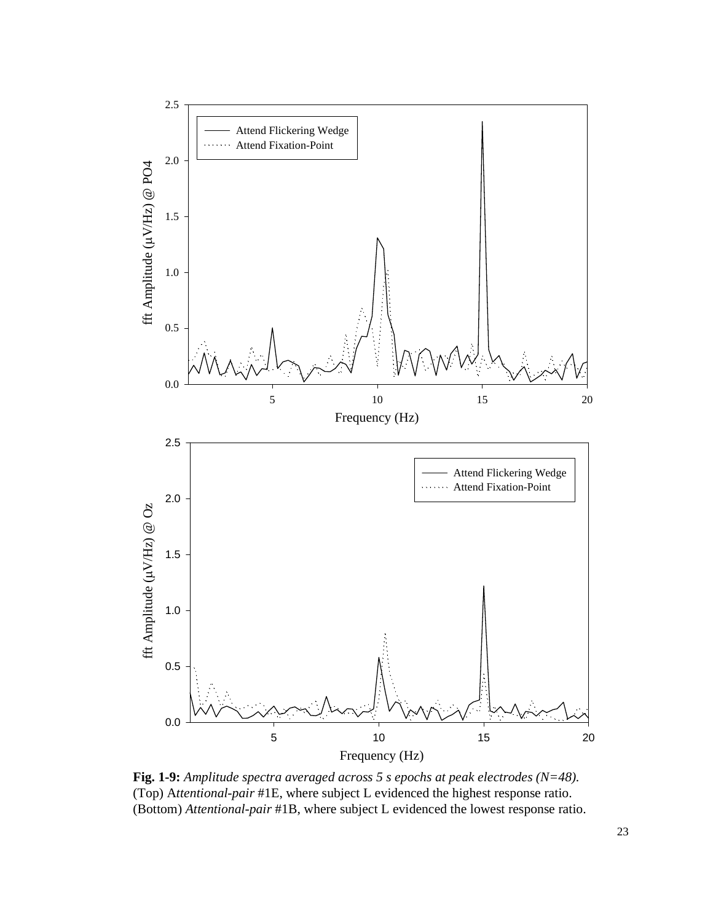**Fig. 1-9:** *Amplitude spectra averaged across 5 s epochs at peak electrodes (N=48).* (Top) A*ttentional-pair* #1E, where subject L evidenced the highest response ratio. (Bottom) *Attentional-pair* #1B, where subject L evidenced the lowest response ratio.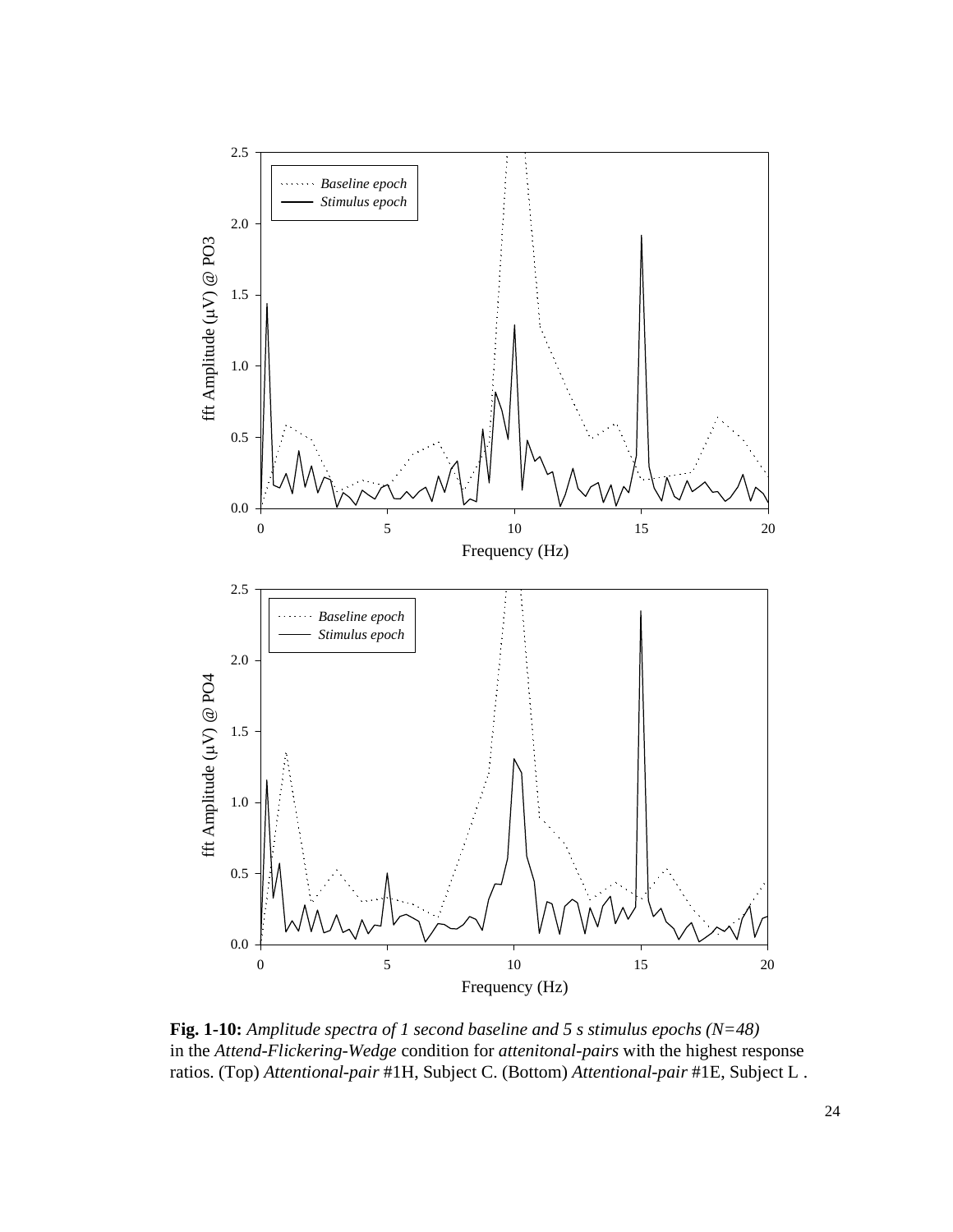**Fig. 1-10:** *Amplitude spectra of 1 second baseline and 5 s stimulus epochs (N=48)* in the *Attend-Flickering-Wedge* condition for *attenitonal-pairs* with the highest response ratios. (Top) *Attentional-pair* #1H, Subject C. (Bottom) *Attentional-pair* #1E, Subject L .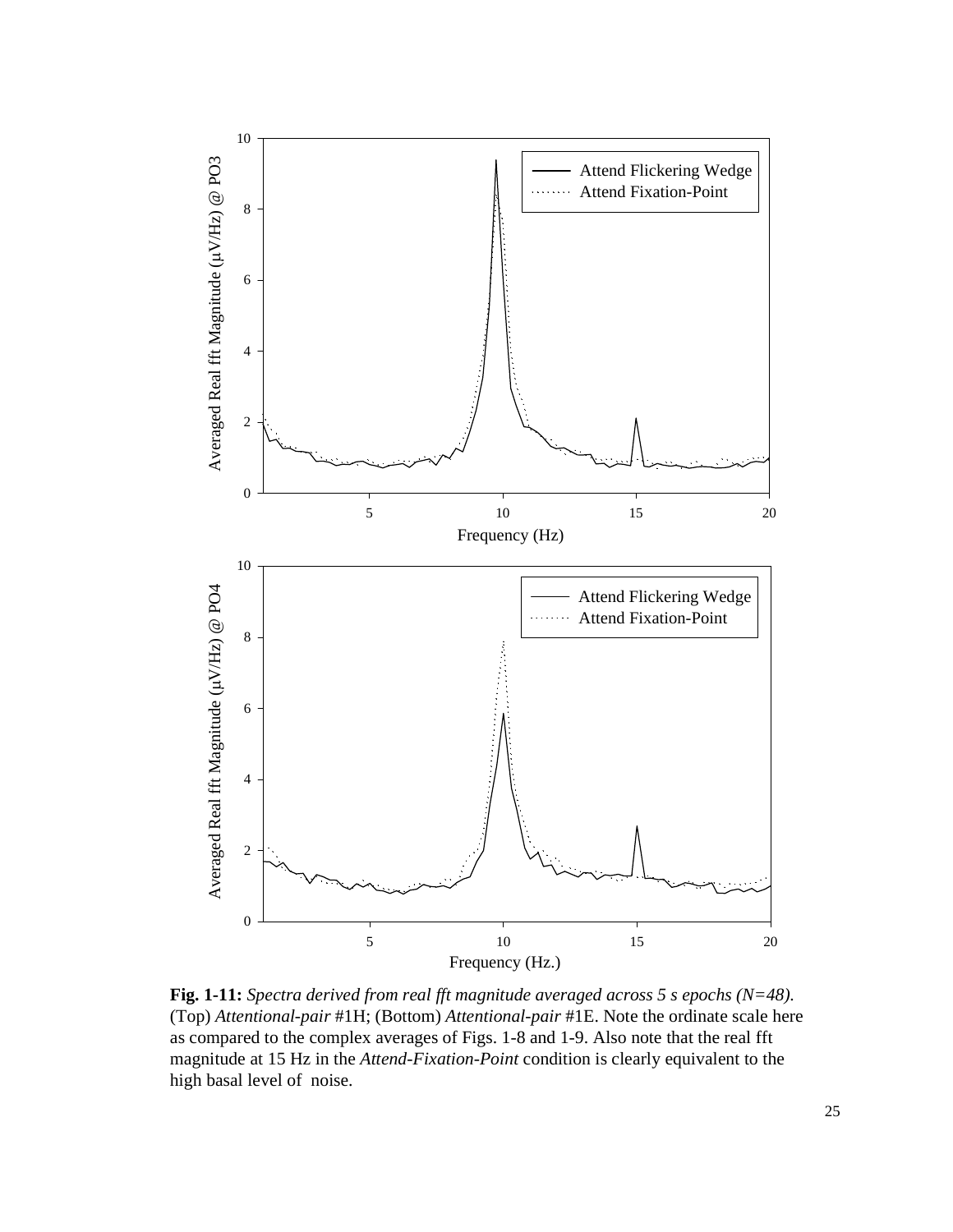**Fig. 1-11:** *Spectra derived from real fft magnitude averaged across 5 s epochs (N=48).* (Top) *Attentional-pair* #1H; (Bottom) *Attentional-pair* #1E. Note the ordinate scale here as compared to the complex averages of Figs. 1-8 and 1-9. Also note that the real fft magnitude at 15 Hz in the *Attend-Fixation-Point* condition is clearly equivalent to the high basal level of noise.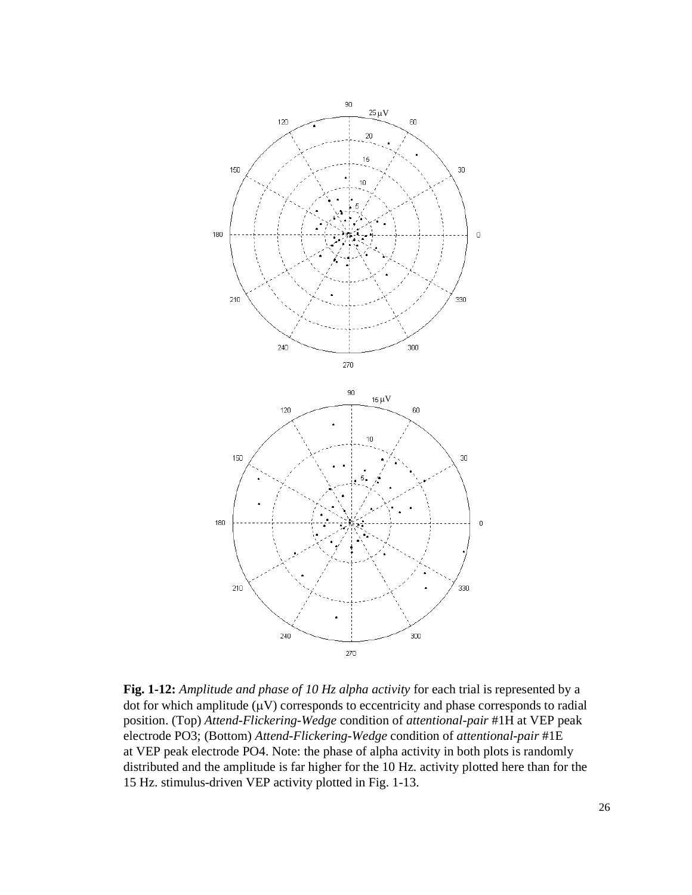**Fig. 1-12:** *Amplitude and phase of 10 Hz alpha activity* for each trial is represented by a dot for which amplitude (μV) corresponds to eccentricity and phase corresponds to radial position. (Top) *Attend-Flickering-Wedge* condition of *attentional-pair* #1H at VEP peak electrode PO3; (Bottom) *Attend-Flickering-Wedge* condition of *attentional-pair* #1E at VEP peak electrode PO4. Note: the phase of alpha activity in both plots is randomly distributed and the amplitude is far higher for the 10 Hz. activity plotted here than for the 15 Hz. stimulus-driven VEP activity plotted in Fig. 1-13.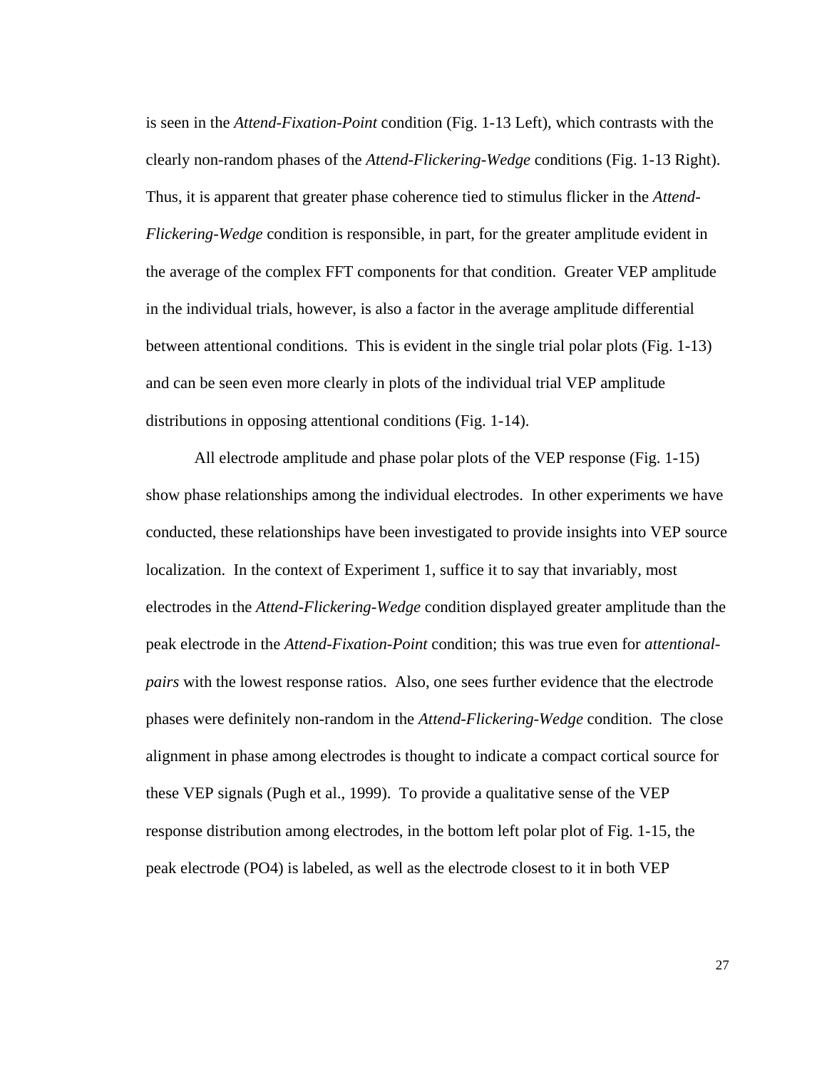is seen in the *Attend-Fixation-Point* condition (Fig. 1-13 Left), which contrasts with the clearly non-random phases of the *Attend-Flickering-Wedge* conditions (Fig. 1-13 Right). Thus, it is apparent that greater phase coherence tied to stimulus flicker in the *Attend-Flickering-Wedge* condition is responsible, in part, for the greater amplitude evident in the average of the complex FFT components for that condition. Greater VEP amplitude in the individual trials, however, is also a factor in the average amplitude differential between attentional conditions. This is evident in the single trial polar plots (Fig. 1-13) and can be seen even more clearly in plots of the individual trial VEP amplitude distributions in opposing attentional conditions (Fig. 1-14).

All electrode amplitude and phase polar plots of the VEP response (Fig. 1-15) show phase relationships among the individual electrodes. In other experiments we have conducted, these relationships have been investigated to provide insights into VEP source localization. In the context of Experiment 1, suffice it to say that invariably, most electrodes in the *Attend-Flickering-Wedge* condition displayed greater amplitude than the peak electrode in the *Attend-Fixation-Point* condition; this was true even for *attentional-pairs* with the lowest response ratios. Also, one sees further evidence that the electrode phases were definitely non-random in the *Attend-Flickering-Wedge* condition. The close alignment in phase among electrodes is thought to indicate a compact cortical source for these VEP signals (Pugh et al., 1999). To provide a qualitative sense of the VEP response distribution among electrodes, in the bottom left polar plot of Fig. 1-15, the peak electrode (PO4) is labeled, as well as the electrode closest to it in both VEP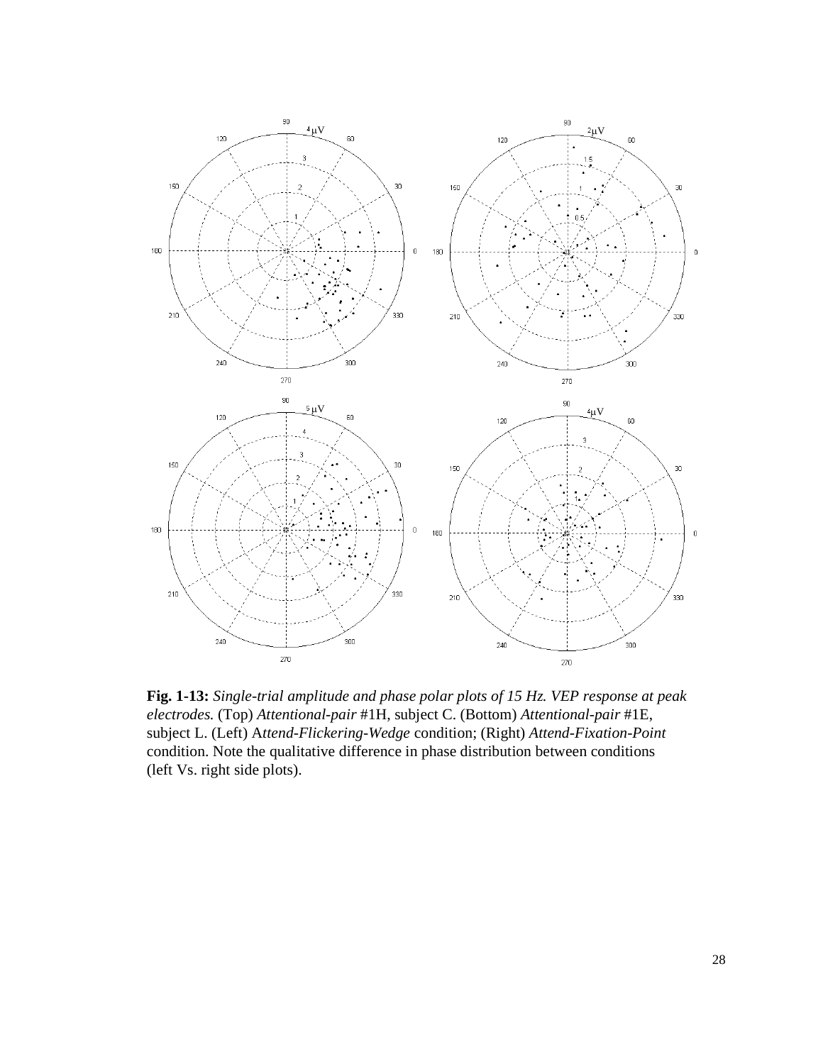**Fig. 1-13:** *Single-trial amplitude and phase polar plots of 15 Hz. VEP response at peak electrodes.* (Top) *Attentional-pair* #1H, subject C. (Bottom) *Attentional-pair* #1E, subject L. (Left) A*ttend-Flickering-Wedge* condition; (Right) *Attend-Fixation-Point* condition. Note the qualitative difference in phase distribution between conditions (left Vs. right side plots).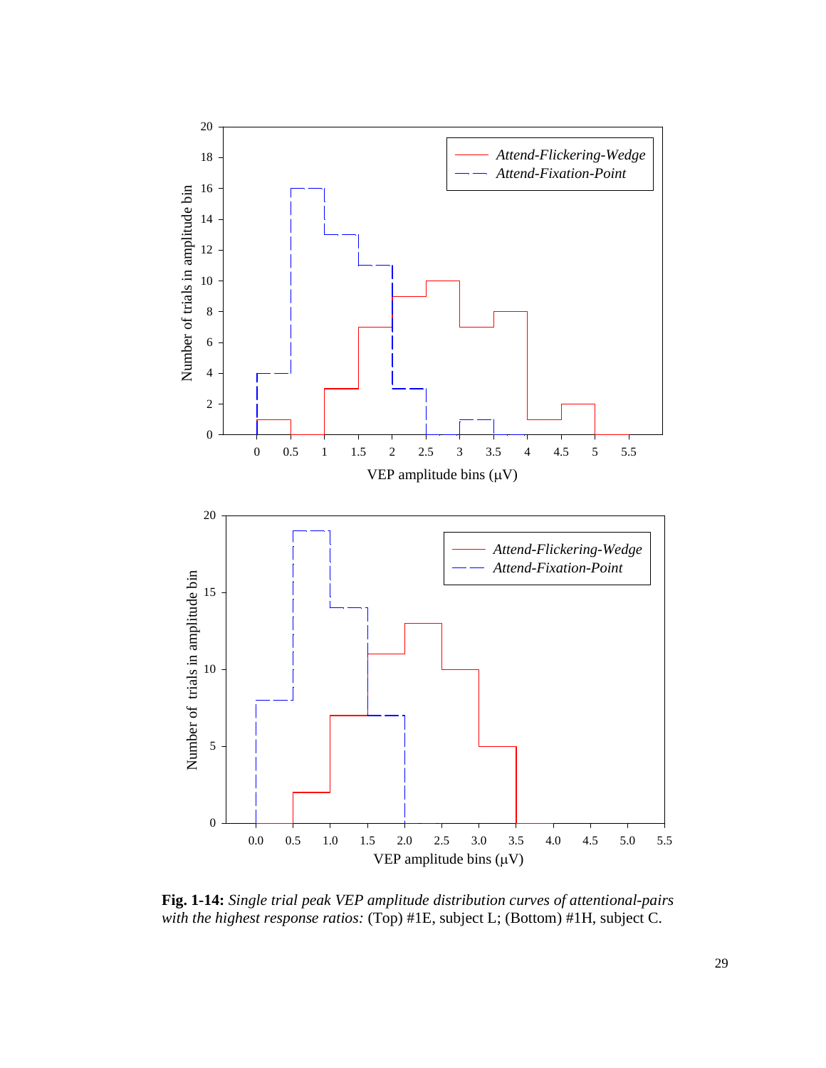**Fig. 1-14:** *Single trial peak VEP amplitude distribution curves of attentional-pairs with the highest response ratios:* (Top) #1E, subject L; (Bottom) #1H, subject C.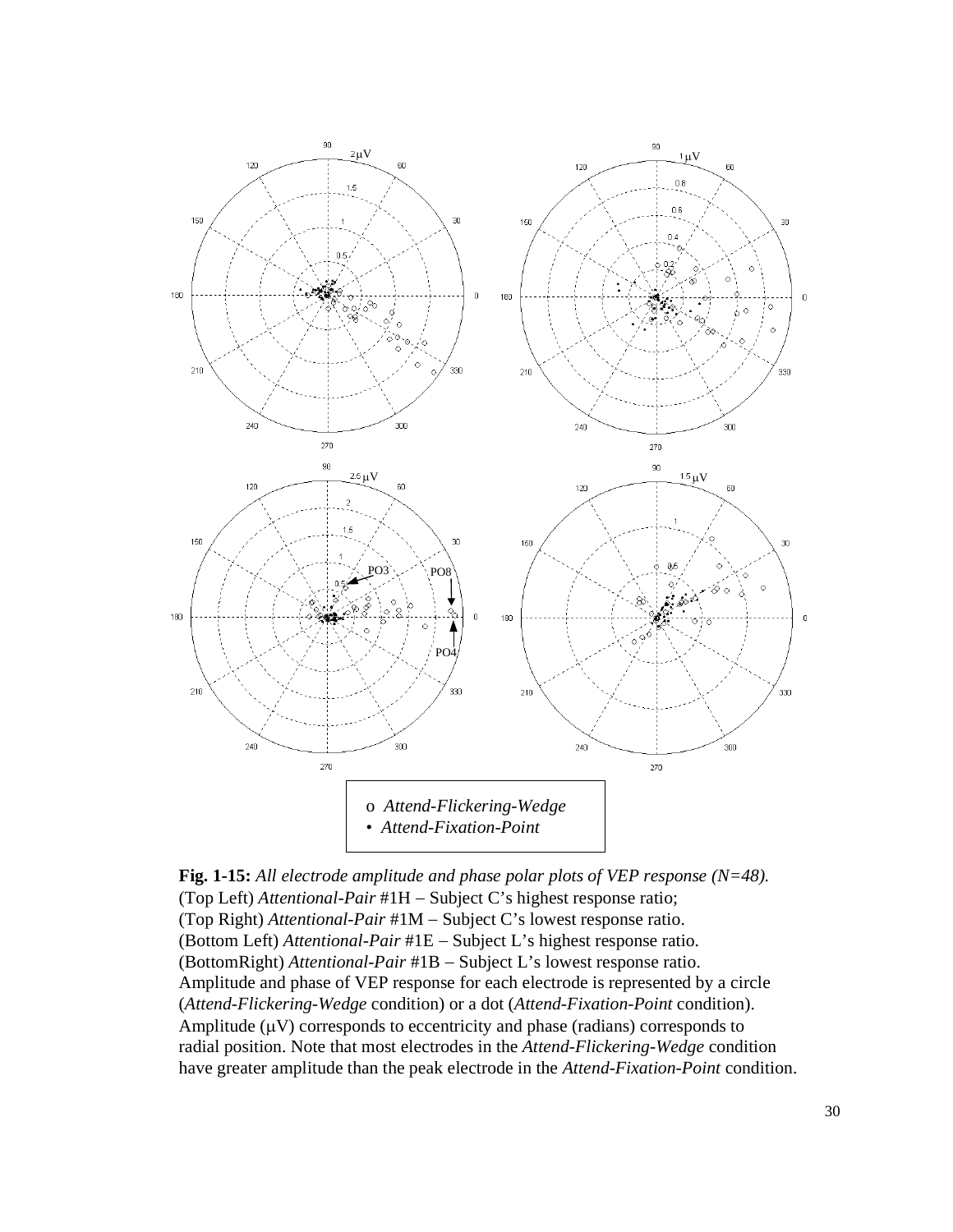o *Attend-Flickering-Wedge*
• *Attend-Fixation-Point*

**Fig. 1-15:** *All electrode amplitude and phase polar plots of VEP response (N=48).*
(Top Left) *Attentional-Pair* #1H – Subject C's highest response ratio;
(Top Right) *Attentional-Pair* #1M – Subject C's lowest response ratio.
(Bottom Left) *Attentional-Pair* #1E – Subject L's highest response ratio.
(BottomRight) *Attentional-Pair* #1B – Subject L's lowest response ratio.
Amplitude and phase of VEP response for each electrode is represented by a circle (*Attend-Flickering-Wedge* condition) or a dot (*Attend-Fixation-Point* condition).
Amplitude (μV) corresponds to eccentricity and phase (radians) corresponds to radial position. Note that most electrodes in the *Attend-Flickering-Wedge* condition have greater amplitude than the peak electrode in the *Attend-Fixation-Point* condition.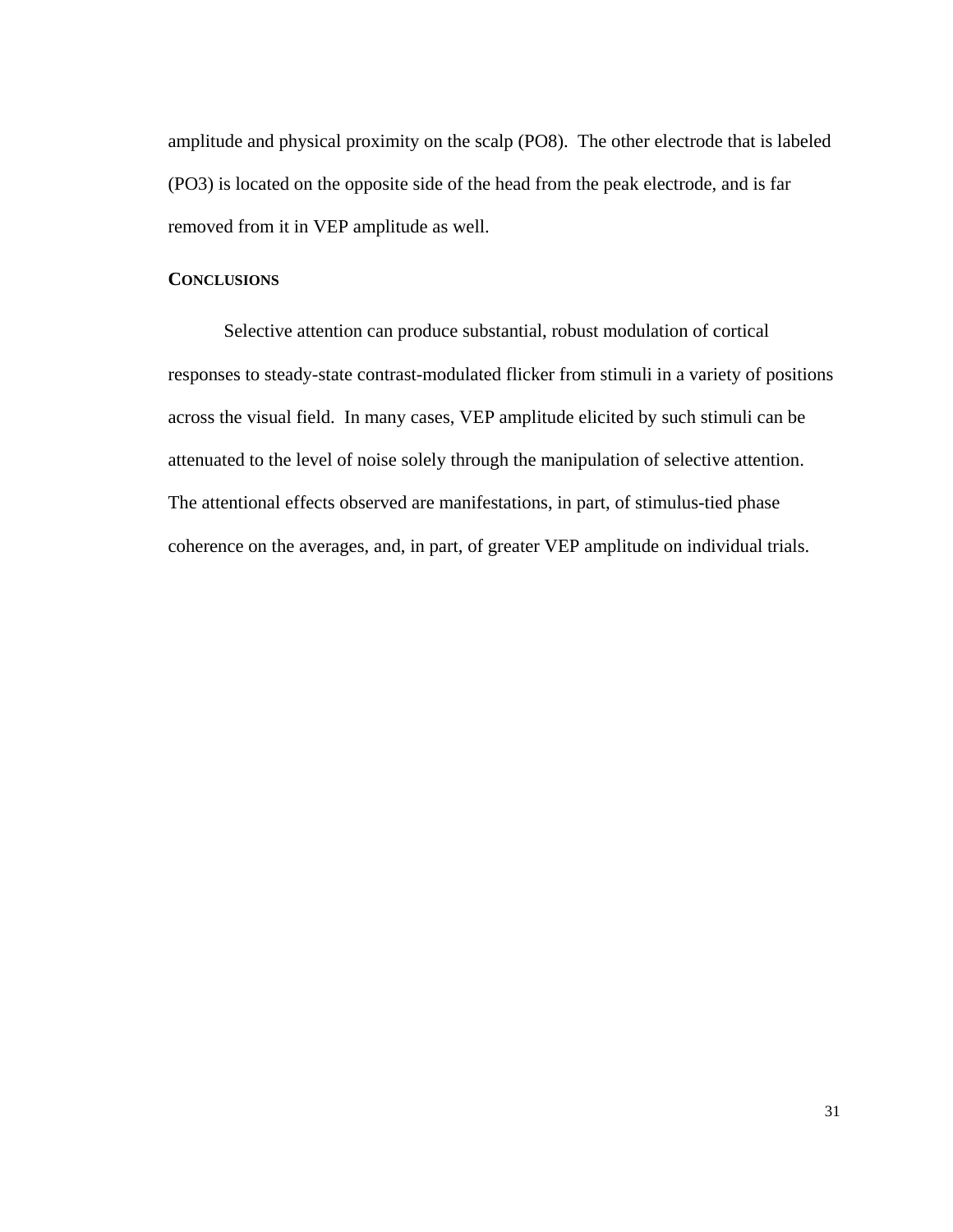amplitude and physical proximity on the scalp (PO8). The other electrode that is labeled (PO3) is located on the opposite side of the head from the peak electrode, and is far removed from it in VEP amplitude as well.

## CONCLUSIONS

Selective attention can produce substantial, robust modulation of cortical responses to steady-state contrast-modulated flicker from stimuli in a variety of positions across the visual field. In many cases, VEP amplitude elicited by such stimuli can be attenuated to the level of noise solely through the manipulation of selective attention. The attentional effects observed are manifestations, in part, of stimulus-tied phase coherence on the averages, and, in part, of greater VEP amplitude on individual trials.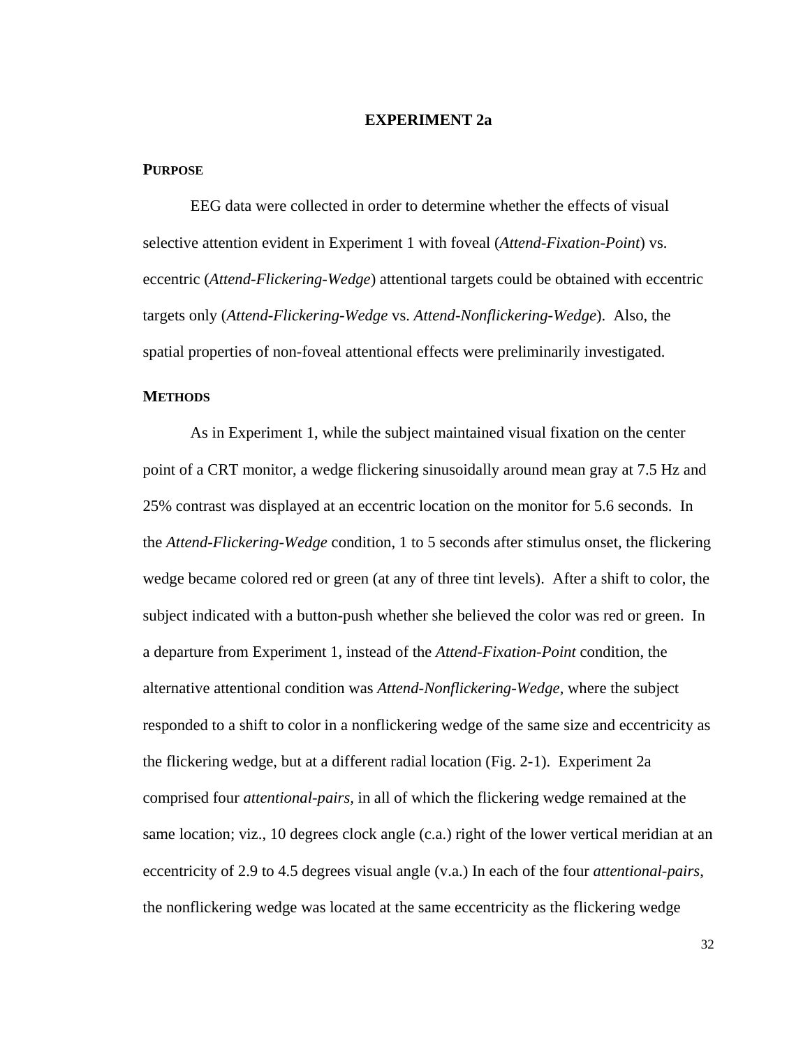# EXPERIMENT 2a

## PURPOSE

EEG data were collected in order to determine whether the effects of visual selective attention evident in Experiment 1 with foveal (*Attend-Fixation-Point*) vs. eccentric (*Attend-Flickering-Wedge*) attentional targets could be obtained with eccentric targets only (*Attend-Flickering-Wedge* vs. *Attend-Nonflickering-Wedge*). Also, the spatial properties of non-foveal attentional effects were preliminarily investigated.

## METHODS

As in Experiment 1, while the subject maintained visual fixation on the center point of a CRT monitor, a wedge flickering sinusoidally around mean gray at 7.5 Hz and 25% contrast was displayed at an eccentric location on the monitor for 5.6 seconds. In the *Attend-Flickering-Wedge* condition, 1 to 5 seconds after stimulus onset, the flickering wedge became colored red or green (at any of three tint levels). After a shift to color, the subject indicated with a button-push whether she believed the color was red or green. In a departure from Experiment 1, instead of the *Attend-Fixation-Point* condition, the alternative attentional condition was *Attend-Nonflickering-Wedge*, where the subject responded to a shift to color in a nonflickering wedge of the same size and eccentricity as the flickering wedge, but at a different radial location (Fig. 2-1). Experiment 2a comprised four *attentional-pairs*, in all of which the flickering wedge remained at the same location; viz., 10 degrees clock angle (c.a.) right of the lower vertical meridian at an eccentricity of 2.9 to 4.5 degrees visual angle (v.a.) In each of the four *attentional-pairs*, the nonflickering wedge was located at the same eccentricity as the flickering wedge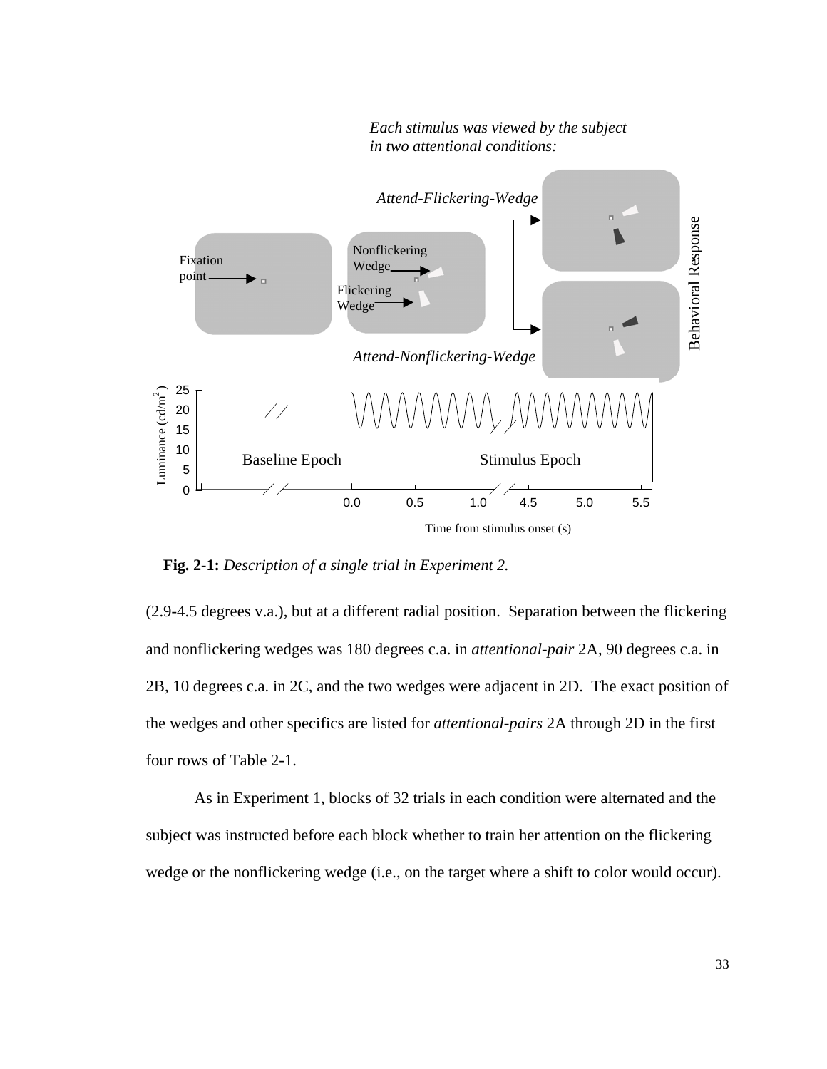*Each stimulus was viewed by the subject in two attentional conditions:*

*Attend-Flickering-Wedge*

*Attend-Nonflickering-Wedge*

Fixation point

Nonflickering Wedge

Flickering Wedge

Behavioral Response

Luminance (cd/m$^2$)

Baseline Epoch

Stimulus Epoch

Time from stimulus onset (s)

**Fig. 2-1:** *Description of a single trial in Experiment 2.*

(2.9-4.5 degrees v.a.), but at a different radial position. Separation between the flickering and nonflickering wedges was 180 degrees c.a. in *attentional-pair* 2A, 90 degrees c.a. in 2B, 10 degrees c.a. in 2C, and the two wedges were adjacent in 2D. The exact position of the wedges and other specifics are listed for *attentional-pairs* 2A through 2D in the first four rows of Table 2-1.

As in Experiment 1, blocks of 32 trials in each condition were alternated and the subject was instructed before each block whether to train her attention on the flickering wedge or the nonflickering wedge (i.e., on the target where a shift to color would occur).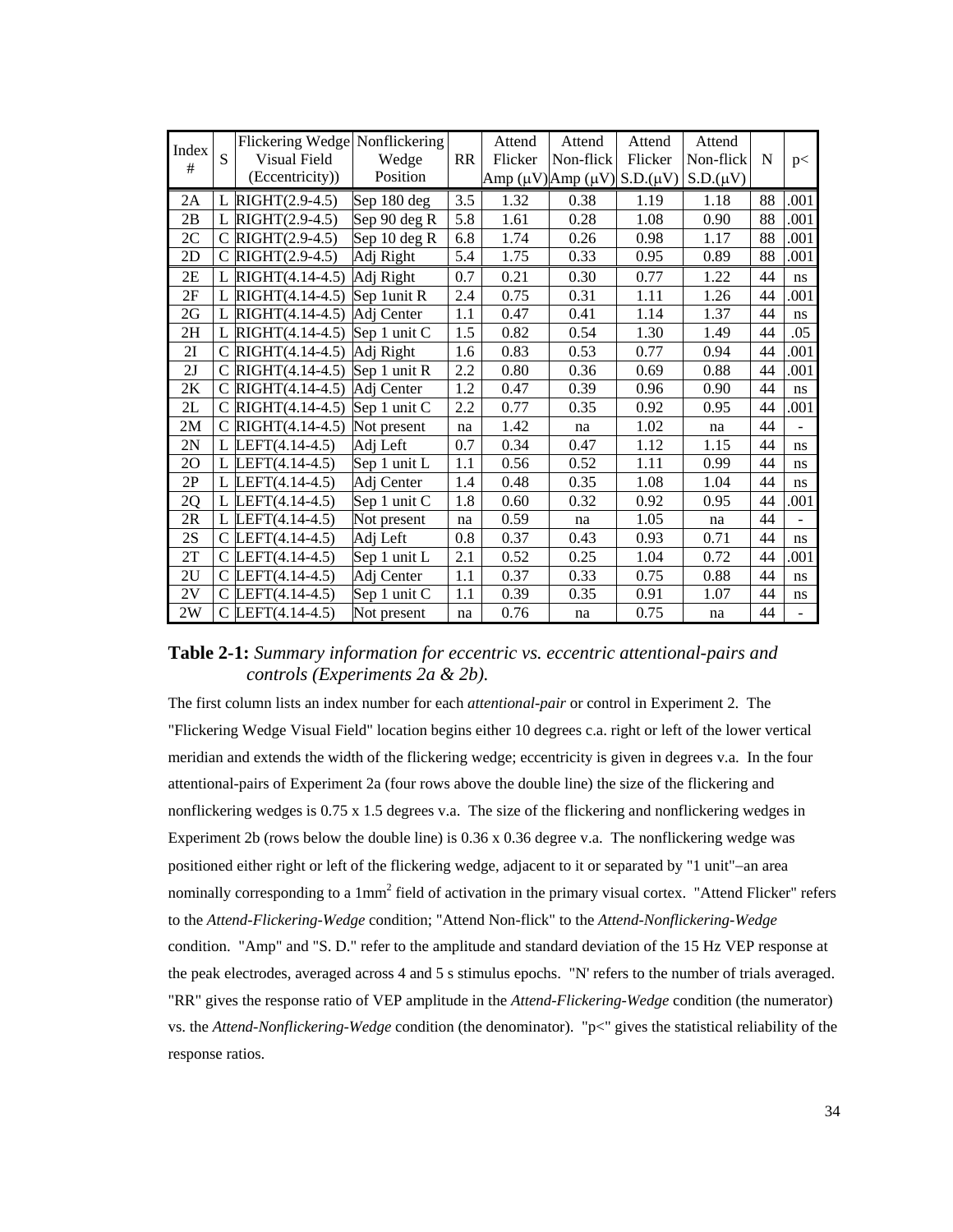| Index # | S | Flickering Wedge Visual Field (Eccentricity)) | Nonflickering Wedge Position | RR | Attend Flicker Amp (μV) | Attend Non-flick Amp (μV) | Attend Flicker S.D.(μV) | Attend Non-flick S.D.(μV) | N | p< |
|---|---|---|---|---|---|---|---|---|---|---|
| 2A | L | RIGHT(2.9-4.5) | Sep 180 deg | 3.5 | 1.32 | 0.38 | 1.19 | 1.18 | 88 | .001 |
| 2B | L | RIGHT(2.9-4.5) | Sep 90 deg R | 5.8 | 1.61 | 0.28 | 1.08 | 0.90 | 88 | .001 |
| 2C | C | RIGHT(2.9-4.5) | Sep 10 deg R | 6.8 | 1.74 | 0.26 | 0.98 | 1.17 | 88 | .001 |
| 2D | C | RIGHT(2.9-4.5) | Adj Right | 5.4 | 1.75 | 0.33 | 0.95 | 0.89 | 88 | .001 |
| 2E | L | RIGHT(4.14-4.5) | Adj Right | 0.7 | 0.21 | 0.30 | 0.77 | 1.22 | 44 | ns |
| 2F | L | RIGHT(4.14-4.5) | Sep 1unit R | 2.4 | 0.75 | 0.31 | 1.11 | 1.26 | 44 | .001 |
| 2G | L | RIGHT(4.14-4.5) | Adj Center | 1.1 | 0.47 | 0.41 | 1.14 | 1.37 | 44 | ns |
| 2H | L | RIGHT(4.14-4.5) | Sep 1 unit C | 1.5 | 0.82 | 0.54 | 1.30 | 1.49 | 44 | .05 |
| 2I | C | RIGHT(4.14-4.5) | Adj Right | 1.6 | 0.83 | 0.53 | 0.77 | 0.94 | 44 | .001 |
| 2J | C | RIGHT(4.14-4.5) | Sep 1 unit R | 2.2 | 0.80 | 0.36 | 0.69 | 0.88 | 44 | .001 |
| 2K | C | RIGHT(4.14-4.5) | Adj Center | 1.2 | 0.47 | 0.39 | 0.96 | 0.90 | 44 | ns |
| 2L | C | RIGHT(4.14-4.5) | Sep 1 unit C | 2.2 | 0.77 | 0.35 | 0.92 | 0.95 | 44 | .001 |
| 2M | C | RIGHT(4.14-4.5) | Not present | na | 1.42 | na | 1.02 | na | 44 | - |
| 2N | L | LEFT(4.14-4.5) | Adj Left | 0.7 | 0.34 | 0.47 | 1.12 | 1.15 | 44 | ns |
| 2O | L | LEFT(4.14-4.5) | Sep 1 unit L | 1.1 | 0.56 | 0.52 | 1.11 | 0.99 | 44 | ns |
| 2P | L | LEFT(4.14-4.5) | Adj Center | 1.4 | 0.48 | 0.35 | 1.08 | 1.04 | 44 | ns |
| 2Q | L | LEFT(4.14-4.5) | Sep 1 unit C | 1.8 | 0.60 | 0.32 | 0.92 | 0.95 | 44 | .001 |
| 2R | L | LEFT(4.14-4.5) | Not present | na | 0.59 | na | 1.05 | na | 44 | - |
| 2S | C | LEFT(4.14-4.5) | Adj Left | 0.8 | 0.37 | 0.43 | 0.93 | 0.71 | 44 | ns |
| 2T | C | LEFT(4.14-4.5) | Sep 1 unit L | 2.1 | 0.52 | 0.25 | 1.04 | 0.72 | 44 | .001 |
| 2U | C | LEFT(4.14-4.5) | Adj Center | 1.1 | 0.37 | 0.33 | 0.75 | 0.88 | 44 | ns |
| 2V | C | LEFT(4.14-4.5) | Sep 1 unit C | 1.1 | 0.39 | 0.35 | 0.91 | 1.07 | 44 | ns |
| 2W | C | LEFT(4.14-4.5) | Not present | na | 0.76 | na | 0.75 | na | 44 | - |

**Table 2-1:** *Summary information for eccentric vs. eccentric attentional-pairs and controls (Experiments 2a & 2b).*

The first column lists an index number for each *attentional-pair* or control in Experiment 2. The "Flickering Wedge Visual Field" location begins either 10 degrees c.a. right or left of the lower vertical meridian and extends the width of the flickering wedge; eccentricity is given in degrees v.a. In the four attentional-pairs of Experiment 2a (four rows above the double line) the size of the flickering and nonflickering wedges is 0.75 x 1.5 degrees v.a. The size of the flickering and nonflickering wedges in Experiment 2b (rows below the double line) is 0.36 x 0.36 degree v.a. The nonflickering wedge was positioned either right or left of the flickering wedge, adjacent to it or separated by "1 unit"–an area nominally corresponding to a 1mm$^2$ field of activation in the primary visual cortex. "Attend Flicker" refers to the *Attend-Flickering-Wedge* condition; "Attend Non-flick" to the *Attend-Nonflickering-Wedge* condition. "Amp" and "S. D." refer to the amplitude and standard deviation of the 15 Hz VEP response at the peak electrodes, averaged across 4 and 5 s stimulus epochs. "N' refers to the number of trials averaged. "RR" gives the response ratio of VEP amplitude in the *Attend-Flickering-Wedge* condition (the numerator) vs. the *Attend-Nonflickering-Wedge* condition (the denominator). "p<" gives the statistical reliability of the response ratios.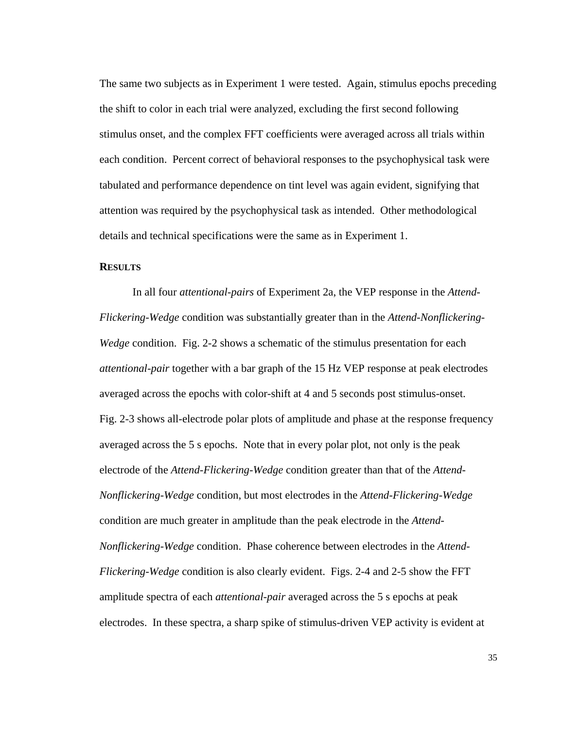The same two subjects as in Experiment 1 were tested. Again, stimulus epochs preceding the shift to color in each trial were analyzed, excluding the first second following stimulus onset, and the complex FFT coefficients were averaged across all trials within each condition. Percent correct of behavioral responses to the psychophysical task were tabulated and performance dependence on tint level was again evident, signifying that attention was required by the psychophysical task as intended. Other methodological details and technical specifications were the same as in Experiment 1.

## RESULTS

In all four *attentional-pairs* of Experiment 2a, the VEP response in the *Attend-Flickering-Wedge* condition was substantially greater than in the *Attend-Nonflickering-Wedge* condition. Fig. 2-2 shows a schematic of the stimulus presentation for each *attentional-pair* together with a bar graph of the 15 Hz VEP response at peak electrodes averaged across the epochs with color-shift at 4 and 5 seconds post stimulus-onset. Fig. 2-3 shows all-electrode polar plots of amplitude and phase at the response frequency averaged across the 5 s epochs. Note that in every polar plot, not only is the peak electrode of the *Attend-Flickering-Wedge* condition greater than that of the *Attend-Nonflickering-Wedge* condition, but most electrodes in the *Attend-Flickering-Wedge* condition are much greater in amplitude than the peak electrode in the *Attend-Nonflickering-Wedge* condition. Phase coherence between electrodes in the *Attend-Flickering-Wedge* condition is also clearly evident. Figs. 2-4 and 2-5 show the FFT amplitude spectra of each *attentional-pair* averaged across the 5 s epochs at peak electrodes. In these spectra, a sharp spike of stimulus-driven VEP activity is evident at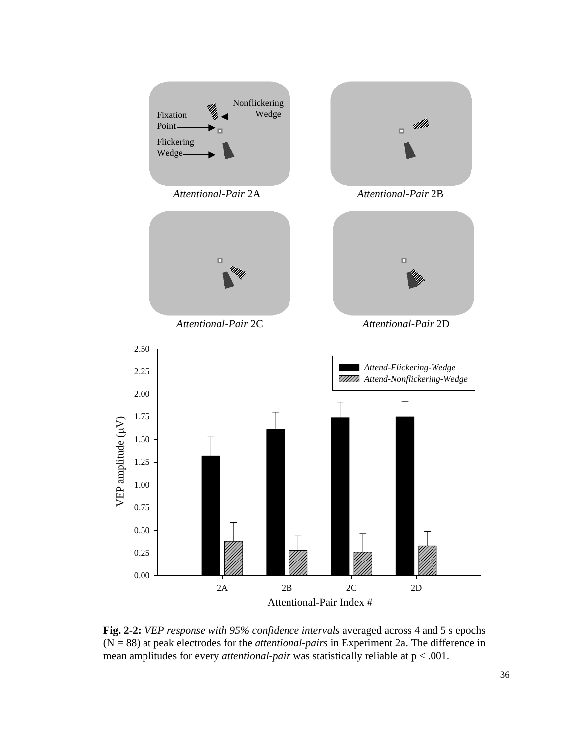**Fig. 2-2:** *VEP response with 95% confidence intervals* averaged across 4 and 5 s epochs (N = 88) at peak electrodes for the *attentional-pairs* in Experiment 2a. The difference in mean amplitudes for every *attentional-pair* was statistically reliable at $p < .001$.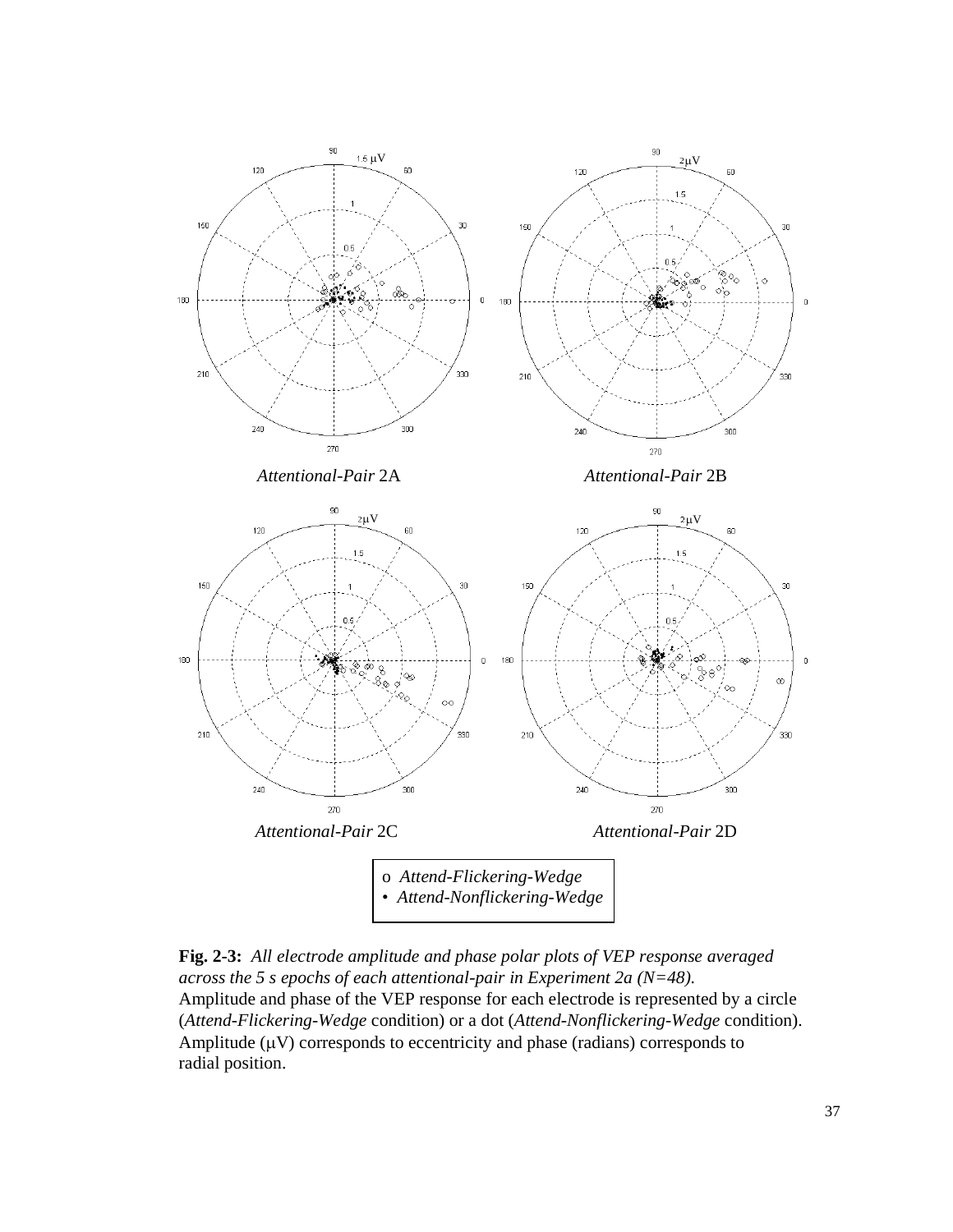*Attentional-Pair* 2A

*Attentional-Pair* 2B

*Attentional-Pair* 2C

*Attentional-Pair* 2D

o *Attend-Flickering-Wedge*
• *Attend-Nonflickering-Wedge*

**Fig. 2-3:** *All electrode amplitude and phase polar plots of VEP response averaged across the 5 s epochs of each attentional-pair in Experiment 2a (N=48).*
Amplitude and phase of the VEP response for each electrode is represented by a circle (*Attend-Flickering-Wedge* condition) or a dot (*Attend-Nonflickering-Wedge* condition). Amplitude (μV) corresponds to eccentricity and phase (radians) corresponds to radial position.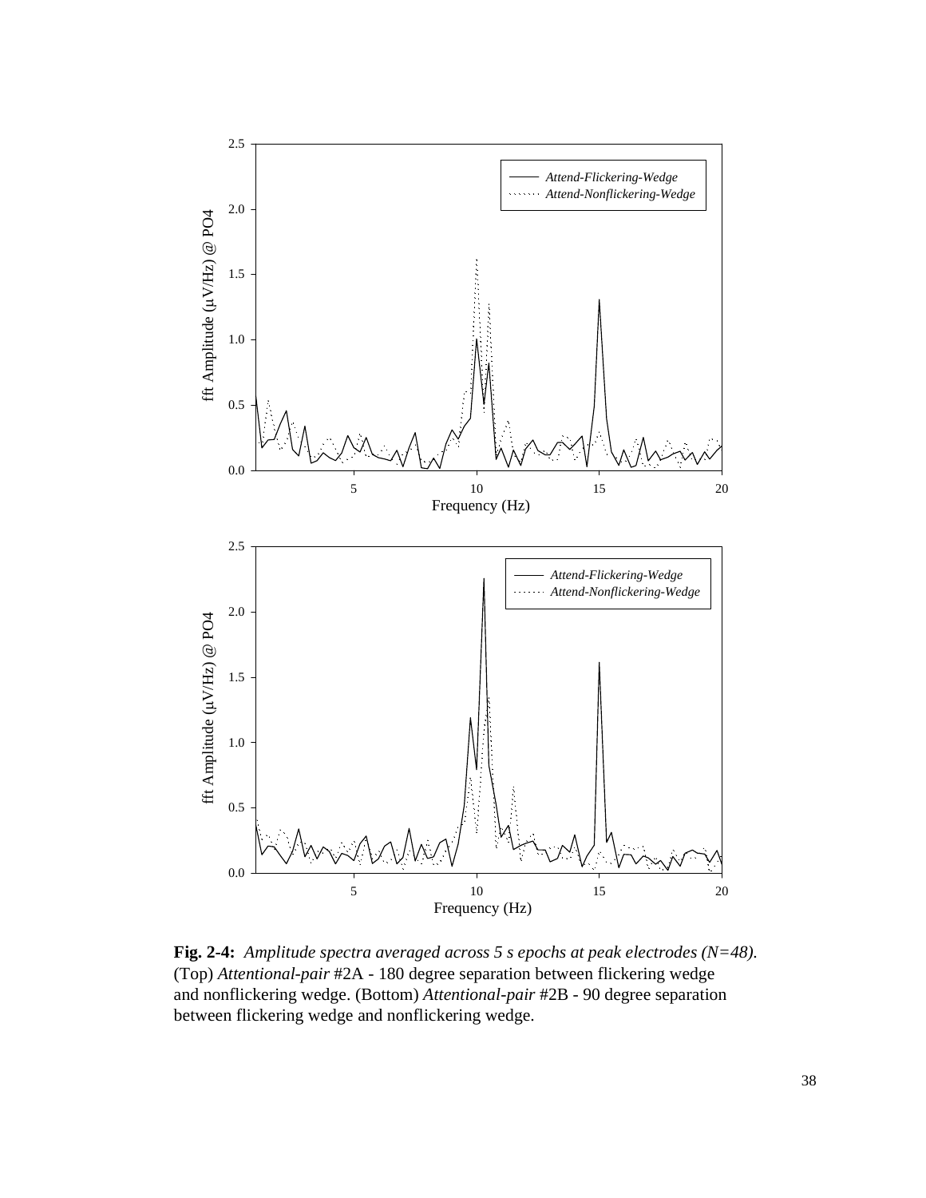**Fig. 2-4:** *Amplitude spectra averaged across 5 s epochs at peak electrodes (N=48).* (Top) *Attentional-pair* #2A - 180 degree separation between flickering wedge and nonflickering wedge. (Bottom) *Attentional-pair* #2B - 90 degree separation between flickering wedge and nonflickering wedge.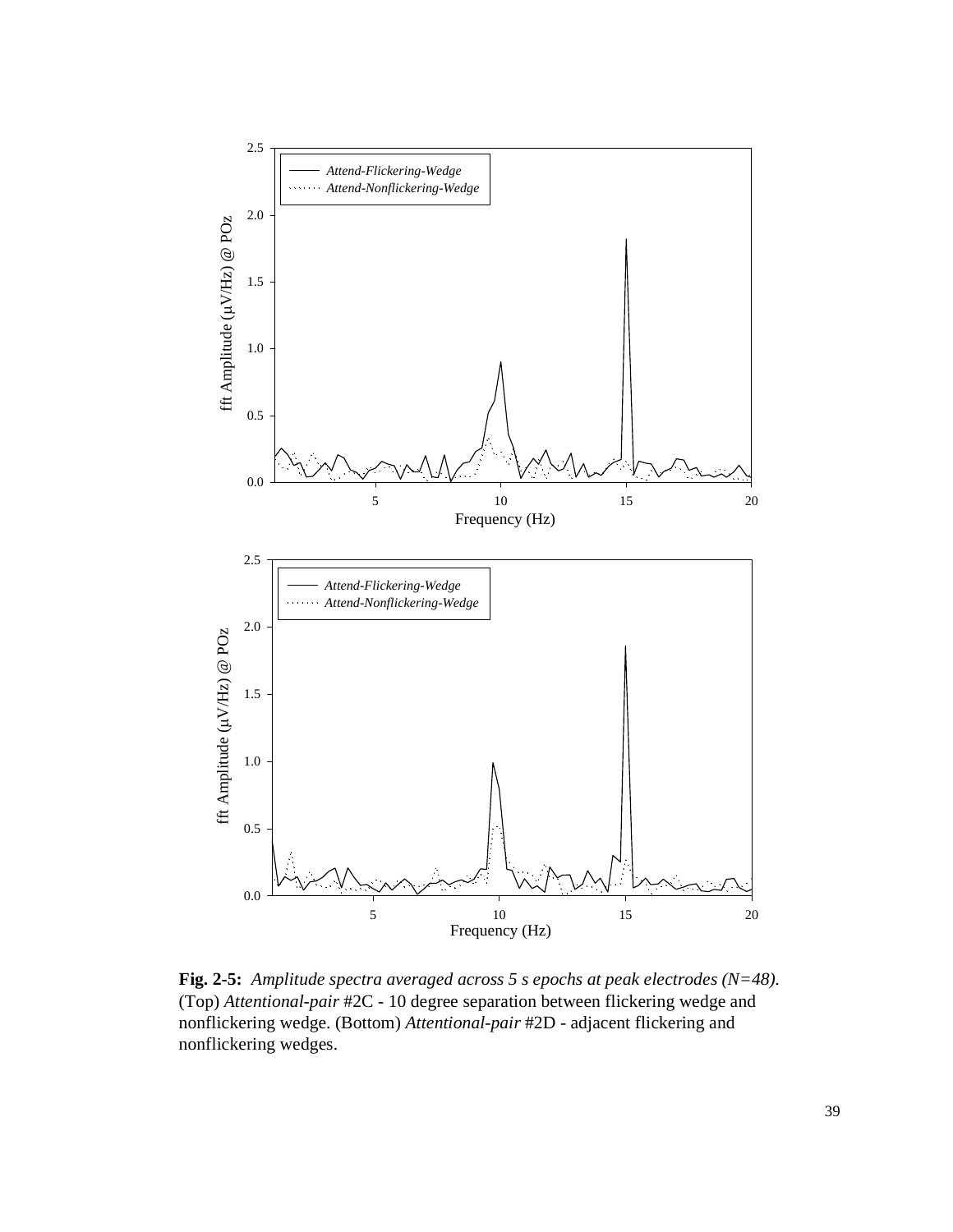**Fig. 2-5:** *Amplitude spectra averaged across 5 s epochs at peak electrodes (N=48).* (Top) *Attentional-pair* #2C - 10 degree separation between flickering wedge and nonflickering wedge. (Bottom) *Attentional-pair* #2D - adjacent flickering and nonflickering wedges.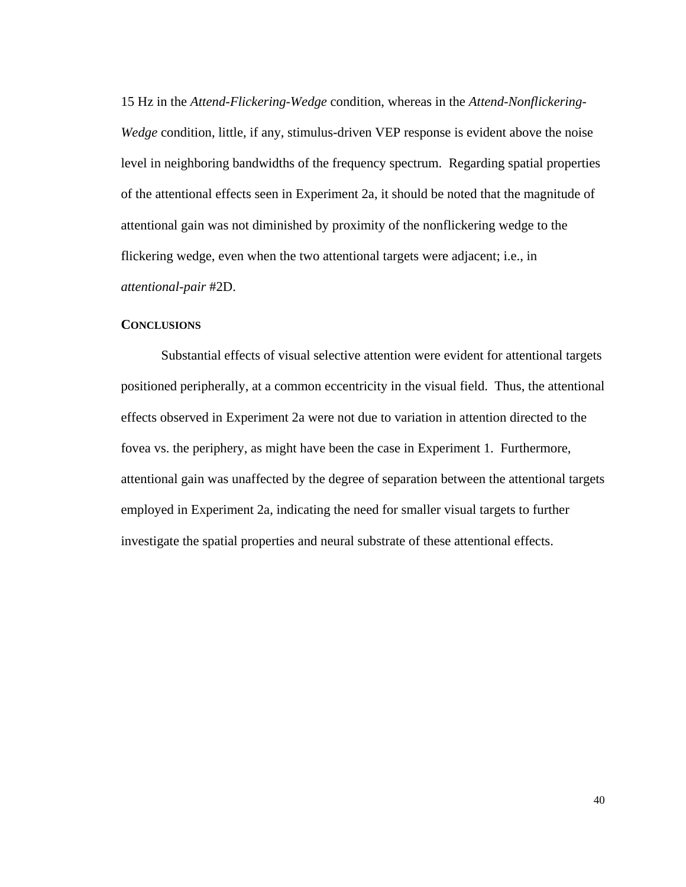15 Hz in the *Attend-Flickering-Wedge* condition, whereas in the *Attend-Nonflickering-Wedge* condition, little, if any, stimulus-driven VEP response is evident above the noise level in neighboring bandwidths of the frequency spectrum. Regarding spatial properties of the attentional effects seen in Experiment 2a, it should be noted that the magnitude of attentional gain was not diminished by proximity of the nonflickering wedge to the flickering wedge, even when the two attentional targets were adjacent; i.e., in *attentional-pair* #2D.

### CONCLUSIONS

Substantial effects of visual selective attention were evident for attentional targets positioned peripherally, at a common eccentricity in the visual field. Thus, the attentional effects observed in Experiment 2a were not due to variation in attention directed to the fovea vs. the periphery, as might have been the case in Experiment 1. Furthermore, attentional gain was unaffected by the degree of separation between the attentional targets employed in Experiment 2a, indicating the need for smaller visual targets to further investigate the spatial properties and neural substrate of these attentional effects.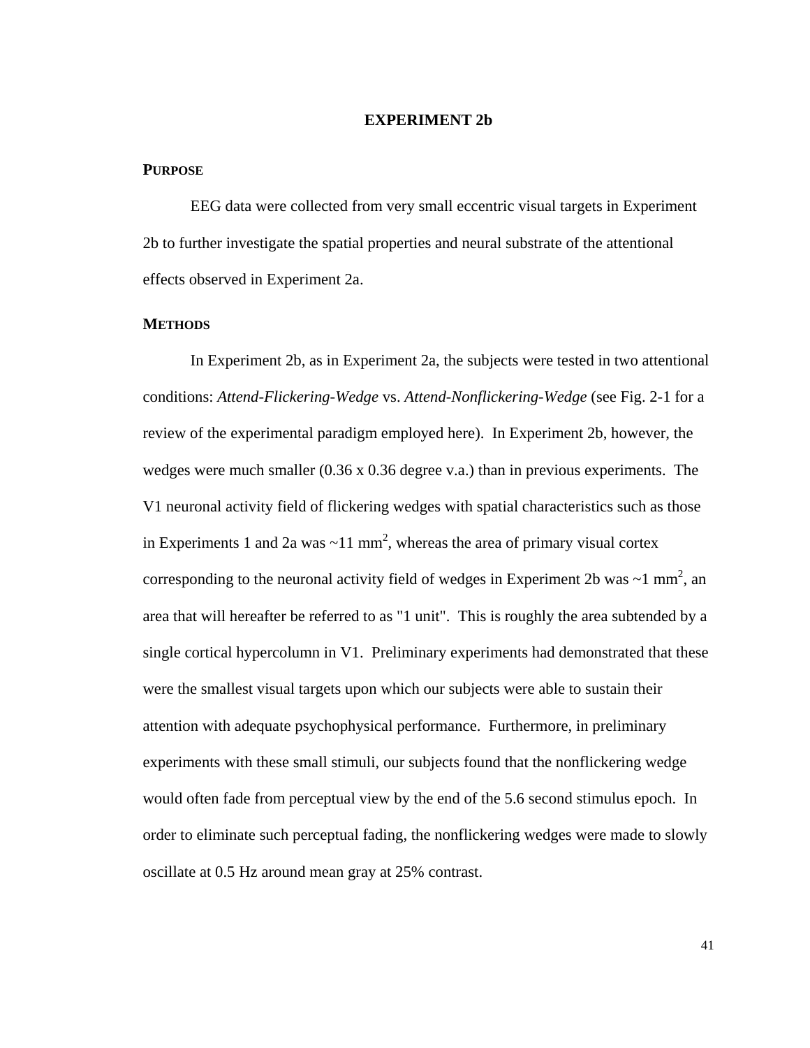# EXPERIMENT 2b

## Purpose

EEG data were collected from very small eccentric visual targets in Experiment 2b to further investigate the spatial properties and neural substrate of the attentional effects observed in Experiment 2a.

## Methods

In Experiment 2b, as in Experiment 2a, the subjects were tested in two attentional conditions: *Attend-Flickering-Wedge* vs. *Attend-Nonflickering-Wedge* (see Fig. 2-1 for a review of the experimental paradigm employed here). In Experiment 2b, however, the wedges were much smaller (0.36 x 0.36 degree v.a.) than in previous experiments. The V1 neuronal activity field of flickering wedges with spatial characteristics such as those in Experiments 1 and 2a was ~11 $mm^2$, whereas the area of primary visual cortex corresponding to the neuronal activity field of wedges in Experiment 2b was ~1 $mm^2$, an area that will hereafter be referred to as "1 unit". This is roughly the area subtended by a single cortical hypercolumn in V1. Preliminary experiments had demonstrated that these were the smallest visual targets upon which our subjects were able to sustain their attention with adequate psychophysical performance. Furthermore, in preliminary experiments with these small stimuli, our subjects found that the nonflickering wedge would often fade from perceptual view by the end of the 5.6 second stimulus epoch. In order to eliminate such perceptual fading, the nonflickering wedges were made to slowly oscillate at 0.5 Hz around mean gray at 25% contrast.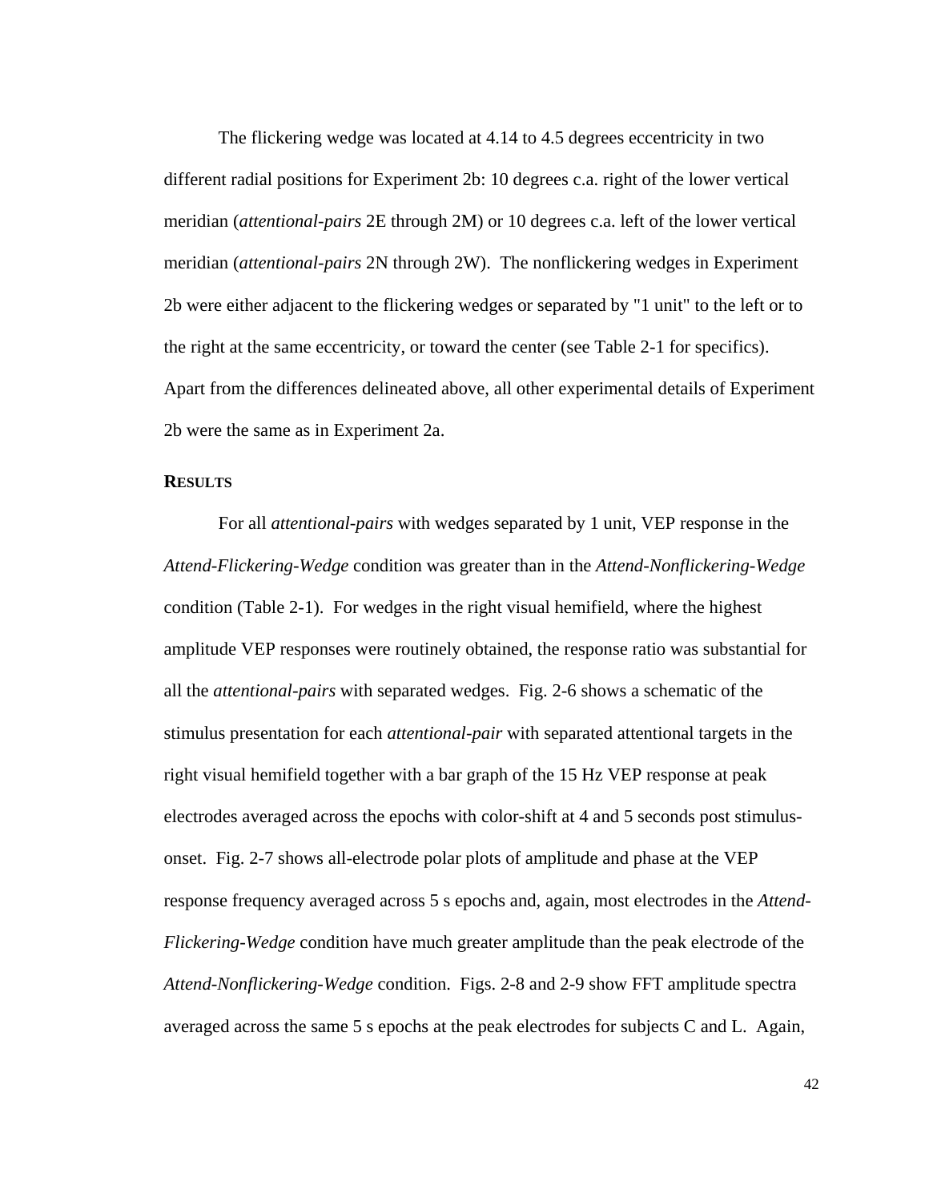The flickering wedge was located at 4.14 to 4.5 degrees eccentricity in two different radial positions for Experiment 2b: 10 degrees c.a. right of the lower vertical meridian (*attentional-pairs* 2E through 2M) or 10 degrees c.a. left of the lower vertical meridian (*attentional-pairs* 2N through 2W). The nonflickering wedges in Experiment 2b were either adjacent to the flickering wedges or separated by "1 unit" to the left or to the right at the same eccentricity, or toward the center (see Table 2-1 for specifics). Apart from the differences delineated above, all other experimental details of Experiment 2b were the same as in Experiment 2a.

## RESULTS

For all *attentional-pairs* with wedges separated by 1 unit, VEP response in the *Attend-Flickering-Wedge* condition was greater than in the *Attend-Nonflickering-Wedge* condition (Table 2-1). For wedges in the right visual hemifield, where the highest amplitude VEP responses were routinely obtained, the response ratio was substantial for all the *attentional-pairs* with separated wedges. Fig. 2-6 shows a schematic of the stimulus presentation for each *attentional-pair* with separated attentional targets in the right visual hemifield together with a bar graph of the 15 Hz VEP response at peak electrodes averaged across the epochs with color-shift at 4 and 5 seconds post stimulus-onset. Fig. 2-7 shows all-electrode polar plots of amplitude and phase at the VEP response frequency averaged across 5 s epochs and, again, most electrodes in the *Attend-Flickering-Wedge* condition have much greater amplitude than the peak electrode of the *Attend-Nonflickering-Wedge* condition. Figs. 2-8 and 2-9 show FFT amplitude spectra averaged across the same 5 s epochs at the peak electrodes for subjects C and L. Again,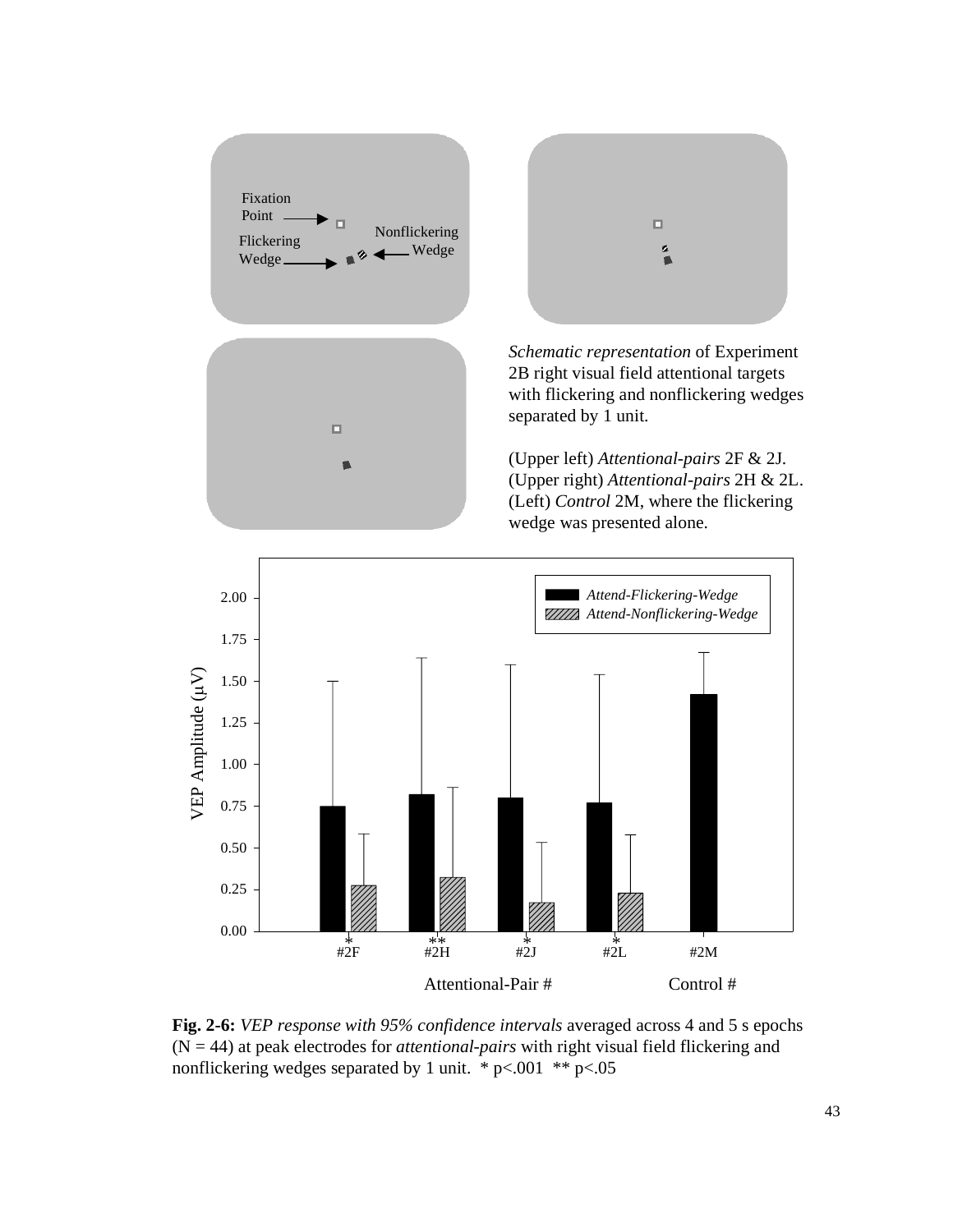*Schematic representation* of Experiment 2B right visual field attentional targets with flickering and nonflickering wedges separated by 1 unit.

(Upper left) *Attentional-pairs* 2F & 2J.
(Upper right) *Attentional-pairs* 2H & 2L.
(Left) *Control* 2M, where the flickering wedge was presented alone.

**Fig. 2-6:** *VEP response with 95% confidence intervals* averaged across 4 and 5 s epochs (N = 44) at peak electrodes for *attentional-pairs* with right visual field flickering and nonflickering wedges separated by 1 unit. * $p<.001$ ** $p<.05$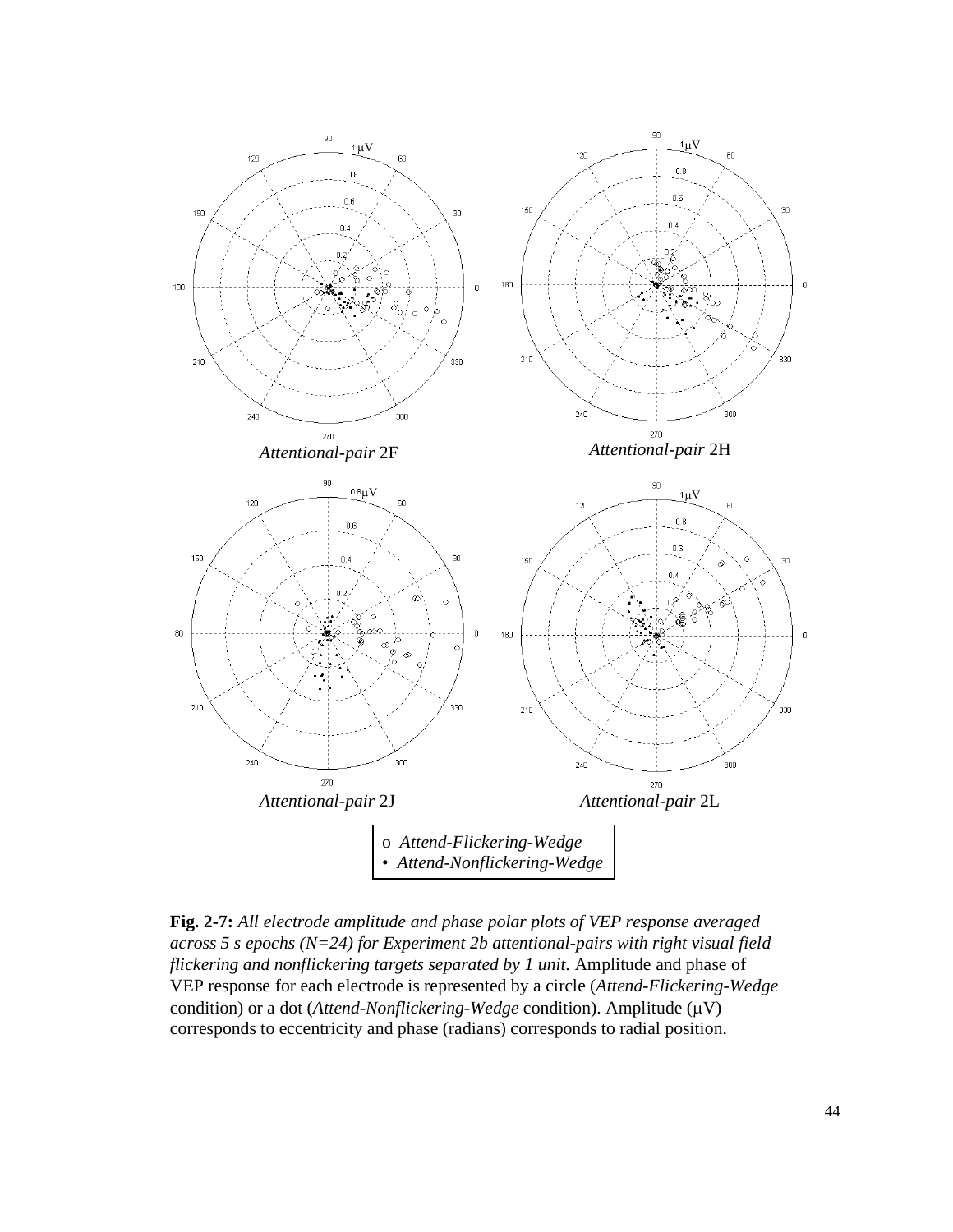*Attentional-pair* 2F

*Attentional-pair* 2H

*Attentional-pair* 2J

*Attentional-pair* 2L

o *Attend-Flickering-Wedge*
• *Attend-Nonflickering-Wedge*

**Fig. 2-7:** *All electrode amplitude and phase polar plots of VEP response averaged across 5 s epochs (N=24) for Experiment 2b attentional-pairs with right visual field flickering and nonflickering targets separated by 1 unit.* Amplitude and phase of VEP response for each electrode is represented by a circle (*Attend-Flickering-Wedge* condition) or a dot (*Attend-Nonflickering-Wedge* condition). Amplitude (μV) corresponds to eccentricity and phase (radians) corresponds to radial position.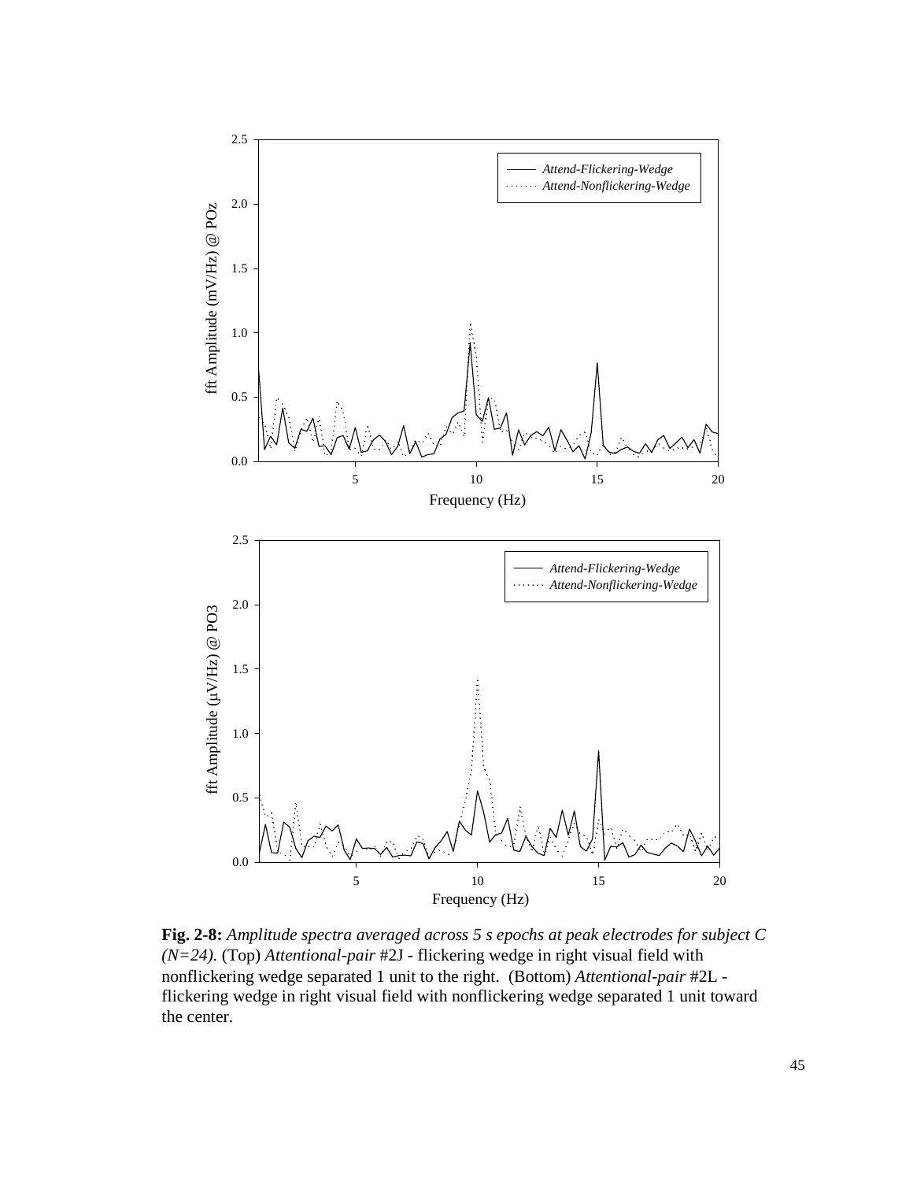**Fig. 2-8:** *Amplitude spectra averaged across 5 s epochs at peak electrodes for subject C (N=24).* (Top) *Attentional-pair* #2J - flickering wedge in right visual field with nonflickering wedge separated 1 unit to the right. (Bottom) *Attentional-pair* #2L - flickering wedge in right visual field with nonflickering wedge separated 1 unit toward the center.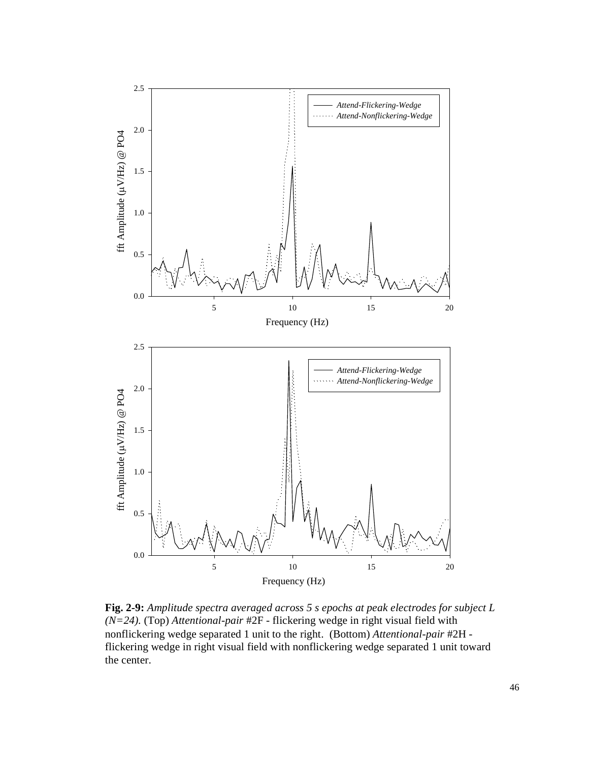**Fig. 2-9:** *Amplitude spectra averaged across 5 s epochs at peak electrodes for subject L (N=24).* (Top) *Attentional-pair* #2F - flickering wedge in right visual field with nonflickering wedge separated 1 unit to the right. (Bottom) *Attentional-pair* #2H - flickering wedge in right visual field with nonflickering wedge separated 1 unit toward the center.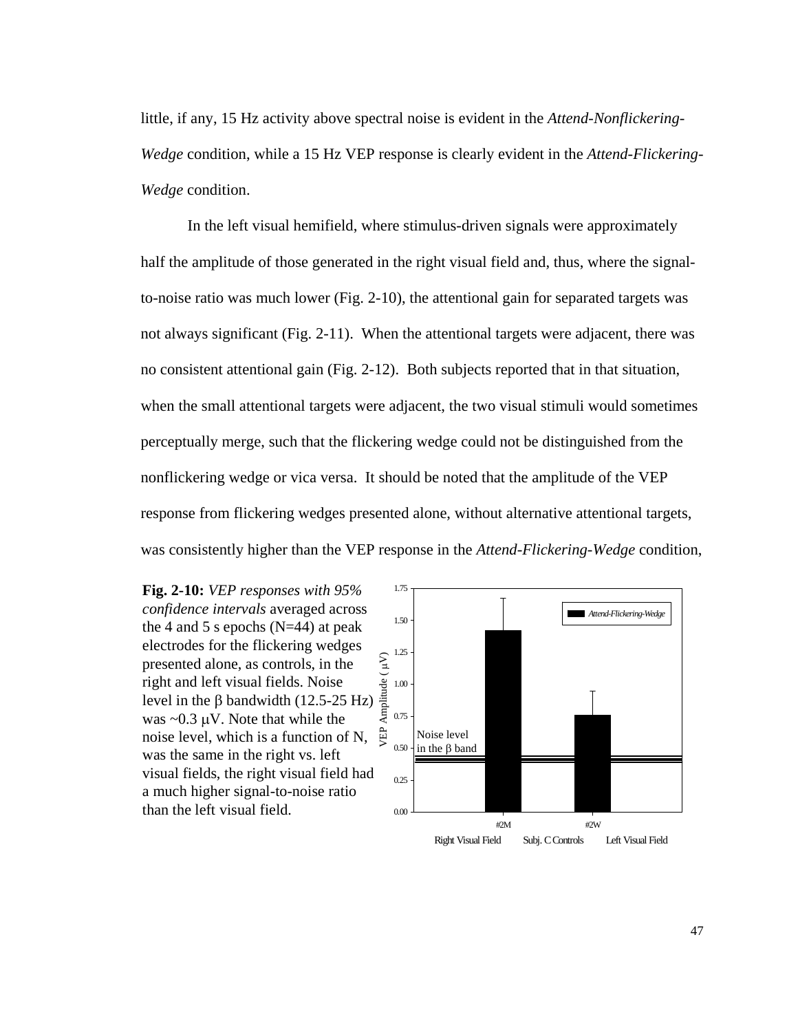little, if any, 15 Hz activity above spectral noise is evident in the *Attend-Nonflickering-Wedge* condition, while a 15 Hz VEP response is clearly evident in the *Attend-Flickering-Wedge* condition.

In the left visual hemifield, where stimulus-driven signals were approximately half the amplitude of those generated in the right visual field and, thus, where the signal-to-noise ratio was much lower (Fig. 2-10), the attentional gain for separated targets was not always significant (Fig. 2-11). When the attentional targets were adjacent, there was no consistent attentional gain (Fig. 2-12). Both subjects reported that in that situation, when the small attentional targets were adjacent, the two visual stimuli would sometimes perceptually merge, such that the flickering wedge could not be distinguished from the nonflickering wedge or vica versa. It should be noted that the amplitude of the VEP response from flickering wedges presented alone, without alternative attentional targets, was consistently higher than the VEP response in the *Attend-Flickering-Wedge* condition,

**Fig. 2-10:** *VEP responses with 95% confidence intervals* averaged across the 4 and 5 s epochs (N=44) at peak electrodes for the flickering wedges presented alone, as controls, in the right and left visual fields. Noise level in the $\beta$ bandwidth (12.5-25 Hz) was ~0.3 $\mu$V. Note that while the noise level, which is a function of N, was the same in the right vs. left visual fields, the right visual field had a much higher signal-to-noise ratio than the left visual field.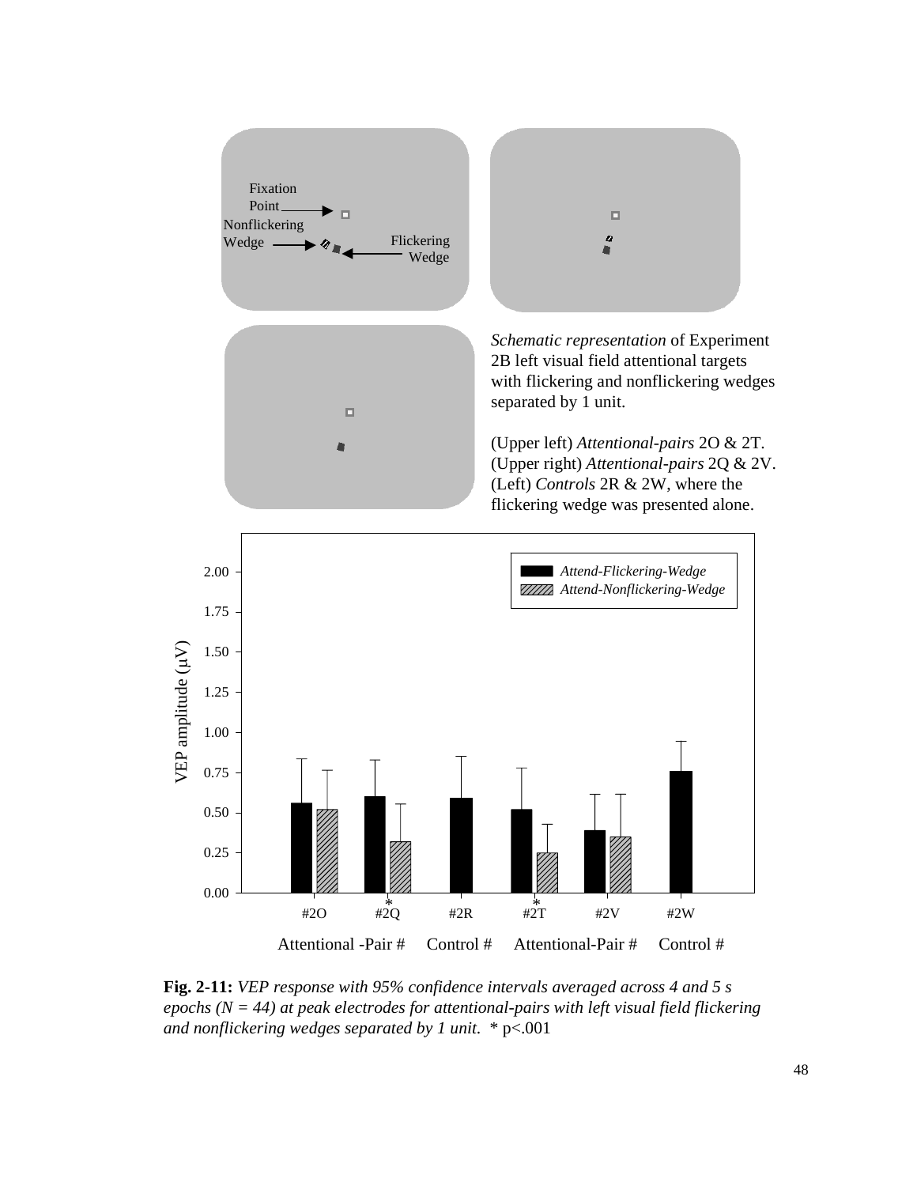*Schematic representation* of Experiment 2B left visual field attentional targets with flickering and nonflickering wedges separated by 1 unit.

(Upper left) *Attentional-pairs* 2O & 2T. (Upper right) *Attentional-pairs* 2Q & 2V. (Left) *Controls* 2R & 2W, where the flickering wedge was presented alone.

**Fig. 2-11:** *VEP response with 95% confidence intervals averaged across 4 and 5 s epochs (N = 44) at peak electrodes for attentional-pairs with left visual field flickering and nonflickering wedges separated by 1 unit.* * p<.001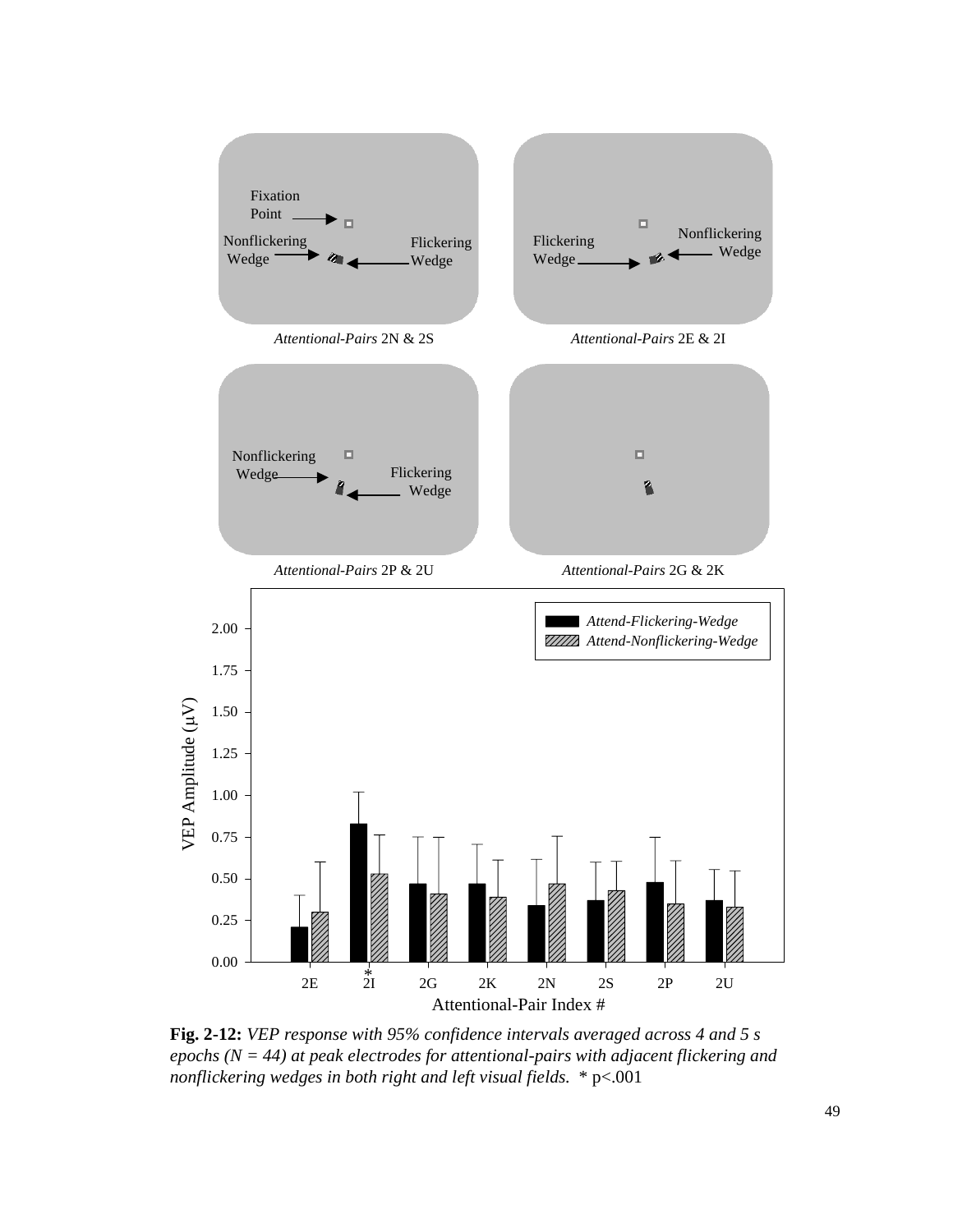**Fig. 2-12:** *VEP response with 95% confidence intervals averaged across 4 and 5 s epochs (N = 44) at peak electrodes for attentional-pairs with adjacent flickering and nonflickering wedges in both right and left visual fields.* * p<.001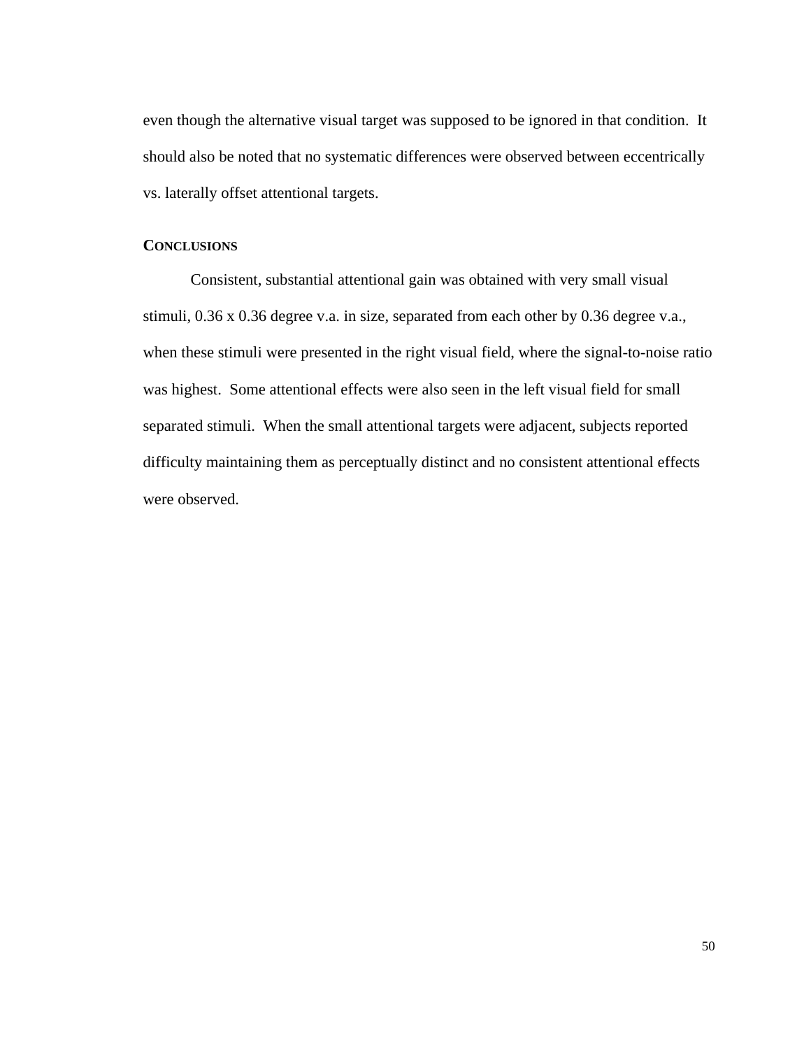even though the alternative visual target was supposed to be ignored in that condition. It should also be noted that no systematic differences were observed between eccentrically vs. laterally offset attentional targets.

## CONCLUSIONS

Consistent, substantial attentional gain was obtained with very small visual stimuli, 0.36 x 0.36 degree v.a. in size, separated from each other by 0.36 degree v.a., when these stimuli were presented in the right visual field, where the signal-to-noise ratio was highest. Some attentional effects were also seen in the left visual field for small separated stimuli. When the small attentional targets were adjacent, subjects reported difficulty maintaining them as perceptually distinct and no consistent attentional effects were observed.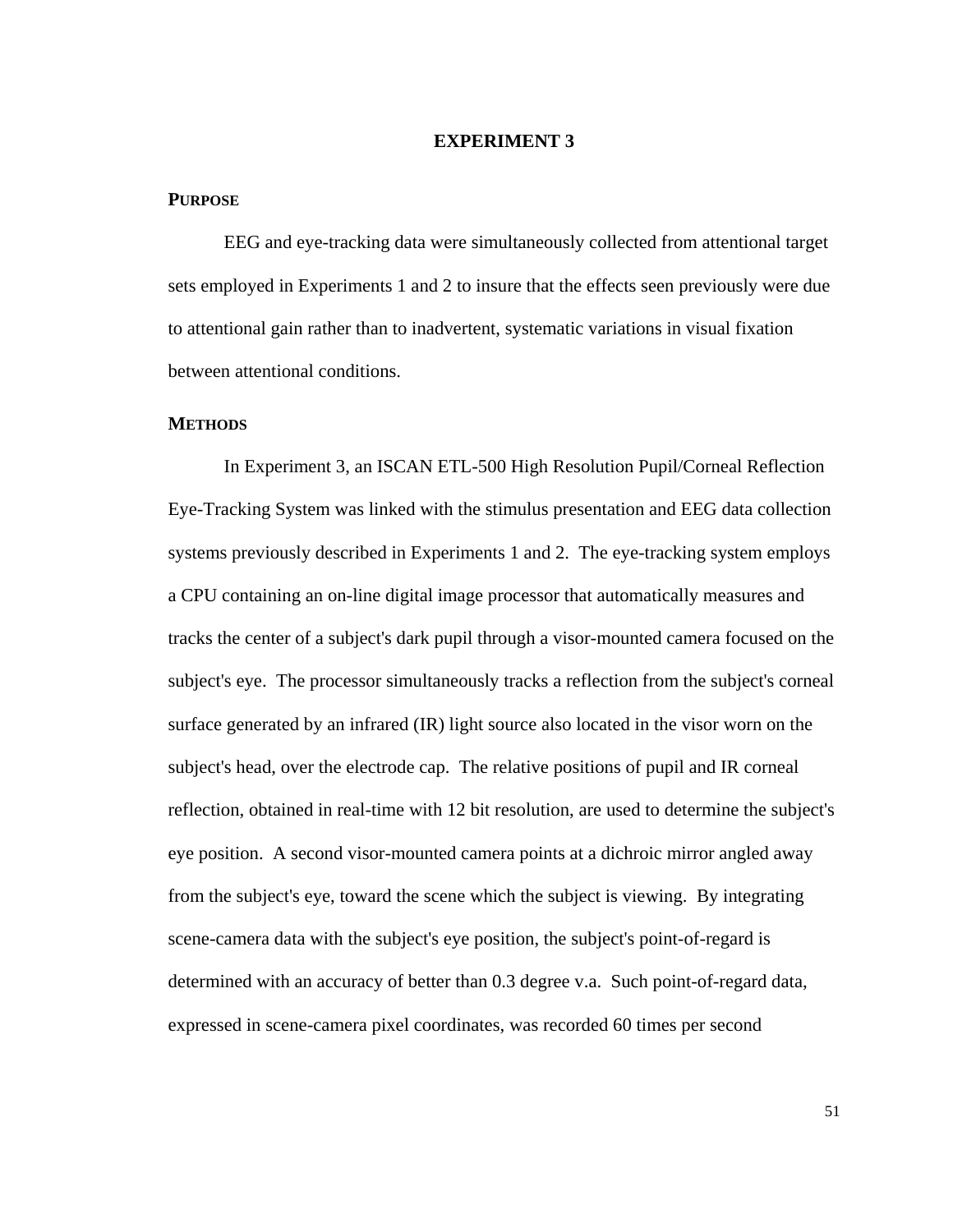# EXPERIMENT 3

## PURPOSE

EEG and eye-tracking data were simultaneously collected from attentional target sets employed in Experiments 1 and 2 to insure that the effects seen previously were due to attentional gain rather than to inadvertent, systematic variations in visual fixation between attentional conditions.

## METHODS

In Experiment 3, an ISCAN ETL-500 High Resolution Pupil/Corneal Reflection Eye-Tracking System was linked with the stimulus presentation and EEG data collection systems previously described in Experiments 1 and 2. The eye-tracking system employs a CPU containing an on-line digital image processor that automatically measures and tracks the center of a subject's dark pupil through a visor-mounted camera focused on the subject's eye. The processor simultaneously tracks a reflection from the subject's corneal surface generated by an infrared (IR) light source also located in the visor worn on the subject's head, over the electrode cap. The relative positions of pupil and IR corneal reflection, obtained in real-time with 12 bit resolution, are used to determine the subject's eye position. A second visor-mounted camera points at a dichroic mirror angled away from the subject's eye, toward the scene which the subject is viewing. By integrating scene-camera data with the subject's eye position, the subject's point-of-regard is determined with an accuracy of better than 0.3 degree v.a. Such point-of-regard data, expressed in scene-camera pixel coordinates, was recorded 60 times per second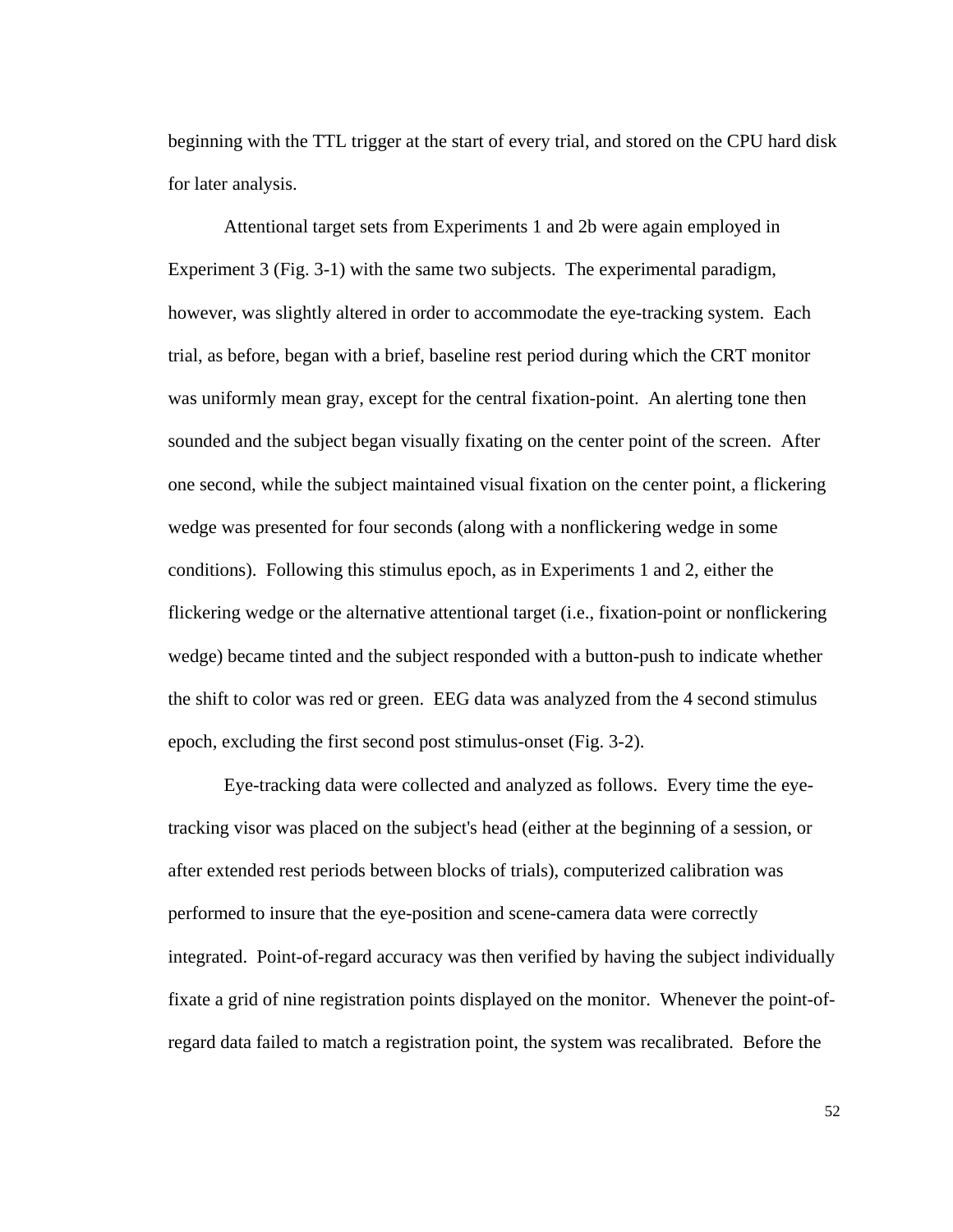beginning with the TTL trigger at the start of every trial, and stored on the CPU hard disk for later analysis.

Attentional target sets from Experiments 1 and 2b were again employed in Experiment 3 (Fig. 3-1) with the same two subjects. The experimental paradigm, however, was slightly altered in order to accommodate the eye-tracking system. Each trial, as before, began with a brief, baseline rest period during which the CRT monitor was uniformly mean gray, except for the central fixation-point. An alerting tone then sounded and the subject began visually fixating on the center point of the screen. After one second, while the subject maintained visual fixation on the center point, a flickering wedge was presented for four seconds (along with a nonflickering wedge in some conditions). Following this stimulus epoch, as in Experiments 1 and 2, either the flickering wedge or the alternative attentional target (i.e., fixation-point or nonflickering wedge) became tinted and the subject responded with a button-push to indicate whether the shift to color was red or green. EEG data was analyzed from the 4 second stimulus epoch, excluding the first second post stimulus-onset (Fig. 3-2).

Eye-tracking data were collected and analyzed as follows. Every time the eye-tracking visor was placed on the subject's head (either at the beginning of a session, or after extended rest periods between blocks of trials), computerized calibration was performed to insure that the eye-position and scene-camera data were correctly integrated. Point-of-regard accuracy was then verified by having the subject individually fixate a grid of nine registration points displayed on the monitor. Whenever the point-of-regard data failed to match a registration point, the system was recalibrated. Before the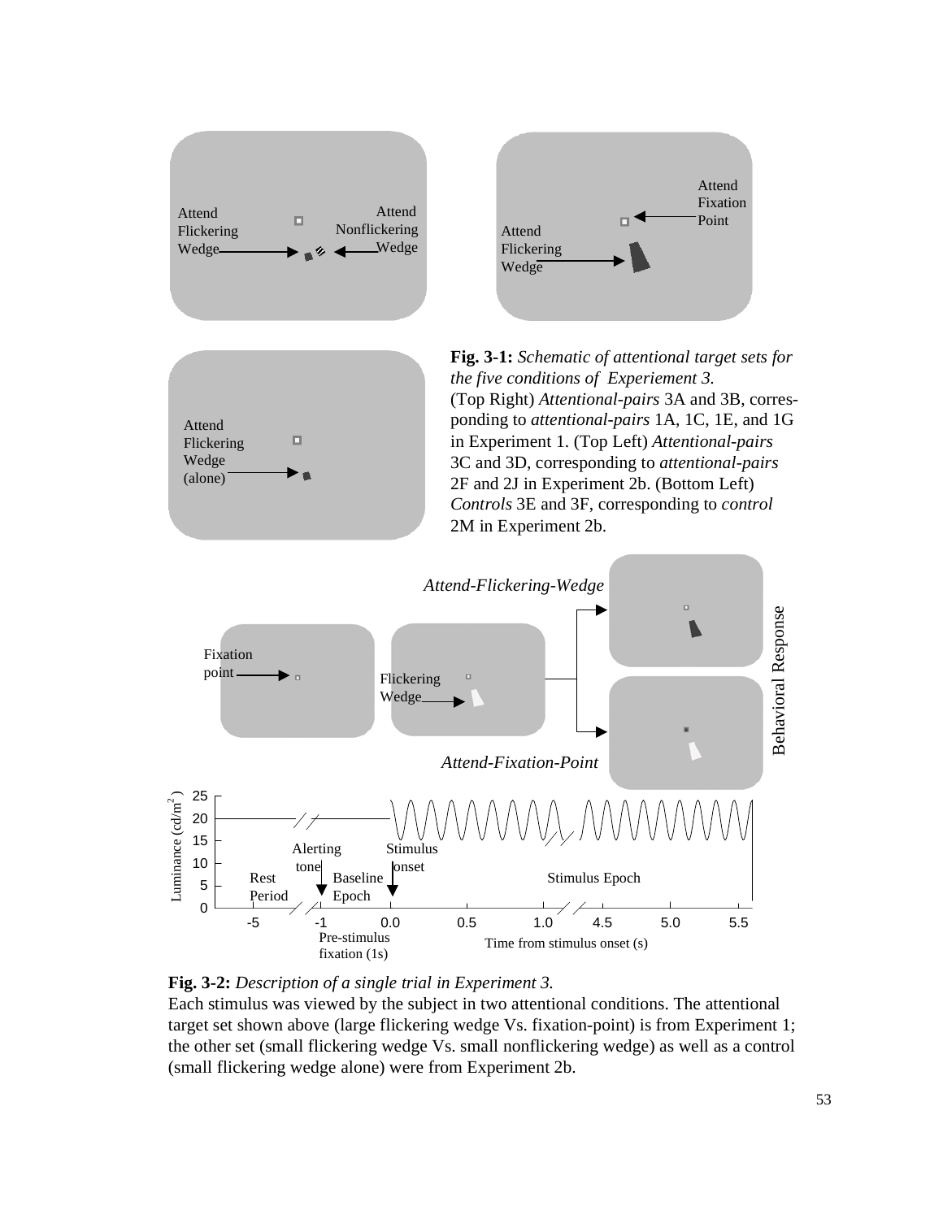**Fig. 3-1:** *Schematic of attentional target sets for the five conditions of Experiement 3.* (Top Right) *Attentional-pairs* 3A and 3B, corresponding to *attentional-pairs* 1A, 1C, 1E, and 1G in Experiment 1. (Top Left) *Attentional-pairs* 3C and 3D, corresponding to *attentional-pairs* 2F and 2J in Experiment 2b. (Bottom Left) *Controls* 3E and 3F, corresponding to *control* 2M in Experiment 2b.

**Fig. 3-2:** *Description of a single trial in Experiment 3.*
Each stimulus was viewed by the subject in two attentional conditions. The attentional target set shown above (large flickering wedge Vs. fixation-point) is from Experiment 1; the other set (small flickering wedge Vs. small nonflickering wedge) as well as a control (small flickering wedge alone) were from Experiment 2b.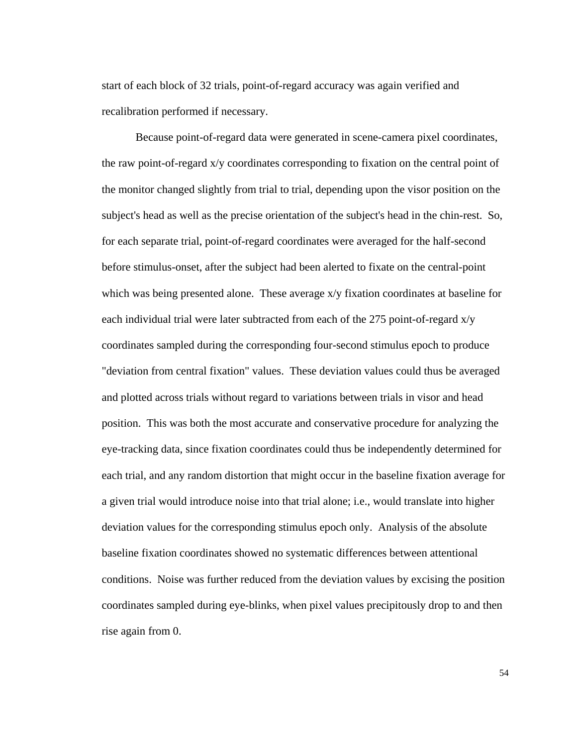start of each block of 32 trials, point-of-regard accuracy was again verified and recalibration performed if necessary.

Because point-of-regard data were generated in scene-camera pixel coordinates, the raw point-of-regard x/y coordinates corresponding to fixation on the central point of the monitor changed slightly from trial to trial, depending upon the visor position on the subject's head as well as the precise orientation of the subject's head in the chin-rest. So, for each separate trial, point-of-regard coordinates were averaged for the half-second before stimulus-onset, after the subject had been alerted to fixate on the central-point which was being presented alone. These average x/y fixation coordinates at baseline for each individual trial were later subtracted from each of the 275 point-of-regard x/y coordinates sampled during the corresponding four-second stimulus epoch to produce "deviation from central fixation" values. These deviation values could thus be averaged and plotted across trials without regard to variations between trials in visor and head position. This was both the most accurate and conservative procedure for analyzing the eye-tracking data, since fixation coordinates could thus be independently determined for each trial, and any random distortion that might occur in the baseline fixation average for a given trial would introduce noise into that trial alone; i.e., would translate into higher deviation values for the corresponding stimulus epoch only. Analysis of the absolute baseline fixation coordinates showed no systematic differences between attentional conditions. Noise was further reduced from the deviation values by excising the position coordinates sampled during eye-blinks, when pixel values precipitously drop to and then rise again from 0.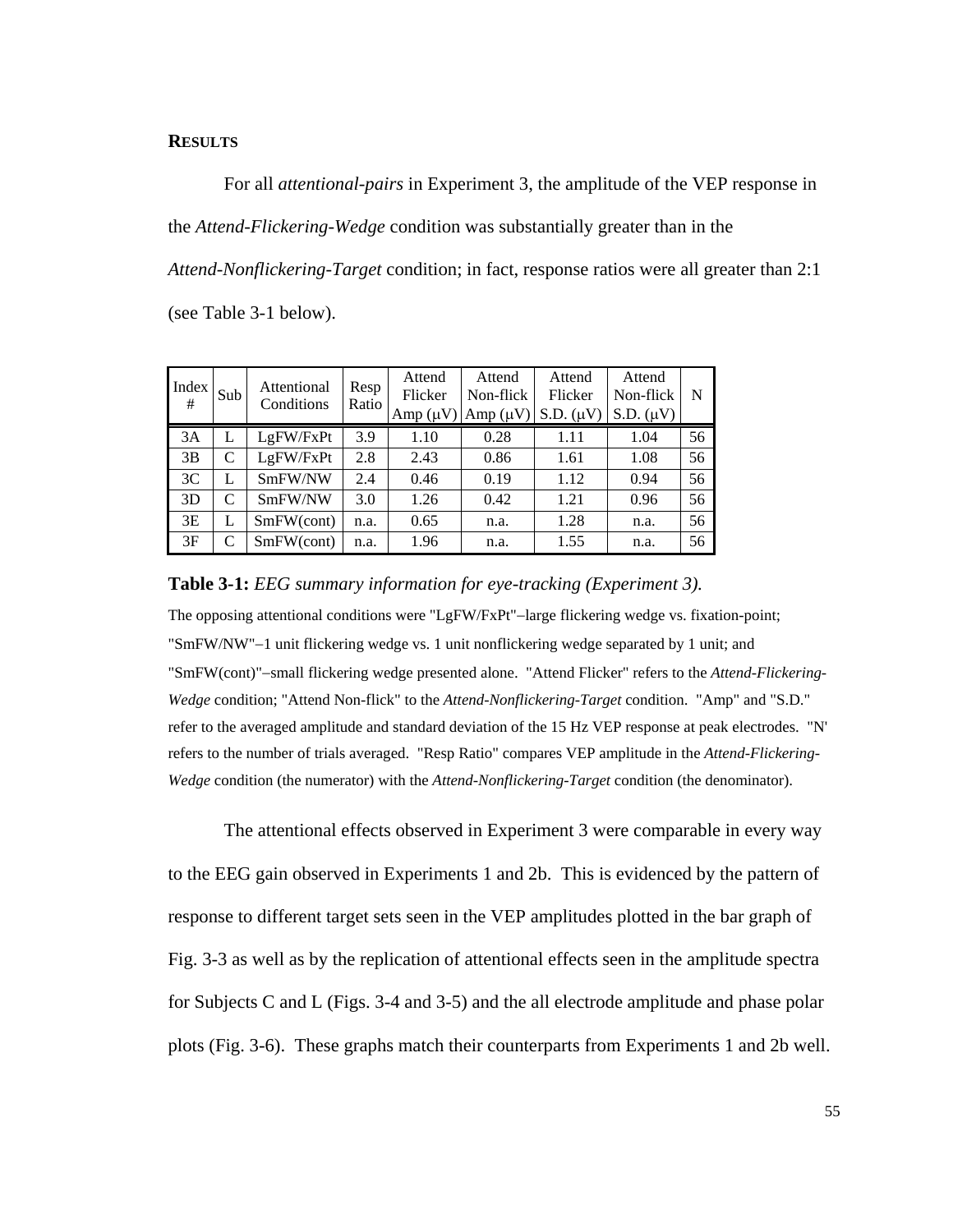**RESULTS**

For all *attentional-pairs* in Experiment 3, the amplitude of the VEP response in the *Attend-Flickering-Wedge* condition was substantially greater than in the *Attend-Nonflickering-Target* condition; in fact, response ratios were all greater than 2:1 (see Table 3-1 below).

| Index # | Sub | Attentional Conditions | Resp Ratio | Attend Flicker Amp (μV) | Attend Non-flick Amp (μV) | Attend Flicker S.D. (μV) | Attend Non-flick S.D. (μV) | N |
|---|---|---|---|---|---|---|---|---|
| 3A | L | LgFW/FxPt | 3.9 | 1.10 | 0.28 | 1.11 | 1.04 | 56 |
| 3B | C | LgFW/FxPt | 2.8 | 2.43 | 0.86 | 1.61 | 1.08 | 56 |
| 3C | L | SmFW/NW | 2.4 | 0.46 | 0.19 | 1.12 | 0.94 | 56 |
| 3D | C | SmFW/NW | 3.0 | 1.26 | 0.42 | 1.21 | 0.96 | 56 |
| 3E | L | SmFW(cont) | n.a. | 0.65 | n.a. | 1.28 | n.a. | 56 |
| 3F | C | SmFW(cont) | n.a. | 1.96 | n.a. | 1.55 | n.a. | 56 |

**Table 3-1:** *EEG summary information for eye-tracking (Experiment 3).*

The opposing attentional conditions were "LgFW/FxPt"–large flickering wedge vs. fixation-point; "SmFW/NW"–1 unit flickering wedge vs. 1 unit nonflickering wedge separated by 1 unit; and "SmFW(cont)"–small flickering wedge presented alone. "Attend Flicker" refers to the *Attend-Flickering-Wedge* condition; "Attend Non-flick" to the *Attend-Nonflickering-Target* condition. "Amp" and "S.D." refer to the averaged amplitude and standard deviation of the 15 Hz VEP response at peak electrodes. "N' refers to the number of trials averaged. "Resp Ratio" compares VEP amplitude in the *Attend-Flickering-Wedge* condition (the numerator) with the *Attend-Nonflickering-Target* condition (the denominator).

The attentional effects observed in Experiment 3 were comparable in every way to the EEG gain observed in Experiments 1 and 2b. This is evidenced by the pattern of response to different target sets seen in the VEP amplitudes plotted in the bar graph of Fig. 3-3 as well as by the replication of attentional effects seen in the amplitude spectra for Subjects C and L (Figs. 3-4 and 3-5) and the all electrode amplitude and phase polar plots (Fig. 3-6). These graphs match their counterparts from Experiments 1 and 2b well.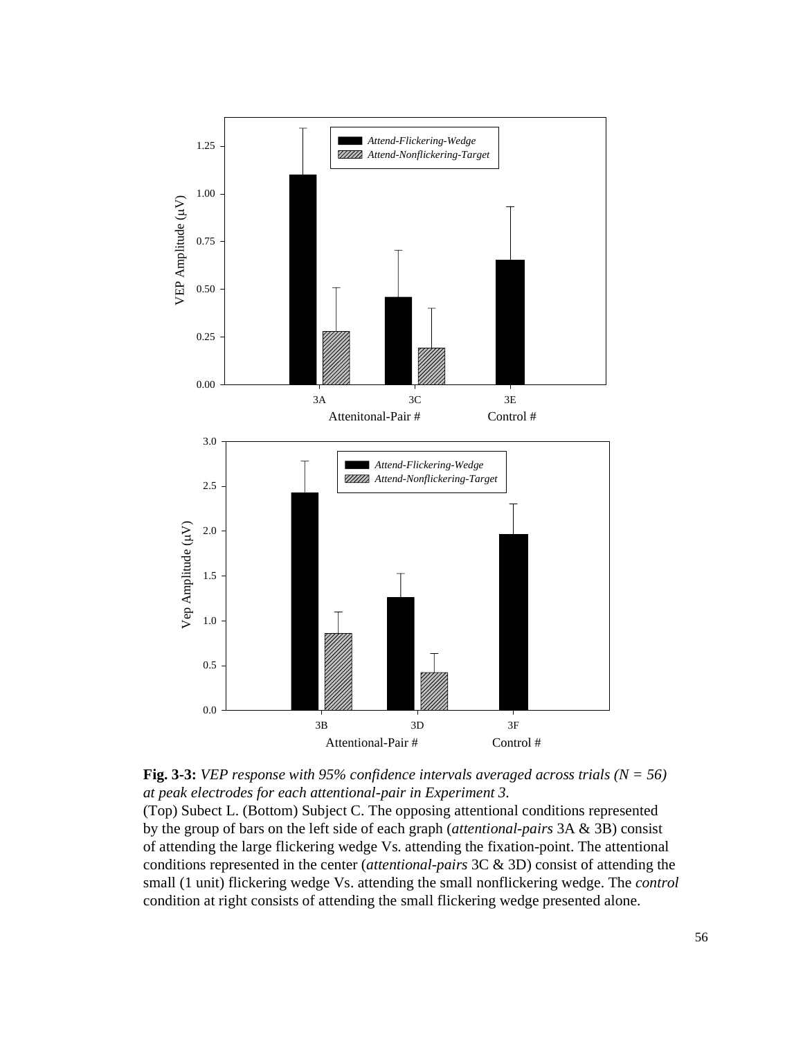**Fig. 3-3:** *VEP response with 95% confidence intervals averaged across trials (N = 56) at peak electrodes for each attentional-pair in Experiment 3.*
(Top) Subect L. (Bottom) Subject C. The opposing attentional conditions represented by the group of bars on the left side of each graph (*attentional-pairs* 3A & 3B) consist of attending the large flickering wedge Vs. attending the fixation-point. The attentional conditions represented in the center (*attentional-pairs* 3C & 3D) consist of attending the small (1 unit) flickering wedge Vs. attending the small nonflickering wedge. The *control* condition at right consists of attending the small flickering wedge presented alone.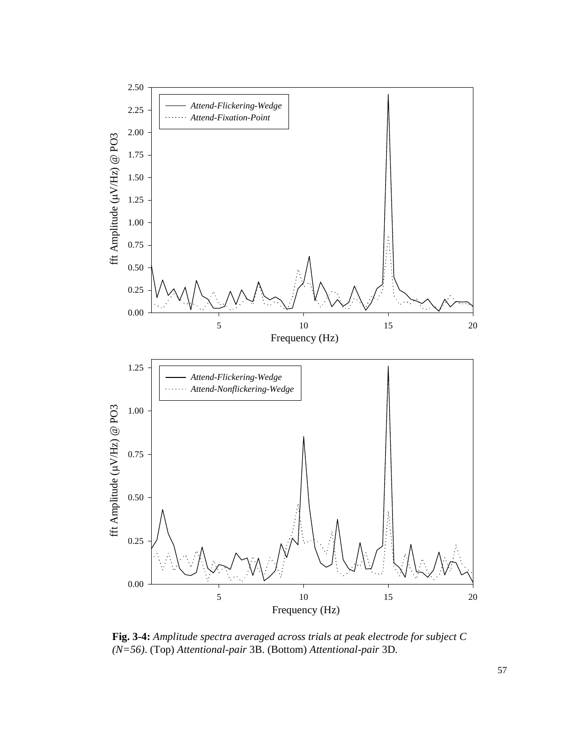**Fig. 3-4:** *Amplitude spectra averaged across trials at peak electrode for subject C (N=56)*. (Top) *Attentional-pair* 3B. (Bottom) *Attentional-pair* 3D.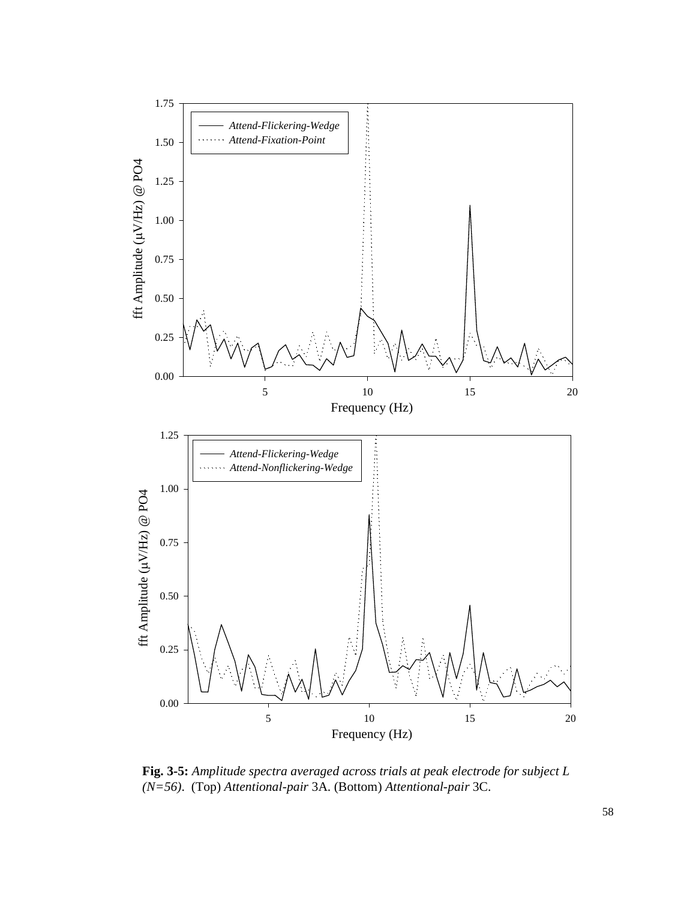**Fig. 3-5:** *Amplitude spectra averaged across trials at peak electrode for subject L (N=56)*. (Top) *Attentional-pair* 3A. (Bottom) *Attentional-pair* 3C.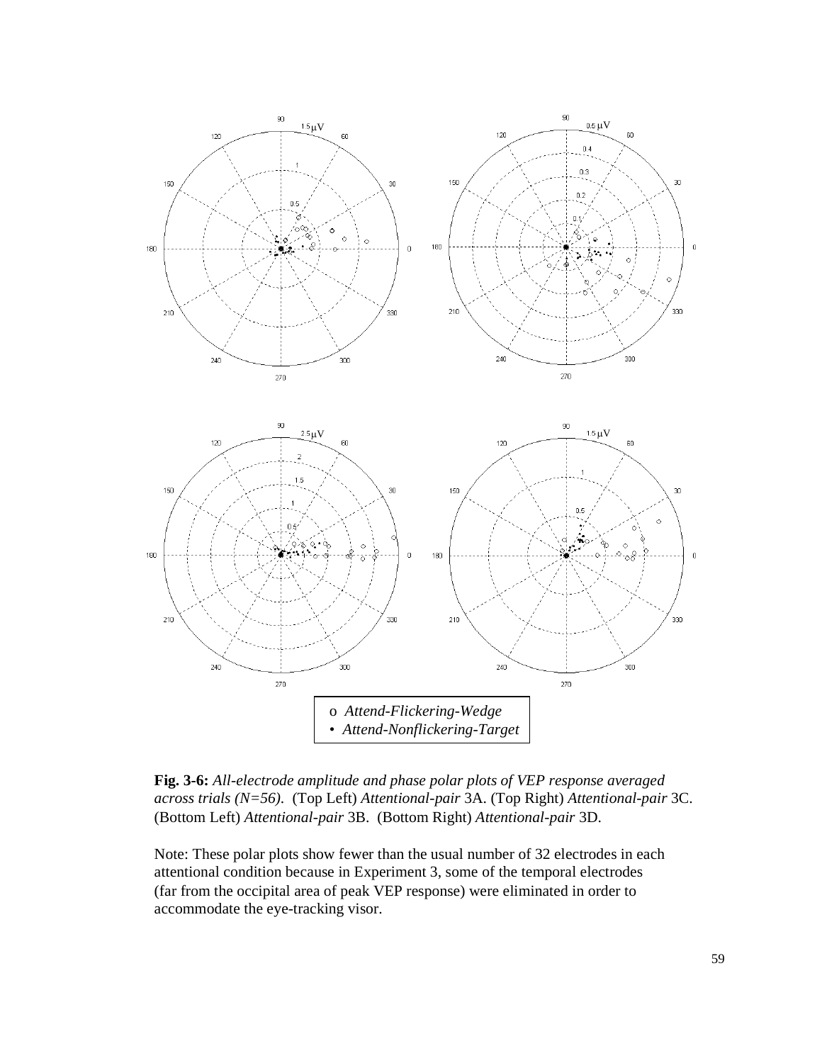o *Attend-Flickering-Wedge*
• *Attend-Nonflickering-Target*

**Fig. 3-6:** *All-electrode amplitude and phase polar plots of VEP response averaged across trials (N=56).* (Top Left) *Attentional-pair* 3A. (Top Right) *Attentional-pair* 3C. (Bottom Left) *Attentional-pair* 3B. (Bottom Right) *Attentional-pair* 3D.

Note: These polar plots show fewer than the usual number of 32 electrodes in each attentional condition because in Experiment 3, some of the temporal electrodes (far from the occipital area of peak VEP response) were eliminated in order to accommodate the eye-tracking visor.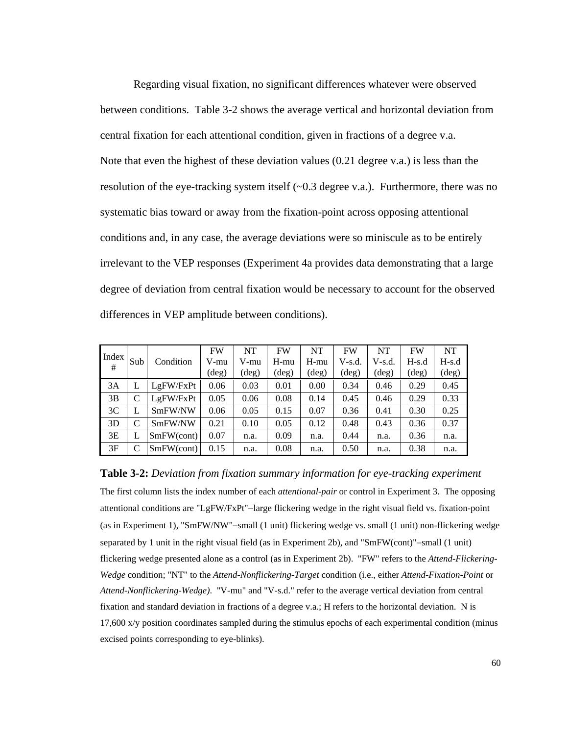Regarding visual fixation, no significant differences whatever were observed between conditions. Table 3-2 shows the average vertical and horizontal deviation from central fixation for each attentional condition, given in fractions of a degree v.a. Note that even the highest of these deviation values (0.21 degree v.a.) is less than the resolution of the eye-tracking system itself (~0.3 degree v.a.). Furthermore, there was no systematic bias toward or away from the fixation-point across opposing attentional conditions and, in any case, the average deviations were so miniscule as to be entirely irrelevant to the VEP responses (Experiment 4a provides data demonstrating that a large degree of deviation from central fixation would be necessary to account for the observed differences in VEP amplitude between conditions).

| Index # | Sub | Condition | FW V-mu (deg) | NT V-mu (deg) | FW H-mu (deg) | NT H-mu (deg) | FW V-s.d. (deg) | NT V-s.d. (deg) | FW H-s.d (deg) | NT H-s.d (deg) |
|---|---|---|---|---|---|---|---|---|---|---|
| 3A | L | LgFW/FxPt | 0.06 | 0.03 | 0.01 | 0.00 | 0.34 | 0.46 | 0.29 | 0.45 |
| 3B | C | LgFW/FxPt | 0.05 | 0.06 | 0.08 | 0.14 | 0.45 | 0.46 | 0.29 | 0.33 |
| 3C | L | SmFW/NW | 0.06 | 0.05 | 0.15 | 0.07 | 0.36 | 0.41 | 0.30 | 0.25 |
| 3D | C | SmFW/NW | 0.21 | 0.10 | 0.05 | 0.12 | 0.48 | 0.43 | 0.36 | 0.37 |
| 3E | L | SmFW(cont) | 0.07 | n.a. | 0.09 | n.a. | 0.44 | n.a. | 0.36 | n.a. |
| 3F | C | SmFW(cont) | 0.15 | n.a. | 0.08 | n.a. | 0.50 | n.a. | 0.38 | n.a. |

**Table 3-2:** *Deviation from fixation summary information for eye-tracking experiment*

The first column lists the index number of each *attentional-pair* or control in Experiment 3. The opposing attentional conditions are "LgFW/FxPt"–large flickering wedge in the right visual field vs. fixation-point (as in Experiment 1), "SmFW/NW"–small (1 unit) flickering wedge vs. small (1 unit) non-flickering wedge separated by 1 unit in the right visual field (as in Experiment 2b), and "SmFW(cont)"–small (1 unit) flickering wedge presented alone as a control (as in Experiment 2b). "FW" refers to the *Attend-Flickering-Wedge* condition; "NT" to the *Attend-Nonflickering-Target* condition (i.e., either *Attend-Fixation-Point* or *Attend-Nonflickering-Wedge)*. "V-mu" and "V-s.d." refer to the average vertical deviation from central fixation and standard deviation in fractions of a degree v.a.; H refers to the horizontal deviation. N is 17,600 x/y position coordinates sampled during the stimulus epochs of each experimental condition (minus excised points corresponding to eye-blinks).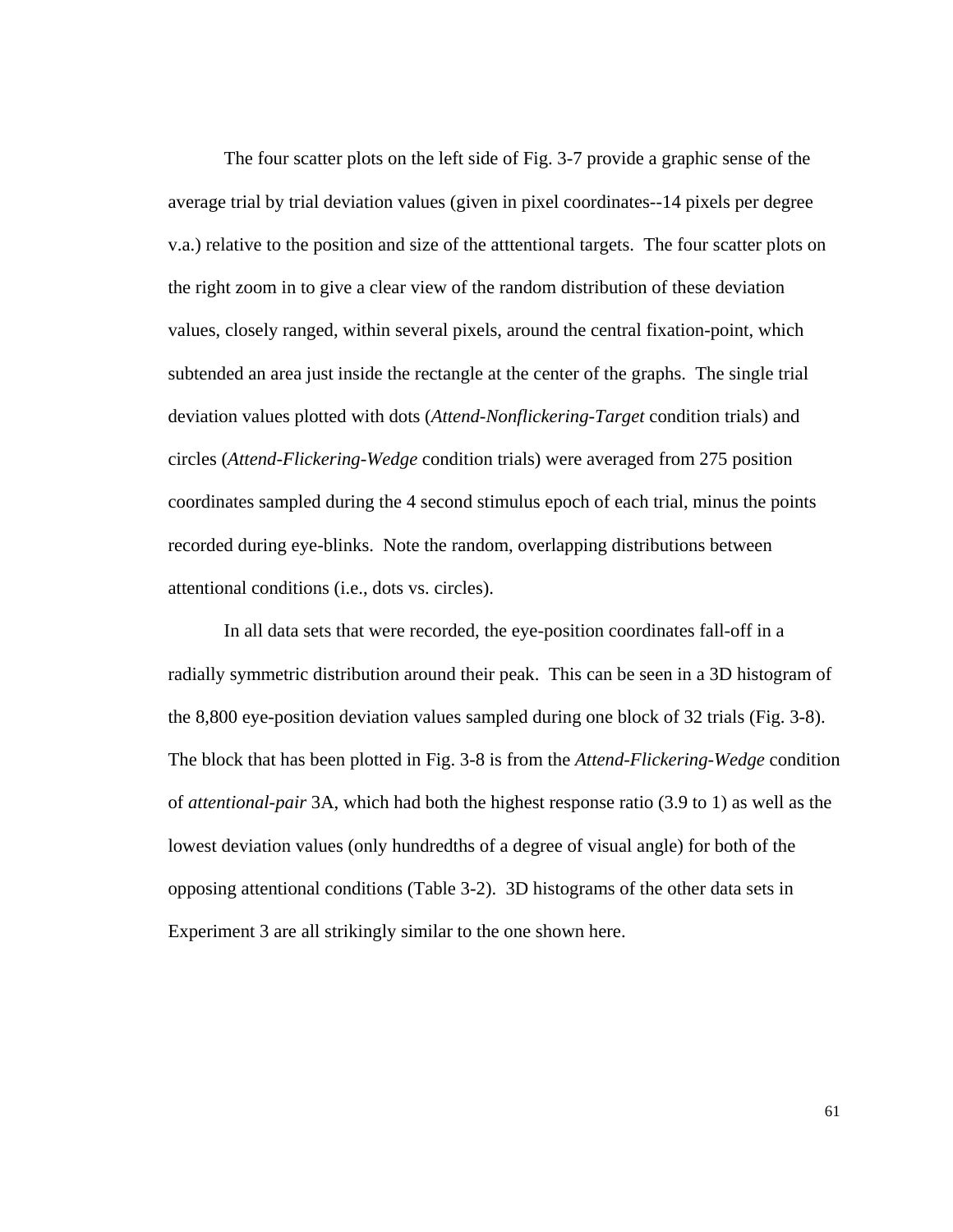The four scatter plots on the left side of Fig. 3-7 provide a graphic sense of the average trial by trial deviation values (given in pixel coordinates--14 pixels per degree v.a.) relative to the position and size of the atttentional targets. The four scatter plots on the right zoom in to give a clear view of the random distribution of these deviation values, closely ranged, within several pixels, around the central fixation-point, which subtended an area just inside the rectangle at the center of the graphs. The single trial deviation values plotted with dots (*Attend-Nonflickering-Target* condition trials) and circles (*Attend-Flickering-Wedge* condition trials) were averaged from 275 position coordinates sampled during the 4 second stimulus epoch of each trial, minus the points recorded during eye-blinks. Note the random, overlapping distributions between attentional conditions (i.e., dots vs. circles).

In all data sets that were recorded, the eye-position coordinates fall-off in a radially symmetric distribution around their peak. This can be seen in a 3D histogram of the 8,800 eye-position deviation values sampled during one block of 32 trials (Fig. 3-8). The block that has been plotted in Fig. 3-8 is from the *Attend-Flickering-Wedge* condition of *attentional-pair* 3A, which had both the highest response ratio (3.9 to 1) as well as the lowest deviation values (only hundredths of a degree of visual angle) for both of the opposing attentional conditions (Table 3-2). 3D histograms of the other data sets in Experiment 3 are all strikingly similar to the one shown here.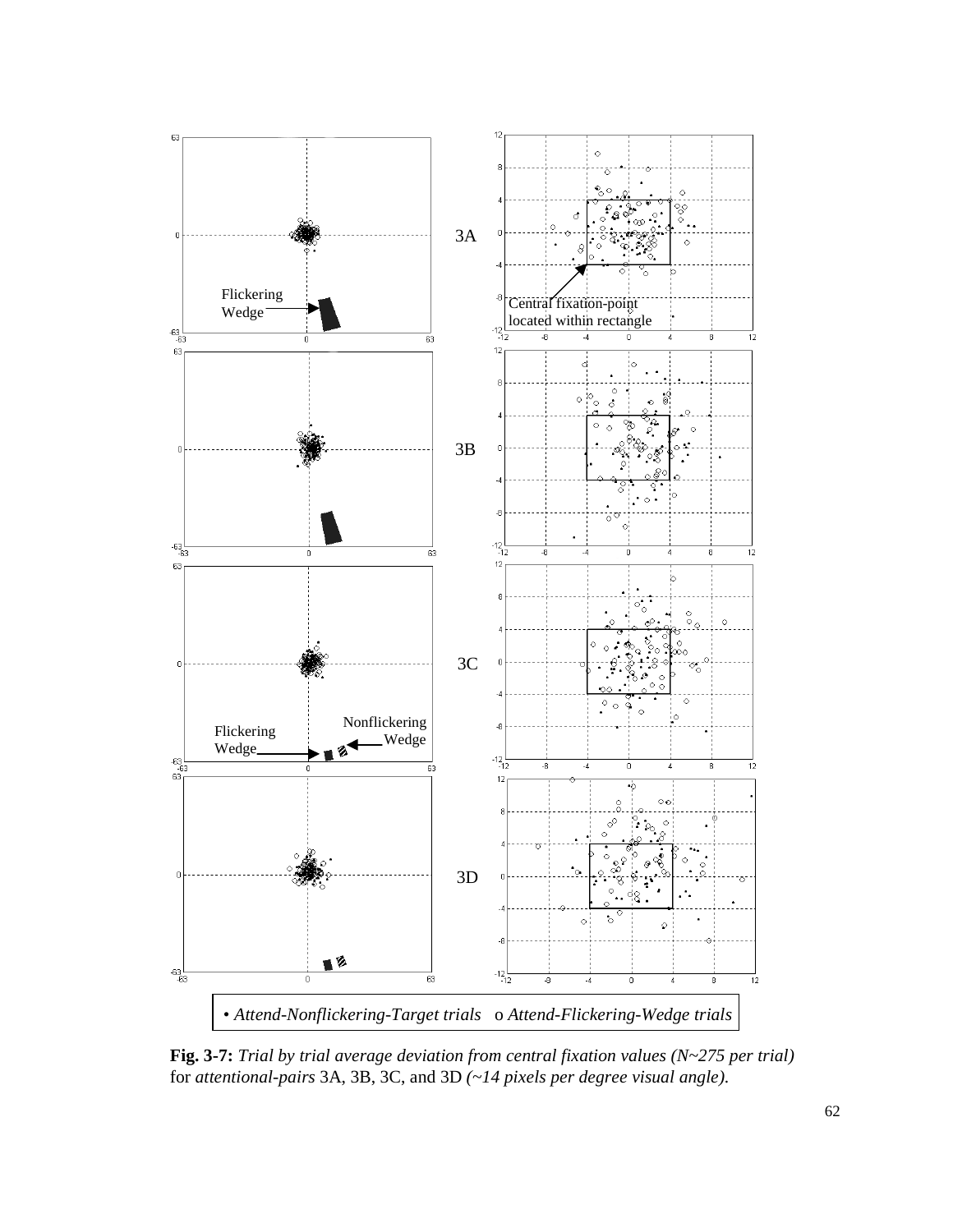• *Attend-Nonflickering-Target trials* o *Attend-Flickering-Wedge trials*

**Fig. 3-7:** *Trial by trial average deviation from central fixation values (N~275 per trial)* for *attentional-pairs* 3A, 3B, 3C, and 3D *(~14 pixels per degree visual angle).*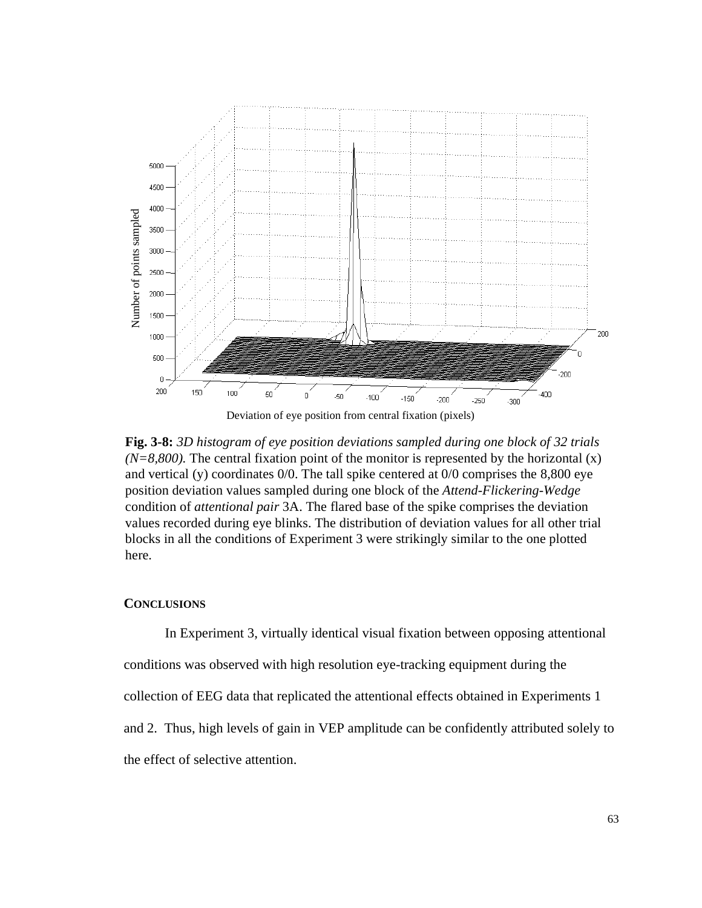**Fig. 3-8:** *3D histogram of eye position deviations sampled during one block of 32 trials (N=8,800).* The central fixation point of the monitor is represented by the horizontal (x) and vertical (y) coordinates 0/0. The tall spike centered at 0/0 comprises the 8,800 eye position deviation values sampled during one block of the *Attend-Flickering-Wedge* condition of *attentional pair* 3A. The flared base of the spike comprises the deviation values recorded during eye blinks. The distribution of deviation values for all other trial blocks in all the conditions of Experiment 3 were strikingly similar to the one plotted here.

### CONCLUSIONS

In Experiment 3, virtually identical visual fixation between opposing attentional conditions was observed with high resolution eye-tracking equipment during the collection of EEG data that replicated the attentional effects obtained in Experiments 1 and 2. Thus, high levels of gain in VEP amplitude can be confidently attributed solely to the effect of selective attention.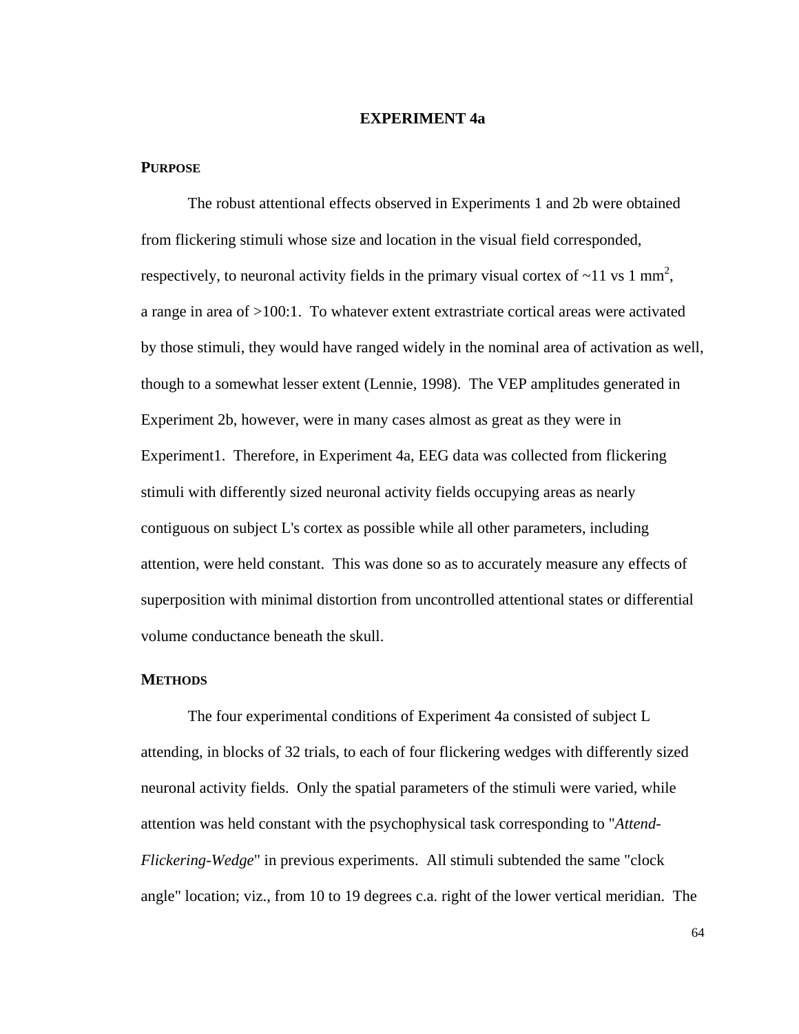# EXPERIMENT 4a

## PURPOSE

The robust attentional effects observed in Experiments 1 and 2b were obtained from flickering stimuli whose size and location in the visual field corresponded, respectively, to neuronal activity fields in the primary visual cortex of ~11 vs 1 $mm^2$, a range in area of >100:1. To whatever extent extrastriate cortical areas were activated by those stimuli, they would have ranged widely in the nominal area of activation as well, though to a somewhat lesser extent (Lennie, 1998). The VEP amplitudes generated in Experiment 2b, however, were in many cases almost as great as they were in Experiment1. Therefore, in Experiment 4a, EEG data was collected from flickering stimuli with differently sized neuronal activity fields occupying areas as nearly contiguous on subject L's cortex as possible while all other parameters, including attention, were held constant. This was done so as to accurately measure any effects of superposition with minimal distortion from uncontrolled attentional states or differential volume conductance beneath the skull.

## METHODS

The four experimental conditions of Experiment 4a consisted of subject L attending, in blocks of 32 trials, to each of four flickering wedges with differently sized neuronal activity fields. Only the spatial parameters of the stimuli were varied, while attention was held constant with the psychophysical task corresponding to "*Attend-Flickering-Wedge*" in previous experiments. All stimuli subtended the same "clock angle" location; viz., from 10 to 19 degrees c.a. right of the lower vertical meridian. The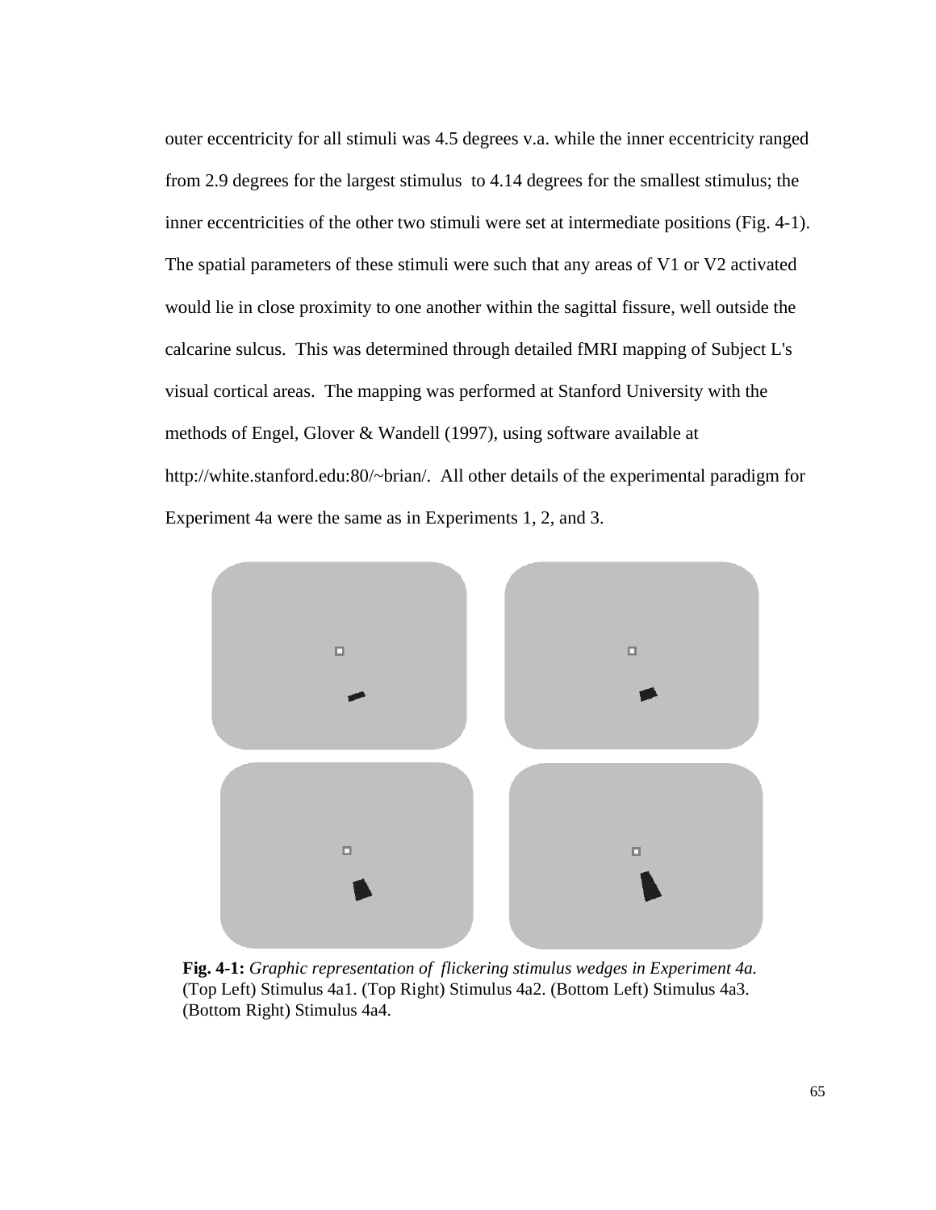outer eccentricity for all stimuli was 4.5 degrees v.a. while the inner eccentricity ranged from 2.9 degrees for the largest stimulus to 4.14 degrees for the smallest stimulus; the inner eccentricities of the other two stimuli were set at intermediate positions (Fig. 4-1). The spatial parameters of these stimuli were such that any areas of V1 or V2 activated would lie in close proximity to one another within the sagittal fissure, well outside the calcarine sulcus. This was determined through detailed fMRI mapping of Subject L's visual cortical areas. The mapping was performed at Stanford University with the methods of Engel, Glover & Wandell (1997), using software available at http://white.stanford.edu:80/~brian/. All other details of the experimental paradigm for Experiment 4a were the same as in Experiments 1, 2, and 3.

**Fig. 4-1:** *Graphic representation of flickering stimulus wedges in Experiment 4a.* (Top Left) Stimulus 4a1. (Top Right) Stimulus 4a2. (Bottom Left) Stimulus 4a3. (Bottom Right) Stimulus 4a4.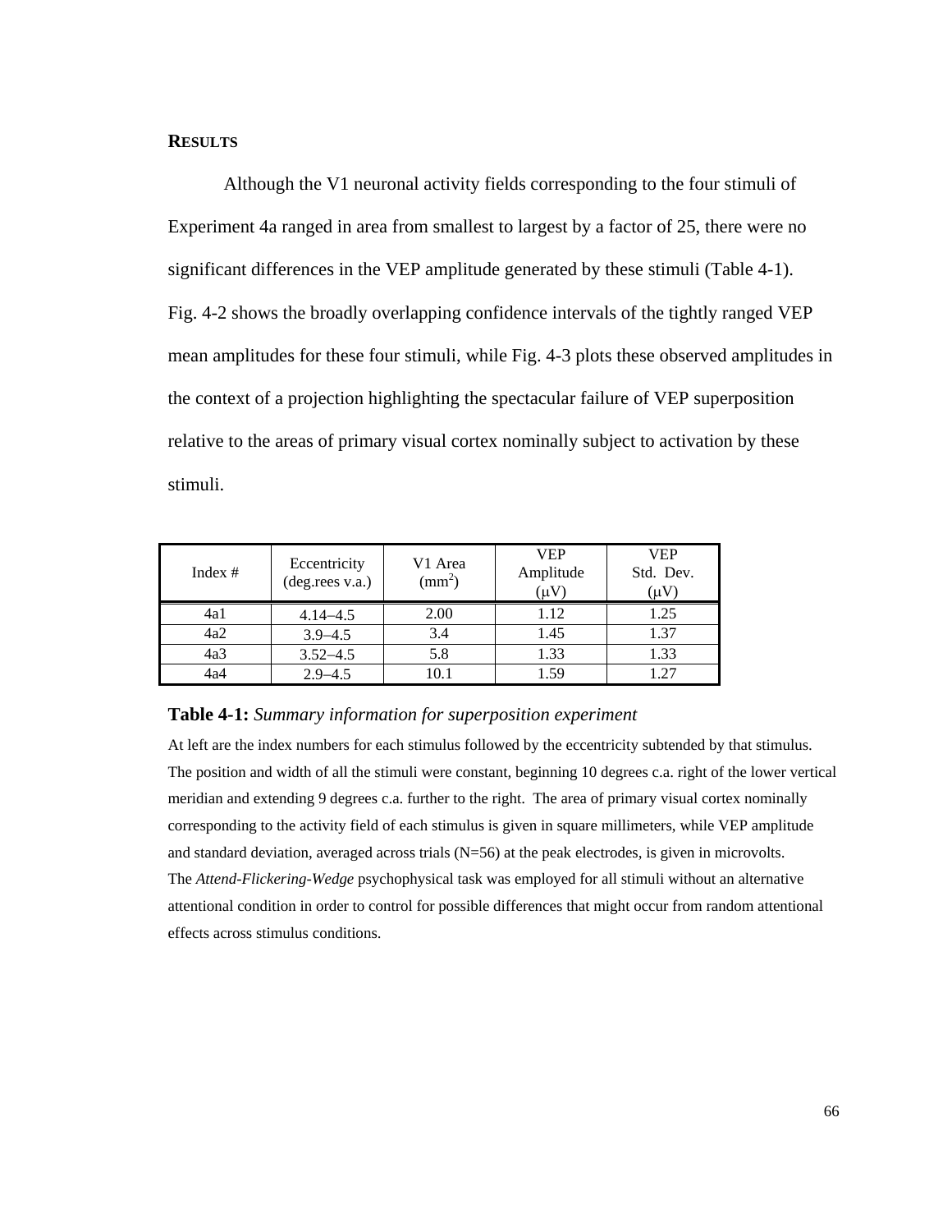## RESULTS

Although the V1 neuronal activity fields corresponding to the four stimuli of Experiment 4a ranged in area from smallest to largest by a factor of 25, there were no significant differences in the VEP amplitude generated by these stimuli (Table 4-1). Fig. 4-2 shows the broadly overlapping confidence intervals of the tightly ranged VEP mean amplitudes for these four stimuli, while Fig. 4-3 plots these observed amplitudes in the context of a projection highlighting the spectacular failure of VEP superposition relative to the areas of primary visual cortex nominally subject to activation by these stimuli.

| Index # | Eccentricity (deg.rees v.a.) | V1 Area ($mm^2$) | VEP Amplitude ($\mu$V) | VEP Std. Dev. ($\mu$V) |
|---|---|---|---|---|
| 4a1 | 4.14–4.5 | 2.00 | 1.12 | 1.25 |
| 4a2 | 3.9–4.5 | 3.4 | 1.45 | 1.37 |
| 4a3 | 3.52–4.5 | 5.8 | 1.33 | 1.33 |
| 4a4 | 2.9–4.5 | 10.1 | 1.59 | 1.27 |

**Table 4-1:** *Summary information for superposition experiment*

At left are the index numbers for each stimulus followed by the eccentricity subtended by that stimulus. The position and width of all the stimuli were constant, beginning 10 degrees c.a. right of the lower vertical meridian and extending 9 degrees c.a. further to the right. The area of primary visual cortex nominally corresponding to the activity field of each stimulus is given in square millimeters, while VEP amplitude and standard deviation, averaged across trials (N=56) at the peak electrodes, is given in microvolts. The *Attend-Flickering-Wedge* psychophysical task was employed for all stimuli without an alternative attentional condition in order to control for possible differences that might occur from random attentional effects across stimulus conditions.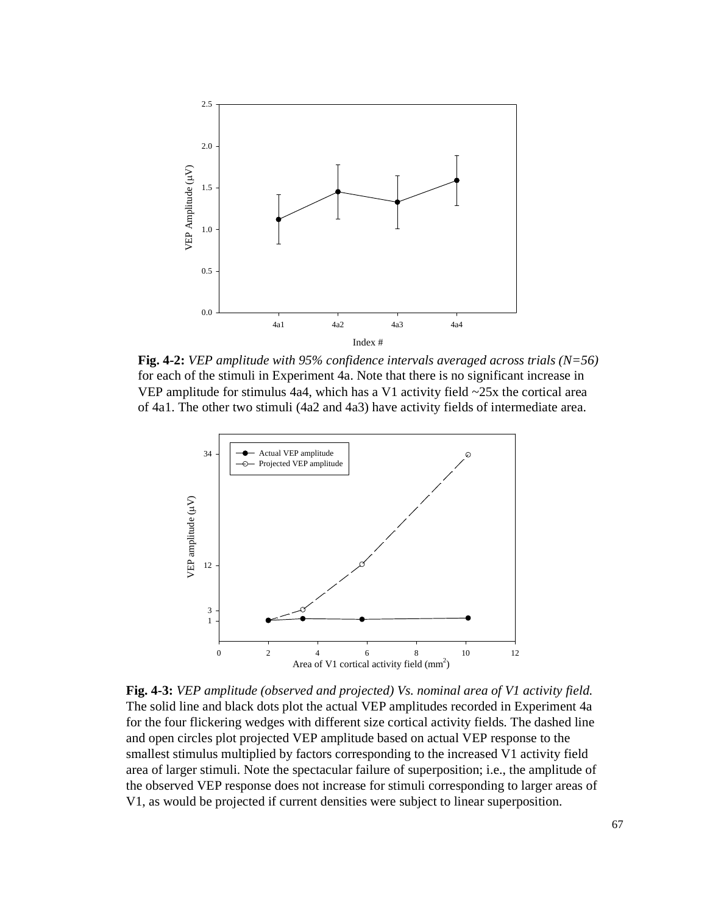**Fig. 4-2:** *VEP amplitude with 95% confidence intervals averaged across trials (N=56)* for each of the stimuli in Experiment 4a. Note that there is no significant increase in VEP amplitude for stimulus 4a4, which has a V1 activity field ~25x the cortical area of 4a1. The other two stimuli (4a2 and 4a3) have activity fields of intermediate area.

**Fig. 4-3:** *VEP amplitude (observed and projected) Vs. nominal area of V1 activity field.* The solid line and black dots plot the actual VEP amplitudes recorded in Experiment 4a for the four flickering wedges with different size cortical activity fields. The dashed line and open circles plot projected VEP amplitude based on actual VEP response to the smallest stimulus multiplied by factors corresponding to the increased V1 activity field area of larger stimuli. Note the spectacular failure of superposition; i.e., the amplitude of the observed VEP response does not increase for stimuli corresponding to larger areas of V1, as would be projected if current densities were subject to linear superposition.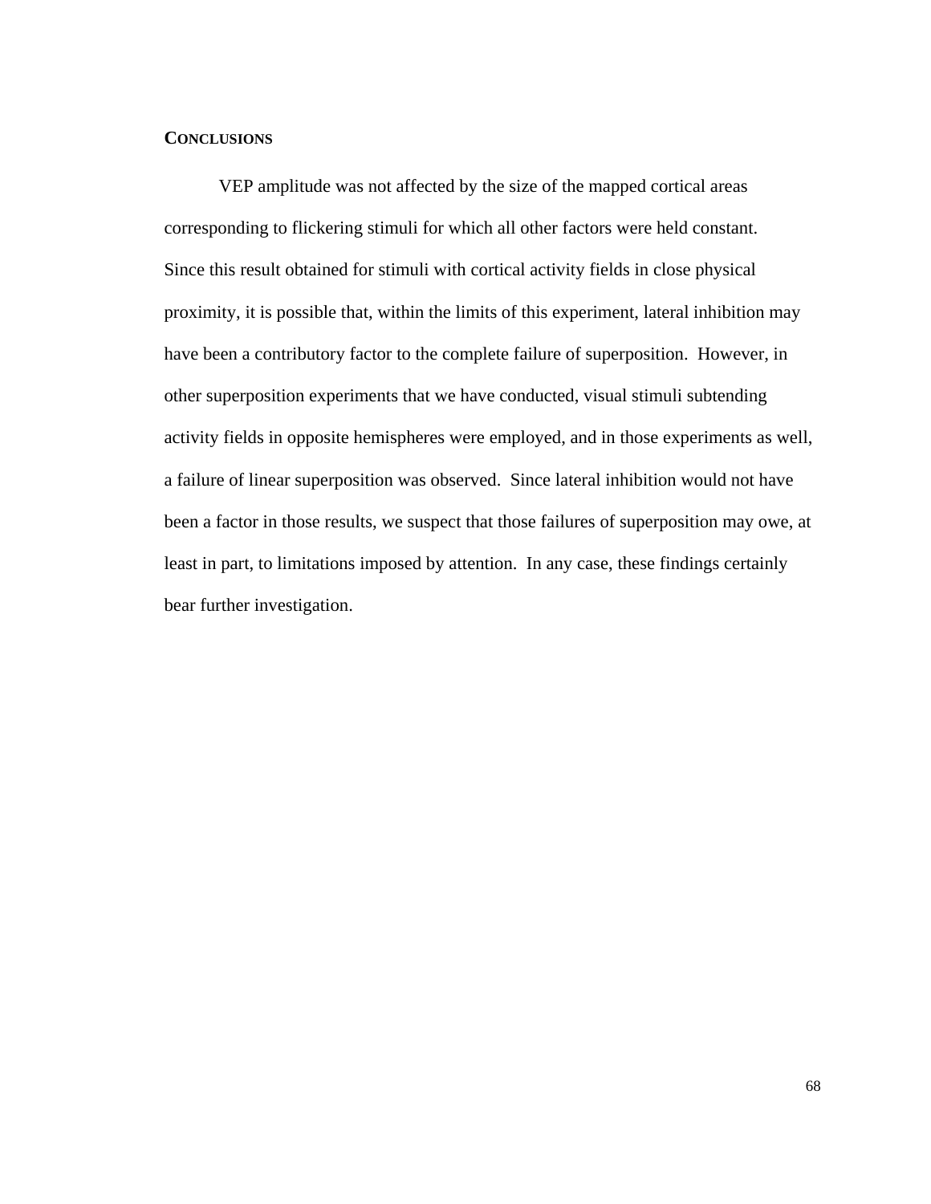## Conclusions

VEP amplitude was not affected by the size of the mapped cortical areas corresponding to flickering stimuli for which all other factors were held constant. Since this result obtained for stimuli with cortical activity fields in close physical proximity, it is possible that, within the limits of this experiment, lateral inhibition may have been a contributory factor to the complete failure of superposition. However, in other superposition experiments that we have conducted, visual stimuli subtending activity fields in opposite hemispheres were employed, and in those experiments as well, a failure of linear superposition was observed. Since lateral inhibition would not have been a factor in those results, we suspect that those failures of superposition may owe, at least in part, to limitations imposed by attention. In any case, these findings certainly bear further investigation.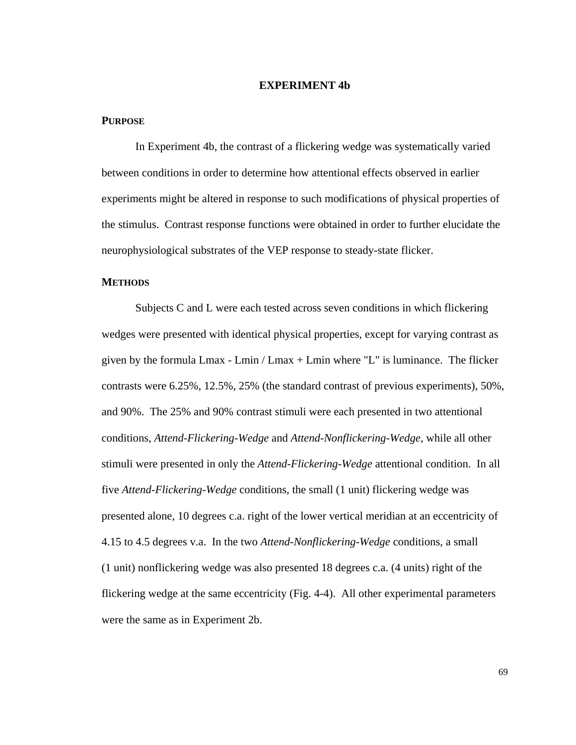# EXPERIMENT 4b

## PURPOSE

In Experiment 4b, the contrast of a flickering wedge was systematically varied between conditions in order to determine how attentional effects observed in earlier experiments might be altered in response to such modifications of physical properties of the stimulus. Contrast response functions were obtained in order to further elucidate the neurophysiological substrates of the VEP response to steady-state flicker.

## METHODS

Subjects C and L were each tested across seven conditions in which flickering wedges were presented with identical physical properties, except for varying contrast as given by the formula Lmax - Lmin / Lmax + Lmin where "L" is luminance. The flicker contrasts were 6.25%, 12.5%, 25% (the standard contrast of previous experiments), 50%, and 90%. The 25% and 90% contrast stimuli were each presented in two attentional conditions, *Attend-Flickering-Wedge* and *Attend-Nonflickering-Wedge*, while all other stimuli were presented in only the *Attend-Flickering-Wedge* attentional condition. In all five *Attend-Flickering-Wedge* conditions, the small (1 unit) flickering wedge was presented alone, 10 degrees c.a. right of the lower vertical meridian at an eccentricity of 4.15 to 4.5 degrees v.a. In the two *Attend-Nonflickering-Wedge* conditions, a small (1 unit) nonflickering wedge was also presented 18 degrees c.a. (4 units) right of the flickering wedge at the same eccentricity (Fig. 4-4). All other experimental parameters were the same as in Experiment 2b.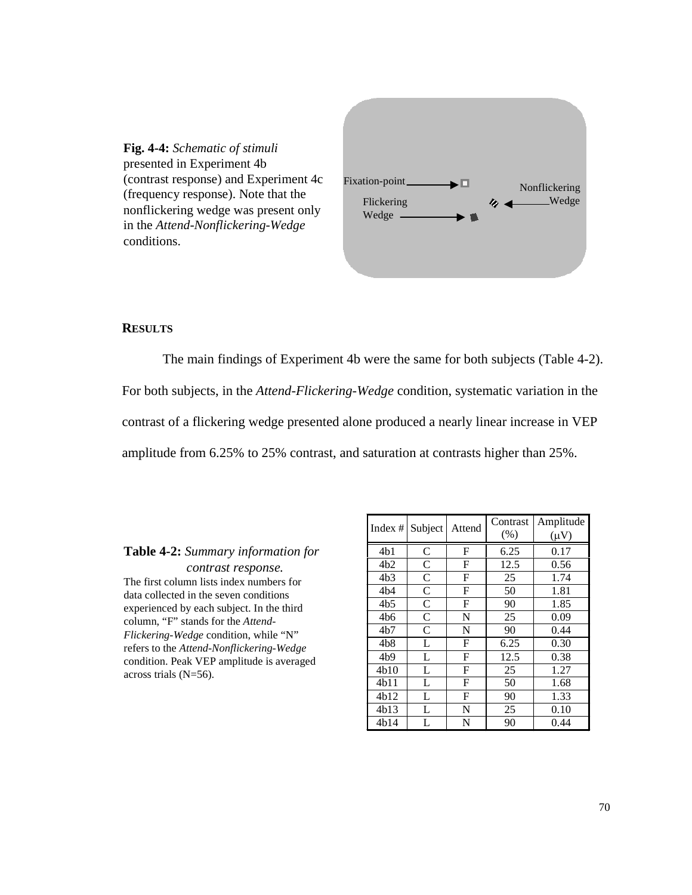**Fig. 4-4:** *Schematic of stimuli* presented in Experiment 4b (contrast response) and Experiment 4c (frequency response). Note that the nonflickering wedge was present only in the *Attend-Nonflickering-Wedge* conditions.

Fixation-point

Flickering Wedge

Nonflickering Wedge

## RESULTS

The main findings of Experiment 4b were the same for both subjects (Table 4-2). For both subjects, in the *Attend-Flickering-Wedge* condition, systematic variation in the contrast of a flickering wedge presented alone produced a nearly linear increase in VEP amplitude from 6.25% to 25% contrast, and saturation at contrasts higher than 25%.

**Table 4-2:** *Summary information for contrast response.*
The first column lists index numbers for data collected in the seven conditions experienced by each subject. In the third column, "F" stands for the *Attend-Flickering-Wedge* condition, while "N" refers to the *Attend-Nonflickering-Wedge* condition. Peak VEP amplitude is averaged across trials (N=56).

| Index # | Subject | Attend | Contrast (%) | Amplitude (μV) |
|---|---|---|---|---|
| 4b1 | C | F | 6.25 | 0.17 |
| 4b2 | C | F | 12.5 | 0.56 |
| 4b3 | C | F | 25 | 1.74 |
| 4b4 | C | F | 50 | 1.81 |
| 4b5 | C | F | 90 | 1.85 |
| 4b6 | C | N | 25 | 0.09 |
| 4b7 | C | N | 90 | 0.44 |
| 4b8 | L | F | 6.25 | 0.30 |
| 4b9 | L | F | 12.5 | 0.38 |
| 4b10 | L | F | 25 | 1.27 |
| 4b11 | L | F | 50 | 1.68 |
| 4b12 | L | F | 90 | 1.33 |
| 4b13 | L | N | 25 | 0.10 |
| 4b14 | L | N | 90 | 0.44 |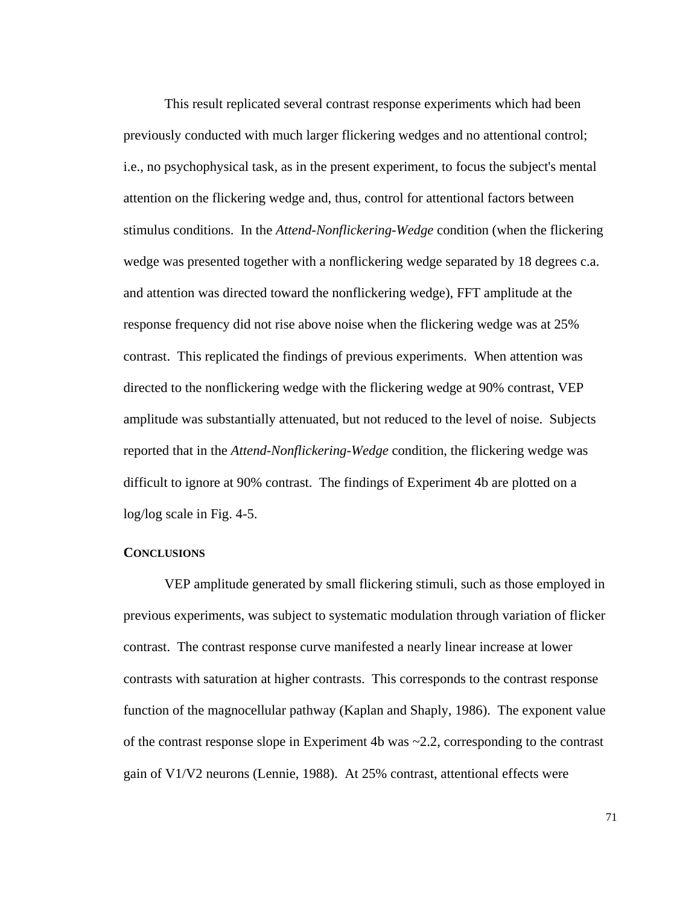This result replicated several contrast response experiments which had been previously conducted with much larger flickering wedges and no attentional control; i.e., no psychophysical task, as in the present experiment, to focus the subject's mental attention on the flickering wedge and, thus, control for attentional factors between stimulus conditions. In the *Attend-Nonflickering-Wedge* condition (when the flickering wedge was presented together with a nonflickering wedge separated by 18 degrees c.a. and attention was directed toward the nonflickering wedge), FFT amplitude at the response frequency did not rise above noise when the flickering wedge was at 25% contrast. This replicated the findings of previous experiments. When attention was directed to the nonflickering wedge with the flickering wedge at 90% contrast, VEP amplitude was substantially attenuated, but not reduced to the level of noise. Subjects reported that in the *Attend-Nonflickering-Wedge* condition, the flickering wedge was difficult to ignore at 90% contrast. The findings of Experiment 4b are plotted on a log/log scale in Fig. 4-5.

## CONCLUSIONS

VEP amplitude generated by small flickering stimuli, such as those employed in previous experiments, was subject to systematic modulation through variation of flicker contrast. The contrast response curve manifested a nearly linear increase at lower contrasts with saturation at higher contrasts. This corresponds to the contrast response function of the magnocellular pathway (Kaplan and Shaply, 1986). The exponent value of the contrast response slope in Experiment 4b was ~2.2, corresponding to the contrast gain of V1/V2 neurons (Lennie, 1988). At 25% contrast, attentional effects were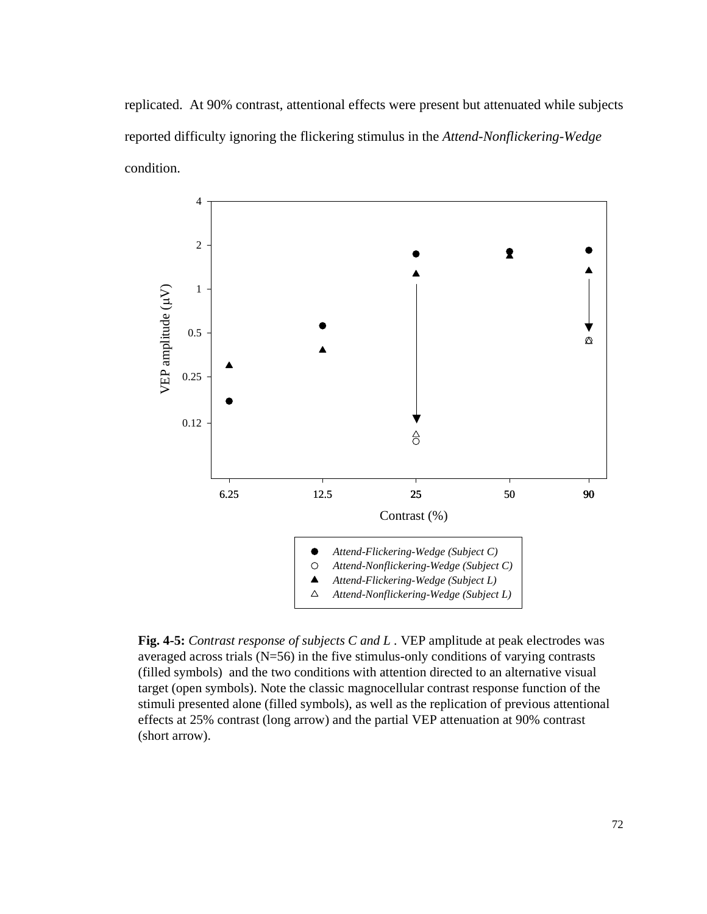replicated. At 90% contrast, attentional effects were present but attenuated while subjects reported difficulty ignoring the flickering stimulus in the *Attend-Nonflickering-Wedge* condition.

**Fig. 4-5:** *Contrast response of subjects C and L .* VEP amplitude at peak electrodes was averaged across trials (N=56) in the five stimulus-only conditions of varying contrasts (filled symbols) and the two conditions with attention directed to an alternative visual target (open symbols). Note the classic magnocellular contrast response function of the stimuli presented alone (filled symbols), as well as the replication of previous attentional effects at 25% contrast (long arrow) and the partial VEP attenuation at 90% contrast (short arrow).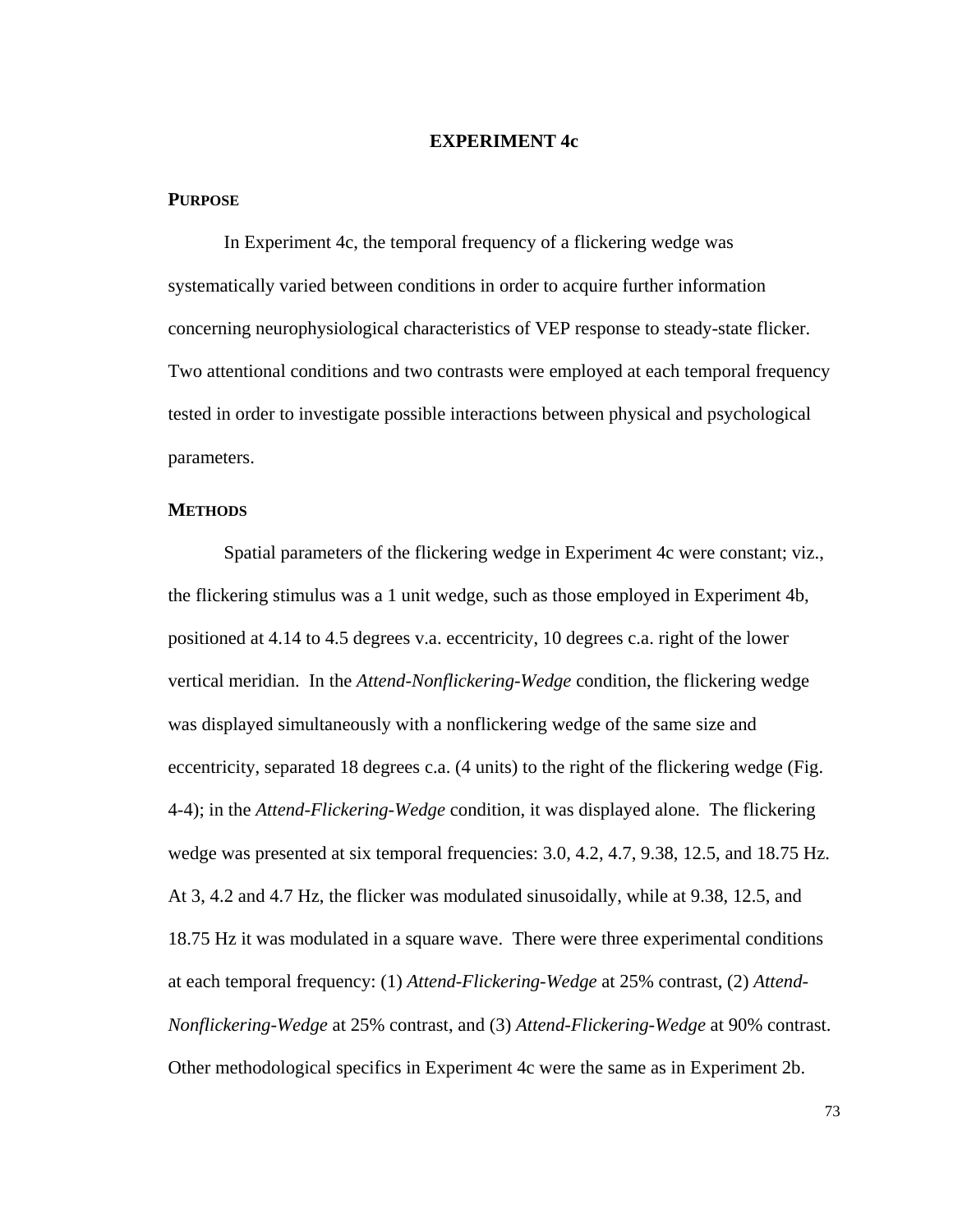# EXPERIMENT 4c

## PURPOSE

In Experiment 4c, the temporal frequency of a flickering wedge was systematically varied between conditions in order to acquire further information concerning neurophysiological characteristics of VEP response to steady-state flicker. Two attentional conditions and two contrasts were employed at each temporal frequency tested in order to investigate possible interactions between physical and psychological parameters.

## METHODS

Spatial parameters of the flickering wedge in Experiment 4c were constant; viz., the flickering stimulus was a 1 unit wedge, such as those employed in Experiment 4b, positioned at 4.14 to 4.5 degrees v.a. eccentricity, 10 degrees c.a. right of the lower vertical meridian. In the *Attend-Nonflickering-Wedge* condition, the flickering wedge was displayed simultaneously with a nonflickering wedge of the same size and eccentricity, separated 18 degrees c.a. (4 units) to the right of the flickering wedge (Fig. 4-4); in the *Attend-Flickering-Wedge* condition, it was displayed alone. The flickering wedge was presented at six temporal frequencies: 3.0, 4.2, 4.7, 9.38, 12.5, and 18.75 Hz. At 3, 4.2 and 4.7 Hz, the flicker was modulated sinusoidally, while at 9.38, 12.5, and 18.75 Hz it was modulated in a square wave. There were three experimental conditions at each temporal frequency: (1) *Attend-Flickering-Wedge* at 25% contrast, (2) *Attend-Nonflickering-Wedge* at 25% contrast, and (3) *Attend-Flickering-Wedge* at 90% contrast. Other methodological specifics in Experiment 4c were the same as in Experiment 2b.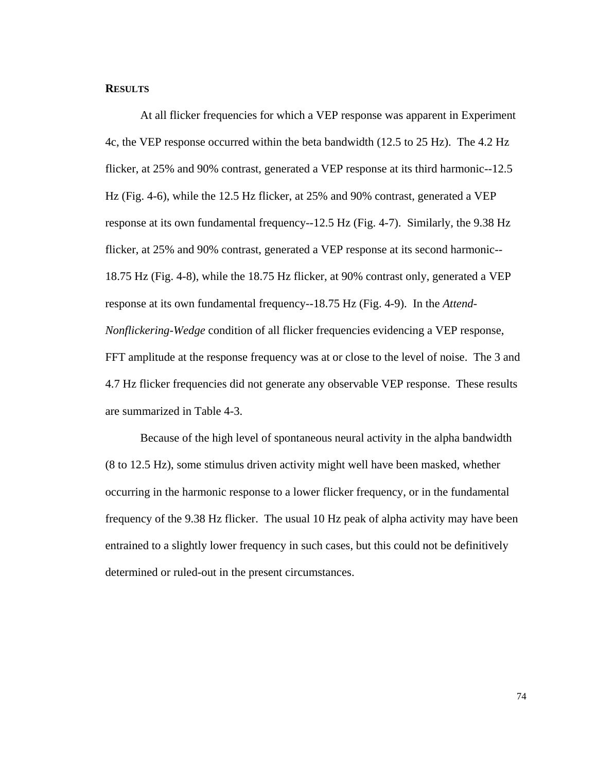## RESULTS

At all flicker frequencies for which a VEP response was apparent in Experiment 4c, the VEP response occurred within the beta bandwidth (12.5 to 25 Hz). The 4.2 Hz flicker, at 25% and 90% contrast, generated a VEP response at its third harmonic--12.5 Hz (Fig. 4-6), while the 12.5 Hz flicker, at 25% and 90% contrast, generated a VEP response at its own fundamental frequency--12.5 Hz (Fig. 4-7). Similarly, the 9.38 Hz flicker, at 25% and 90% contrast, generated a VEP response at its second harmonic--18.75 Hz (Fig. 4-8), while the 18.75 Hz flicker, at 90% contrast only, generated a VEP response at its own fundamental frequency--18.75 Hz (Fig. 4-9). In the *Attend-Nonflickering-Wedge* condition of all flicker frequencies evidencing a VEP response, FFT amplitude at the response frequency was at or close to the level of noise. The 3 and 4.7 Hz flicker frequencies did not generate any observable VEP response. These results are summarized in Table 4-3.

Because of the high level of spontaneous neural activity in the alpha bandwidth (8 to 12.5 Hz), some stimulus driven activity might well have been masked, whether occurring in the harmonic response to a lower flicker frequency, or in the fundamental frequency of the 9.38 Hz flicker. The usual 10 Hz peak of alpha activity may have been entrained to a slightly lower frequency in such cases, but this could not be definitively determined or ruled-out in the present circumstances.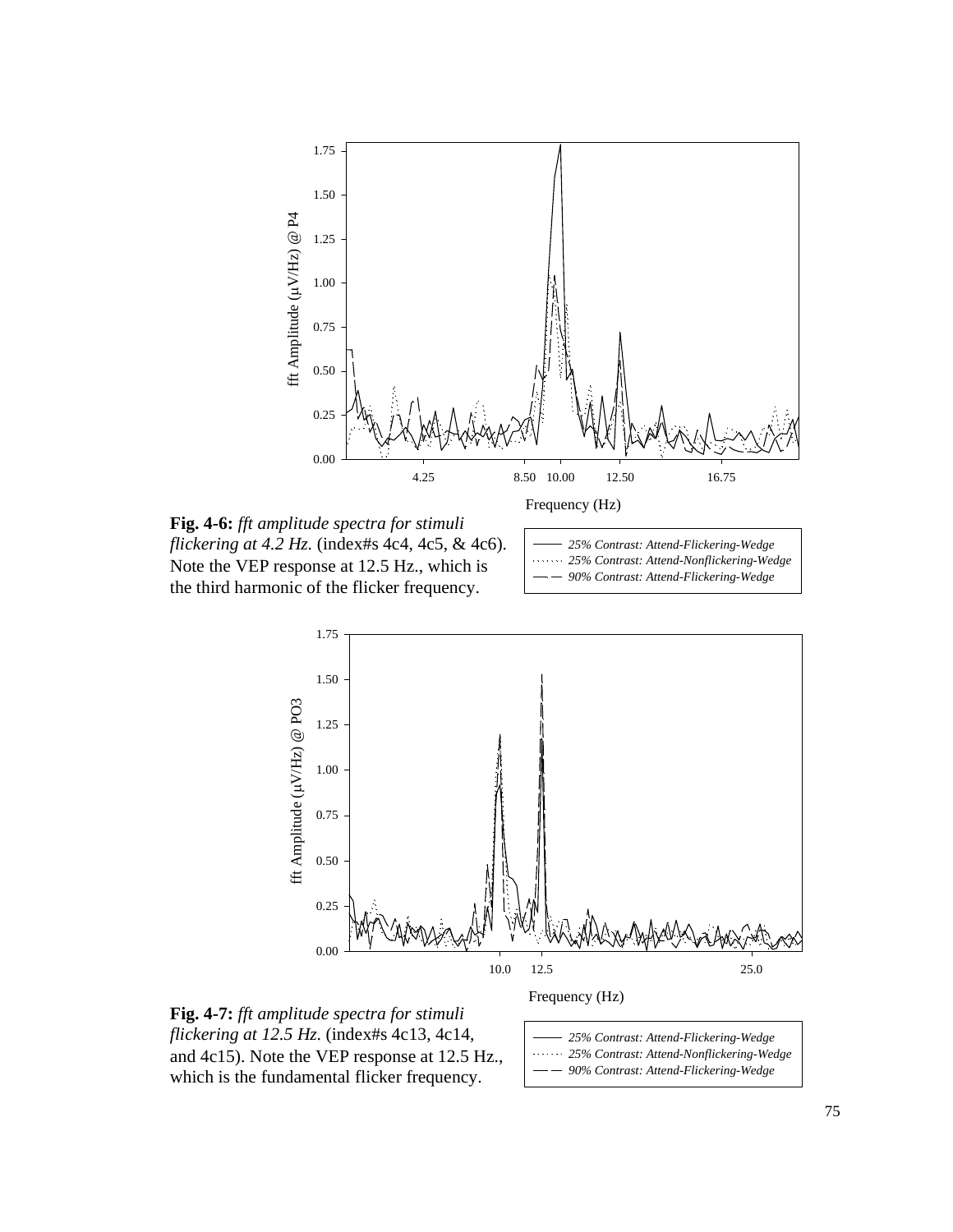**Fig. 4-6:** *fft amplitude spectra for stimuli flickering at 4.2 Hz.* (index#s 4c4, 4c5, & 4c6). Note the VEP response at 12.5 Hz., which is the third harmonic of the flicker frequency.

**Fig. 4-7:** *fft amplitude spectra for stimuli flickering at 12.5 Hz.* (index#s 4c13, 4c14, and 4c15). Note the VEP response at 12.5 Hz., which is the fundamental flicker frequency.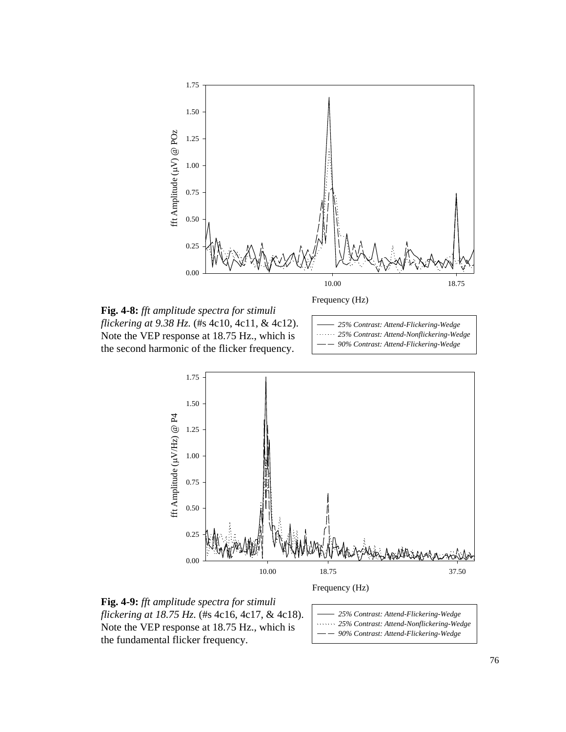**Fig. 4-8:** *fft amplitude spectra for stimuli flickering at 9.38 Hz.* (#s 4c10, 4c11, & 4c12). Note the VEP response at 18.75 Hz., which is the second harmonic of the flicker frequency.

**Fig. 4-9:** *fft amplitude spectra for stimuli flickering at 18.75 Hz.* (#s 4c16, 4c17, & 4c18). Note the VEP response at 18.75 Hz., which is the fundamental flicker frequency.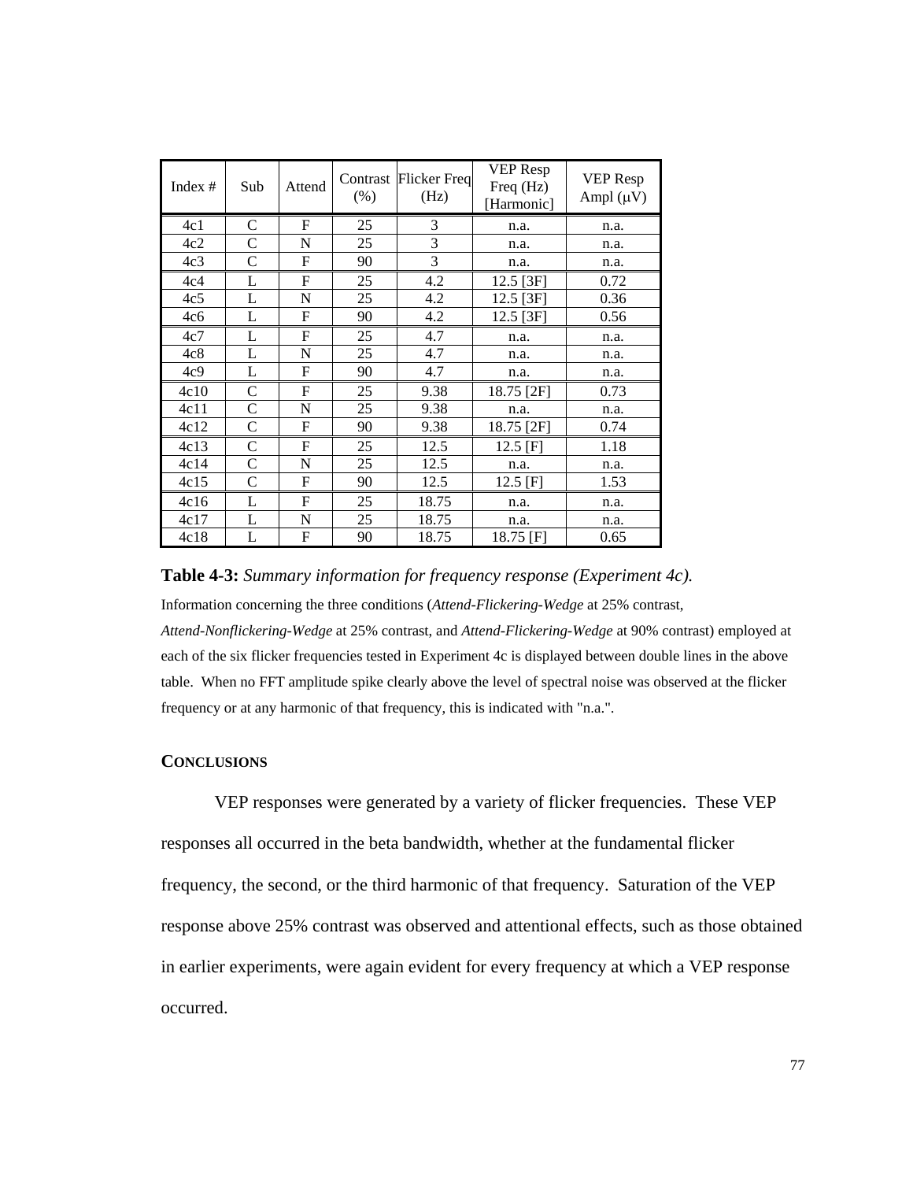| Index # | Sub | Attend | Contrast (%) | Flicker Freq (Hz) | VEP Resp Freq (Hz) [Harmonic] | VEP Resp Ampl ($\mu$V) |
|---|---|---|---|---|---|---|
| 4c1 | C | F | 25 | 3 | n.a. | n.a. |
| 4c2 | C | N | 25 | 3 | n.a. | n.a. |
| 4c3 | C | F | 90 | 3 | n.a. | n.a. |
| 4c4 | L | F | 25 | 4.2 | 12.5 [3F] | 0.72 |
| 4c5 | L | N | 25 | 4.2 | 12.5 [3F] | 0.36 |
| 4c6 | L | F | 90 | 4.2 | 12.5 [3F] | 0.56 |
| 4c7 | L | F | 25 | 4.7 | n.a. | n.a. |
| 4c8 | L | N | 25 | 4.7 | n.a. | n.a. |
| 4c9 | L | F | 90 | 4.7 | n.a. | n.a. |
| 4c10 | C | F | 25 | 9.38 | 18.75 [2F] | 0.73 |
| 4c11 | C | N | 25 | 9.38 | n.a. | n.a. |
| 4c12 | C | F | 90 | 9.38 | 18.75 [2F] | 0.74 |
| 4c13 | C | F | 25 | 12.5 | 12.5 [F] | 1.18 |
| 4c14 | C | N | 25 | 12.5 | n.a. | n.a. |
| 4c15 | C | F | 90 | 12.5 | 12.5 [F] | 1.53 |
| 4c16 | L | F | 25 | 18.75 | n.a. | n.a. |
| 4c17 | L | N | 25 | 18.75 | n.a. | n.a. |
| 4c18 | L | F | 90 | 18.75 | 18.75 [F] | 0.65 |

**Table 4-3:** *Summary information for frequency response (Experiment 4c).*

Information concerning the three conditions (*Attend-Flickering-Wedge* at 25% contrast, *Attend-Nonflickering-Wedge* at 25% contrast, and *Attend-Flickering-Wedge* at 90% contrast) employed at each of the six flicker frequencies tested in Experiment 4c is displayed between double lines in the above table. When no FFT amplitude spike clearly above the level of spectral noise was observed at the flicker frequency or at any harmonic of that frequency, this is indicated with "n.a.".

### CONCLUSIONS

VEP responses were generated by a variety of flicker frequencies. These VEP responses all occurred in the beta bandwidth, whether at the fundamental flicker frequency, the second, or the third harmonic of that frequency. Saturation of the VEP response above 25% contrast was observed and attentional effects, such as those obtained in earlier experiments, were again evident for every frequency at which a VEP response occurred.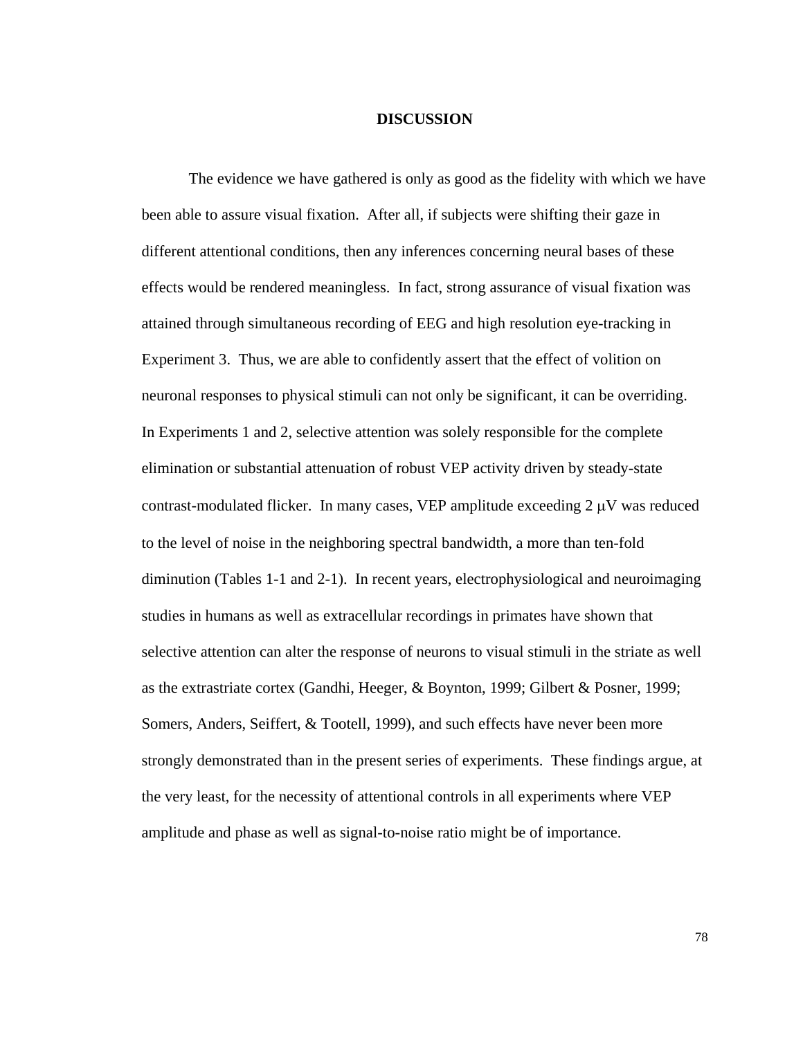# DISCUSSION

The evidence we have gathered is only as good as the fidelity with which we have been able to assure visual fixation. After all, if subjects were shifting their gaze in different attentional conditions, then any inferences concerning neural bases of these effects would be rendered meaningless. In fact, strong assurance of visual fixation was attained through simultaneous recording of EEG and high resolution eye-tracking in Experiment 3. Thus, we are able to confidently assert that the effect of volition on neuronal responses to physical stimuli can not only be significant, it can be overriding. In Experiments 1 and 2, selective attention was solely responsible for the complete elimination or substantial attenuation of robust VEP activity driven by steady-state contrast-modulated flicker. In many cases, VEP amplitude exceeding 2 $\mu$V was reduced to the level of noise in the neighboring spectral bandwidth, a more than ten-fold diminution (Tables 1-1 and 2-1). In recent years, electrophysiological and neuroimaging studies in humans as well as extracellular recordings in primates have shown that selective attention can alter the response of neurons to visual stimuli in the striate as well as the extrastriate cortex (Gandhi, Heeger, & Boynton, 1999; Gilbert & Posner, 1999; Somers, Anders, Seiffert, & Tootell, 1999), and such effects have never been more strongly demonstrated than in the present series of experiments. These findings argue, at the very least, for the necessity of attentional controls in all experiments where VEP amplitude and phase as well as signal-to-noise ratio might be of importance.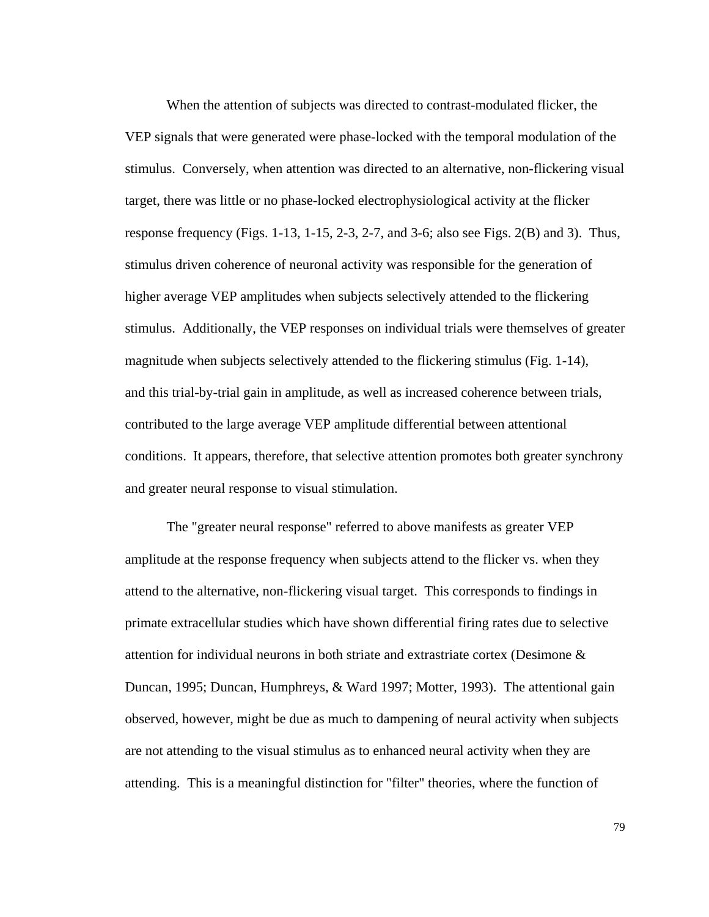When the attention of subjects was directed to contrast-modulated flicker, the VEP signals that were generated were phase-locked with the temporal modulation of the stimulus. Conversely, when attention was directed to an alternative, non-flickering visual target, there was little or no phase-locked electrophysiological activity at the flicker response frequency (Figs. 1-13, 1-15, 2-3, 2-7, and 3-6; also see Figs. 2(B) and 3). Thus, stimulus driven coherence of neuronal activity was responsible for the generation of higher average VEP amplitudes when subjects selectively attended to the flickering stimulus. Additionally, the VEP responses on individual trials were themselves of greater magnitude when subjects selectively attended to the flickering stimulus (Fig. 1-14), and this trial-by-trial gain in amplitude, as well as increased coherence between trials, contributed to the large average VEP amplitude differential between attentional conditions. It appears, therefore, that selective attention promotes both greater synchrony and greater neural response to visual stimulation.

The "greater neural response" referred to above manifests as greater VEP amplitude at the response frequency when subjects attend to the flicker vs. when they attend to the alternative, non-flickering visual target. This corresponds to findings in primate extracellular studies which have shown differential firing rates due to selective attention for individual neurons in both striate and extrastriate cortex (Desimone & Duncan, 1995; Duncan, Humphreys, & Ward 1997; Motter, 1993). The attentional gain observed, however, might be due as much to dampening of neural activity when subjects are not attending to the visual stimulus as to enhanced neural activity when they are attending. This is a meaningful distinction for "filter" theories, where the function of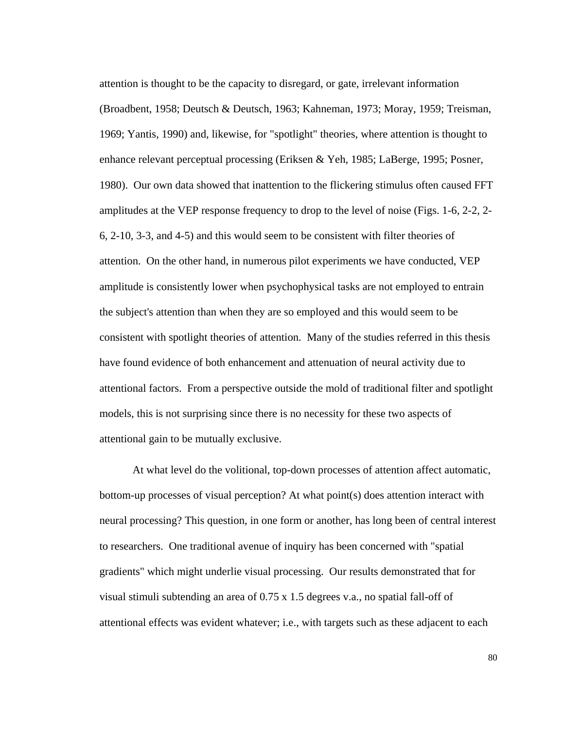attention is thought to be the capacity to disregard, or gate, irrelevant information (Broadbent, 1958; Deutsch & Deutsch, 1963; Kahneman, 1973; Moray, 1959; Treisman, 1969; Yantis, 1990) and, likewise, for "spotlight" theories, where attention is thought to enhance relevant perceptual processing (Eriksen & Yeh, 1985; LaBerge, 1995; Posner, 1980). Our own data showed that inattention to the flickering stimulus often caused FFT amplitudes at the VEP response frequency to drop to the level of noise (Figs. 1-6, 2-2, 2-6, 2-10, 3-3, and 4-5) and this would seem to be consistent with filter theories of attention. On the other hand, in numerous pilot experiments we have conducted, VEP amplitude is consistently lower when psychophysical tasks are not employed to entrain the subject's attention than when they are so employed and this would seem to be consistent with spotlight theories of attention. Many of the studies referred in this thesis have found evidence of both enhancement and attenuation of neural activity due to attentional factors. From a perspective outside the mold of traditional filter and spotlight models, this is not surprising since there is no necessity for these two aspects of attentional gain to be mutually exclusive.

At what level do the volitional, top-down processes of attention affect automatic, bottom-up processes of visual perception? At what point(s) does attention interact with neural processing? This question, in one form or another, has long been of central interest to researchers. One traditional avenue of inquiry has been concerned with "spatial gradients" which might underlie visual processing. Our results demonstrated that for visual stimuli subtending an area of 0.75 x 1.5 degrees v.a., no spatial fall-off of attentional effects was evident whatever; i.e., with targets such as these adjacent to each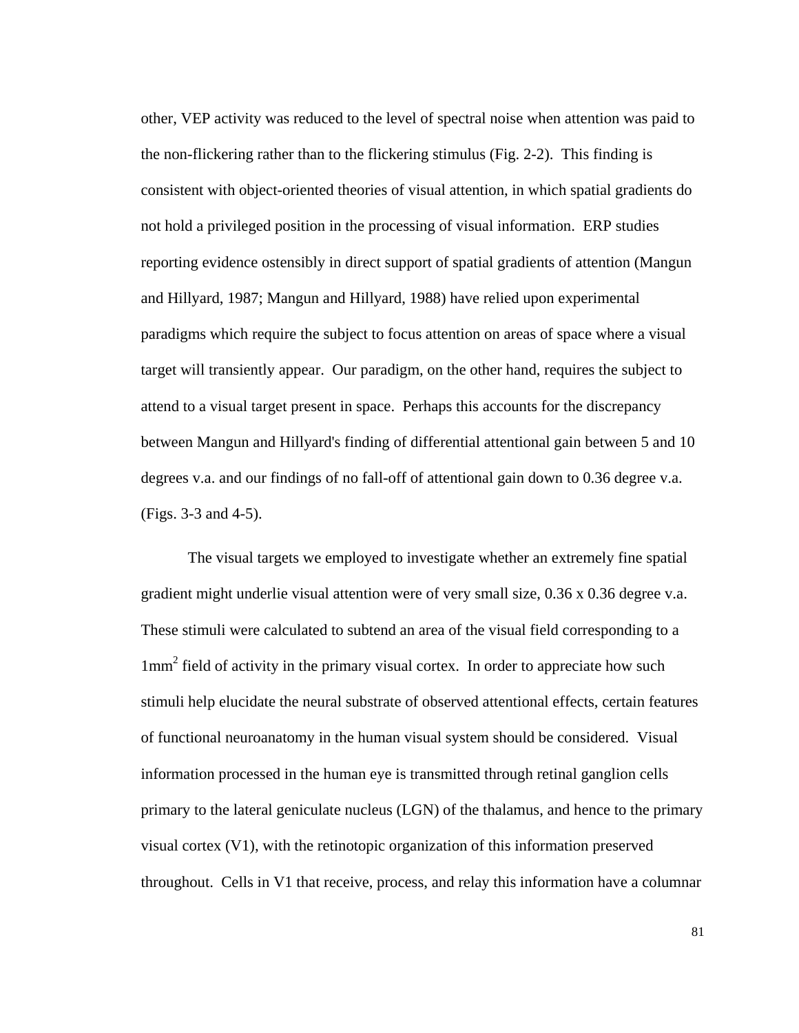other, VEP activity was reduced to the level of spectral noise when attention was paid to the non-flickering rather than to the flickering stimulus (Fig. 2-2). This finding is consistent with object-oriented theories of visual attention, in which spatial gradients do not hold a privileged position in the processing of visual information. ERP studies reporting evidence ostensibly in direct support of spatial gradients of attention (Mangun and Hillyard, 1987; Mangun and Hillyard, 1988) have relied upon experimental paradigms which require the subject to focus attention on areas of space where a visual target will transiently appear. Our paradigm, on the other hand, requires the subject to attend to a visual target present in space. Perhaps this accounts for the discrepancy between Mangun and Hillyard's finding of differential attentional gain between 5 and 10 degrees v.a. and our findings of no fall-off of attentional gain down to 0.36 degree v.a. (Figs. 3-3 and 4-5).

The visual targets we employed to investigate whether an extremely fine spatial gradient might underlie visual attention were of very small size, 0.36 x 0.36 degree v.a. These stimuli were calculated to subtend an area of the visual field corresponding to a $1mm^2$ field of activity in the primary visual cortex. In order to appreciate how such stimuli help elucidate the neural substrate of observed attentional effects, certain features of functional neuroanatomy in the human visual system should be considered. Visual information processed in the human eye is transmitted through retinal ganglion cells primary to the lateral geniculate nucleus (LGN) of the thalamus, and hence to the primary visual cortex (V1), with the retinotopic organization of this information preserved throughout. Cells in V1 that receive, process, and relay this information have a columnar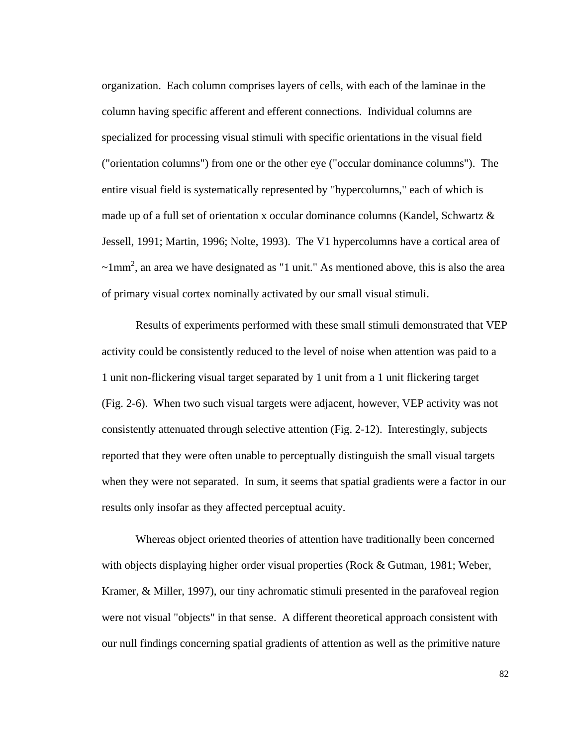organization. Each column comprises layers of cells, with each of the laminae in the column having specific afferent and efferent connections. Individual columns are specialized for processing visual stimuli with specific orientations in the visual field ("orientation columns") from one or the other eye ("occular dominance columns"). The entire visual field is systematically represented by "hypercolumns," each of which is made up of a full set of orientation x occular dominance columns (Kandel, Schwartz & Jessell, 1991; Martin, 1996; Nolte, 1993). The V1 hypercolumns have a cortical area of ~$1\text{mm}^2$, an area we have designated as "1 unit." As mentioned above, this is also the area of primary visual cortex nominally activated by our small visual stimuli.

Results of experiments performed with these small stimuli demonstrated that VEP activity could be consistently reduced to the level of noise when attention was paid to a 1 unit non-flickering visual target separated by 1 unit from a 1 unit flickering target (Fig. 2-6). When two such visual targets were adjacent, however, VEP activity was not consistently attenuated through selective attention (Fig. 2-12). Interestingly, subjects reported that they were often unable to perceptually distinguish the small visual targets when they were not separated. In sum, it seems that spatial gradients were a factor in our results only insofar as they affected perceptual acuity.

Whereas object oriented theories of attention have traditionally been concerned with objects displaying higher order visual properties (Rock & Gutman, 1981; Weber, Kramer, & Miller, 1997), our tiny achromatic stimuli presented in the parafoveal region were not visual "objects" in that sense. A different theoretical approach consistent with our null findings concerning spatial gradients of attention as well as the primitive nature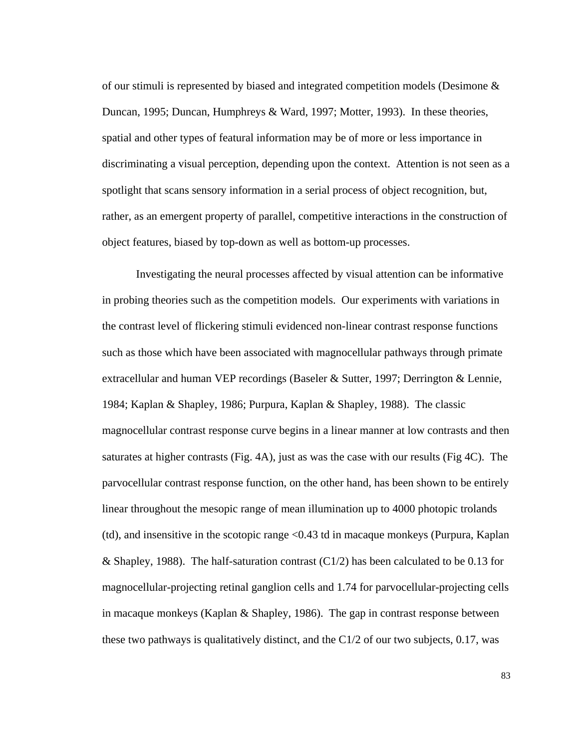of our stimuli is represented by biased and integrated competition models (Desimone & Duncan, 1995; Duncan, Humphreys & Ward, 1997; Motter, 1993). In these theories, spatial and other types of featural information may be of more or less importance in discriminating a visual perception, depending upon the context. Attention is not seen as a spotlight that scans sensory information in a serial process of object recognition, but, rather, as an emergent property of parallel, competitive interactions in the construction of object features, biased by top-down as well as bottom-up processes.

Investigating the neural processes affected by visual attention can be informative in probing theories such as the competition models. Our experiments with variations in the contrast level of flickering stimuli evidenced non-linear contrast response functions such as those which have been associated with magnocellular pathways through primate extracellular and human VEP recordings (Baseler & Sutter, 1997; Derrington & Lennie, 1984; Kaplan & Shapley, 1986; Purpura, Kaplan & Shapley, 1988). The classic magnocellular contrast response curve begins in a linear manner at low contrasts and then saturates at higher contrasts (Fig. 4A), just as was the case with our results (Fig 4C). The parvocellular contrast response function, on the other hand, has been shown to be entirely linear throughout the mesopic range of mean illumination up to 4000 photopic trolands (td), and insensitive in the scotopic range <0.43 td in macaque monkeys (Purpura, Kaplan & Shapley, 1988). The half-saturation contrast ($C1/2$) has been calculated to be 0.13 for magnocellular-projecting retinal ganglion cells and 1.74 for parvocellular-projecting cells in macaque monkeys (Kaplan & Shapley, 1986). The gap in contrast response between these two pathways is qualitatively distinct, and the $C1/2$ of our two subjects, 0.17, was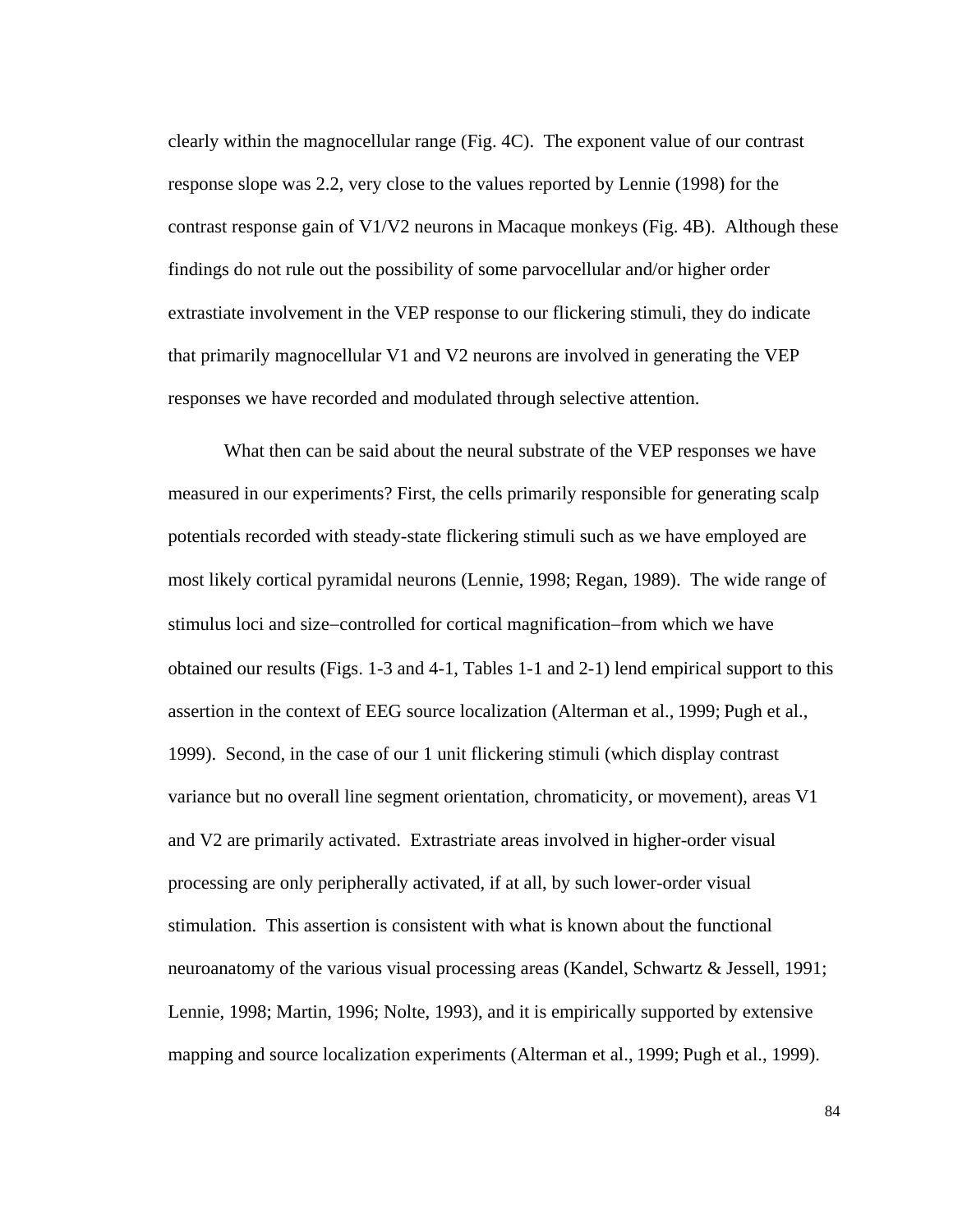clearly within the magnocellular range (Fig. 4C). The exponent value of our contrast response slope was 2.2, very close to the values reported by Lennie (1998) for the contrast response gain of V1/V2 neurons in Macaque monkeys (Fig. 4B). Although these findings do not rule out the possibility of some parvocellular and/or higher order extrastiate involvement in the VEP response to our flickering stimuli, they do indicate that primarily magnocellular V1 and V2 neurons are involved in generating the VEP responses we have recorded and modulated through selective attention.

What then can be said about the neural substrate of the VEP responses we have measured in our experiments? First, the cells primarily responsible for generating scalp potentials recorded with steady-state flickering stimuli such as we have employed are most likely cortical pyramidal neurons (Lennie, 1998; Regan, 1989). The wide range of stimulus loci and size−controlled for cortical magnification−from which we have obtained our results (Figs. 1-3 and 4-1, Tables 1-1 and 2-1) lend empirical support to this assertion in the context of EEG source localization (Alterman et al., 1999; Pugh et al., 1999). Second, in the case of our 1 unit flickering stimuli (which display contrast variance but no overall line segment orientation, chromaticity, or movement), areas V1 and V2 are primarily activated. Extrastriate areas involved in higher-order visual processing are only peripherally activated, if at all, by such lower-order visual stimulation. This assertion is consistent with what is known about the functional neuroanatomy of the various visual processing areas (Kandel, Schwartz & Jessell, 1991; Lennie, 1998; Martin, 1996; Nolte, 1993), and it is empirically supported by extensive mapping and source localization experiments (Alterman et al., 1999; Pugh et al., 1999).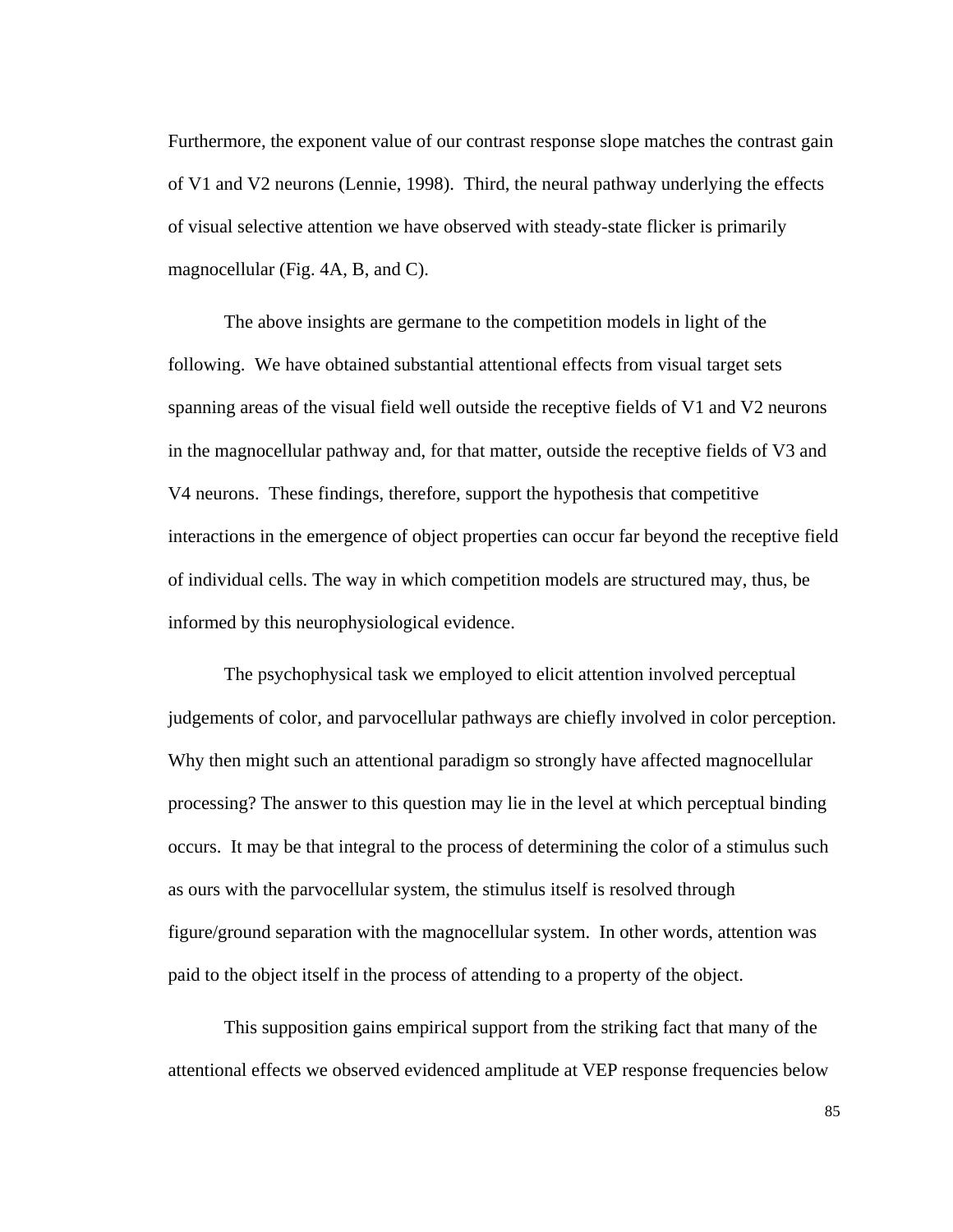Furthermore, the exponent value of our contrast response slope matches the contrast gain of V1 and V2 neurons (Lennie, 1998). Third, the neural pathway underlying the effects of visual selective attention we have observed with steady-state flicker is primarily magnocellular (Fig. 4A, B, and C).

The above insights are germane to the competition models in light of the following. We have obtained substantial attentional effects from visual target sets spanning areas of the visual field well outside the receptive fields of V1 and V2 neurons in the magnocellular pathway and, for that matter, outside the receptive fields of V3 and V4 neurons. These findings, therefore, support the hypothesis that competitive interactions in the emergence of object properties can occur far beyond the receptive field of individual cells. The way in which competition models are structured may, thus, be informed by this neurophysiological evidence.

The psychophysical task we employed to elicit attention involved perceptual judgements of color, and parvocellular pathways are chiefly involved in color perception. Why then might such an attentional paradigm so strongly have affected magnocellular processing? The answer to this question may lie in the level at which perceptual binding occurs. It may be that integral to the process of determining the color of a stimulus such as ours with the parvocellular system, the stimulus itself is resolved through figure/ground separation with the magnocellular system. In other words, attention was paid to the object itself in the process of attending to a property of the object.

This supposition gains empirical support from the striking fact that many of the attentional effects we observed evidenced amplitude at VEP response frequencies below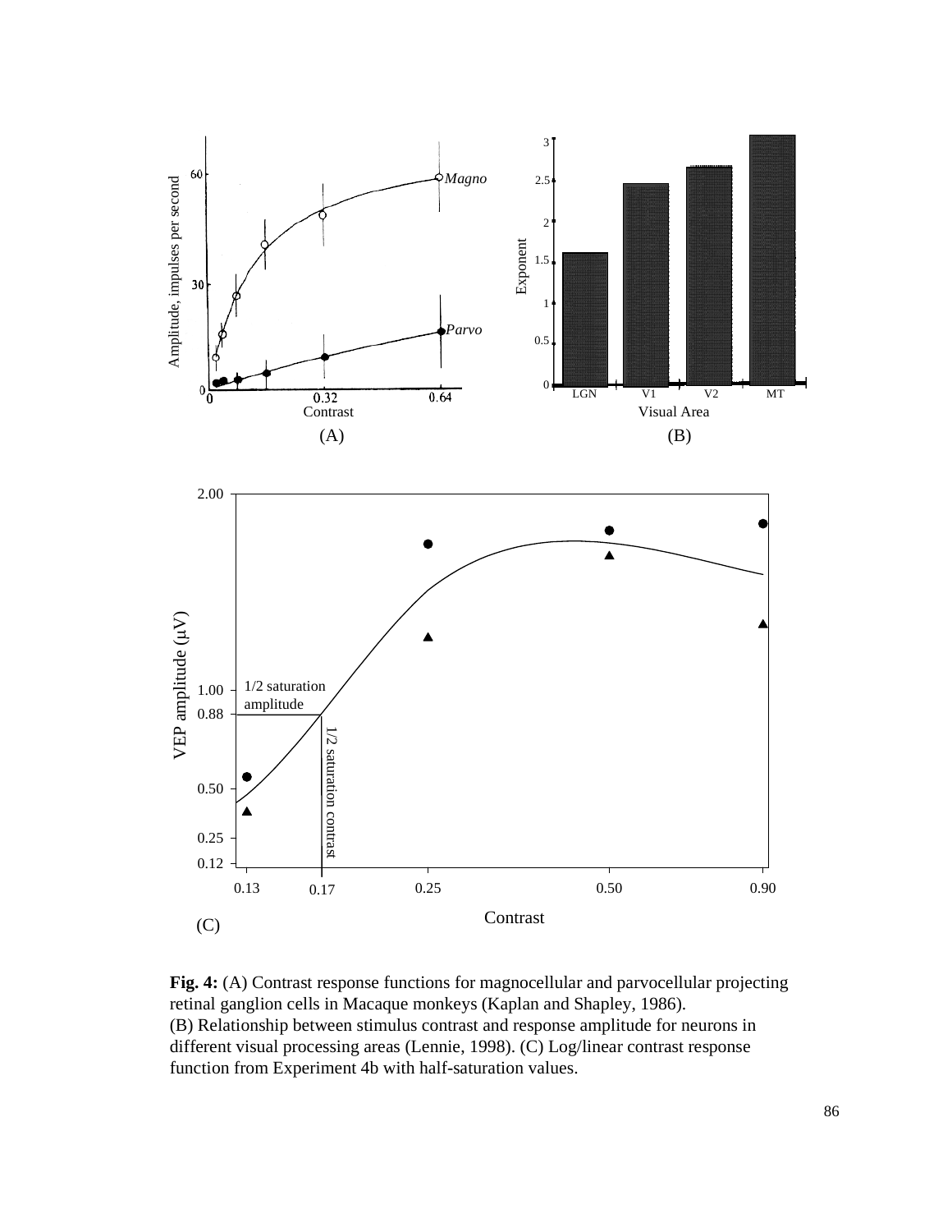**Fig. 4:** (A) Contrast response functions for magnocellular and parvocellular projecting retinal ganglion cells in Macaque monkeys (Kaplan and Shapley, 1986).
(B) Relationship between stimulus contrast and response amplitude for neurons in different visual processing areas (Lennie, 1998). (C) Log/linear contrast response function from Experiment 4b with half-saturation values.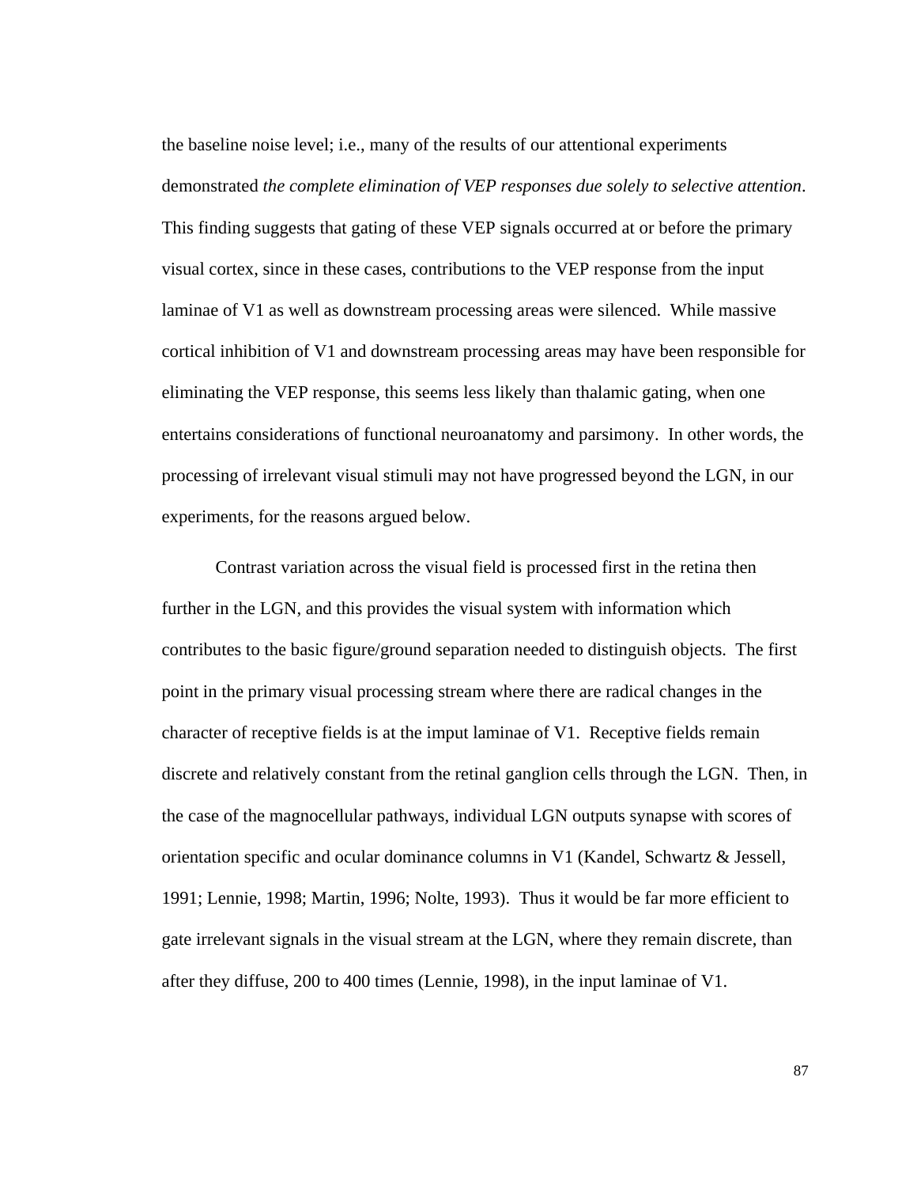the baseline noise level; i.e., many of the results of our attentional experiments demonstrated *the complete elimination of VEP responses due solely to selective attention*. This finding suggests that gating of these VEP signals occurred at or before the primary visual cortex, since in these cases, contributions to the VEP response from the input laminae of V1 as well as downstream processing areas were silenced. While massive cortical inhibition of V1 and downstream processing areas may have been responsible for eliminating the VEP response, this seems less likely than thalamic gating, when one entertains considerations of functional neuroanatomy and parsimony. In other words, the processing of irrelevant visual stimuli may not have progressed beyond the LGN, in our experiments, for the reasons argued below.

Contrast variation across the visual field is processed first in the retina then further in the LGN, and this provides the visual system with information which contributes to the basic figure/ground separation needed to distinguish objects. The first point in the primary visual processing stream where there are radical changes in the character of receptive fields is at the imput laminae of V1. Receptive fields remain discrete and relatively constant from the retinal ganglion cells through the LGN. Then, in the case of the magnocellular pathways, individual LGN outputs synapse with scores of orientation specific and ocular dominance columns in V1 (Kandel, Schwartz & Jessell, 1991; Lennie, 1998; Martin, 1996; Nolte, 1993). Thus it would be far more efficient to gate irrelevant signals in the visual stream at the LGN, where they remain discrete, than after they diffuse, 200 to 400 times (Lennie, 1998), in the input laminae of V1.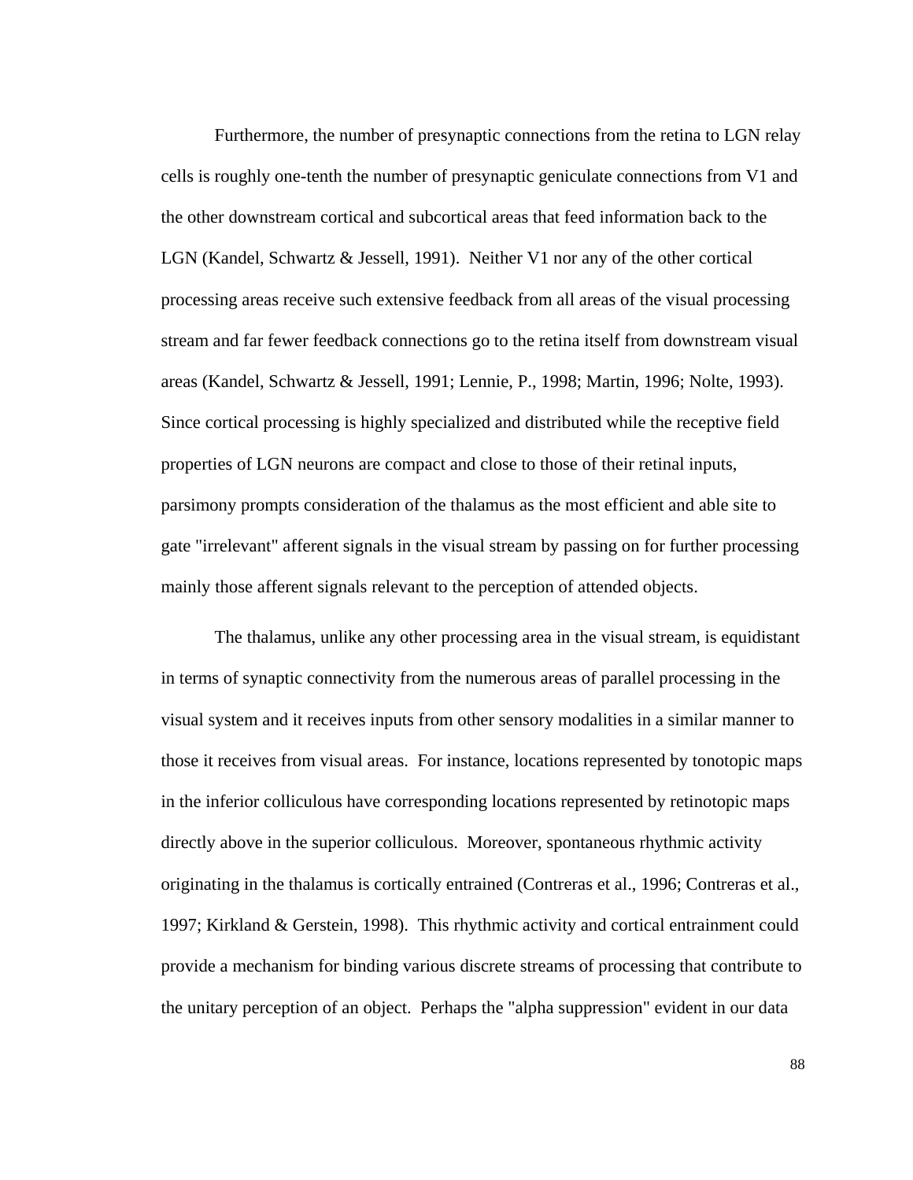Furthermore, the number of presynaptic connections from the retina to LGN relay cells is roughly one-tenth the number of presynaptic geniculate connections from V1 and the other downstream cortical and subcortical areas that feed information back to the LGN (Kandel, Schwartz & Jessell, 1991). Neither V1 nor any of the other cortical processing areas receive such extensive feedback from all areas of the visual processing stream and far fewer feedback connections go to the retina itself from downstream visual areas (Kandel, Schwartz & Jessell, 1991; Lennie, P., 1998; Martin, 1996; Nolte, 1993). Since cortical processing is highly specialized and distributed while the receptive field properties of LGN neurons are compact and close to those of their retinal inputs, parsimony prompts consideration of the thalamus as the most efficient and able site to gate "irrelevant" afferent signals in the visual stream by passing on for further processing mainly those afferent signals relevant to the perception of attended objects.

The thalamus, unlike any other processing area in the visual stream, is equidistant in terms of synaptic connectivity from the numerous areas of parallel processing in the visual system and it receives inputs from other sensory modalities in a similar manner to those it receives from visual areas. For instance, locations represented by tonotopic maps in the inferior colliculous have corresponding locations represented by retinotopic maps directly above in the superior colliculous. Moreover, spontaneous rhythmic activity originating in the thalamus is cortically entrained (Contreras et al., 1996; Contreras et al., 1997; Kirkland & Gerstein, 1998). This rhythmic activity and cortical entrainment could provide a mechanism for binding various discrete streams of processing that contribute to the unitary perception of an object. Perhaps the "alpha suppression" evident in our data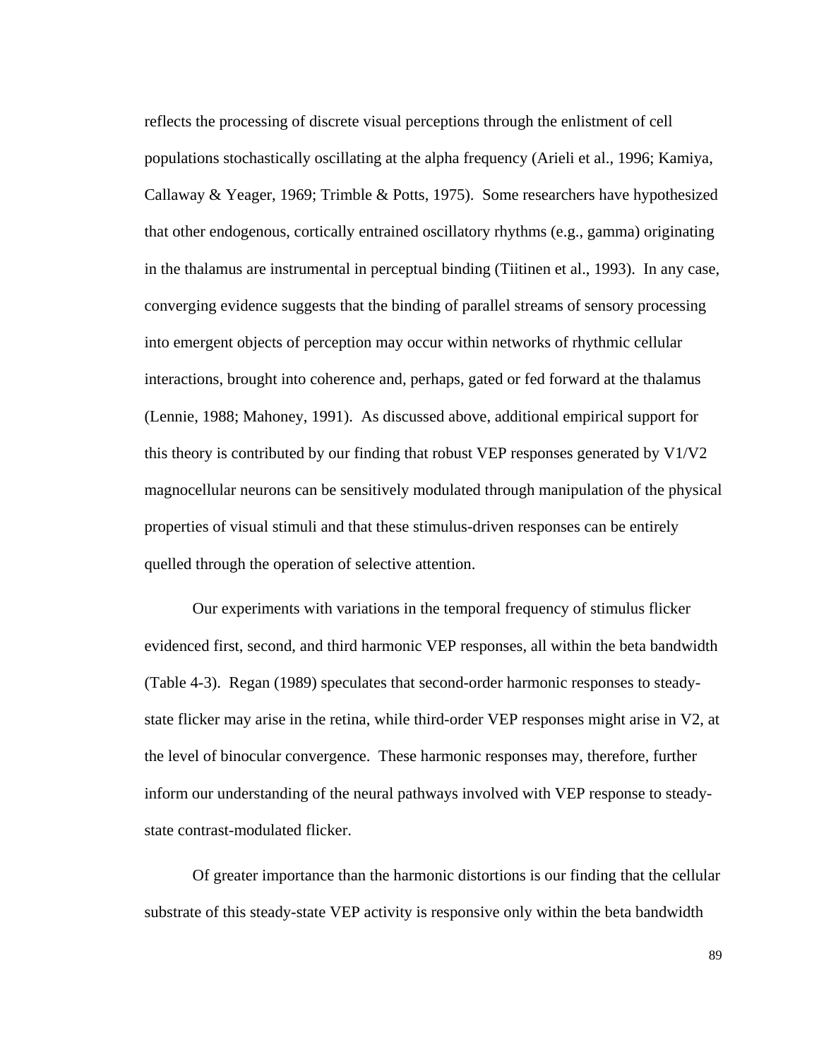reflects the processing of discrete visual perceptions through the enlistment of cell populations stochastically oscillating at the alpha frequency (Arieli et al., 1996; Kamiya, Callaway & Yeager, 1969; Trimble & Potts, 1975). Some researchers have hypothesized that other endogenous, cortically entrained oscillatory rhythms (e.g., gamma) originating in the thalamus are instrumental in perceptual binding (Tiitinen et al., 1993). In any case, converging evidence suggests that the binding of parallel streams of sensory processing into emergent objects of perception may occur within networks of rhythmic cellular interactions, brought into coherence and, perhaps, gated or fed forward at the thalamus (Lennie, 1988; Mahoney, 1991). As discussed above, additional empirical support for this theory is contributed by our finding that robust VEP responses generated by V1/V2 magnocellular neurons can be sensitively modulated through manipulation of the physical properties of visual stimuli and that these stimulus-driven responses can be entirely quelled through the operation of selective attention.

Our experiments with variations in the temporal frequency of stimulus flicker evidenced first, second, and third harmonic VEP responses, all within the beta bandwidth (Table 4-3). Regan (1989) speculates that second-order harmonic responses to steady-state flicker may arise in the retina, while third-order VEP responses might arise in V2, at the level of binocular convergence. These harmonic responses may, therefore, further inform our understanding of the neural pathways involved with VEP response to steady-state contrast-modulated flicker.

Of greater importance than the harmonic distortions is our finding that the cellular substrate of this steady-state VEP activity is responsive only within the beta bandwidth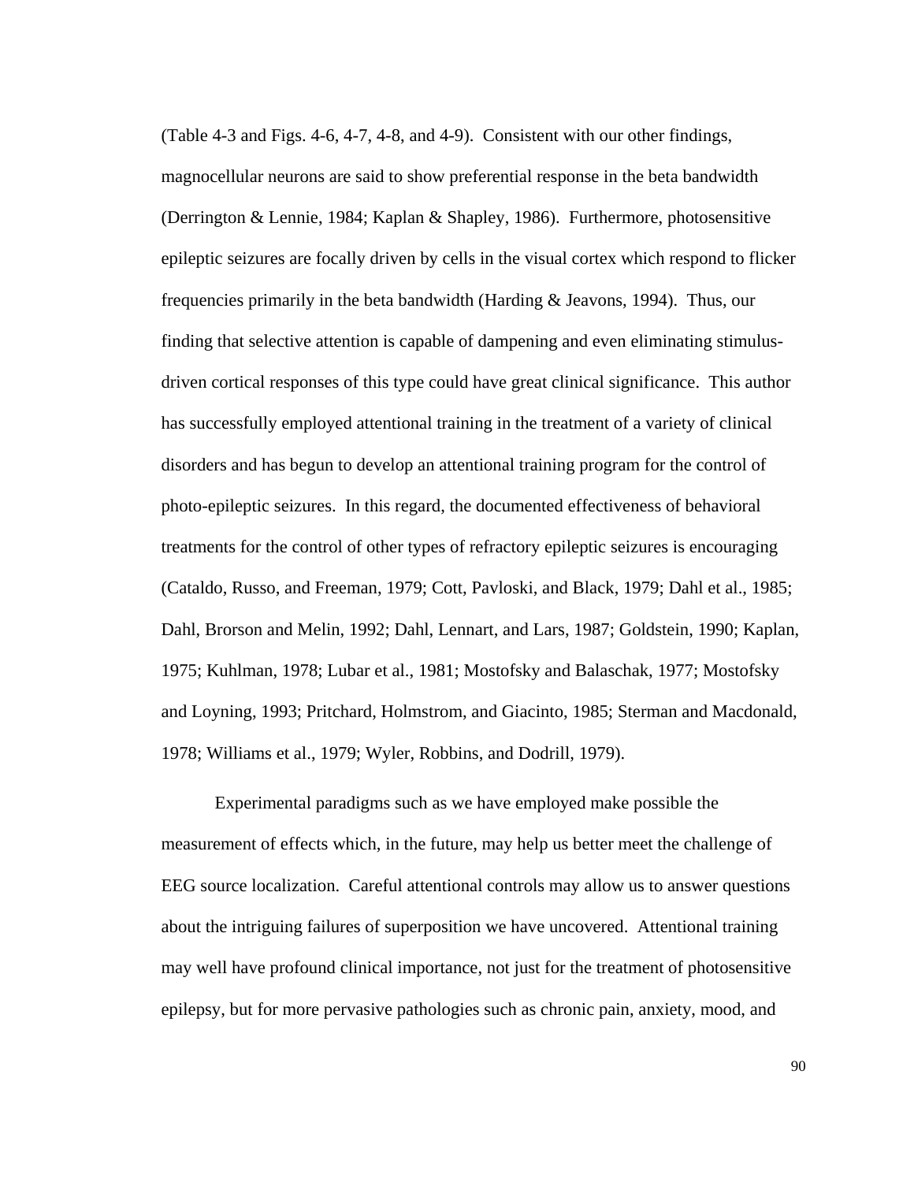(Table 4-3 and Figs. 4-6, 4-7, 4-8, and 4-9). Consistent with our other findings, magnocellular neurons are said to show preferential response in the beta bandwidth (Derrington & Lennie, 1984; Kaplan & Shapley, 1986). Furthermore, photosensitive epileptic seizures are focally driven by cells in the visual cortex which respond to flicker frequencies primarily in the beta bandwidth (Harding & Jeavons, 1994). Thus, our finding that selective attention is capable of dampening and even eliminating stimulus-driven cortical responses of this type could have great clinical significance. This author has successfully employed attentional training in the treatment of a variety of clinical disorders and has begun to develop an attentional training program for the control of photo-epileptic seizures. In this regard, the documented effectiveness of behavioral treatments for the control of other types of refractory epileptic seizures is encouraging (Cataldo, Russo, and Freeman, 1979; Cott, Pavloski, and Black, 1979; Dahl et al., 1985; Dahl, Brorson and Melin, 1992; Dahl, Lennart, and Lars, 1987; Goldstein, 1990; Kaplan, 1975; Kuhlman, 1978; Lubar et al., 1981; Mostofsky and Balaschak, 1977; Mostofsky and Loyning, 1993; Pritchard, Holmstrom, and Giacinto, 1985; Sterman and Macdonald, 1978; Williams et al., 1979; Wyler, Robbins, and Dodrill, 1979).

Experimental paradigms such as we have employed make possible the measurement of effects which, in the future, may help us better meet the challenge of EEG source localization. Careful attentional controls may allow us to answer questions about the intriguing failures of superposition we have uncovered. Attentional training may well have profound clinical importance, not just for the treatment of photosensitive epilepsy, but for more pervasive pathologies such as chronic pain, anxiety, mood, and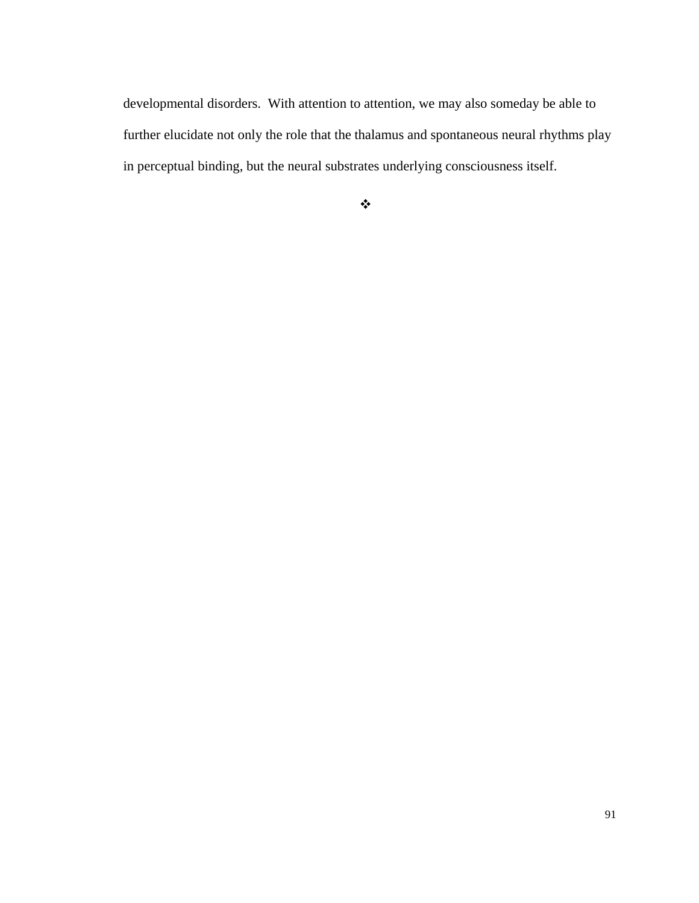developmental disorders. With attention to attention, we may also someday be able to further elucidate not only the role that the thalamus and spontaneous neural rhythms play in perceptual binding, but the neural substrates underlying consciousness itself.

❖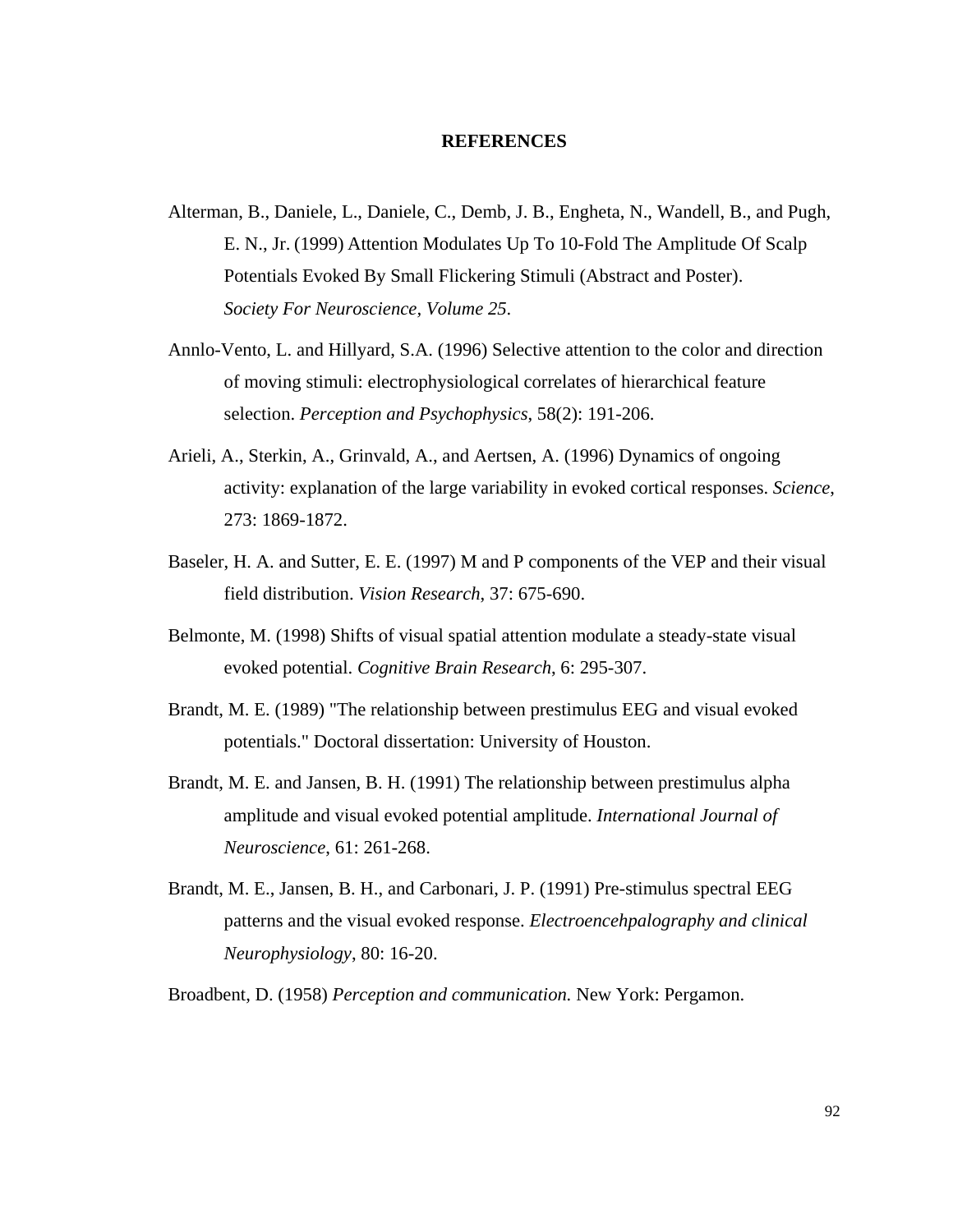## REFERENCES

Alterman, B., Daniele, L., Daniele, C., Demb, J. B., Engheta, N., Wandell, B., and Pugh, E. N., Jr. (1999) Attention Modulates Up To 10-Fold The Amplitude Of Scalp Potentials Evoked By Small Flickering Stimuli (Abstract and Poster). *Society For Neuroscience, Volume 25*.

Annlo-Vento, L. and Hillyard, S.A. (1996) Selective attention to the color and direction of moving stimuli: electrophysiological correlates of hierarchical feature selection. *Perception and Psychophysics*, 58(2): 191-206.

Arieli, A., Sterkin, A., Grinvald, A., and Aertsen, A. (1996) Dynamics of ongoing activity: explanation of the large variability in evoked cortical responses. *Science*, 273: 1869-1872.

Baseler, H. A. and Sutter, E. E. (1997) M and P components of the VEP and their visual field distribution. *Vision Research*, 37: 675-690.

Belmonte, M. (1998) Shifts of visual spatial attention modulate a steady-state visual evoked potential. *Cognitive Brain Research*, 6: 295-307.

Brandt, M. E. (1989) "The relationship between prestimulus EEG and visual evoked potentials." Doctoral dissertation: University of Houston.

Brandt, M. E. and Jansen, B. H. (1991) The relationship between prestimulus alpha amplitude and visual evoked potential amplitude. *International Journal of Neuroscience*, 61: 261-268.

Brandt, M. E., Jansen, B. H., and Carbonari, J. P. (1991) Pre-stimulus spectral EEG patterns and the visual evoked response. *Electroencehpalography and clinical Neurophysiology*, 80: 16-20.

Broadbent, D. (1958) *Perception and communication.* New York: Pergamon.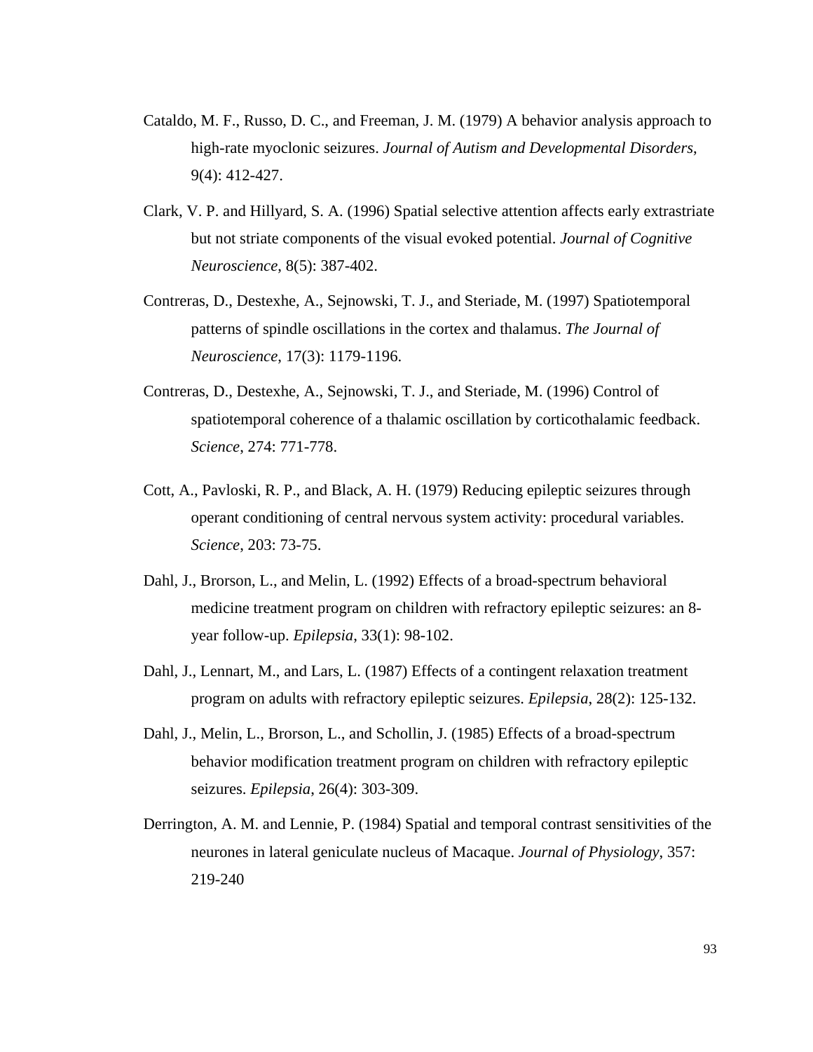Cataldo, M. F., Russo, D. C., and Freeman, J. M. (1979) A behavior analysis approach to high-rate myoclonic seizures. *Journal of Autism and Developmental Disorders*, 9(4): 412-427.

Clark, V. P. and Hillyard, S. A. (1996) Spatial selective attention affects early extrastriate but not striate components of the visual evoked potential. *Journal of Cognitive Neuroscience*, 8(5): 387-402.

Contreras, D., Destexhe, A., Sejnowski, T. J., and Steriade, M. (1997) Spatiotemporal patterns of spindle oscillations in the cortex and thalamus. *The Journal of Neuroscience*, 17(3): 1179-1196.

Contreras, D., Destexhe, A., Sejnowski, T. J., and Steriade, M. (1996) Control of spatiotemporal coherence of a thalamic oscillation by corticothalamic feedback. *Science*, 274: 771-778.

Cott, A., Pavloski, R. P., and Black, A. H. (1979) Reducing epileptic seizures through operant conditioning of central nervous system activity: procedural variables. *Science*, 203: 73-75.

Dahl, J., Brorson, L., and Melin, L. (1992) Effects of a broad-spectrum behavioral medicine treatment program on children with refractory epileptic seizures: an 8-year follow-up. *Epilepsia*, 33(1): 98-102.

Dahl, J., Lennart, M., and Lars, L. (1987) Effects of a contingent relaxation treatment program on adults with refractory epileptic seizures. *Epilepsia*, 28(2): 125-132.

Dahl, J., Melin, L., Brorson, L., and Schollin, J. (1985) Effects of a broad-spectrum behavior modification treatment program on children with refractory epileptic seizures. *Epilepsia*, 26(4): 303-309.

Derrington, A. M. and Lennie, P. (1984) Spatial and temporal contrast sensitivities of the neurones in lateral geniculate nucleus of Macaque. *Journal of Physiology*, 357: 219-240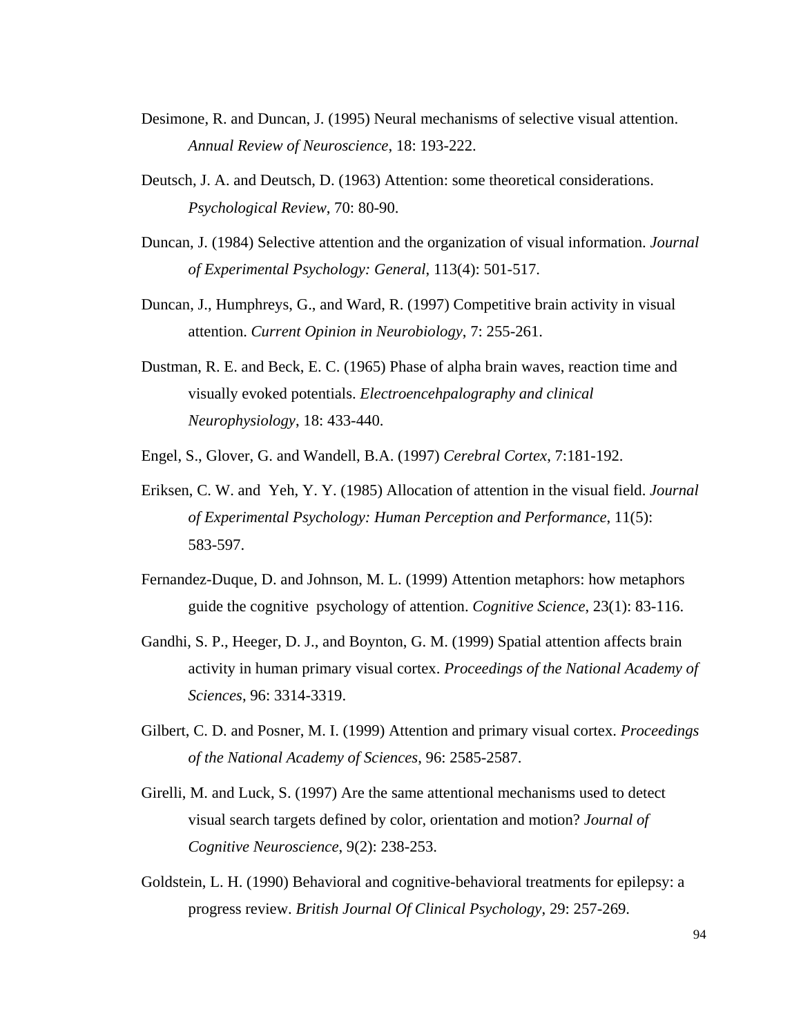Desimone, R. and Duncan, J. (1995) Neural mechanisms of selective visual attention. *Annual Review of Neuroscience*, 18: 193-222.

Deutsch, J. A. and Deutsch, D. (1963) Attention: some theoretical considerations. *Psychological Review*, 70: 80-90.

Duncan, J. (1984) Selective attention and the organization of visual information. *Journal of Experimental Psychology: General*, 113(4): 501-517.

Duncan, J., Humphreys, G., and Ward, R. (1997) Competitive brain activity in visual attention. *Current Opinion in Neurobiology*, 7: 255-261.

Dustman, R. E. and Beck, E. C. (1965) Phase of alpha brain waves, reaction time and visually evoked potentials. *Electroencehpalography and clinical Neurophysiology*, 18: 433-440.

Engel, S., Glover, G. and Wandell, B.A. (1997) *Cerebral Cortex*, 7:181-192.

Eriksen, C. W. and Yeh, Y. Y. (1985) Allocation of attention in the visual field. *Journal of Experimental Psychology: Human Perception and Performance*, 11(5): 583-597.

Fernandez-Duque, D. and Johnson, M. L. (1999) Attention metaphors: how metaphors guide the cognitive psychology of attention. *Cognitive Science*, 23(1): 83-116.

Gandhi, S. P., Heeger, D. J., and Boynton, G. M. (1999) Spatial attention affects brain activity in human primary visual cortex. *Proceedings of the National Academy of Sciences*, 96: 3314-3319.

Gilbert, C. D. and Posner, M. I. (1999) Attention and primary visual cortex. *Proceedings of the National Academy of Sciences*, 96: 2585-2587.

Girelli, M. and Luck, S. (1997) Are the same attentional mechanisms used to detect visual search targets defined by color, orientation and motion? *Journal of Cognitive Neuroscience*, 9(2): 238-253.

Goldstein, L. H. (1990) Behavioral and cognitive-behavioral treatments for epilepsy: a progress review. *British Journal Of Clinical Psychology*, 29: 257-269.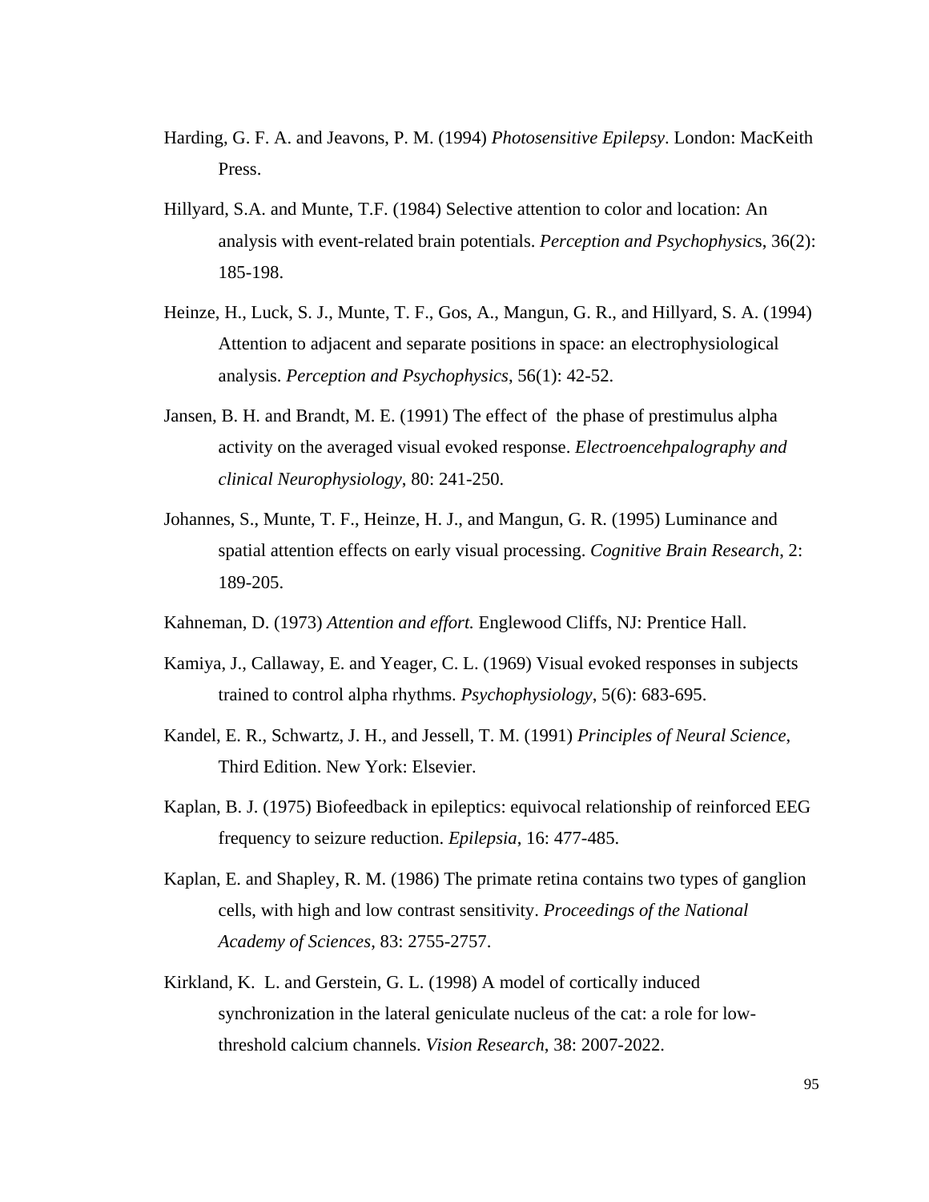Harding, G. F. A. and Jeavons, P. M. (1994) *Photosensitive Epilepsy*. London: MacKeith Press.

Hillyard, S.A. and Munte, T.F. (1984) Selective attention to color and location: An analysis with event-related brain potentials. *Perception and Psychophysic*s, 36(2): 185-198.

Heinze, H., Luck, S. J., Munte, T. F., Gos, A., Mangun, G. R., and Hillyard, S. A. (1994) Attention to adjacent and separate positions in space: an electrophysiological analysis. *Perception and Psychophysics*, 56(1): 42-52.

Jansen, B. H. and Brandt, M. E. (1991) The effect of the phase of prestimulus alpha activity on the averaged visual evoked response. *Electroencehpalography and clinical Neurophysiology*, 80: 241-250.

Johannes, S., Munte, T. F., Heinze, H. J., and Mangun, G. R. (1995) Luminance and spatial attention effects on early visual processing. *Cognitive Brain Research*, 2: 189-205.

Kahneman, D. (1973) *Attention and effort.* Englewood Cliffs, NJ: Prentice Hall.

Kamiya, J., Callaway, E. and Yeager, C. L. (1969) Visual evoked responses in subjects trained to control alpha rhythms. *Psychophysiology*, 5(6): 683-695.

Kandel, E. R., Schwartz, J. H., and Jessell, T. M. (1991) *Principles of Neural Science*, Third Edition. New York: Elsevier.

Kaplan, B. J. (1975) Biofeedback in epileptics: equivocal relationship of reinforced EEG frequency to seizure reduction. *Epilepsia*, 16: 477-485.

Kaplan, E. and Shapley, R. M. (1986) The primate retina contains two types of ganglion cells, with high and low contrast sensitivity. *Proceedings of the National Academy of Sciences*, 83: 2755-2757.

Kirkland, K. L. and Gerstein, G. L. (1998) A model of cortically induced synchronization in the lateral geniculate nucleus of the cat: a role for low-threshold calcium channels. *Vision Research*, 38: 2007-2022.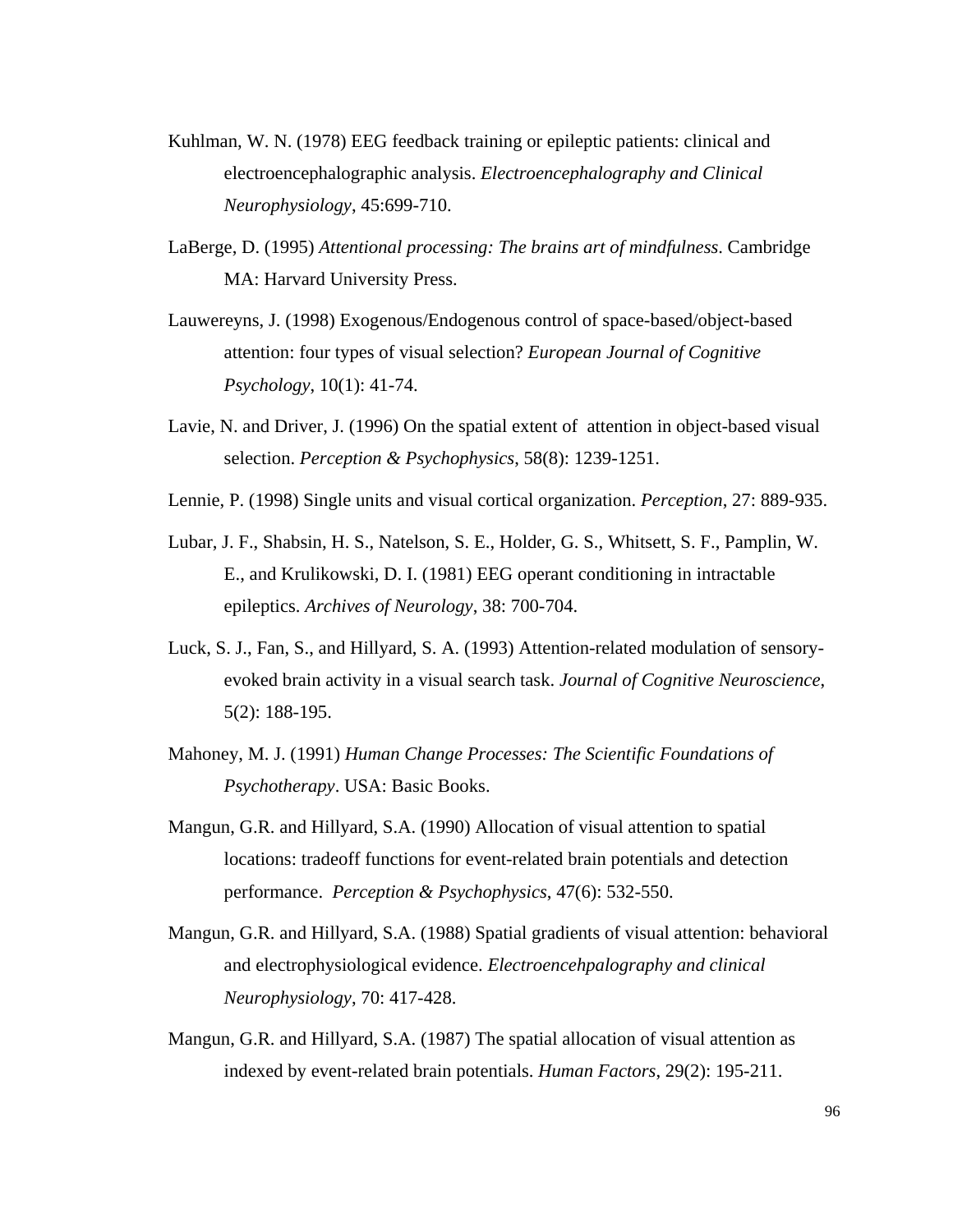Kuhlman, W. N. (1978) EEG feedback training or epileptic patients: clinical and electroencephalographic analysis. *Electroencephalography and Clinical Neurophysiology*, 45:699-710.

LaBerge, D. (1995) *Attentional processing: The brains art of mindfulness*. Cambridge MA: Harvard University Press.

Lauwereyns, J. (1998) Exogenous/Endogenous control of space-based/object-based attention: four types of visual selection? *European Journal of Cognitive Psychology*, 10(1): 41-74.

Lavie, N. and Driver, J. (1996) On the spatial extent of  attention in object-based visual selection. *Perception & Psychophysics*, 58(8): 1239-1251.

Lennie, P. (1998) Single units and visual cortical organization. *Perception*, 27: 889-935.

Lubar, J. F., Shabsin, H. S., Natelson, S. E., Holder, G. S., Whitsett, S. F., Pamplin, W. E., and Krulikowski, D. I. (1981) EEG operant conditioning in intractable epileptics. *Archives of Neurology*, 38: 700-704.

Luck, S. J., Fan, S., and Hillyard, S. A. (1993) Attention-related modulation of sensory-evoked brain activity in a visual search task. *Journal of Cognitive Neuroscience*, 5(2): 188-195.

Mahoney, M. J. (1991) *Human Change Processes: The Scientific Foundations of Psychotherapy*. USA: Basic Books.

Mangun, G.R. and Hillyard, S.A. (1990) Allocation of visual attention to spatial locations: tradeoff functions for event-related brain potentials and detection performance.  *Perception & Psychophysics*, 47(6): 532-550.

Mangun, G.R. and Hillyard, S.A. (1988) Spatial gradients of visual attention: behavioral and electrophysiological evidence. *Electroencehpalography and clinical Neurophysiology*, 70: 417-428.

Mangun, G.R. and Hillyard, S.A. (1987) The spatial allocation of visual attention as indexed by event-related brain potentials. *Human Factors*, 29(2): 195-211.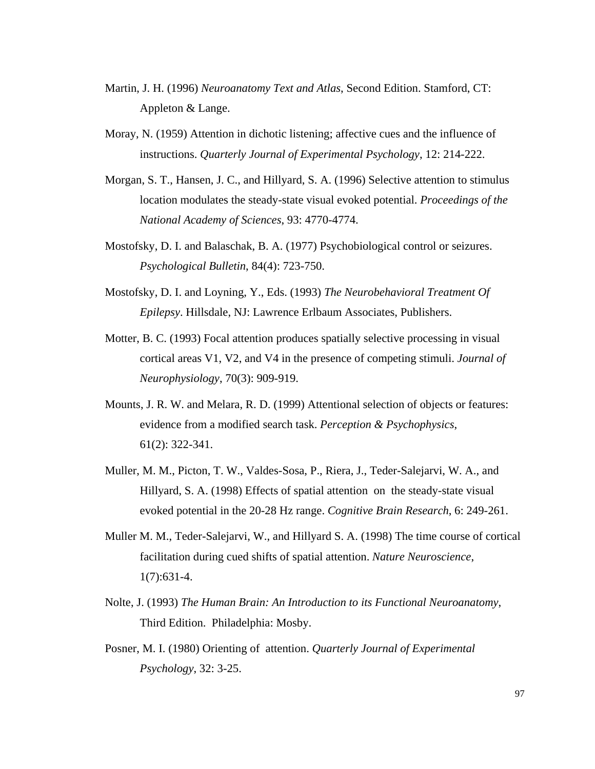Martin, J. H. (1996) *Neuroanatomy Text and Atlas*, Second Edition. Stamford, CT: Appleton & Lange.

Moray, N. (1959) Attention in dichotic listening; affective cues and the influence of instructions. *Quarterly Journal of Experimental Psychology*, 12: 214-222.

Morgan, S. T., Hansen, J. C., and Hillyard, S. A. (1996) Selective attention to stimulus location modulates the steady-state visual evoked potential. *Proceedings of the National Academy of Sciences*, 93: 4770-4774.

Mostofsky, D. I. and Balaschak, B. A. (1977) Psychobiological control or seizures. *Psychological Bulletin*, 84(4): 723-750.

Mostofsky, D. I. and Loyning, Y., Eds. (1993) *The Neurobehavioral Treatment Of Epilepsy*. Hillsdale, NJ: Lawrence Erlbaum Associates, Publishers.

Motter, B. C. (1993) Focal attention produces spatially selective processing in visual cortical areas V1, V2, and V4 in the presence of competing stimuli. *Journal of Neurophysiology*, 70(3): 909-919.

Mounts, J. R. W. and Melara, R. D. (1999) Attentional selection of objects or features: evidence from a modified search task. *Perception & Psychophysics*, 61(2): 322-341.

Muller, M. M., Picton, T. W., Valdes-Sosa, P., Riera, J., Teder-Salejarvi, W. A., and Hillyard, S. A. (1998) Effects of spatial attention on the steady-state visual evoked potential in the 20-28 Hz range. *Cognitive Brain Research*, 6: 249-261.

Muller M. M., Teder-Salejarvi, W., and Hillyard S. A. (1998) The time course of cortical facilitation during cued shifts of spatial attention. *Nature Neuroscience*, 1(7):631-4.

Nolte, J. (1993) *The Human Brain: An Introduction to its Functional Neuroanatomy*, Third Edition. Philadelphia: Mosby.

Posner, M. I. (1980) Orienting of attention. *Quarterly Journal of Experimental Psychology*, 32: 3-25.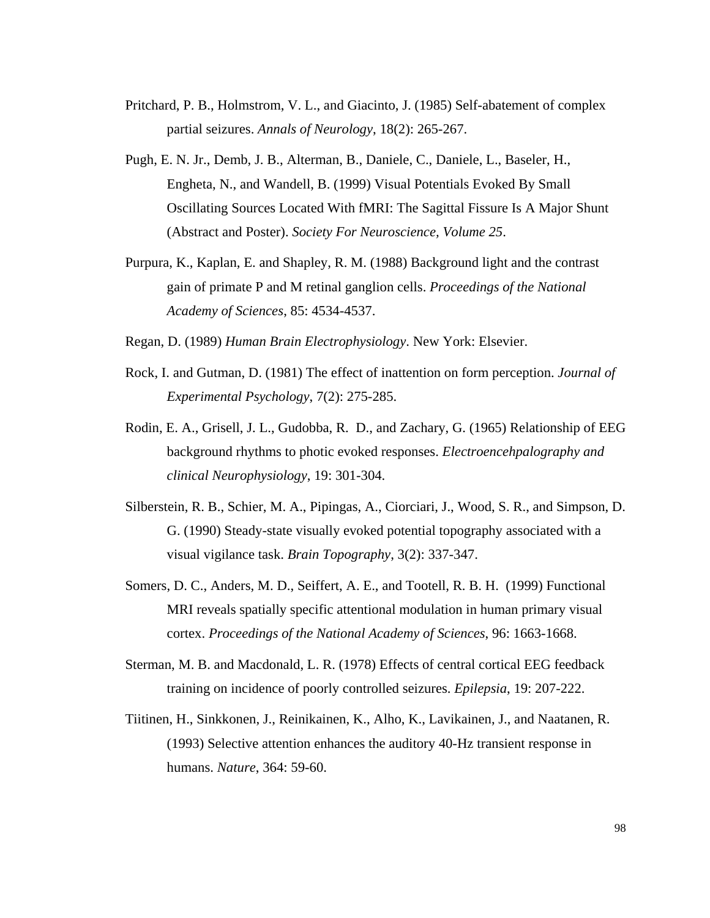Pritchard, P. B., Holmstrom, V. L., and Giacinto, J. (1985) Self-abatement of complex partial seizures. *Annals of Neurology*, 18(2): 265-267.

Pugh, E. N. Jr., Demb, J. B., Alterman, B., Daniele, C., Daniele, L., Baseler, H., Engheta, N., and Wandell, B. (1999) Visual Potentials Evoked By Small Oscillating Sources Located With fMRI: The Sagittal Fissure Is A Major Shunt (Abstract and Poster). *Society For Neuroscience, Volume 25*.

Purpura, K., Kaplan, E. and Shapley, R. M. (1988) Background light and the contrast gain of primate P and M retinal ganglion cells. *Proceedings of the National Academy of Sciences*, 85: 4534-4537.

Regan, D. (1989) *Human Brain Electrophysiology*. New York: Elsevier.

Rock, I. and Gutman, D. (1981) The effect of inattention on form perception. *Journal of Experimental Psychology*, 7(2): 275-285.

Rodin, E. A., Grisell, J. L., Gudobba, R. D., and Zachary, G. (1965) Relationship of EEG background rhythms to photic evoked responses. *Electroencehpalography and clinical Neurophysiology*, 19: 301-304.

Silberstein, R. B., Schier, M. A., Pipingas, A., Ciorciari, J., Wood, S. R., and Simpson, D. G. (1990) Steady-state visually evoked potential topography associated with a visual vigilance task. *Brain Topography*, 3(2): 337-347.

Somers, D. C., Anders, M. D., Seiffert, A. E., and Tootell, R. B. H. (1999) Functional MRI reveals spatially specific attentional modulation in human primary visual cortex. *Proceedings of the National Academy of Sciences*, 96: 1663-1668.

Sterman, M. B. and Macdonald, L. R. (1978) Effects of central cortical EEG feedback training on incidence of poorly controlled seizures. *Epilepsia*, 19: 207-222.

Tiitinen, H., Sinkkonen, J., Reinikainen, K., Alho, K., Lavikainen, J., and Naatanen, R. (1993) Selective attention enhances the auditory 40-Hz transient response in humans. *Nature*, 364: 59-60.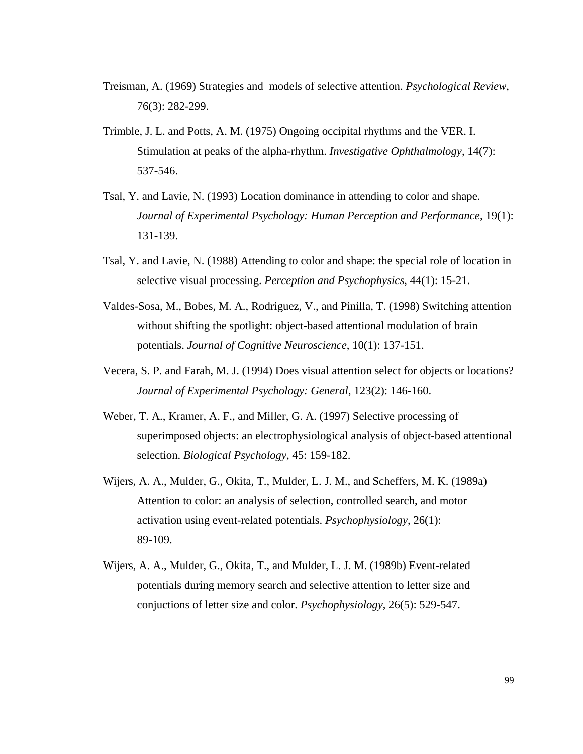Treisman, A. (1969) Strategies and models of selective attention. *Psychological Review*, 76(3): 282-299.

Trimble, J. L. and Potts, A. M. (1975) Ongoing occipital rhythms and the VER. I. Stimulation at peaks of the alpha-rhythm. *Investigative Ophthalmology*, 14(7): 537-546.

Tsal, Y. and Lavie, N. (1993) Location dominance in attending to color and shape. *Journal of Experimental Psychology: Human Perception and Performance*, 19(1): 131-139.

Tsal, Y. and Lavie, N. (1988) Attending to color and shape: the special role of location in selective visual processing. *Perception and Psychophysics*, 44(1): 15-21.

Valdes-Sosa, M., Bobes, M. A., Rodriguez, V., and Pinilla, T. (1998) Switching attention without shifting the spotlight: object-based attentional modulation of brain potentials. *Journal of Cognitive Neuroscience*, 10(1): 137-151.

Vecera, S. P. and Farah, M. J. (1994) Does visual attention select for objects or locations? *Journal of Experimental Psychology: General*, 123(2): 146-160.

Weber, T. A., Kramer, A. F., and Miller, G. A. (1997) Selective processing of superimposed objects: an electrophysiological analysis of object-based attentional selection. *Biological Psychology*, 45: 159-182.

Wijers, A. A., Mulder, G., Okita, T., Mulder, L. J. M., and Scheffers, M. K. (1989a) Attention to color: an analysis of selection, controlled search, and motor activation using event-related potentials. *Psychophysiology*, 26(1): 89-109.

Wijers, A. A., Mulder, G., Okita, T., and Mulder, L. J. M. (1989b) Event-related potentials during memory search and selective attention to letter size and conjuctions of letter size and color. *Psychophysiology*, 26(5): 529-547.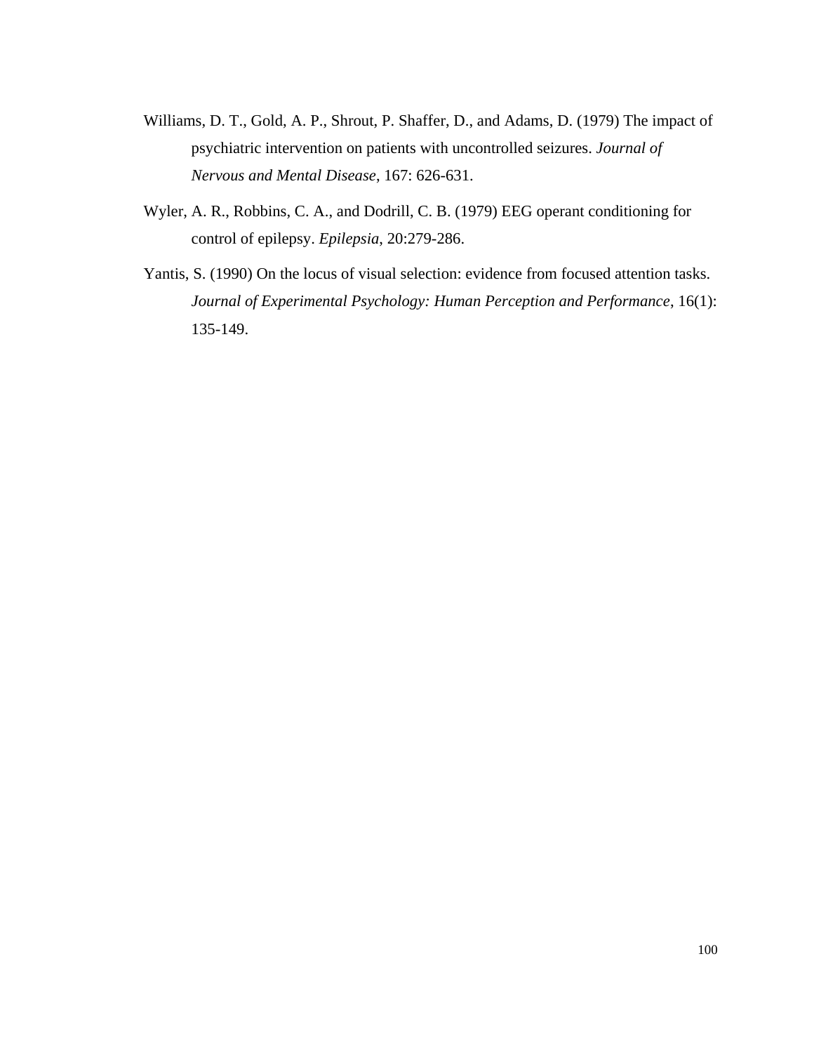Williams, D. T., Gold, A. P., Shrout, P. Shaffer, D., and Adams, D. (1979) The impact of psychiatric intervention on patients with uncontrolled seizures. *Journal of Nervous and Mental Disease*, 167: 626-631.

Wyler, A. R., Robbins, C. A., and Dodrill, C. B. (1979) EEG operant conditioning for control of epilepsy. *Epilepsia*, 20:279-286.

Yantis, S. (1990) On the locus of visual selection: evidence from focused attention tasks. *Journal of Experimental Psychology: Human Perception and Performance*, 16(1): 135-149.